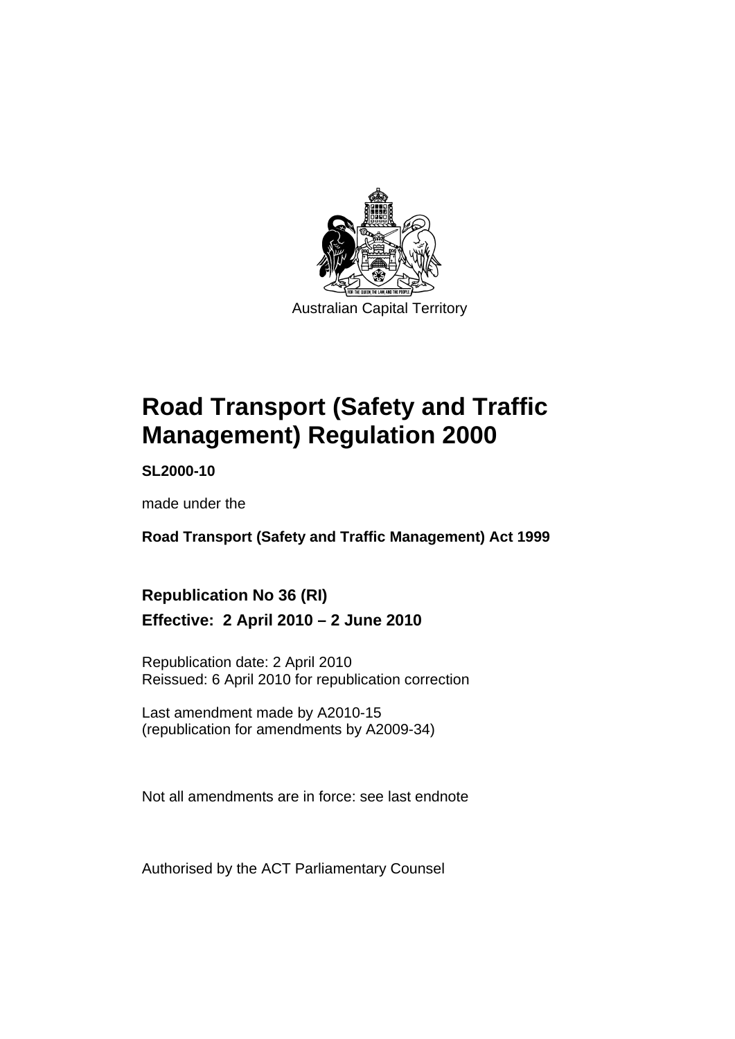Australian Capital Territory

# Road Transport (Safety and Traffic Management) Regulation 2000

**SL2000-10**

made under the

**Road Transport (Safety and Traffic Management) Act 1999**

**Republication No 36 (RI)**

**Effective: 2 April 2010 – 2 June 2010**

Republication date: 2 April 2010

Reissued: 6 April 2010 for republication correction

Last amendment made by A2010-15

(republication for amendments by A2009-34)

Not all amendments are in force: see last endnote

Authorised by the ACT Parliamentary Counsel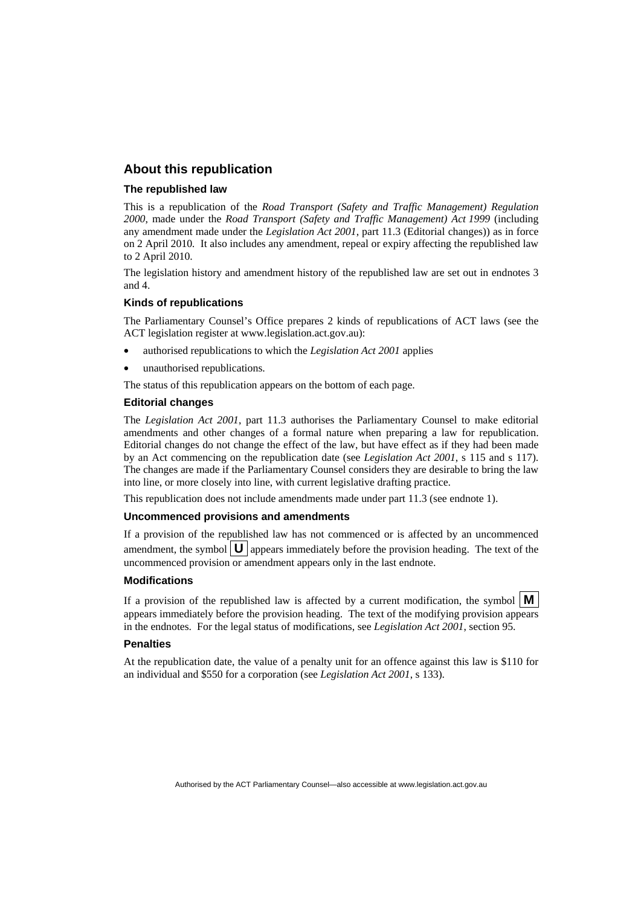## About this republication

### The republished law

This is a republication of the *Road Transport (Safety and Traffic Management) Regulation 2000*, made under the *Road Transport (Safety and Traffic Management) Act 1999* (including any amendment made under the *Legislation Act 2001*, part 11.3 (Editorial changes)) as in force on 2 April 2010. It also includes any amendment, repeal or expiry affecting the republished law to 2 April 2010.

The legislation history and amendment history of the republished law are set out in endnotes 3 and 4.

### Kinds of republications

The Parliamentary Counsel's Office prepares 2 kinds of republications of ACT laws (see the ACT legislation register at www.legislation.act.gov.au):

- authorised republications to which the *Legislation Act 2001* applies
- unauthorised republications.

The status of this republication appears on the bottom of each page.

### Editorial changes

The *Legislation Act 2001*, part 11.3 authorises the Parliamentary Counsel to make editorial amendments and other changes of a formal nature when preparing a law for republication. Editorial changes do not change the effect of the law, but have effect as if they had been made by an Act commencing on the republication date (see *Legislation Act 2001*, s 115 and s 117). The changes are made if the Parliamentary Counsel considers they are desirable to bring the law into line, or more closely into line, with current legislative drafting practice.

This republication does not include amendments made under part 11.3 (see endnote 1).

### Uncommenced provisions and amendments

If a provision of the republished law has not commenced or is affected by an uncommenced amendment, the symbol **U** appears immediately before the provision heading. The text of the uncommenced provision or amendment appears only in the last endnote.

### Modifications

If a provision of the republished law is affected by a current modification, the symbol **M** appears immediately before the provision heading. The text of the modifying provision appears in the endnotes. For the legal status of modifications, see *Legislation Act 2001*, section 95.

### Penalties

At the republication date, the value of a penalty unit for an offence against this law is $110 for an individual and $550 for a corporation (see *Legislation Act 2001*, s 133).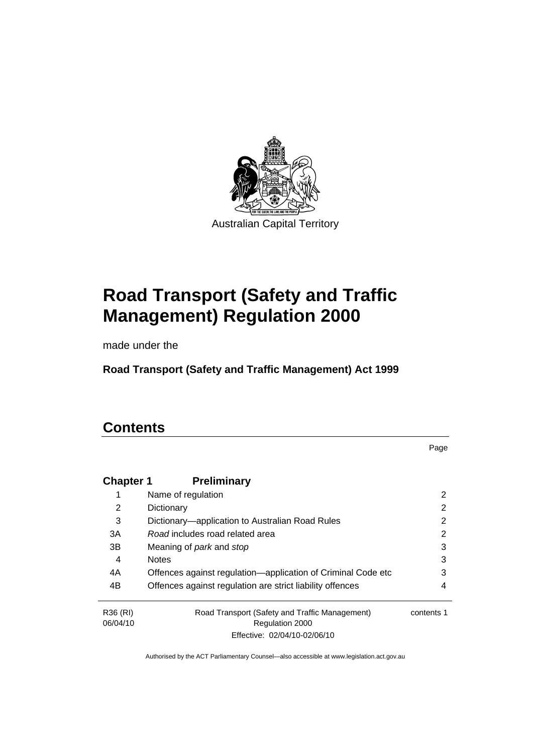Australian Capital Territory

# Road Transport (Safety and Traffic Management) Regulation 2000

made under the

**Road Transport (Safety and Traffic Management) Act 1999**

# Contents

Page

| | | |
|---|---|---|
| **Chapter 1** | **Preliminary** | |
| 1 | Name of regulation | 2 |
| 2 | Dictionary | 2 |
| 3 | Dictionary—application to Australian Road Rules | 2 |
| 3A | *Road* includes road related area | 2 |
| 3B | Meaning of *park* and *stop* | 3 |
| 4 | Notes | 3 |
| 4A | Offences against regulation—application of Criminal Code etc | 3 |
| 4B | Offences against regulation are strict liability offences | 4 |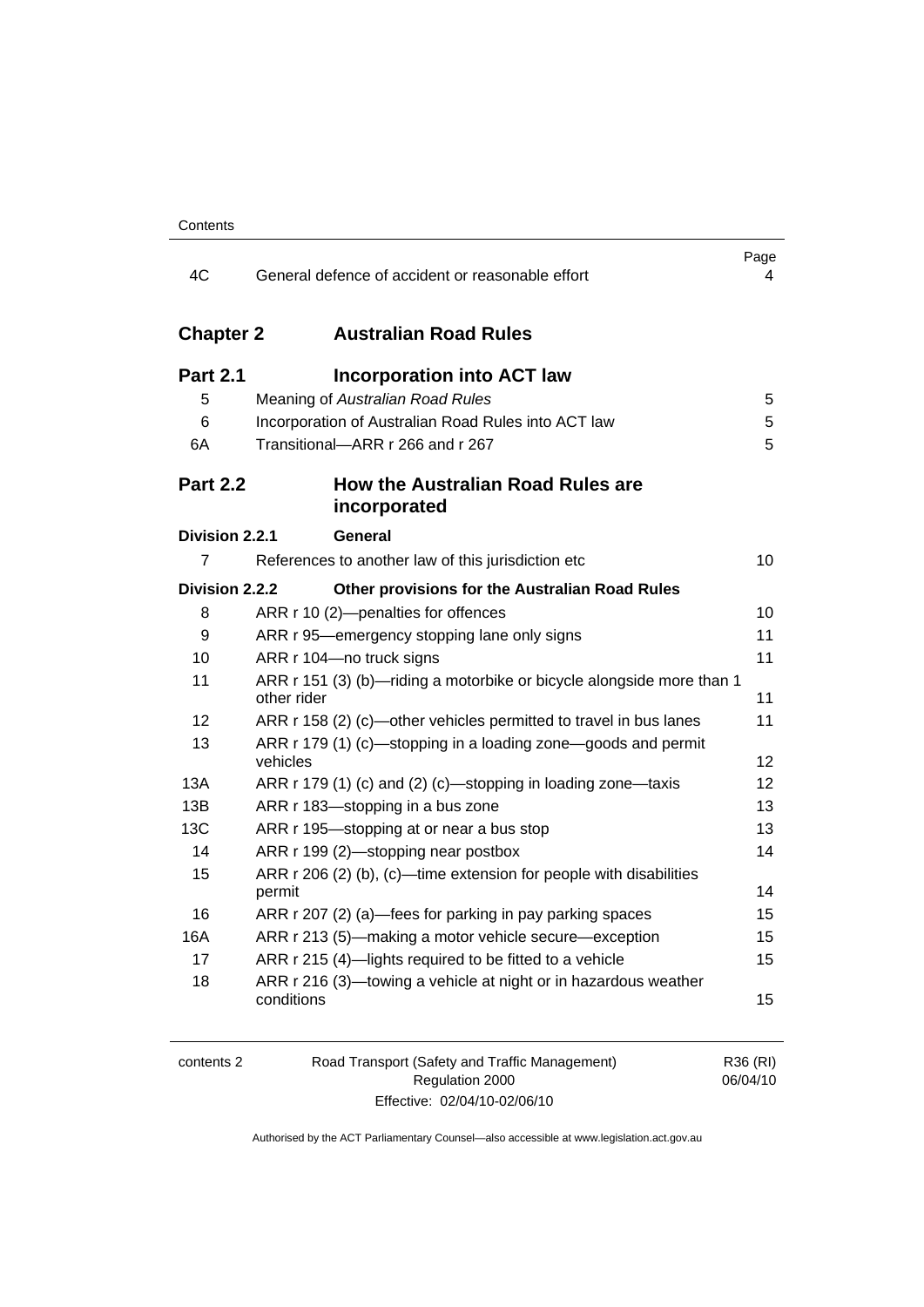| | | Page |
|---|---|---|
| 4C | General defence of accident or reasonable effort | 4 |

## Chapter 2 Australian Road Rules

### Part 2.1 Incorporation into ACT law

| | | |
|---|---|---|
| 5 | Meaning of *Australian Road Rules* | 5 |
| 6 | Incorporation of Australian Road Rules into ACT law | 5 |
| 6A | Transitional—ARR r 266 and r 267 | 5 |

### Part 2.2 How the Australian Road Rules are incorporated

**Division 2.2.1 General**

| | | |
|---|---|---|
| 7 | References to another law of this jurisdiction etc | 10 |

**Division 2.2.2 Other provisions for the Australian Road Rules**

| | | |
|---|---|---|
| 8 | ARR r 10 (2)—penalties for offences | 10 |
| 9 | ARR r 95—emergency stopping lane only signs | 11 |
| 10 | ARR r 104—no truck signs | 11 |
| 11 | ARR r 151 (3) (b)—riding a motorbike or bicycle alongside more than 1 other rider | 11 |
| 12 | ARR r 158 (2) (c)—other vehicles permitted to travel in bus lanes | 11 |
| 13 | ARR r 179 (1) (c)—stopping in a loading zone—goods and permit vehicles | 12 |
| 13A | ARR r 179 (1) (c) and (2) (c)—stopping in loading zone—taxis | 12 |
| 13B | ARR r 183—stopping in a bus zone | 13 |
| 13C | ARR r 195—stopping at or near a bus stop | 13 |
| 14 | ARR r 199 (2)—stopping near postbox | 14 |
| 15 | ARR r 206 (2) (b), (c)—time extension for people with disabilities permit | 14 |
| 16 | ARR r 207 (2) (a)—fees for parking in pay parking spaces | 15 |
| 16A | ARR r 213 (5)—making a motor vehicle secure—exception | 15 |
| 17 | ARR r 215 (4)—lights required to be fitted to a vehicle | 15 |
| 18 | ARR r 216 (3)—towing a vehicle at night or in hazardous weather conditions | 15 |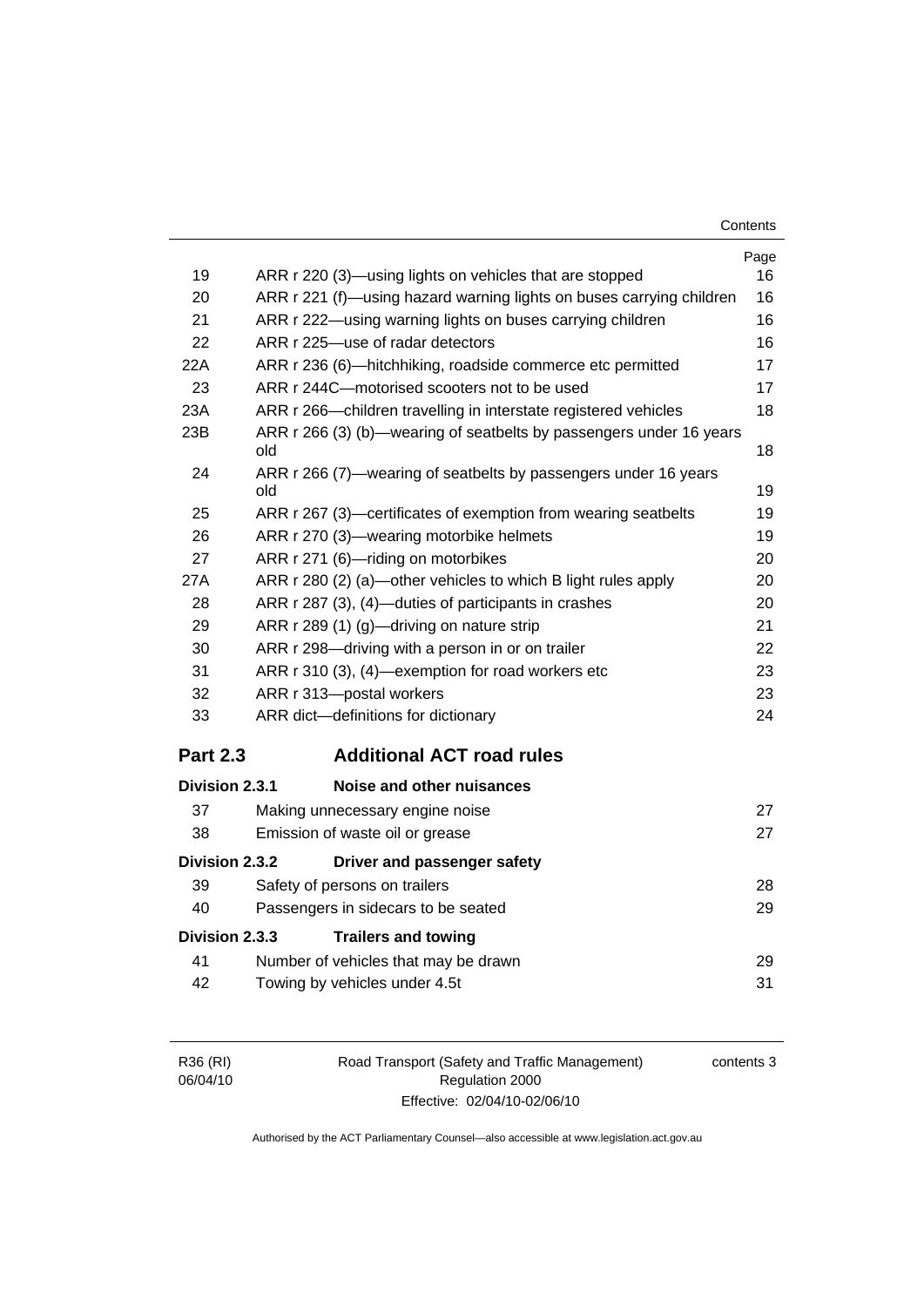| | | Page |
|---|---|---|
| 19 | ARR r 220 (3)—using lights on vehicles that are stopped | 16 |
| 20 | ARR r 221 (f)—using hazard warning lights on buses carrying children | 16 |
| 21 | ARR r 222—using warning lights on buses carrying children | 16 |
| 22 | ARR r 225—use of radar detectors | 16 |
| 22A | ARR r 236 (6)—hitchhiking, roadside commerce etc permitted | 17 |
| 23 | ARR r 244C—motorised scooters not to be used | 17 |
| 23A | ARR r 266—children travelling in interstate registered vehicles | 18 |
| 23B | ARR r 266 (3) (b)—wearing of seatbelts by passengers under 16 years old | 18 |
| 24 | ARR r 266 (7)—wearing of seatbelts by passengers under 16 years old | 19 |
| 25 | ARR r 267 (3)—certificates of exemption from wearing seatbelts | 19 |
| 26 | ARR r 270 (3)—wearing motorbike helmets | 19 |
| 27 | ARR r 271 (6)—riding on motorbikes | 20 |
| 27A | ARR r 280 (2) (a)—other vehicles to which B light rules apply | 20 |
| 28 | ARR r 287 (3), (4)—duties of participants in crashes | 20 |
| 29 | ARR r 289 (1) (g)—driving on nature strip | 21 |
| 30 | ARR r 298—driving with a person in or on trailer | 22 |
| 31 | ARR r 310 (3), (4)—exemption for road workers etc | 23 |
| 32 | ARR r 313—postal workers | 23 |
| 33 | ARR dict—definitions for dictionary | 24 |

## Part 2.3 Additional ACT road rules

### Division 2.3.1 Noise and other nuisances

| | | |
|---|---|---|
| 37 | Making unnecessary engine noise | 27 |
| 38 | Emission of waste oil or grease | 27 |

### Division 2.3.2 Driver and passenger safety

| | | |
|---|---|---|
| 39 | Safety of persons on trailers | 28 |
| 40 | Passengers in sidecars to be seated | 29 |

### Division 2.3.3 Trailers and towing

| | | |
|---|---|---|
| 41 | Number of vehicles that may be drawn | 29 |
| 42 | Towing by vehicles under 4.5t | 31 |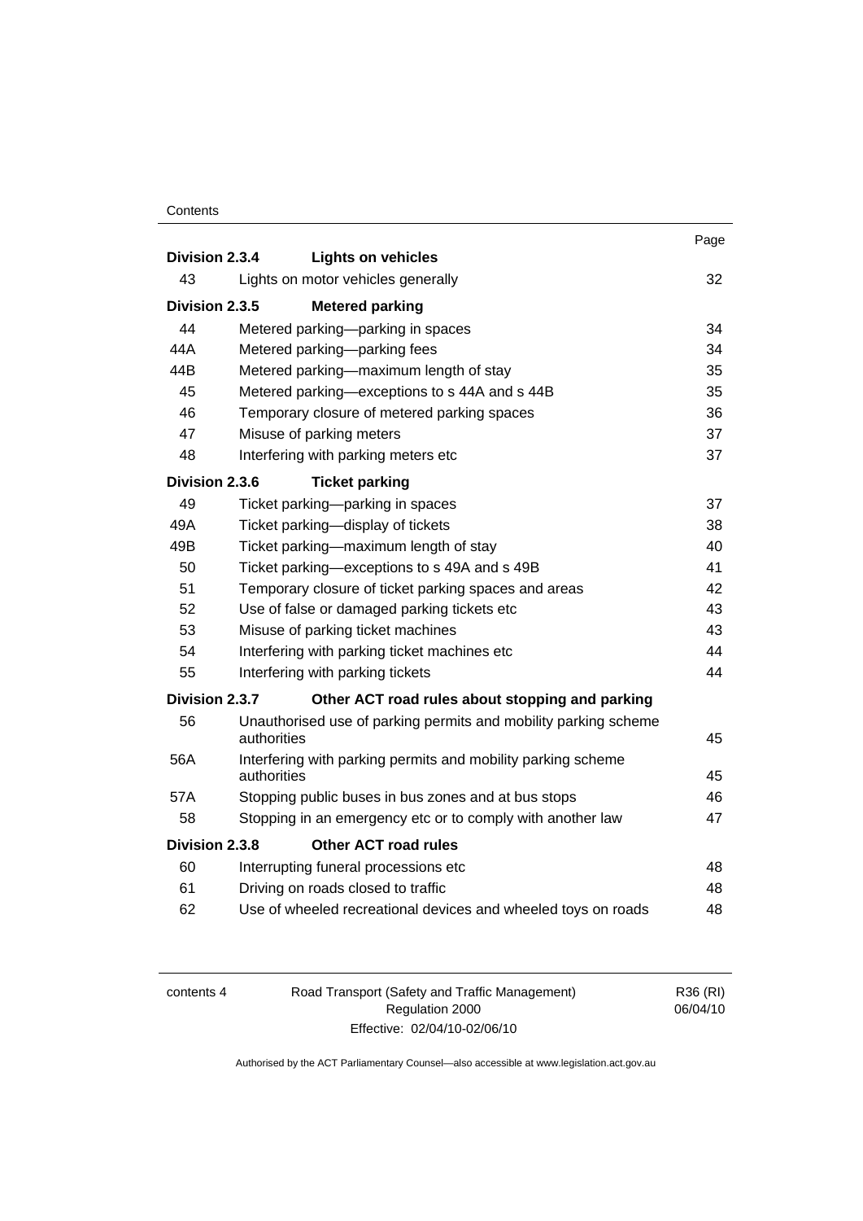| | | Page |
|---|---|---|
| **Division 2.3.4** | **Lights on vehicles** | |
| 43 | Lights on motor vehicles generally | 32 |
| **Division 2.3.5** | **Metered parking** | |
| 44 | Metered parking—parking in spaces | 34 |
| 44A | Metered parking—parking fees | 34 |
| 44B | Metered parking—maximum length of stay | 35 |
| 45 | Metered parking—exceptions to s 44A and s 44B | 35 |
| 46 | Temporary closure of metered parking spaces | 36 |
| 47 | Misuse of parking meters | 37 |
| 48 | Interfering with parking meters etc | 37 |
| **Division 2.3.6** | **Ticket parking** | |
| 49 | Ticket parking—parking in spaces | 37 |
| 49A | Ticket parking—display of tickets | 38 |
| 49B | Ticket parking—maximum length of stay | 40 |
| 50 | Ticket parking—exceptions to s 49A and s 49B | 41 |
| 51 | Temporary closure of ticket parking spaces and areas | 42 |
| 52 | Use of false or damaged parking tickets etc | 43 |
| 53 | Misuse of parking ticket machines | 43 |
| 54 | Interfering with parking ticket machines etc | 44 |
| 55 | Interfering with parking tickets | 44 |
| **Division 2.3.7** | **Other ACT road rules about stopping and parking** | |
| 56 | Unauthorised use of parking permits and mobility parking scheme authorities | 45 |
| 56A | Interfering with parking permits and mobility parking scheme authorities | 45 |
| 57A | Stopping public buses in bus zones and at bus stops | 46 |
| 58 | Stopping in an emergency etc or to comply with another law | 47 |
| **Division 2.3.8** | **Other ACT road rules** | |
| 60 | Interrupting funeral processions etc | 48 |
| 61 | Driving on roads closed to traffic | 48 |
| 62 | Use of wheeled recreational devices and wheeled toys on roads | 48 |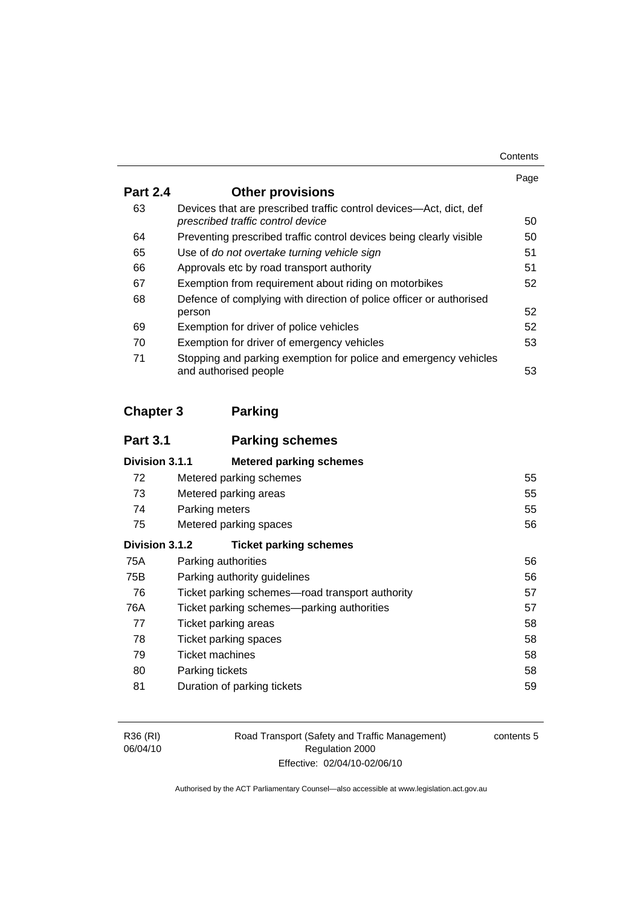| | | Page |
|---|---|---|
| **Part 2.4** | **Other provisions** | |
| 63 | Devices that are prescribed traffic control devices—Act, dict, def *prescribed traffic control device* | 50 |
| 64 | Preventing prescribed traffic control devices being clearly visible | 50 |
| 65 | Use of *do not overtake turning vehicle sign* | 51 |
| 66 | Approvals etc by road transport authority | 51 |
| 67 | Exemption from requirement about riding on motorbikes | 52 |
| 68 | Defence of complying with direction of police officer or authorised person | 52 |
| 69 | Exemption for driver of police vehicles | 52 |
| 70 | Exemption for driver of emergency vehicles | 53 |
| 71 | Stopping and parking exemption for police and emergency vehicles and authorised people | 53 |

## Chapter 3 Parking

| | | |
|---|---|---|
| **Part 3.1** | **Parking schemes** | |
| **Division 3.1.1** | **Metered parking schemes** | |
| 72 | Metered parking schemes | 55 |
| 73 | Metered parking areas | 55 |
| 74 | Parking meters | 55 |
| 75 | Metered parking spaces | 56 |
| **Division 3.1.2** | **Ticket parking schemes** | |
| 75A | Parking authorities | 56 |
| 75B | Parking authority guidelines | 56 |
| 76 | Ticket parking schemes—road transport authority | 57 |
| 76A | Ticket parking schemes—parking authorities | 57 |
| 77 | Ticket parking areas | 58 |
| 78 | Ticket parking spaces | 58 |
| 79 | Ticket machines | 58 |
| 80 | Parking tickets | 58 |
| 81 | Duration of parking tickets | 59 |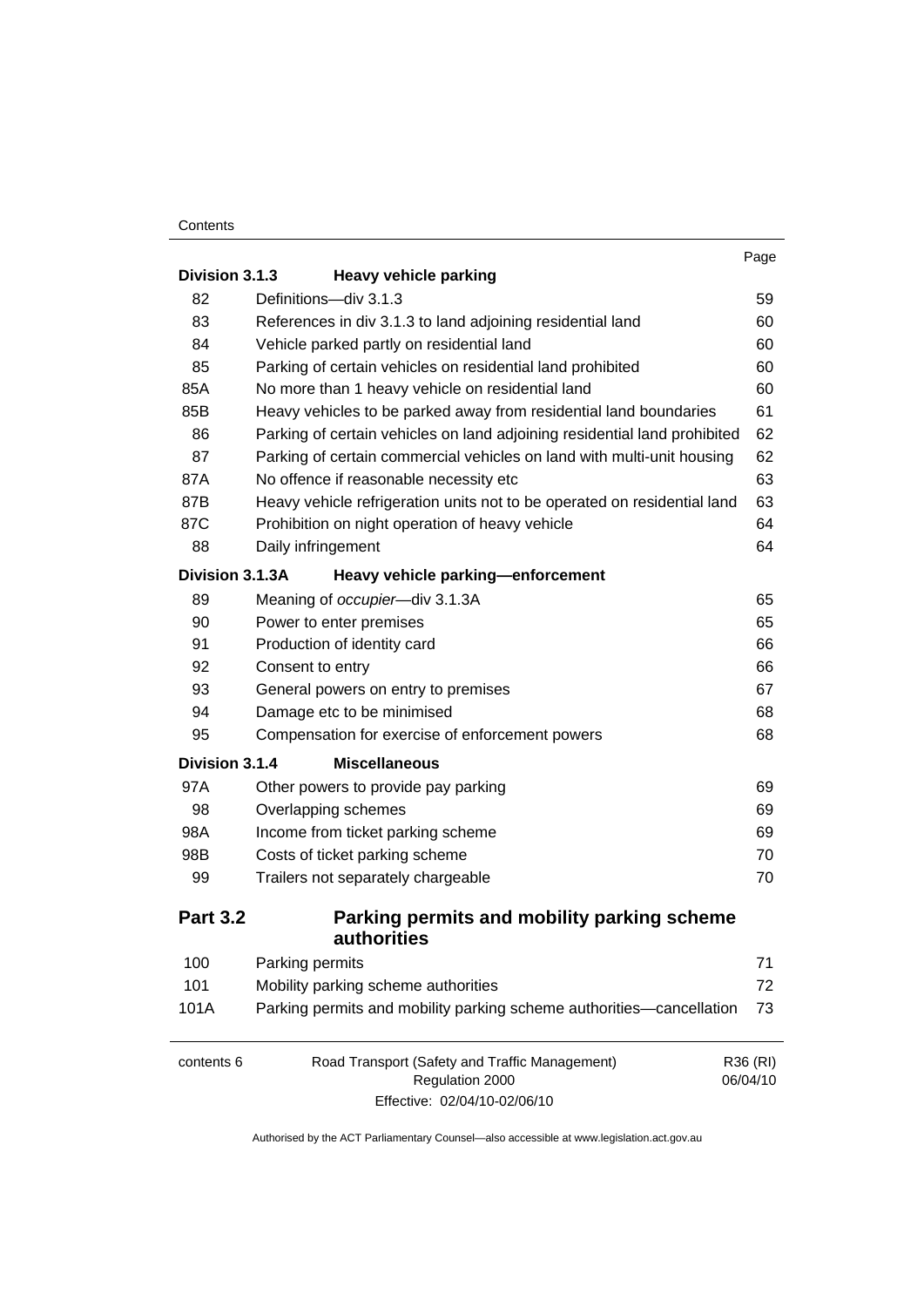| | | Page |
|---|---|---|
| **Division 3.1.3** | **Heavy vehicle parking** | |
| 82 | Definitions—div 3.1.3 | 59 |
| 83 | References in div 3.1.3 to land adjoining residential land | 60 |
| 84 | Vehicle parked partly on residential land | 60 |
| 85 | Parking of certain vehicles on residential land prohibited | 60 |
| 85A | No more than 1 heavy vehicle on residential land | 60 |
| 85B | Heavy vehicles to be parked away from residential land boundaries | 61 |
| 86 | Parking of certain vehicles on land adjoining residential land prohibited | 62 |
| 87 | Parking of certain commercial vehicles on land with multi-unit housing | 62 |
| 87A | No offence if reasonable necessity etc | 63 |
| 87B | Heavy vehicle refrigeration units not to be operated on residential land | 63 |
| 87C | Prohibition on night operation of heavy vehicle | 64 |
| 88 | Daily infringement | 64 |
| **Division 3.1.3A** | **Heavy vehicle parking—enforcement** | |
| 89 | Meaning of *occupier*—div 3.1.3A | 65 |
| 90 | Power to enter premises | 65 |
| 91 | Production of identity card | 66 |
| 92 | Consent to entry | 66 |
| 93 | General powers on entry to premises | 67 |
| 94 | Damage etc to be minimised | 68 |
| 95 | Compensation for exercise of enforcement powers | 68 |
| **Division 3.1.4** | **Miscellaneous** | |
| 97A | Other powers to provide pay parking | 69 |
| 98 | Overlapping schemes | 69 |
| 98A | Income from ticket parking scheme | 69 |
| 98B | Costs of ticket parking scheme | 70 |
| 99 | Trailers not separately chargeable | 70 |

## Part 3.2 Parking permits and mobility parking scheme authorities

| | | |
|---|---|---|
| 100 | Parking permits | 71 |
| 101 | Mobility parking scheme authorities | 72 |
| 101A | Parking permits and mobility parking scheme authorities—cancellation | 73 |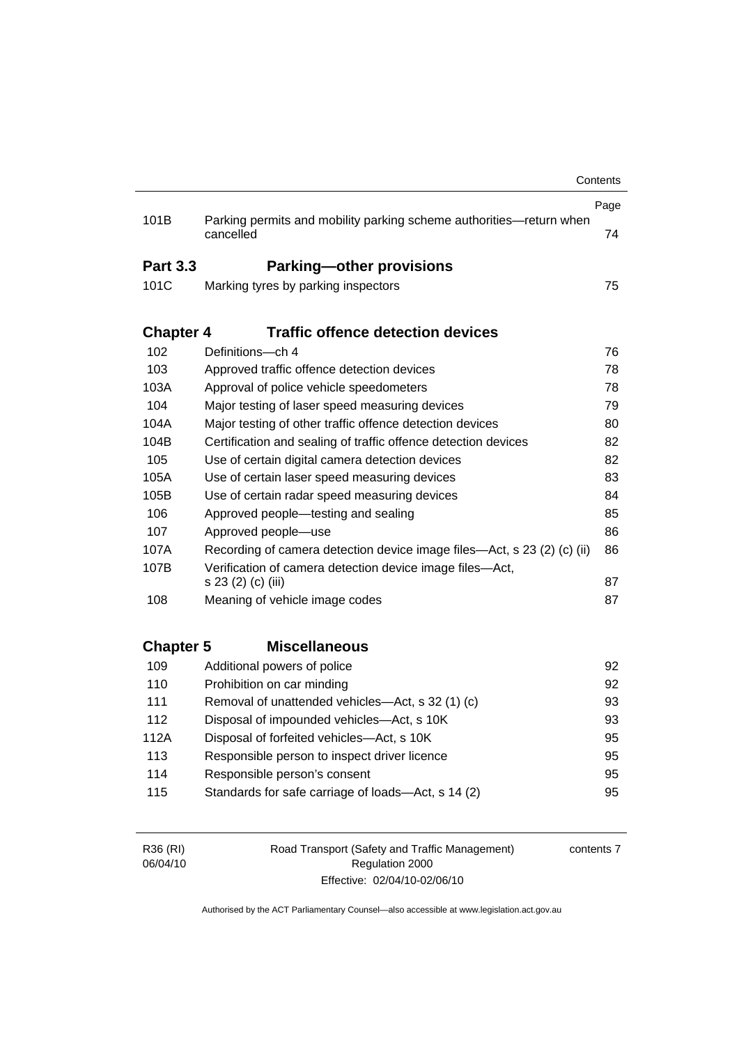| | | Page |
|---|---|---|
| 101B | Parking permits and mobility parking scheme authorities—return when cancelled | 74 |

**Part 3.3 Parking—other provisions**

| | | |
|---|---|---|
| 101C | Marking tyres by parking inspectors | 75 |

**Chapter 4 Traffic offence detection devices**

| | | |
|---|---|---|
| 102 | Definitions—ch 4 | 76 |
| 103 | Approved traffic offence detection devices | 78 |
| 103A | Approval of police vehicle speedometers | 78 |
| 104 | Major testing of laser speed measuring devices | 79 |
| 104A | Major testing of other traffic offence detection devices | 80 |
| 104B | Certification and sealing of traffic offence detection devices | 82 |
| 105 | Use of certain digital camera detection devices | 82 |
| 105A | Use of certain laser speed measuring devices | 83 |
| 105B | Use of certain radar speed measuring devices | 84 |
| 106 | Approved people—testing and sealing | 85 |
| 107 | Approved people—use | 86 |
| 107A | Recording of camera detection device image files—Act, s 23 (2) (c) (ii) | 86 |
| 107B | Verification of camera detection device image files—Act, s 23 (2) (c) (iii) | 87 |
| 108 | Meaning of vehicle image codes | 87 |

**Chapter 5 Miscellaneous**

| | | |
|---|---|---|
| 109 | Additional powers of police | 92 |
| 110 | Prohibition on car minding | 92 |
| 111 | Removal of unattended vehicles—Act, s 32 (1) (c) | 93 |
| 112 | Disposal of impounded vehicles—Act, s 10K | 93 |
| 112A | Disposal of forfeited vehicles—Act, s 10K | 95 |
| 113 | Responsible person to inspect driver licence | 95 |
| 114 | Responsible person's consent | 95 |
| 115 | Standards for safe carriage of loads—Act, s 14 (2) | 95 |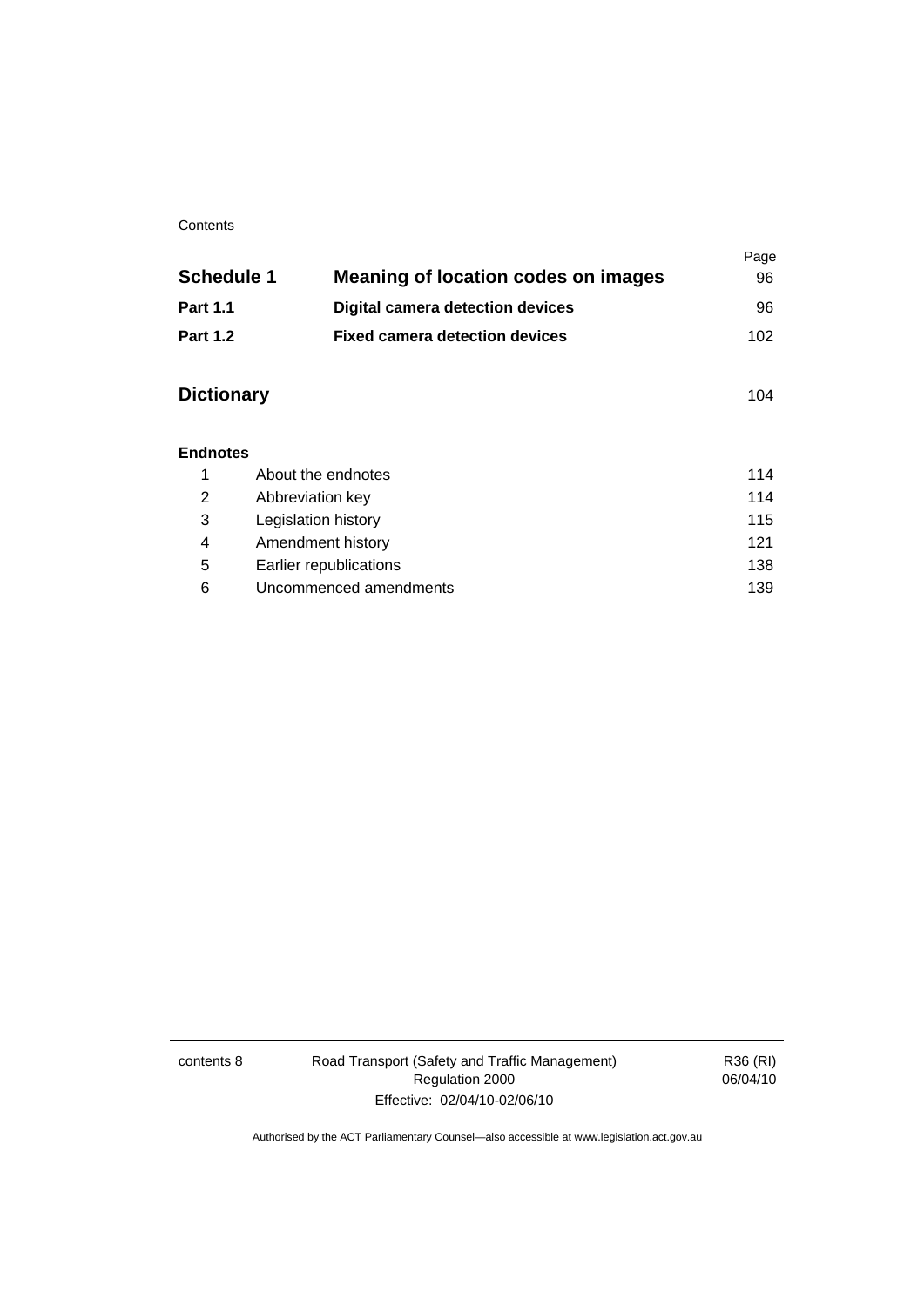| | | Page |
|---|---|---|
| **Schedule 1** | **Meaning of location codes on images** | 96 |
| **Part 1.1** | **Digital camera detection devices** | 96 |
| **Part 1.2** | **Fixed camera detection devices** | 102 |

| | Page |
|---|---|
| **Dictionary** | 104 |

**Endnotes**

| | | |
|---|---|---|
| 1 | About the endnotes | 114 |
| 2 | Abbreviation key | 114 |
| 3 | Legislation history | 115 |
| 4 | Amendment history | 121 |
| 5 | Earlier republications | 138 |
| 6 | Uncommenced amendments | 139 |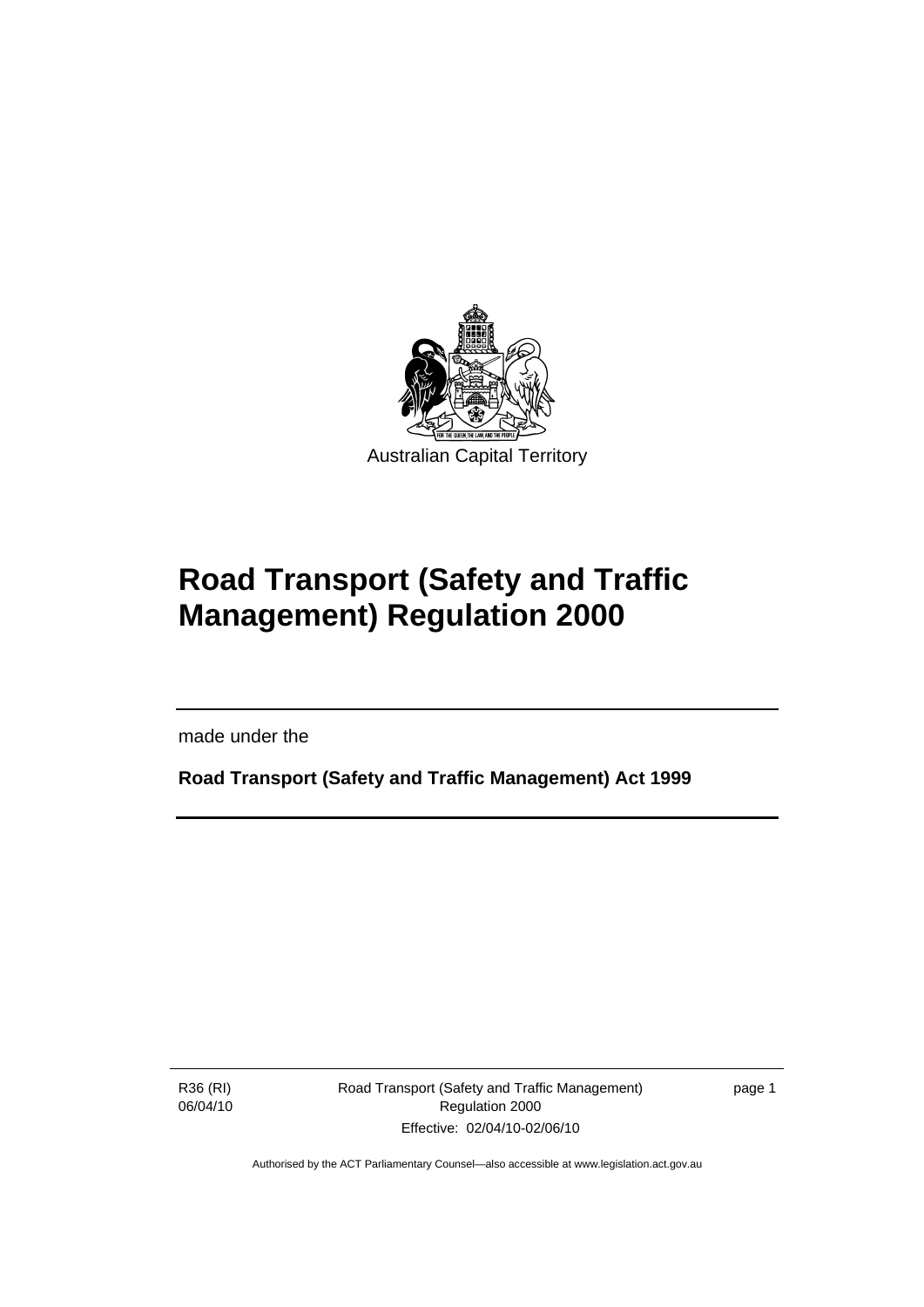Australian Capital Territory

# Road Transport (Safety and Traffic Management) Regulation 2000

made under the

**Road Transport (Safety and Traffic Management) Act 1999**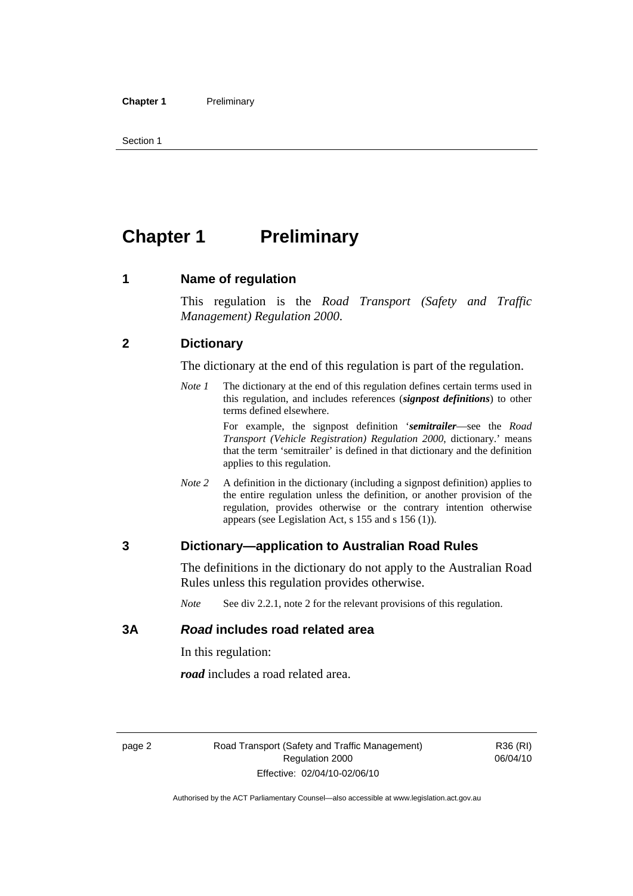# Chapter 1 Preliminary

## 1 Name of regulation

This regulation is the *Road Transport (Safety and Traffic Management) Regulation 2000*.

## 2 Dictionary

The dictionary at the end of this regulation is part of the regulation.

*Note 1* The dictionary at the end of this regulation defines certain terms used in this regulation, and includes references (***signpost definitions***) to other terms defined elsewhere.

For example, the signpost definition '***semitrailer***—see the *Road Transport (Vehicle Registration) Regulation 2000*, dictionary.' means that the term 'semitrailer' is defined in that dictionary and the definition applies to this regulation.

*Note 2* A definition in the dictionary (including a signpost definition) applies to the entire regulation unless the definition, or another provision of the regulation, provides otherwise or the contrary intention otherwise appears (see Legislation Act, s 155 and s 156 (1)).

## 3 Dictionary—application to Australian Road Rules

The definitions in the dictionary do not apply to the Australian Road Rules unless this regulation provides otherwise.

*Note* See div 2.2.1, note 2 for the relevant provisions of this regulation.

## 3A *Road* includes road related area

In this regulation:

***road*** includes a road related area.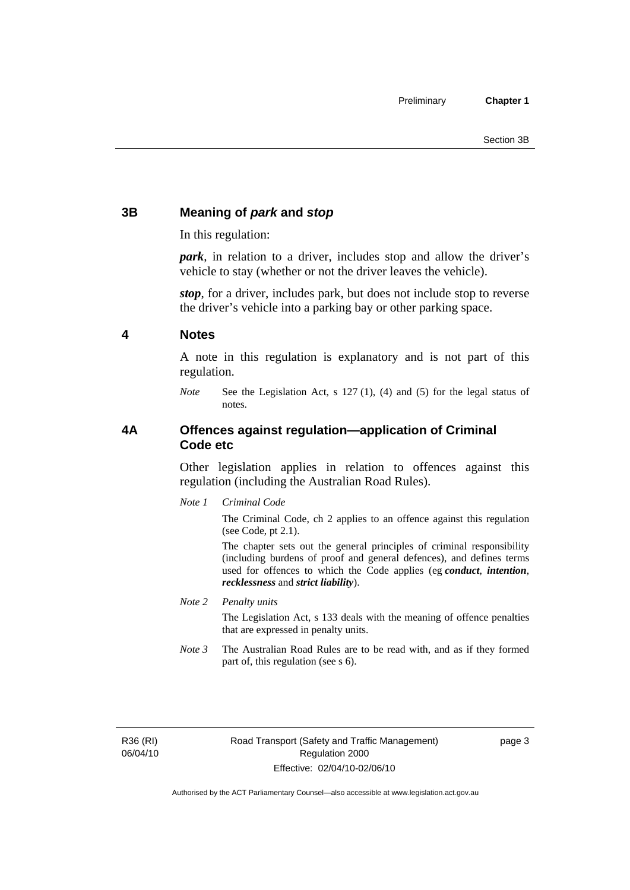## 3B Meaning of *park* and *stop*

In this regulation:

***park***, in relation to a driver, includes stop and allow the driver's vehicle to stay (whether or not the driver leaves the vehicle).

***stop***, for a driver, includes park, but does not include stop to reverse the driver's vehicle into a parking bay or other parking space.

## 4 Notes

A note in this regulation is explanatory and is not part of this regulation.

*Note* See the Legislation Act, s 127 (1), (4) and (5) for the legal status of notes.

## 4A Offences against regulation—application of Criminal Code etc

Other legislation applies in relation to offences against this regulation (including the Australian Road Rules).

*Note 1* *Criminal Code*

The Criminal Code, ch 2 applies to an offence against this regulation (see Code, pt 2.1).

The chapter sets out the general principles of criminal responsibility (including burdens of proof and general defences), and defines terms used for offences to which the Code applies (eg ***conduct***, ***intention***, ***recklessness*** and ***strict liability***).

*Note 2* *Penalty units*

The Legislation Act, s 133 deals with the meaning of offence penalties that are expressed in penalty units.

*Note 3* The Australian Road Rules are to be read with, and as if they formed part of, this regulation (see s 6).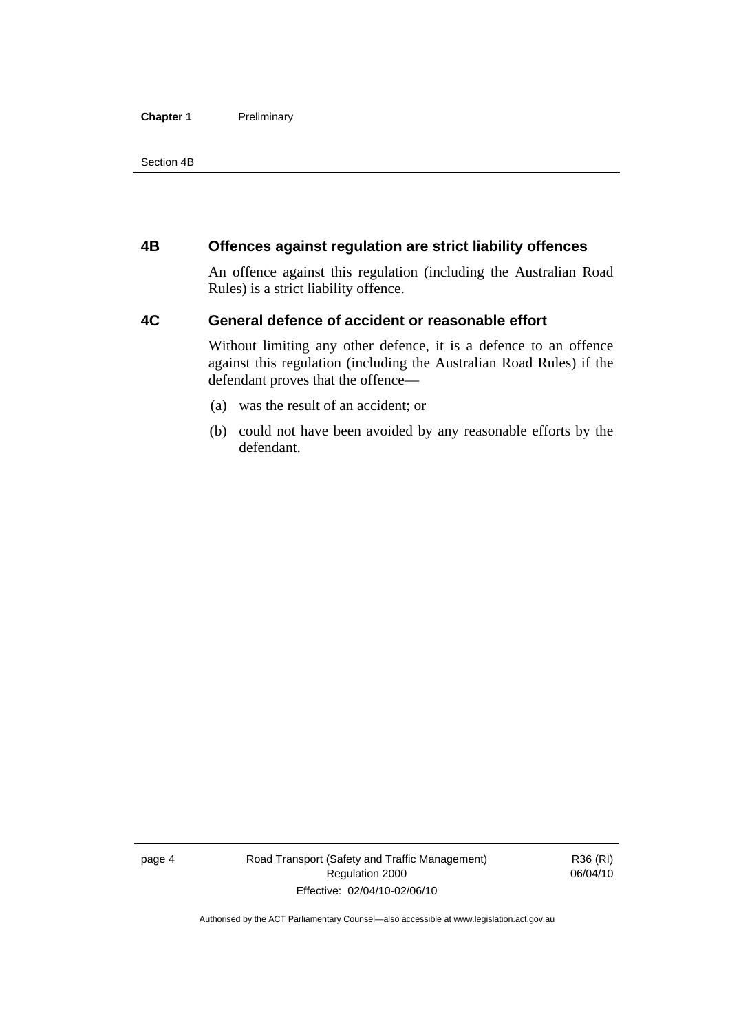## 4B Offences against regulation are strict liability offences

An offence against this regulation (including the Australian Road Rules) is a strict liability offence.

## 4C General defence of accident or reasonable effort

Without limiting any other defence, it is a defence to an offence against this regulation (including the Australian Road Rules) if the defendant proves that the offence—

(a) was the result of an accident; or

(b) could not have been avoided by any reasonable efforts by the defendant.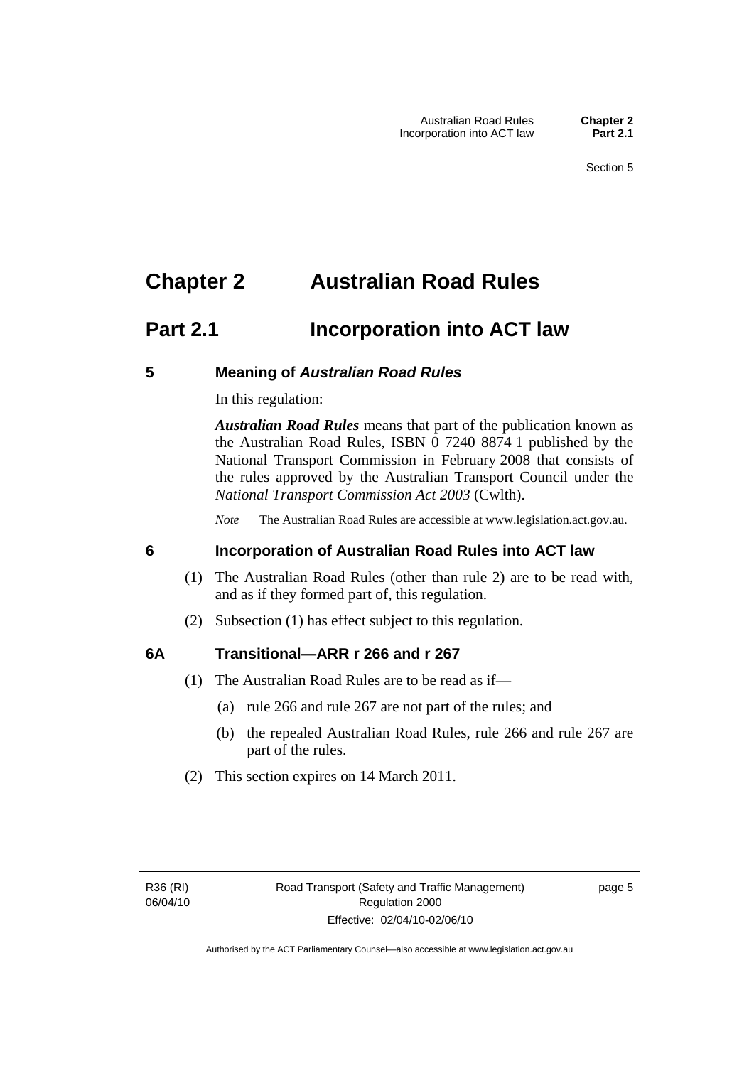# Chapter 2 Australian Road Rules

## Part 2.1 Incorporation into ACT law

### 5 Meaning of *Australian Road Rules*

In this regulation:

***Australian Road Rules*** means that part of the publication known as the Australian Road Rules, ISBN 0 7240 8874 1 published by the National Transport Commission in February 2008 that consists of the rules approved by the Australian Transport Council under the *National Transport Commission Act 2003* (Cwlth).

*Note* The Australian Road Rules are accessible at www.legislation.act.gov.au.

### 6 Incorporation of Australian Road Rules into ACT law

(1) The Australian Road Rules (other than rule 2) are to be read with, and as if they formed part of, this regulation.

(2) Subsection (1) has effect subject to this regulation.

### 6A Transitional—ARR r 266 and r 267

(1) The Australian Road Rules are to be read as if—

(a) rule 266 and rule 267 are not part of the rules; and

(b) the repealed Australian Road Rules, rule 266 and rule 267 are part of the rules.

(2) This section expires on 14 March 2011.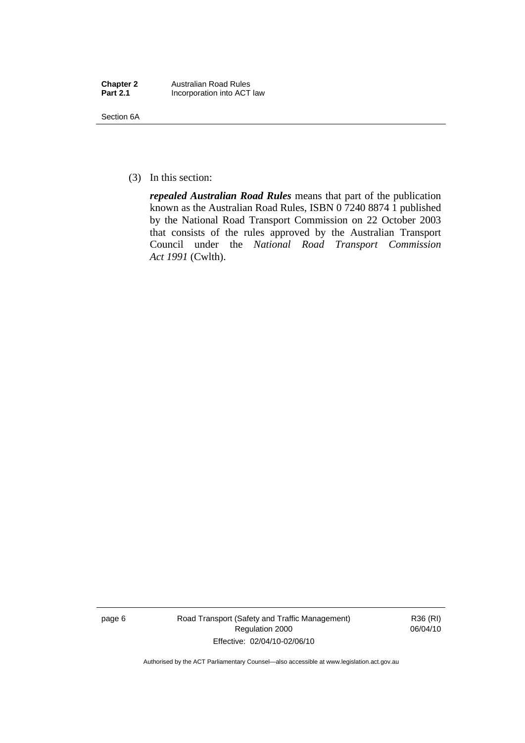(3) In this section:

***repealed Australian Road Rules*** means that part of the publication known as the Australian Road Rules, ISBN 0 7240 8874 1 published by the National Road Transport Commission on 22 October 2003 that consists of the rules approved by the Australian Transport Council under the *National Road Transport Commission Act 1991* (Cwlth).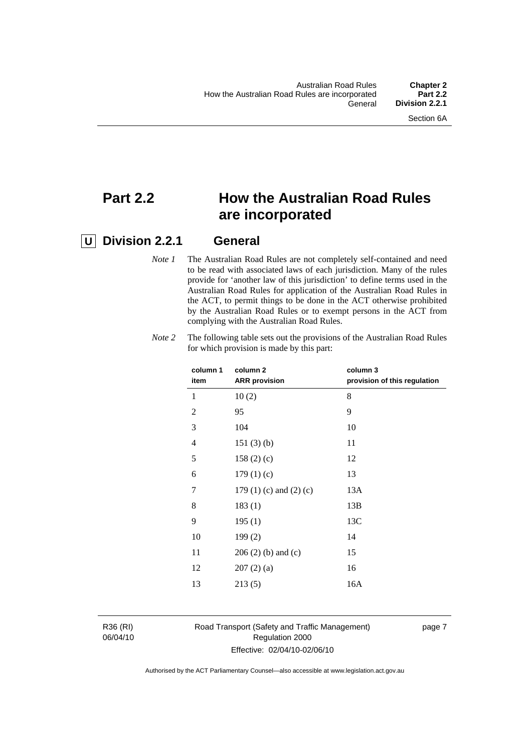# Part 2.2 How the Australian Road Rules are incorporated

## U Division 2.2.1 General

*Note 1* The Australian Road Rules are not completely self-contained and need to be read with associated laws of each jurisdiction. Many of the rules provide for 'another law of this jurisdiction' to define terms used in the Australian Road Rules for application of the Australian Road Rules in the ACT, to permit things to be done in the ACT otherwise prohibited by the Australian Road Rules or to exempt persons in the ACT from complying with the Australian Road Rules.

*Note 2* The following table sets out the provisions of the Australian Road Rules for which provision is made by this part:

| column 1 item | column 2 ARR provision | column 3 provision of this regulation |
|---|---|---|
| 1 | 10 (2) | 8 |
| 2 | 95 | 9 |
| 3 | 104 | 10 |
| 4 | 151 (3) (b) | 11 |
| 5 | 158 (2) (c) | 12 |
| 6 | 179 (1) (c) | 13 |
| 7 | 179 (1) (c) and (2) (c) | 13A |
| 8 | 183 (1) | 13B |
| 9 | 195 (1) | 13C |
| 10 | 199 (2) | 14 |
| 11 | 206 (2) (b) and (c) | 15 |
| 12 | 207 (2) (a) | 16 |
| 13 | 213 (5) | 16A |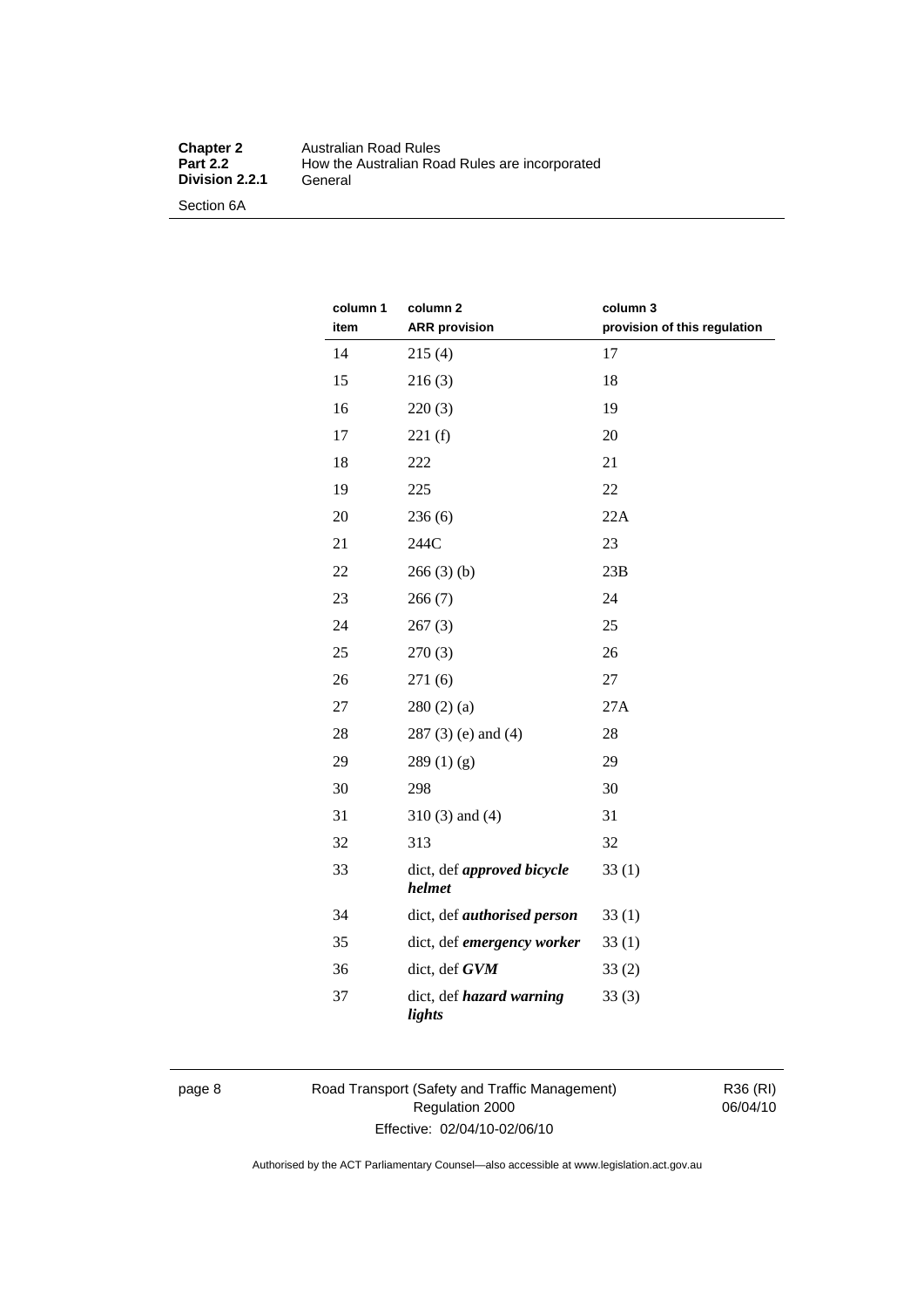| column 1 item | column 2 ARR provision | column 3 provision of this regulation |
|---|---|---|
| 14 | 215 (4) | 17 |
| 15 | 216 (3) | 18 |
| 16 | 220 (3) | 19 |
| 17 | 221 (f) | 20 |
| 18 | 222 | 21 |
| 19 | 225 | 22 |
| 20 | 236 (6) | 22A |
| 21 | 244C | 23 |
| 22 | 266 (3) (b) | 23B |
| 23 | 266 (7) | 24 |
| 24 | 267 (3) | 25 |
| 25 | 270 (3) | 26 |
| 26 | 271 (6) | 27 |
| 27 | 280 (2) (a) | 27A |
| 28 | 287 (3) (e) and (4) | 28 |
| 29 | 289 (1) (g) | 29 |
| 30 | 298 | 30 |
| 31 | 310 (3) and (4) | 31 |
| 32 | 313 | 32 |
| 33 | dict, def ***approved bicycle helmet*** | 33 (1) |
| 34 | dict, def ***authorised person*** | 33 (1) |
| 35 | dict, def ***emergency worker*** | 33 (1) |
| 36 | dict, def ***GVM*** | 33 (2) |
| 37 | dict, def ***hazard warning lights*** | 33 (3) |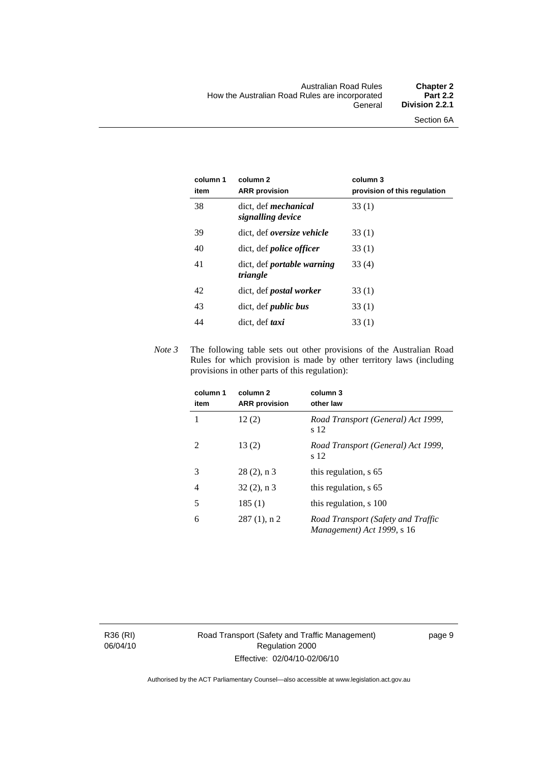| column 1 item | column 2 ARR provision | column 3 provision of this regulation |
|---|---|---|
| 38 | dict, def ***mechanical signalling device*** | 33 (1) |
| 39 | dict, def ***oversize vehicle*** | 33 (1) |
| 40 | dict, def ***police officer*** | 33 (1) |
| 41 | dict, def ***portable warning triangle*** | 33 (4) |
| 42 | dict, def ***postal worker*** | 33 (1) |
| 43 | dict, def ***public bus*** | 33 (1) |
| 44 | dict, def ***taxi*** | 33 (1) |

*Note 3* The following table sets out other provisions of the Australian Road Rules for which provision is made by other territory laws (including provisions in other parts of this regulation):

| column 1 item | column 2 ARR provision | column 3 other law |
|---|---|---|
| 1 | 12 (2) | *Road Transport (General) Act 1999*, s 12 |
| 2 | 13 (2) | *Road Transport (General) Act 1999*, s 12 |
| 3 | 28 (2), n 3 | this regulation, s 65 |
| 4 | 32 (2), n 3 | this regulation, s 65 |
| 5 | 185 (1) | this regulation, s 100 |
| 6 | 287 (1), n 2 | *Road Transport (Safety and Traffic Management) Act 1999*, s 16 |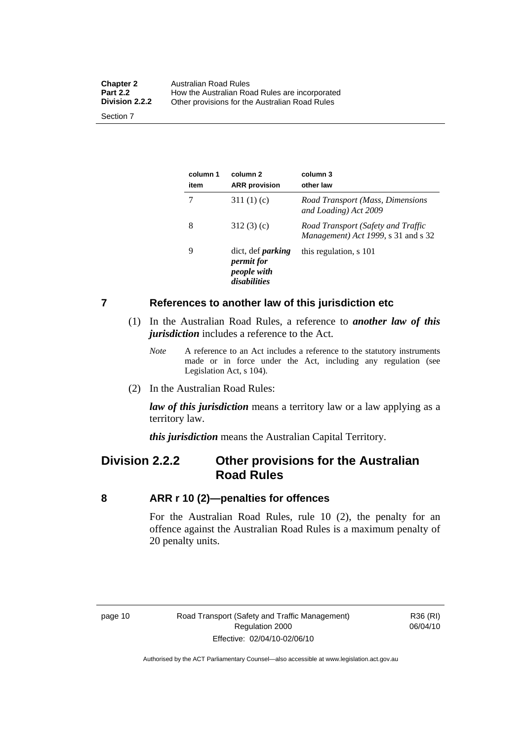| column 1 item | column 2 ARR provision | column 3 other law |
|---|---|---|
| 7 | 311 (1) (c) | *Road Transport (Mass, Dimensions and Loading) Act 2009* |
| 8 | 312 (3) (c) | *Road Transport (Safety and Traffic Management) Act 1999*, s 31 and s 32 |
| 9 | dict, def ***parking permit for people with disabilities*** | this regulation, s 101 |

## 7 References to another law of this jurisdiction etc

(1) In the Australian Road Rules, a reference to ***another law of this jurisdiction*** includes a reference to the Act.

*Note* A reference to an Act includes a reference to the statutory instruments made or in force under the Act, including any regulation (see Legislation Act, s 104).

(2) In the Australian Road Rules:

***law of this jurisdiction*** means a territory law or a law applying as a territory law.

***this jurisdiction*** means the Australian Capital Territory.

# Division 2.2.2 Other provisions for the Australian Road Rules

## 8 ARR r 10 (2)—penalties for offences

For the Australian Road Rules, rule 10 (2), the penalty for an offence against the Australian Road Rules is a maximum penalty of 20 penalty units.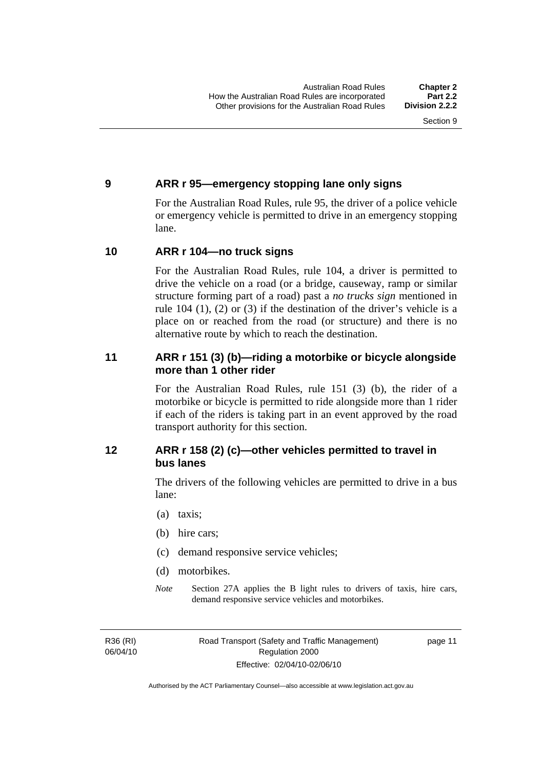## 9 ARR r 95—emergency stopping lane only signs

For the Australian Road Rules, rule 95, the driver of a police vehicle or emergency vehicle is permitted to drive in an emergency stopping lane.

## 10 ARR r 104—no truck signs

For the Australian Road Rules, rule 104, a driver is permitted to drive the vehicle on a road (or a bridge, causeway, ramp or similar structure forming part of a road) past a *no trucks sign* mentioned in rule 104 (1), (2) or (3) if the destination of the driver's vehicle is a place on or reached from the road (or structure) and there is no alternative route by which to reach the destination.

## 11 ARR r 151 (3) (b)—riding a motorbike or bicycle alongside more than 1 other rider

For the Australian Road Rules, rule 151 (3) (b), the rider of a motorbike or bicycle is permitted to ride alongside more than 1 rider if each of the riders is taking part in an event approved by the road transport authority for this section.

## 12 ARR r 158 (2) (c)—other vehicles permitted to travel in bus lanes

The drivers of the following vehicles are permitted to drive in a bus lane:

(a) taxis;

(b) hire cars;

(c) demand responsive service vehicles;

(d) motorbikes.

*Note* Section 27A applies the B light rules to drivers of taxis, hire cars, demand responsive service vehicles and motorbikes.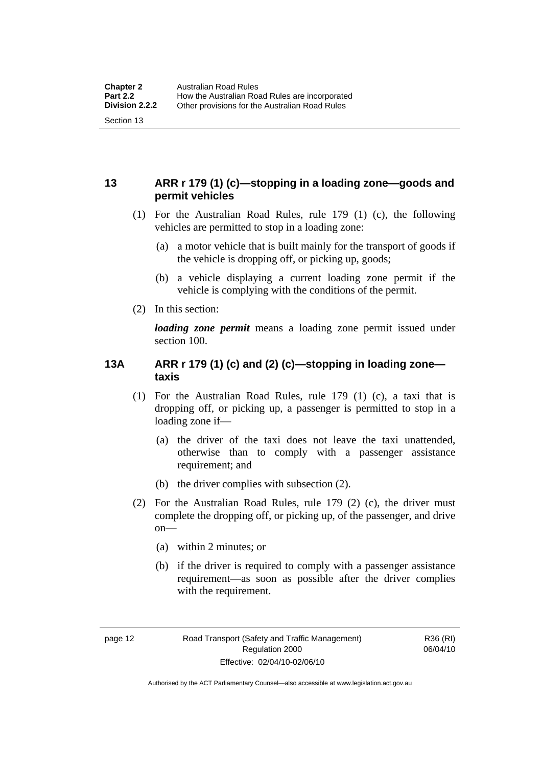## 13 ARR r 179 (1) (c)—stopping in a loading zone—goods and permit vehicles

(1) For the Australian Road Rules, rule 179 (1) (c), the following vehicles are permitted to stop in a loading zone:

- (a) a motor vehicle that is built mainly for the transport of goods if the vehicle is dropping off, or picking up, goods;
- (b) a vehicle displaying a current loading zone permit if the vehicle is complying with the conditions of the permit.

(2) In this section:

***loading zone permit*** means a loading zone permit issued under section 100.

## 13A ARR r 179 (1) (c) and (2) (c)—stopping in loading zone—taxis

(1) For the Australian Road Rules, rule 179 (1) (c), a taxi that is dropping off, or picking up, a passenger is permitted to stop in a loading zone if—

- (a) the driver of the taxi does not leave the taxi unattended, otherwise than to comply with a passenger assistance requirement; and
- (b) the driver complies with subsection (2).

(2) For the Australian Road Rules, rule 179 (2) (c), the driver must complete the dropping off, or picking up, of the passenger, and drive on—

- (a) within 2 minutes; or
- (b) if the driver is required to comply with a passenger assistance requirement—as soon as possible after the driver complies with the requirement.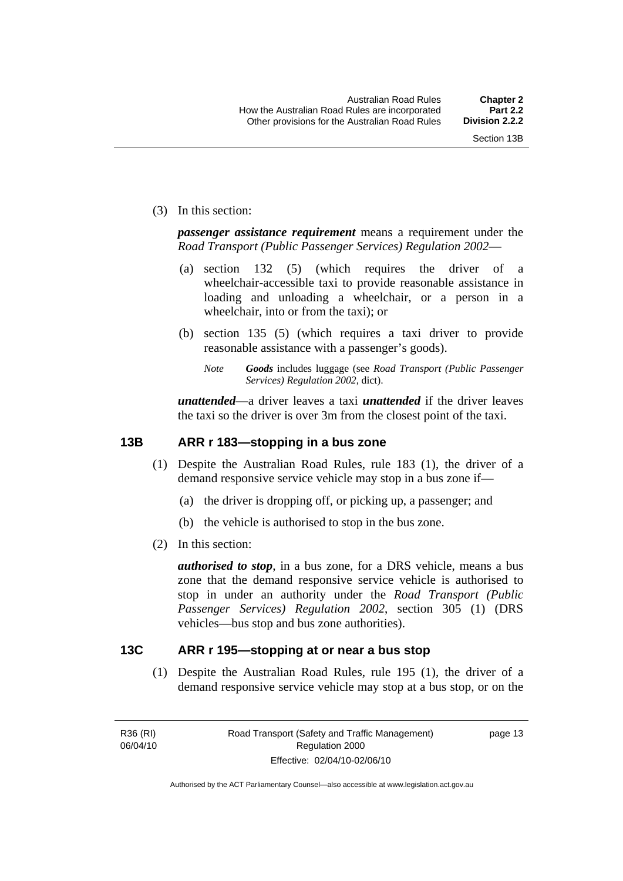(3) In this section:

***passenger assistance requirement*** means a requirement under the *Road Transport (Public Passenger Services) Regulation 2002*—

(a) section 132 (5) (which requires the driver of a wheelchair-accessible taxi to provide reasonable assistance in loading and unloading a wheelchair, or a person in a wheelchair, into or from the taxi); or

(b) section 135 (5) (which requires a taxi driver to provide reasonable assistance with a passenger's goods).

*Note* ***Goods*** includes luggage (see *Road Transport (Public Passenger Services) Regulation 2002*, dict).

***unattended***—a driver leaves a taxi ***unattended*** if the driver leaves the taxi so the driver is over 3m from the closest point of the taxi.

### 13B ARR r 183—stopping in a bus zone

(1) Despite the Australian Road Rules, rule 183 (1), the driver of a demand responsive service vehicle may stop in a bus zone if—

(a) the driver is dropping off, or picking up, a passenger; and

(b) the vehicle is authorised to stop in the bus zone.

(2) In this section:

***authorised to stop***, in a bus zone, for a DRS vehicle, means a bus zone that the demand responsive service vehicle is authorised to stop in under an authority under the *Road Transport (Public Passenger Services) Regulation 2002*, section 305 (1) (DRS vehicles—bus stop and bus zone authorities).

### 13C ARR r 195—stopping at or near a bus stop

(1) Despite the Australian Road Rules, rule 195 (1), the driver of a demand responsive service vehicle may stop at a bus stop, or on the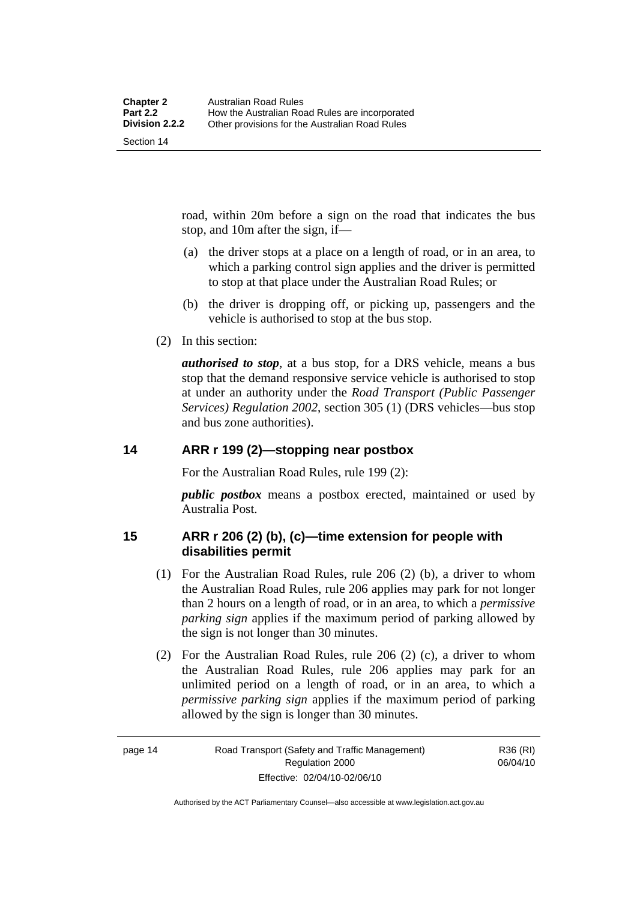road, within 20m before a sign on the road that indicates the bus stop, and 10m after the sign, if—

(a) the driver stops at a place on a length of road, or in an area, to which a parking control sign applies and the driver is permitted to stop at that place under the Australian Road Rules; or

(b) the driver is dropping off, or picking up, passengers and the vehicle is authorised to stop at the bus stop.

(2) In this section:

***authorised to stop***, at a bus stop, for a DRS vehicle, means a bus stop that the demand responsive service vehicle is authorised to stop at under an authority under the *Road Transport (Public Passenger Services) Regulation 2002*, section 305 (1) (DRS vehicles—bus stop and bus zone authorities).

## 14 ARR r 199 (2)—stopping near postbox

For the Australian Road Rules, rule 199 (2):

***public postbox*** means a postbox erected, maintained or used by Australia Post.

## 15 ARR r 206 (2) (b), (c)—time extension for people with disabilities permit

(1) For the Australian Road Rules, rule 206 (2) (b), a driver to whom the Australian Road Rules, rule 206 applies may park for not longer than 2 hours on a length of road, or in an area, to which a *permissive parking sign* applies if the maximum period of parking allowed by the sign is not longer than 30 minutes.

(2) For the Australian Road Rules, rule 206 (2) (c), a driver to whom the Australian Road Rules, rule 206 applies may park for an unlimited period on a length of road, or in an area, to which a *permissive parking sign* applies if the maximum period of parking allowed by the sign is longer than 30 minutes.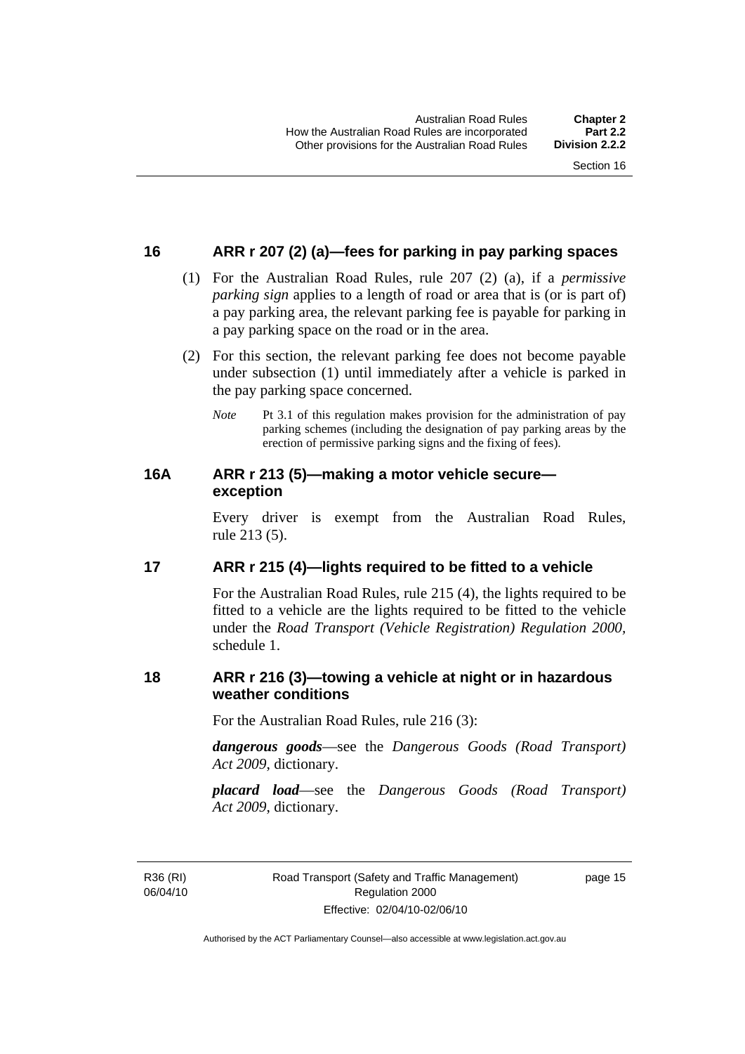## 16 ARR r 207 (2) (a)—fees for parking in pay parking spaces

(1) For the Australian Road Rules, rule 207 (2) (a), if a *permissive parking sign* applies to a length of road or area that is (or is part of) a pay parking area, the relevant parking fee is payable for parking in a pay parking space on the road or in the area.

(2) For this section, the relevant parking fee does not become payable under subsection (1) until immediately after a vehicle is parked in the pay parking space concerned.

*Note* Pt 3.1 of this regulation makes provision for the administration of pay parking schemes (including the designation of pay parking areas by the erection of permissive parking signs and the fixing of fees).

## 16A ARR r 213 (5)—making a motor vehicle secure—exception

Every driver is exempt from the Australian Road Rules, rule 213 (5).

## 17 ARR r 215 (4)—lights required to be fitted to a vehicle

For the Australian Road Rules, rule 215 (4), the lights required to be fitted to a vehicle are the lights required to be fitted to the vehicle under the *Road Transport (Vehicle Registration) Regulation 2000*, schedule 1.

## 18 ARR r 216 (3)—towing a vehicle at night or in hazardous weather conditions

For the Australian Road Rules, rule 216 (3):

***dangerous goods***—see the *Dangerous Goods (Road Transport) Act 2009*, dictionary.

***placard load***—see the *Dangerous Goods (Road Transport) Act 2009*, dictionary.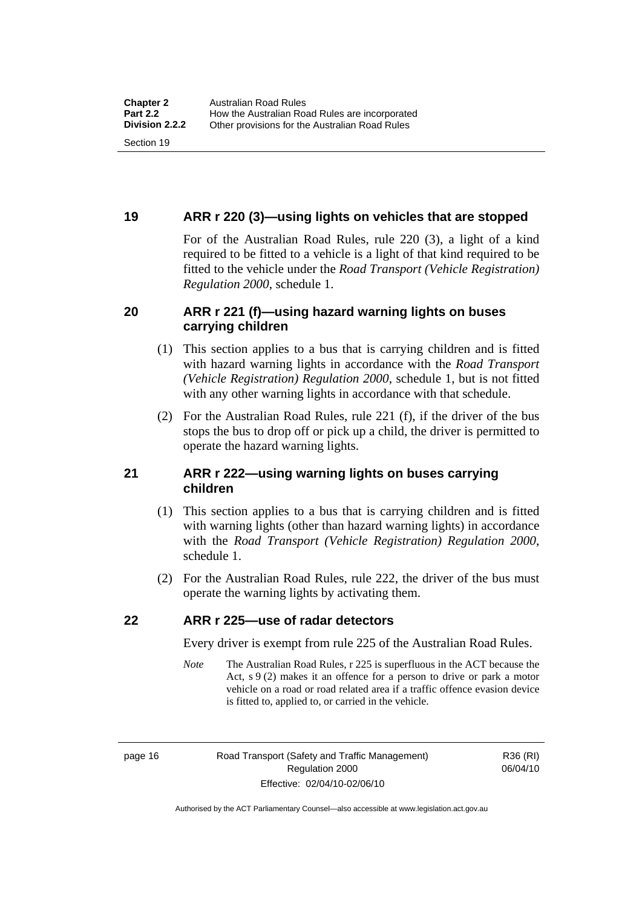## 19 ARR r 220 (3)—using lights on vehicles that are stopped

For of the Australian Road Rules, rule 220 (3), a light of a kind required to be fitted to a vehicle is a light of that kind required to be fitted to the vehicle under the *Road Transport (Vehicle Registration) Regulation 2000*, schedule 1.

## 20 ARR r 221 (f)—using hazard warning lights on buses carrying children

(1) This section applies to a bus that is carrying children and is fitted with hazard warning lights in accordance with the *Road Transport (Vehicle Registration) Regulation 2000*, schedule 1, but is not fitted with any other warning lights in accordance with that schedule.

(2) For the Australian Road Rules, rule 221 (f), if the driver of the bus stops the bus to drop off or pick up a child, the driver is permitted to operate the hazard warning lights.

## 21 ARR r 222—using warning lights on buses carrying children

(1) This section applies to a bus that is carrying children and is fitted with warning lights (other than hazard warning lights) in accordance with the *Road Transport (Vehicle Registration) Regulation 2000*, schedule 1.

(2) For the Australian Road Rules, rule 222, the driver of the bus must operate the warning lights by activating them.

## 22 ARR r 225—use of radar detectors

Every driver is exempt from rule 225 of the Australian Road Rules.

*Note* The Australian Road Rules, r 225 is superfluous in the ACT because the Act, s 9 (2) makes it an offence for a person to drive or park a motor vehicle on a road or road related area if a traffic offence evasion device is fitted to, applied to, or carried in the vehicle.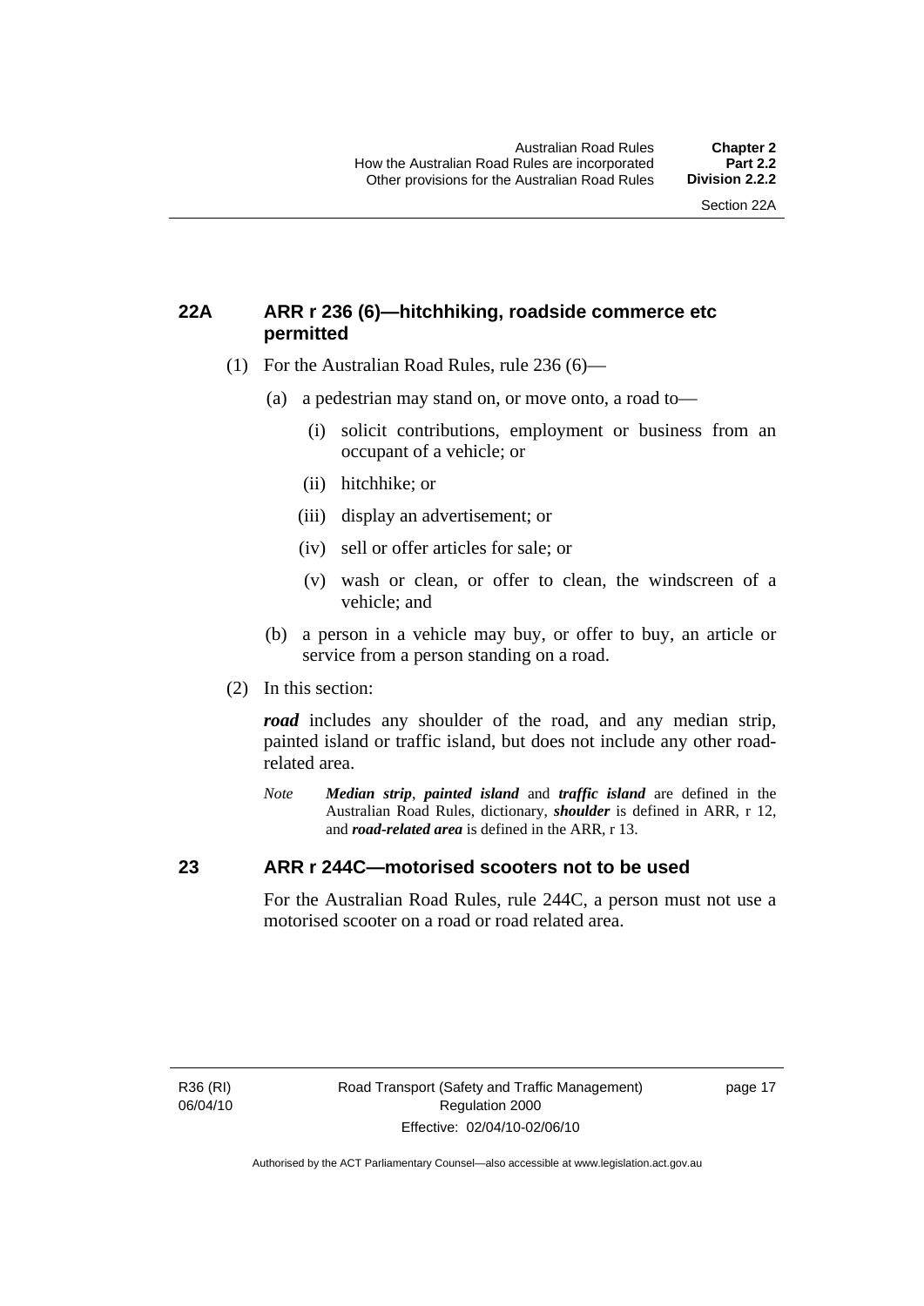### 22A ARR r 236 (6)—hitchhiking, roadside commerce etc permitted

(1) For the Australian Road Rules, rule 236 (6)—

(a) a pedestrian may stand on, or move onto, a road to—

(i) solicit contributions, employment or business from an occupant of a vehicle; or

(ii) hitchhike; or

(iii) display an advertisement; or

(iv) sell or offer articles for sale; or

(v) wash or clean, or offer to clean, the windscreen of a vehicle; and

(b) a person in a vehicle may buy, or offer to buy, an article or service from a person standing on a road.

(2) In this section:

***road*** includes any shoulder of the road, and any median strip, painted island or traffic island, but does not include any other road-related area.

*Note* ***Median strip***, ***painted island*** and ***traffic island*** are defined in the Australian Road Rules, dictionary, ***shoulder*** is defined in ARR, r 12, and ***road-related area*** is defined in the ARR, r 13.

### 23 ARR r 244C—motorised scooters not to be used

For the Australian Road Rules, rule 244C, a person must not use a motorised scooter on a road or road related area.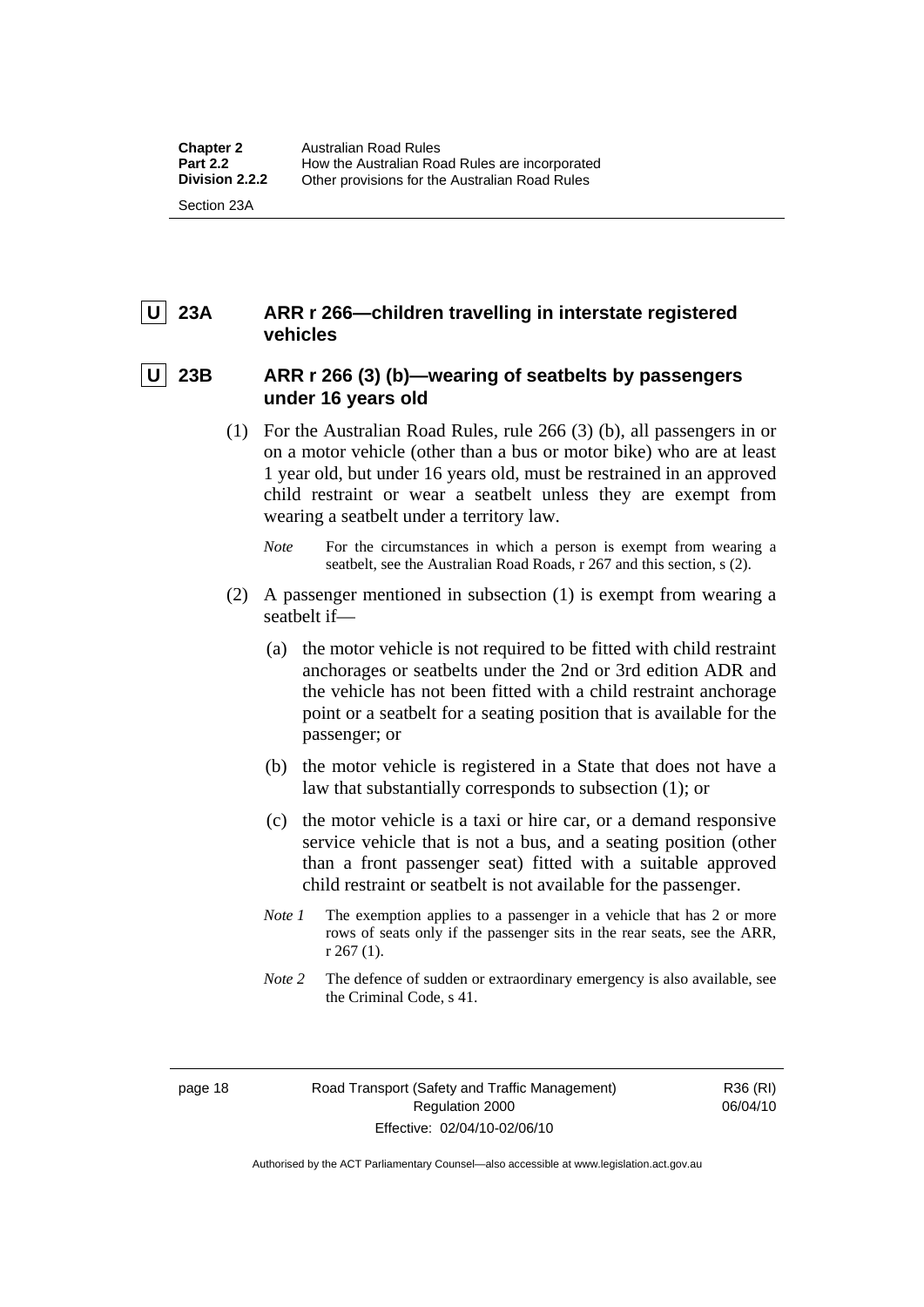**U** **23A ARR r 266—children travelling in interstate registered vehicles**

**U** **23B ARR r 266 (3) (b)—wearing of seatbelts by passengers under 16 years old**

(1) For the Australian Road Rules, rule 266 (3) (b), all passengers in or on a motor vehicle (other than a bus or motor bike) who are at least 1 year old, but under 16 years old, must be restrained in an approved child restraint or wear a seatbelt unless they are exempt from wearing a seatbelt under a territory law.

*Note* For the circumstances in which a person is exempt from wearing a seatbelt, see the Australian Road Roads, r 267 and this section, s (2).

(2) A passenger mentioned in subsection (1) is exempt from wearing a seatbelt if—

(a) the motor vehicle is not required to be fitted with child restraint anchorages or seatbelts under the 2nd or 3rd edition ADR and the vehicle has not been fitted with a child restraint anchorage point or a seatbelt for a seating position that is available for the passenger; or

(b) the motor vehicle is registered in a State that does not have a law that substantially corresponds to subsection (1); or

(c) the motor vehicle is a taxi or hire car, or a demand responsive service vehicle that is not a bus, and a seating position (other than a front passenger seat) fitted with a suitable approved child restraint or seatbelt is not available for the passenger.

*Note 1* The exemption applies to a passenger in a vehicle that has 2 or more rows of seats only if the passenger sits in the rear seats, see the ARR, r 267 (1).

*Note 2* The defence of sudden or extraordinary emergency is also available, see the Criminal Code, s 41.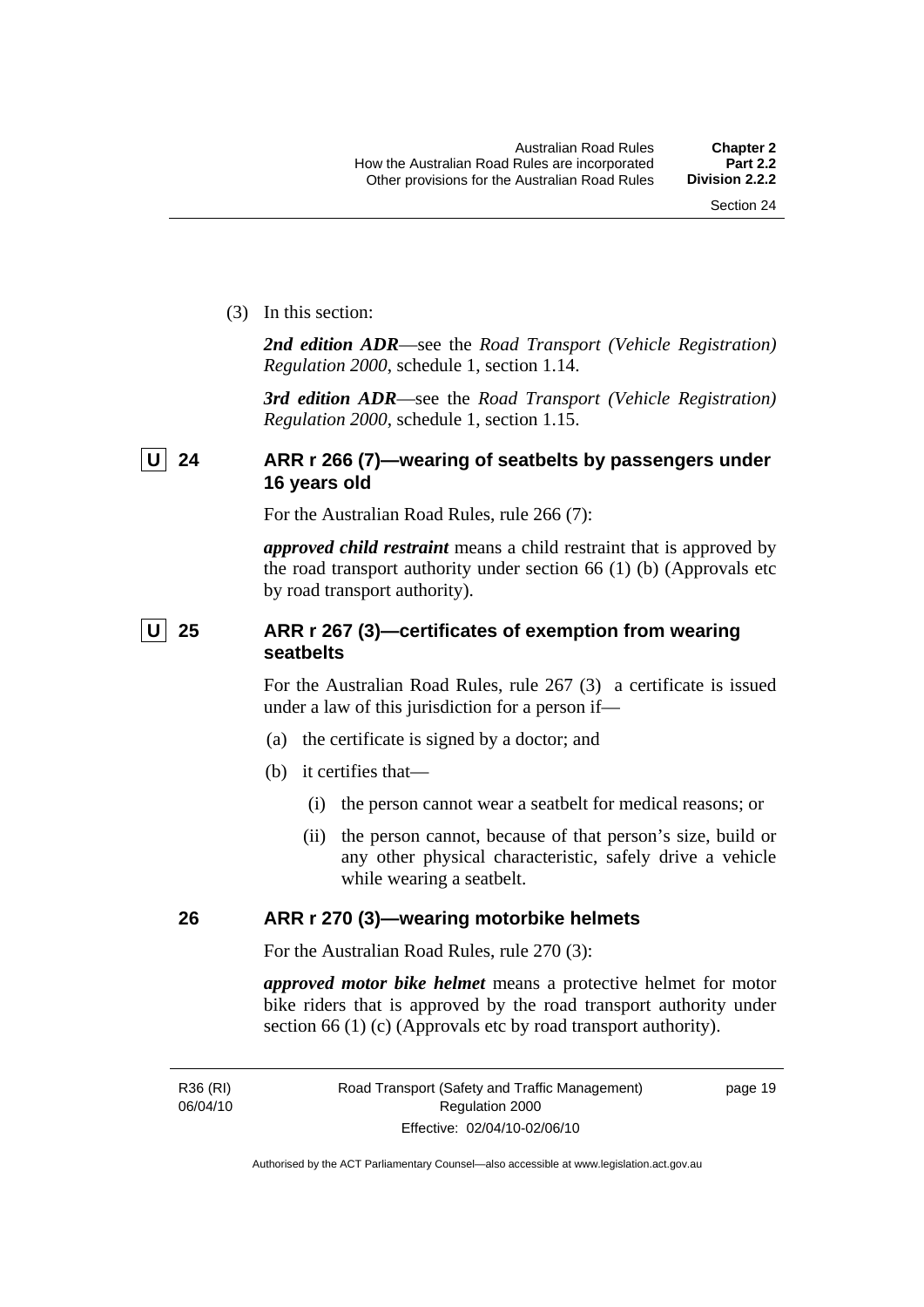(3) In this section:

***2nd edition ADR***—see the *Road Transport (Vehicle Registration) Regulation 2000*, schedule 1, section 1.14.

***3rd edition ADR***—see the *Road Transport (Vehicle Registration) Regulation 2000*, schedule 1, section 1.15.

### U 24 ARR r 266 (7)—wearing of seatbelts by passengers under 16 years old

For the Australian Road Rules, rule 266 (7):

***approved child restraint*** means a child restraint that is approved by the road transport authority under section 66 (1) (b) (Approvals etc by road transport authority).

### U 25 ARR r 267 (3)—certificates of exemption from wearing seatbelts

For the Australian Road Rules, rule 267 (3) a certificate is issued under a law of this jurisdiction for a person if—

(a) the certificate is signed by a doctor; and

(b) it certifies that—

(i) the person cannot wear a seatbelt for medical reasons; or

(ii) the person cannot, because of that person's size, build or any other physical characteristic, safely drive a vehicle while wearing a seatbelt.

### 26 ARR r 270 (3)—wearing motorbike helmets

For the Australian Road Rules, rule 270 (3):

***approved motor bike helmet*** means a protective helmet for motor bike riders that is approved by the road transport authority under section 66 (1) (c) (Approvals etc by road transport authority).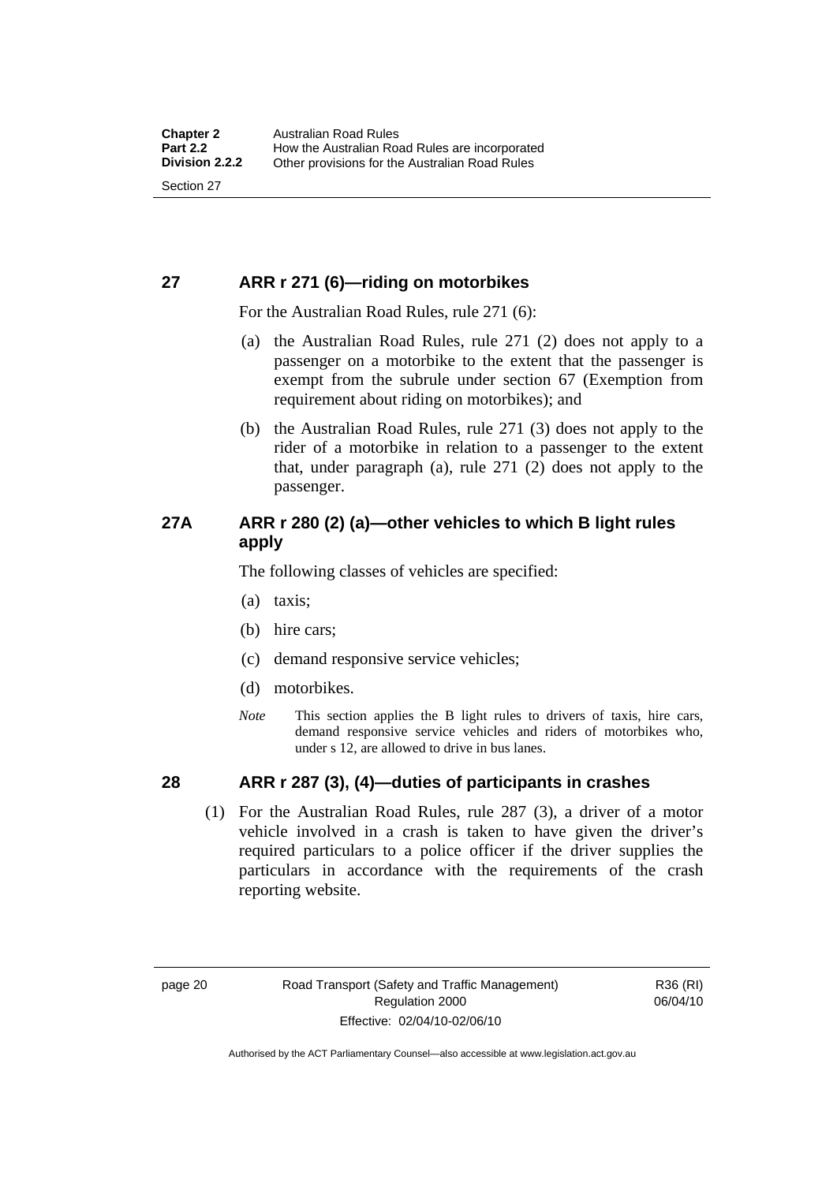## 27 ARR r 271 (6)—riding on motorbikes

For the Australian Road Rules, rule 271 (6):

(a) the Australian Road Rules, rule 271 (2) does not apply to a passenger on a motorbike to the extent that the passenger is exempt from the subrule under section 67 (Exemption from requirement about riding on motorbikes); and

(b) the Australian Road Rules, rule 271 (3) does not apply to the rider of a motorbike in relation to a passenger to the extent that, under paragraph (a), rule 271 (2) does not apply to the passenger.

## 27A ARR r 280 (2) (a)—other vehicles to which B light rules apply

The following classes of vehicles are specified:

(a) taxis;

(b) hire cars;

(c) demand responsive service vehicles;

(d) motorbikes.

*Note* This section applies the B light rules to drivers of taxis, hire cars, demand responsive service vehicles and riders of motorbikes who, under s 12, are allowed to drive in bus lanes.

## 28 ARR r 287 (3), (4)—duties of participants in crashes

(1) For the Australian Road Rules, rule 287 (3), a driver of a motor vehicle involved in a crash is taken to have given the driver's required particulars to a police officer if the driver supplies the particulars in accordance with the requirements of the crash reporting website.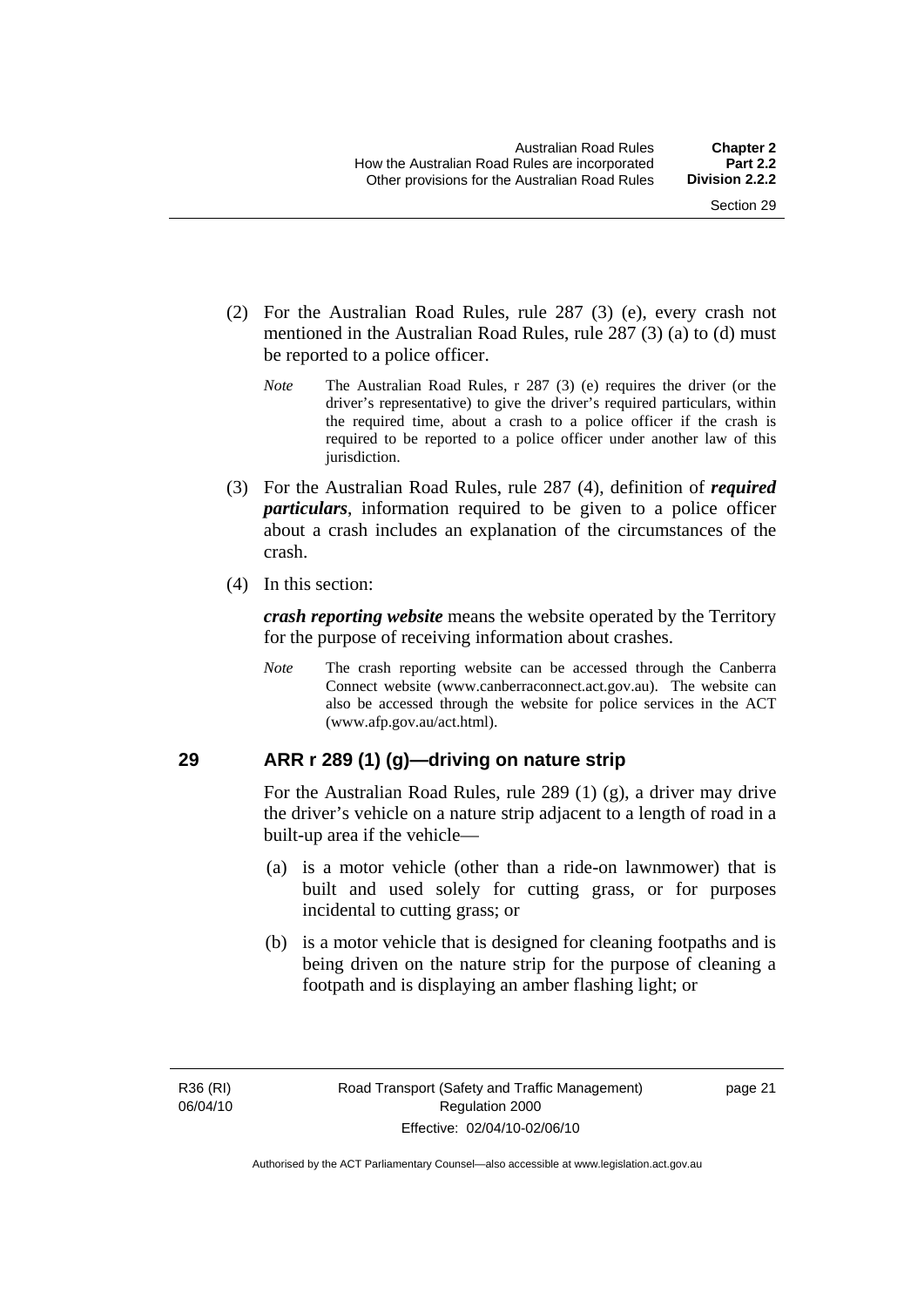(2) For the Australian Road Rules, rule 287 (3) (e), every crash not mentioned in the Australian Road Rules, rule 287 (3) (a) to (d) must be reported to a police officer.

*Note* The Australian Road Rules, r 287 (3) (e) requires the driver (or the driver's representative) to give the driver's required particulars, within the required time, about a crash to a police officer if the crash is required to be reported to a police officer under another law of this jurisdiction.

(3) For the Australian Road Rules, rule 287 (4), definition of ***required particulars***, information required to be given to a police officer about a crash includes an explanation of the circumstances of the crash.

(4) In this section:

***crash reporting website*** means the website operated by the Territory for the purpose of receiving information about crashes.

*Note* The crash reporting website can be accessed through the Canberra Connect website (www.canberraconnect.act.gov.au). The website can also be accessed through the website for police services in the ACT (www.afp.gov.au/act.html).

## 29 ARR r 289 (1) (g)—driving on nature strip

For the Australian Road Rules, rule 289 (1) (g), a driver may drive the driver's vehicle on a nature strip adjacent to a length of road in a built-up area if the vehicle—

(a) is a motor vehicle (other than a ride-on lawnmower) that is built and used solely for cutting grass, or for purposes incidental to cutting grass; or

(b) is a motor vehicle that is designed for cleaning footpaths and is being driven on the nature strip for the purpose of cleaning a footpath and is displaying an amber flashing light; or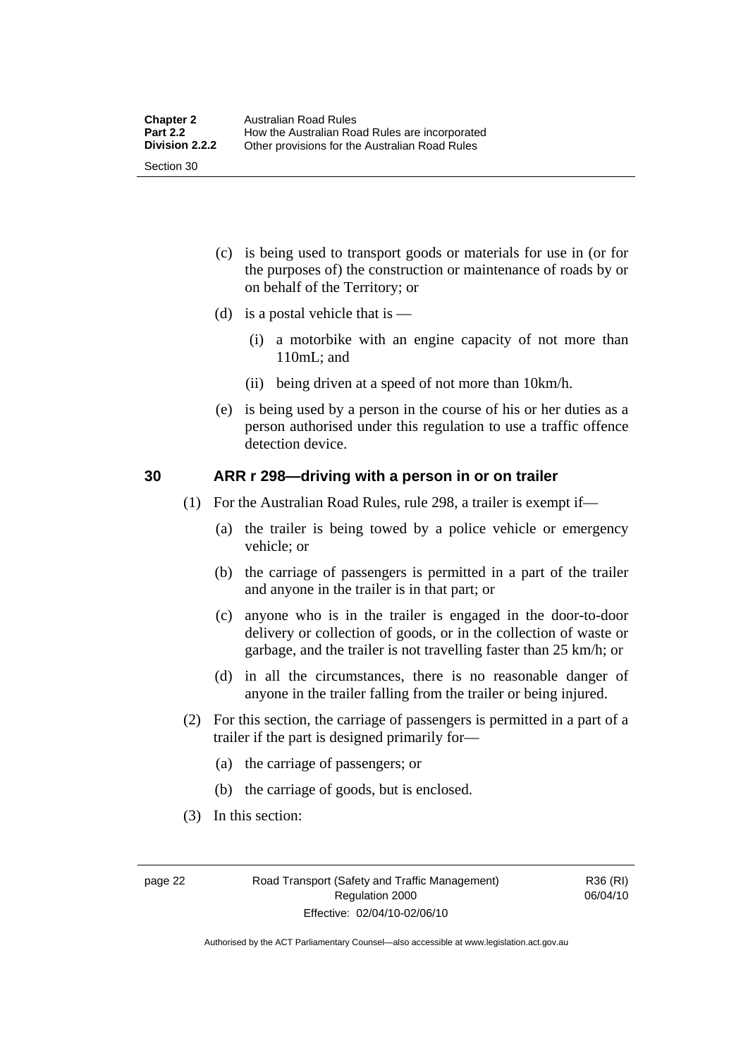(c) is being used to transport goods or materials for use in (or for the purposes of) the construction or maintenance of roads by or on behalf of the Territory; or

(d) is a postal vehicle that is —

  (i) a motorbike with an engine capacity of not more than 110mL; and

  (ii) being driven at a speed of not more than 10km/h.

(e) is being used by a person in the course of his or her duties as a person authorised under this regulation to use a traffic offence detection device.

## 30 ARR r 298—driving with a person in or on trailer

(1) For the Australian Road Rules, rule 298, a trailer is exempt if—

  (a) the trailer is being towed by a police vehicle or emergency vehicle; or

  (b) the carriage of passengers is permitted in a part of the trailer and anyone in the trailer is in that part; or

  (c) anyone who is in the trailer is engaged in the door-to-door delivery or collection of goods, or in the collection of waste or garbage, and the trailer is not travelling faster than 25 km/h; or

  (d) in all the circumstances, there is no reasonable danger of anyone in the trailer falling from the trailer or being injured.

(2) For this section, the carriage of passengers is permitted in a part of a trailer if the part is designed primarily for—

  (a) the carriage of passengers; or

  (b) the carriage of goods, but is enclosed.

(3) In this section: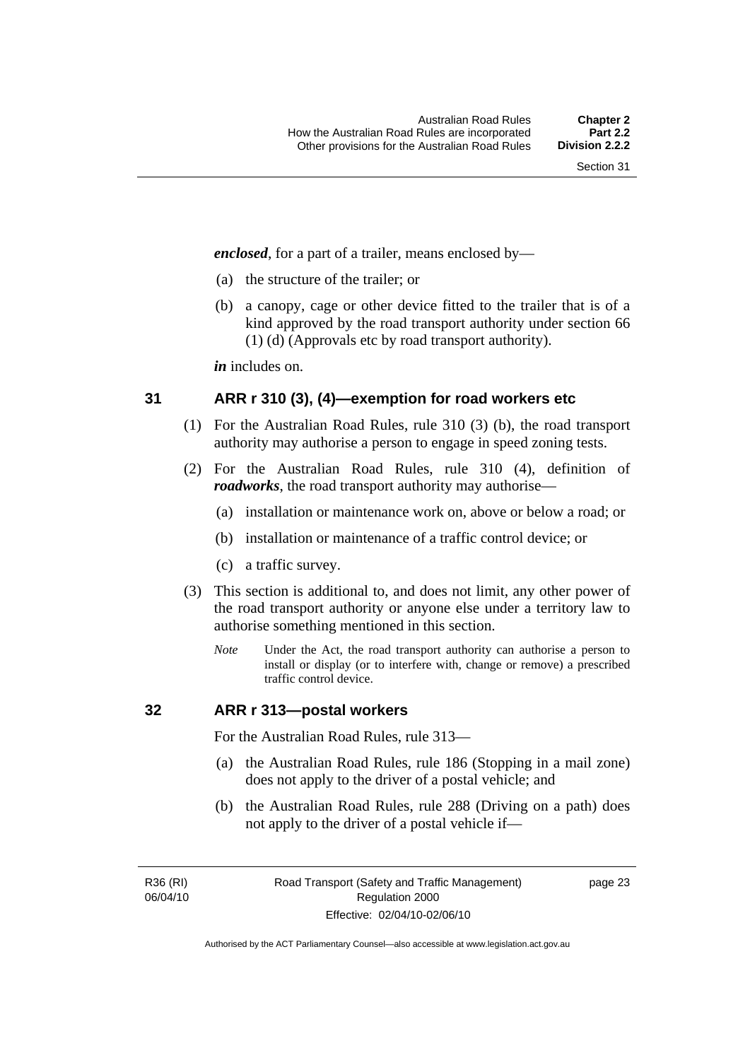***enclosed***, for a part of a trailer, means enclosed by—

(a) the structure of the trailer; or

(b) a canopy, cage or other device fitted to the trailer that is of a kind approved by the road transport authority under section 66 (1) (d) (Approvals etc by road transport authority).

***in*** includes on.

## 31 ARR r 310 (3), (4)—exemption for road workers etc

(1) For the Australian Road Rules, rule 310 (3) (b), the road transport authority may authorise a person to engage in speed zoning tests.

(2) For the Australian Road Rules, rule 310 (4), definition of ***roadworks***, the road transport authority may authorise—

(a) installation or maintenance work on, above or below a road; or

(b) installation or maintenance of a traffic control device; or

(c) a traffic survey.

(3) This section is additional to, and does not limit, any other power of the road transport authority or anyone else under a territory law to authorise something mentioned in this section.

*Note* Under the Act, the road transport authority can authorise a person to install or display (or to interfere with, change or remove) a prescribed traffic control device.

## 32 ARR r 313—postal workers

For the Australian Road Rules, rule 313—

(a) the Australian Road Rules, rule 186 (Stopping in a mail zone) does not apply to the driver of a postal vehicle; and

(b) the Australian Road Rules, rule 288 (Driving on a path) does not apply to the driver of a postal vehicle if—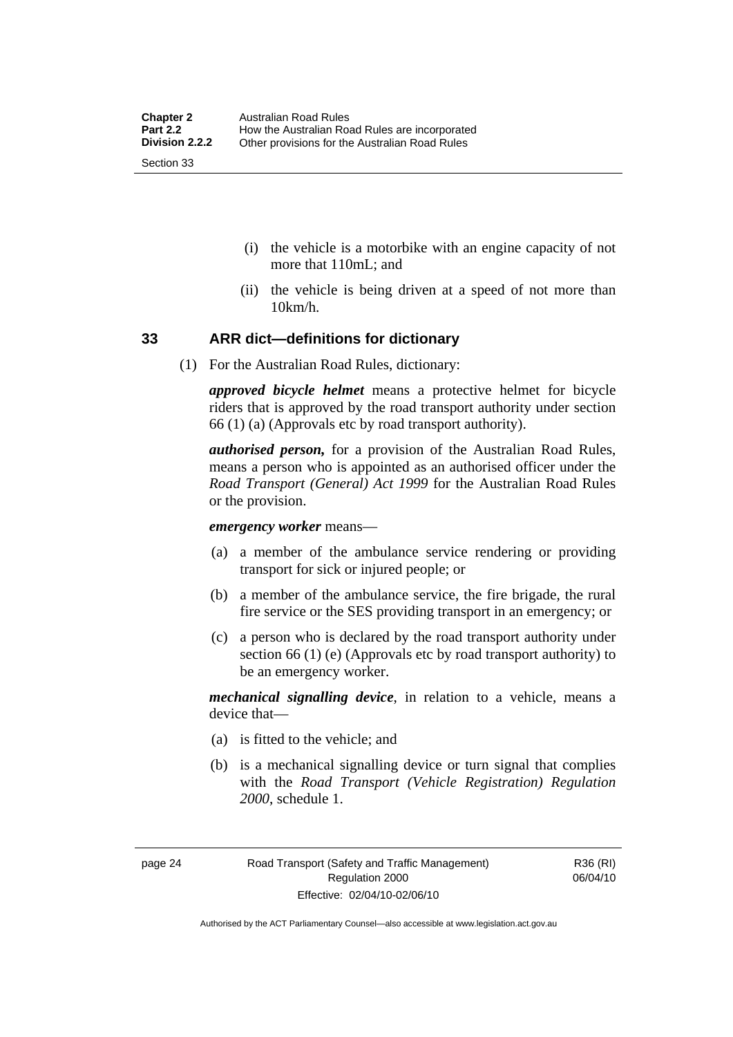(i) the vehicle is a motorbike with an engine capacity of not more that 110mL; and

(ii) the vehicle is being driven at a speed of not more than 10km/h.

## 33 ARR dict—definitions for dictionary

(1) For the Australian Road Rules, dictionary:

***approved bicycle helmet*** means a protective helmet for bicycle riders that is approved by the road transport authority under section 66 (1) (a) (Approvals etc by road transport authority).

***authorised person,*** for a provision of the Australian Road Rules, means a person who is appointed as an authorised officer under the *Road Transport (General) Act 1999* for the Australian Road Rules or the provision.

***emergency worker*** means—

(a) a member of the ambulance service rendering or providing transport for sick or injured people; or

(b) a member of the ambulance service, the fire brigade, the rural fire service or the SES providing transport in an emergency; or

(c) a person who is declared by the road transport authority under section 66 (1) (e) (Approvals etc by road transport authority) to be an emergency worker.

***mechanical signalling device***, in relation to a vehicle, means a device that—

(a) is fitted to the vehicle; and

(b) is a mechanical signalling device or turn signal that complies with the *Road Transport (Vehicle Registration) Regulation 2000*, schedule 1.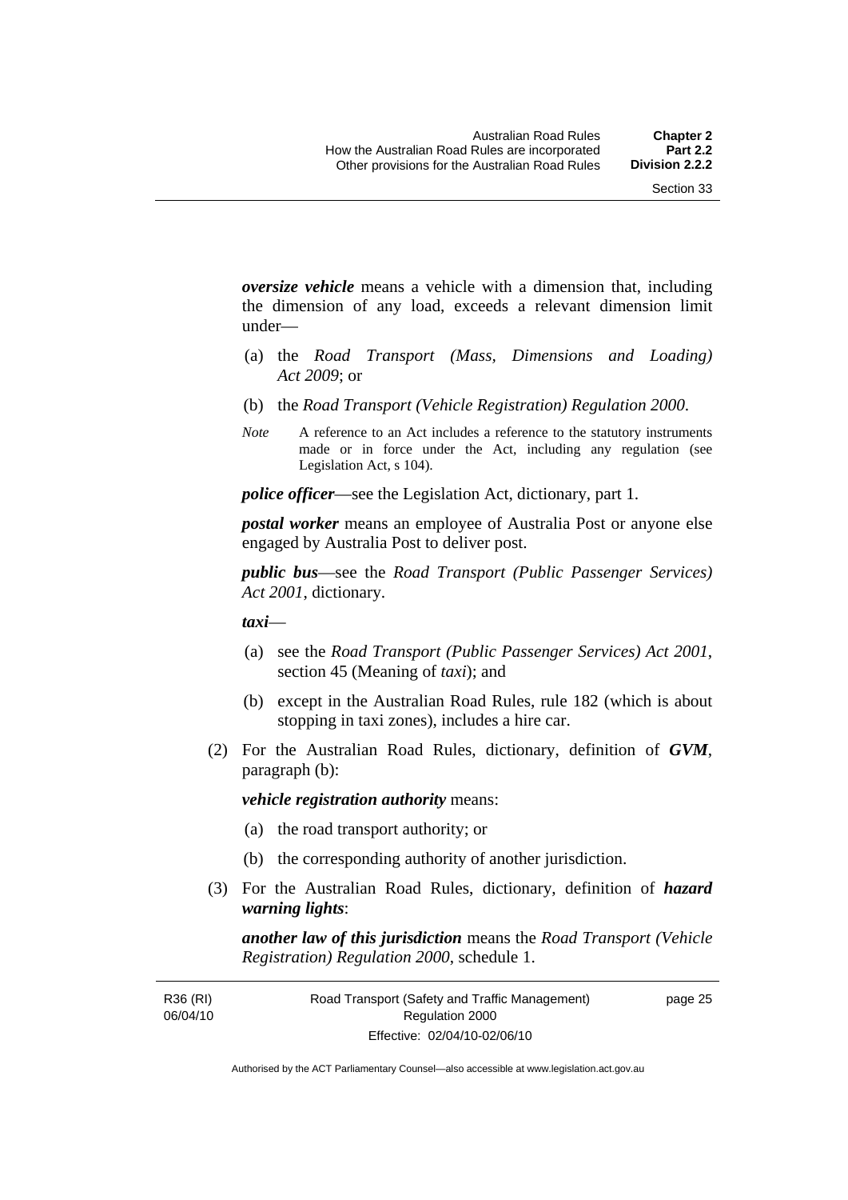***oversize vehicle*** means a vehicle with a dimension that, including the dimension of any load, exceeds a relevant dimension limit under—

(a) the *Road Transport (Mass, Dimensions and Loading) Act 2009*; or

(b) the *Road Transport (Vehicle Registration) Regulation 2000*.

*Note* A reference to an Act includes a reference to the statutory instruments made or in force under the Act, including any regulation (see Legislation Act, s 104).

***police officer***—see the Legislation Act, dictionary, part 1.

***postal worker*** means an employee of Australia Post or anyone else engaged by Australia Post to deliver post.

***public bus***—see the *Road Transport (Public Passenger Services) Act 2001*, dictionary.

***taxi***—

(a) see the *Road Transport (Public Passenger Services) Act 2001*, section 45 (Meaning of *taxi*); and

(b) except in the Australian Road Rules, rule 182 (which is about stopping in taxi zones), includes a hire car.

(2) For the Australian Road Rules, dictionary, definition of ***GVM***, paragraph (b):

***vehicle registration authority*** means:

(a) the road transport authority; or

(b) the corresponding authority of another jurisdiction.

(3) For the Australian Road Rules, dictionary, definition of ***hazard warning lights***:

***another law of this jurisdiction*** means the *Road Transport (Vehicle Registration) Regulation 2000*, schedule 1.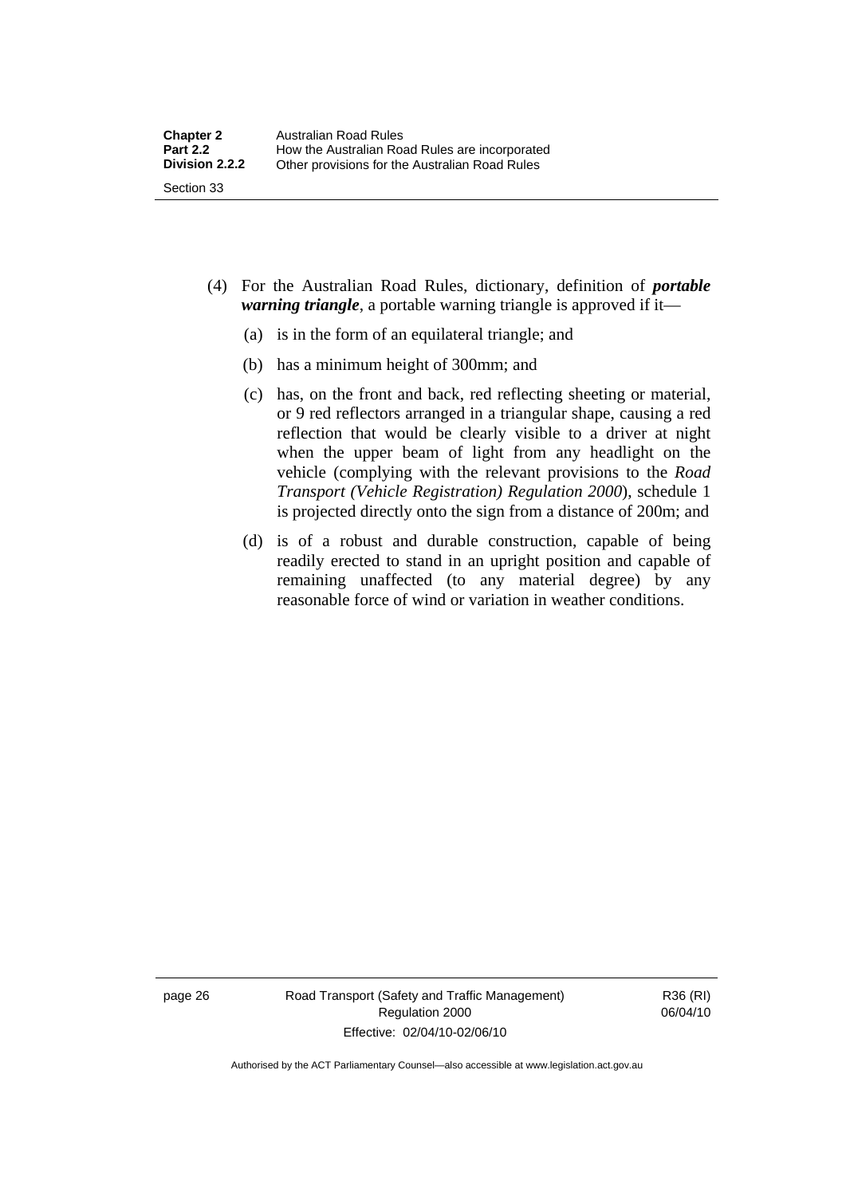(4) For the Australian Road Rules, dictionary, definition of ***portable warning triangle***, a portable warning triangle is approved if it—

(a) is in the form of an equilateral triangle; and

(b) has a minimum height of 300mm; and

(c) has, on the front and back, red reflecting sheeting or material, or 9 red reflectors arranged in a triangular shape, causing a red reflection that would be clearly visible to a driver at night when the upper beam of light from any headlight on the vehicle (complying with the relevant provisions to the *Road Transport (Vehicle Registration) Regulation 2000*), schedule 1 is projected directly onto the sign from a distance of 200m; and

(d) is of a robust and durable construction, capable of being readily erected to stand in an upright position and capable of remaining unaffected (to any material degree) by any reasonable force of wind or variation in weather conditions.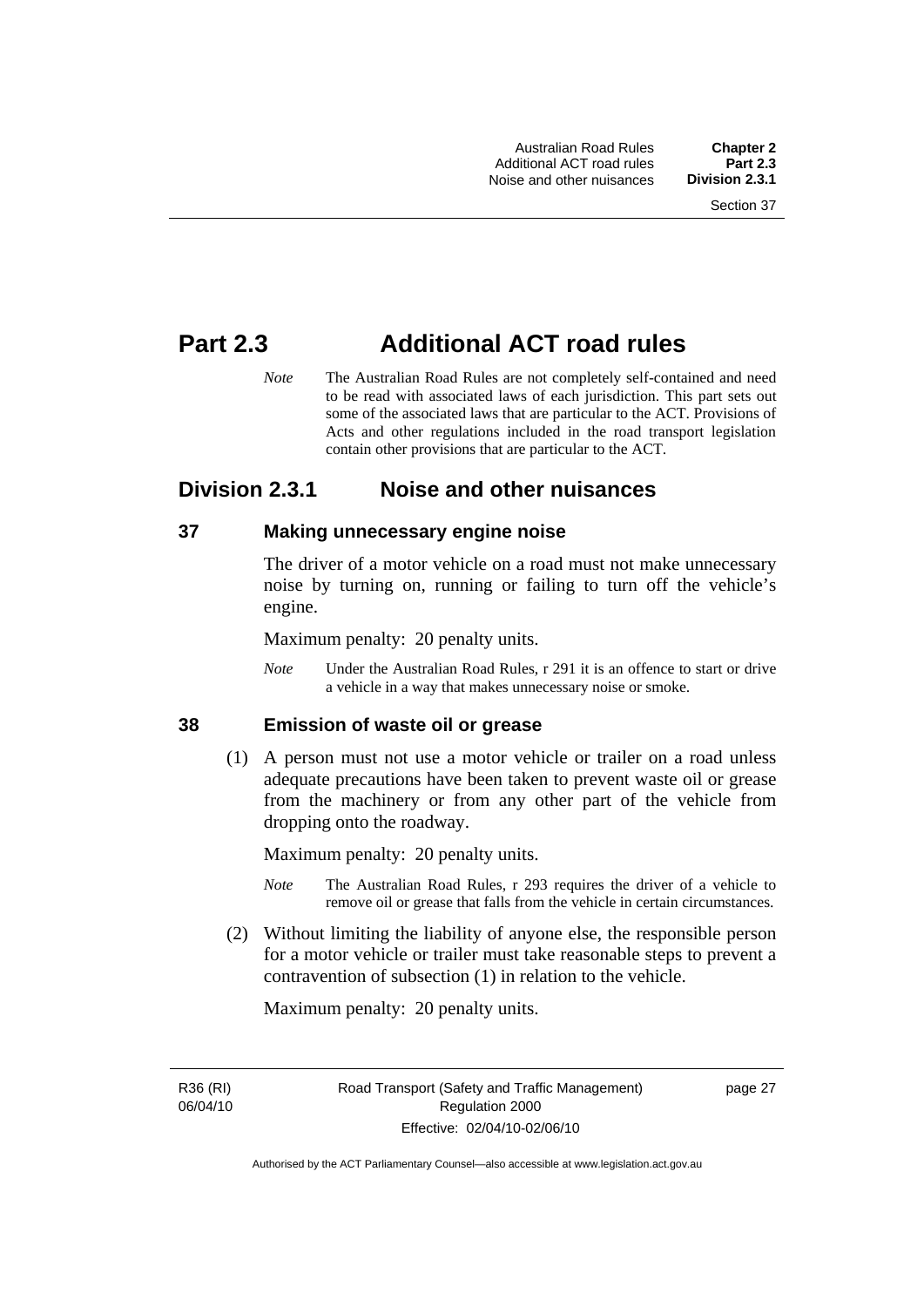# Part 2.3 Additional ACT road rules

*Note* The Australian Road Rules are not completely self-contained and need to be read with associated laws of each jurisdiction. This part sets out some of the associated laws that are particular to the ACT. Provisions of Acts and other regulations included in the road transport legislation contain other provisions that are particular to the ACT.

## Division 2.3.1 Noise and other nuisances

### 37 Making unnecessary engine noise

The driver of a motor vehicle on a road must not make unnecessary noise by turning on, running or failing to turn off the vehicle's engine.

Maximum penalty: 20 penalty units.

*Note* Under the Australian Road Rules, r 291 it is an offence to start or drive a vehicle in a way that makes unnecessary noise or smoke.

### 38 Emission of waste oil or grease

(1) A person must not use a motor vehicle or trailer on a road unless adequate precautions have been taken to prevent waste oil or grease from the machinery or from any other part of the vehicle from dropping onto the roadway.

Maximum penalty: 20 penalty units.

*Note* The Australian Road Rules, r 293 requires the driver of a vehicle to remove oil or grease that falls from the vehicle in certain circumstances.

(2) Without limiting the liability of anyone else, the responsible person for a motor vehicle or trailer must take reasonable steps to prevent a contravention of subsection (1) in relation to the vehicle.

Maximum penalty: 20 penalty units.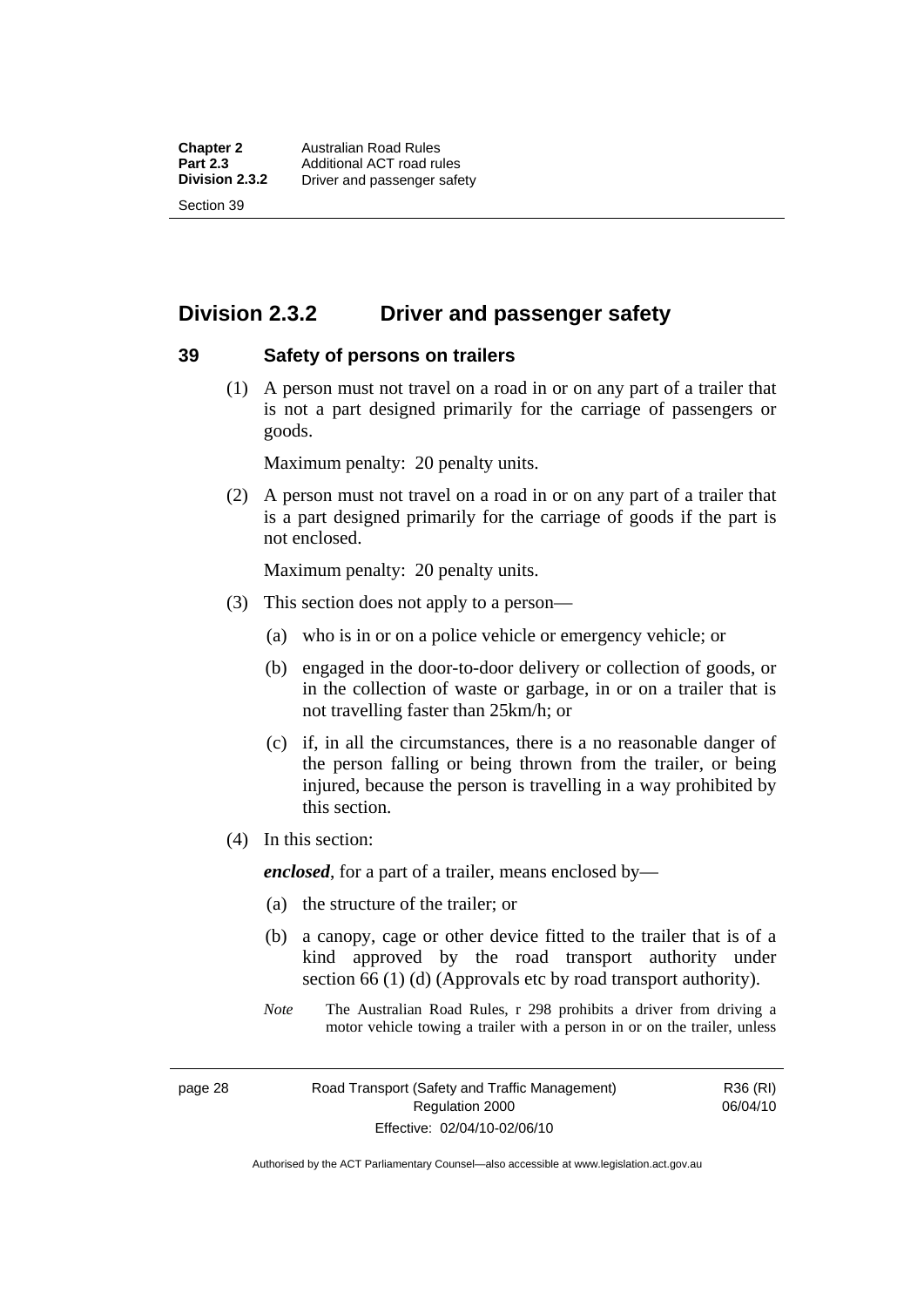## Division 2.3.2 Driver and passenger safety

### 39 Safety of persons on trailers

(1) A person must not travel on a road in or on any part of a trailer that is not a part designed primarily for the carriage of passengers or goods.

Maximum penalty: 20 penalty units.

(2) A person must not travel on a road in or on any part of a trailer that is a part designed primarily for the carriage of goods if the part is not enclosed.

Maximum penalty: 20 penalty units.

(3) This section does not apply to a person—

(a) who is in or on a police vehicle or emergency vehicle; or

(b) engaged in the door-to-door delivery or collection of goods, or in the collection of waste or garbage, in or on a trailer that is not travelling faster than 25km/h; or

(c) if, in all the circumstances, there is a no reasonable danger of the person falling or being thrown from the trailer, or being injured, because the person is travelling in a way prohibited by this section.

(4) In this section:

***enclosed***, for a part of a trailer, means enclosed by—

(a) the structure of the trailer; or

(b) a canopy, cage or other device fitted to the trailer that is of a kind approved by the road transport authority under section 66 (1) (d) (Approvals etc by road transport authority).

*Note* The Australian Road Rules, r 298 prohibits a driver from driving a motor vehicle towing a trailer with a person in or on the trailer, unless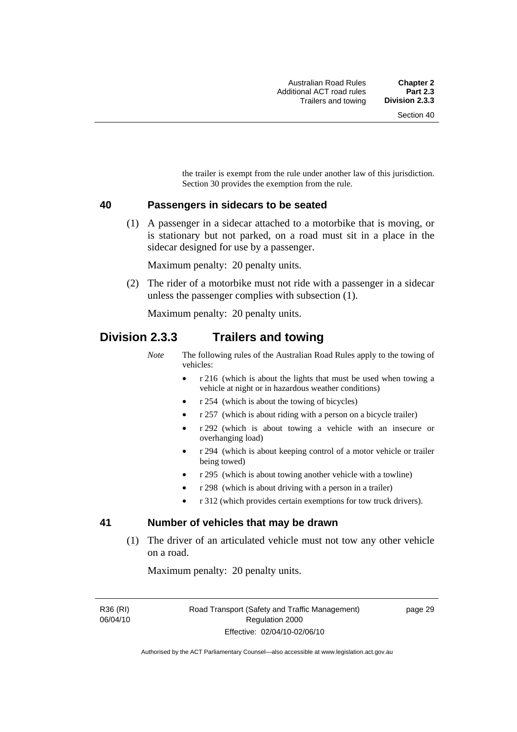the trailer is exempt from the rule under another law of this jurisdiction. Section 30 provides the exemption from the rule.

### 40 Passengers in sidecars to be seated

(1) A passenger in a sidecar attached to a motorbike that is moving, or is stationary but not parked, on a road must sit in a place in the sidecar designed for use by a passenger.

Maximum penalty: 20 penalty units.

(2) The rider of a motorbike must not ride with a passenger in a sidecar unless the passenger complies with subsection (1).

Maximum penalty: 20 penalty units.

## Division 2.3.3 Trailers and towing

*Note* The following rules of the Australian Road Rules apply to the towing of vehicles:

- r 216 (which is about the lights that must be used when towing a vehicle at night or in hazardous weather conditions)
- r 254 (which is about the towing of bicycles)
- r 257 (which is about riding with a person on a bicycle trailer)
- r 292 (which is about towing a vehicle with an insecure or overhanging load)
- r 294 (which is about keeping control of a motor vehicle or trailer being towed)
- r 295 (which is about towing another vehicle with a towline)
- r 298 (which is about driving with a person in a trailer)
- r 312 (which provides certain exemptions for tow truck drivers).

### 41 Number of vehicles that may be drawn

(1) The driver of an articulated vehicle must not tow any other vehicle on a road.

Maximum penalty: 20 penalty units.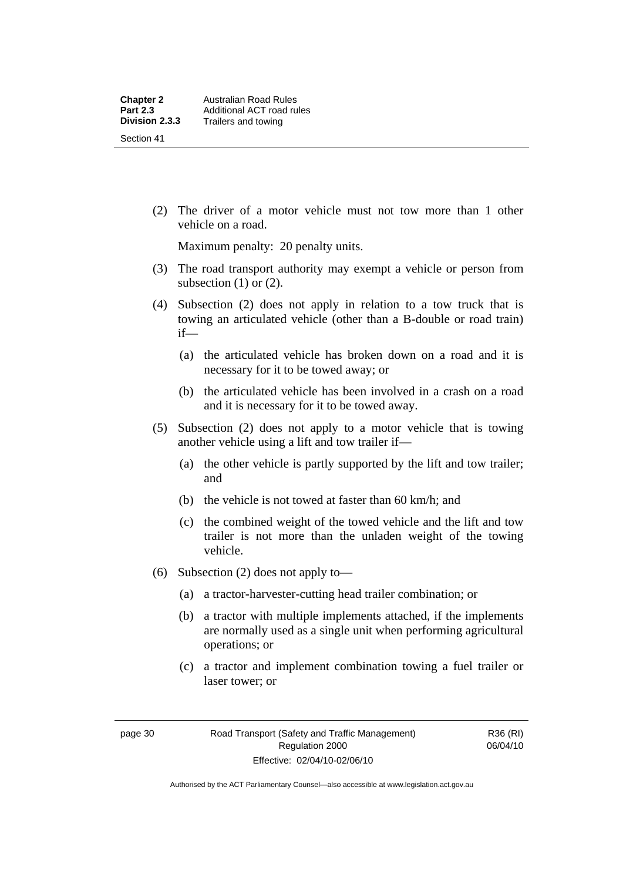(2) The driver of a motor vehicle must not tow more than 1 other vehicle on a road.

Maximum penalty: 20 penalty units.

(3) The road transport authority may exempt a vehicle or person from subsection (1) or (2).

(4) Subsection (2) does not apply in relation to a tow truck that is towing an articulated vehicle (other than a B-double or road train) if—

(a) the articulated vehicle has broken down on a road and it is necessary for it to be towed away; or

(b) the articulated vehicle has been involved in a crash on a road and it is necessary for it to be towed away.

(5) Subsection (2) does not apply to a motor vehicle that is towing another vehicle using a lift and tow trailer if—

(a) the other vehicle is partly supported by the lift and tow trailer; and

(b) the vehicle is not towed at faster than 60 km/h; and

(c) the combined weight of the towed vehicle and the lift and tow trailer is not more than the unladen weight of the towing vehicle.

(6) Subsection (2) does not apply to—

(a) a tractor-harvester-cutting head trailer combination; or

(b) a tractor with multiple implements attached, if the implements are normally used as a single unit when performing agricultural operations; or

(c) a tractor and implement combination towing a fuel trailer or laser tower; or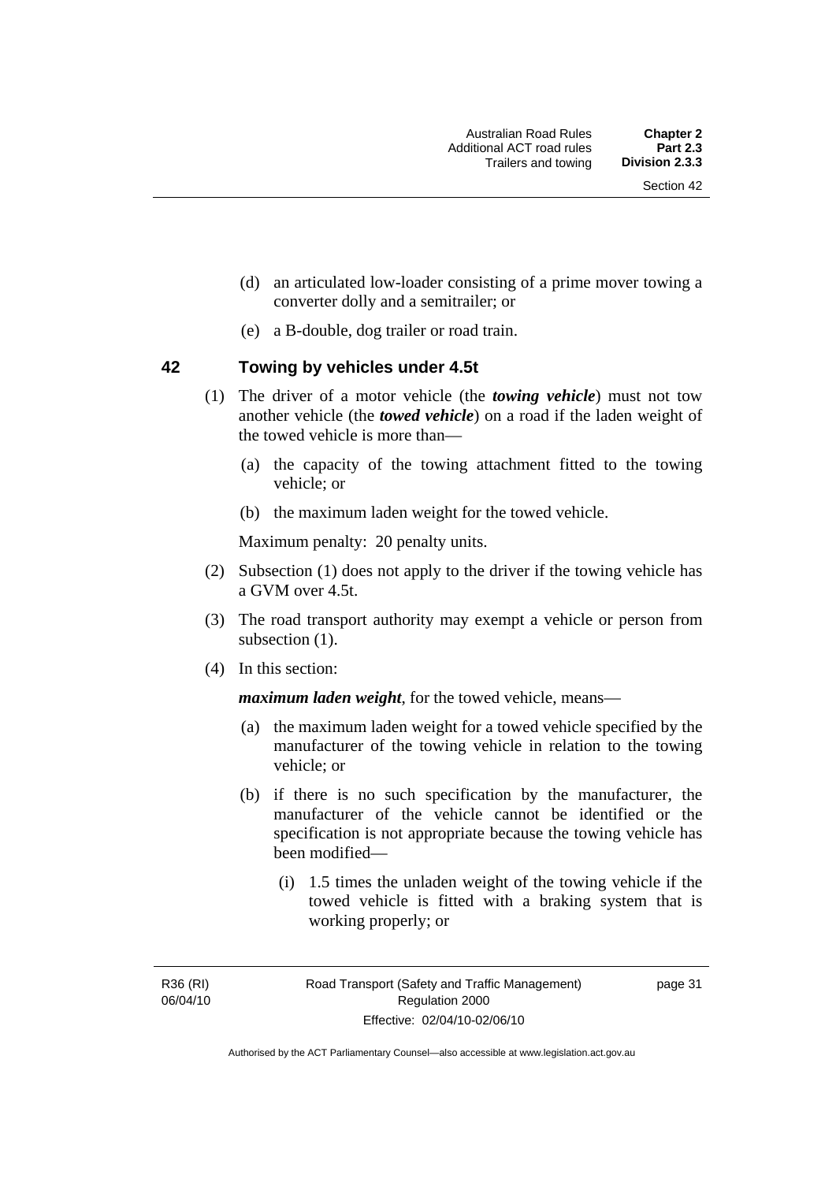(d) an articulated low-loader consisting of a prime mover towing a converter dolly and a semitrailer; or

(e) a B-double, dog trailer or road train.

## 42 Towing by vehicles under 4.5t

(1) The driver of a motor vehicle (the ***towing vehicle***) must not tow another vehicle (the ***towed vehicle***) on a road if the laden weight of the towed vehicle is more than—

(a) the capacity of the towing attachment fitted to the towing vehicle; or

(b) the maximum laden weight for the towed vehicle.

Maximum penalty: 20 penalty units.

(2) Subsection (1) does not apply to the driver if the towing vehicle has a GVM over 4.5t.

(3) The road transport authority may exempt a vehicle or person from subsection (1).

(4) In this section:

***maximum laden weight***, for the towed vehicle, means—

(a) the maximum laden weight for a towed vehicle specified by the manufacturer of the towing vehicle in relation to the towing vehicle; or

(b) if there is no such specification by the manufacturer, the manufacturer of the vehicle cannot be identified or the specification is not appropriate because the towing vehicle has been modified—

(i) 1.5 times the unladen weight of the towing vehicle if the towed vehicle is fitted with a braking system that is working properly; or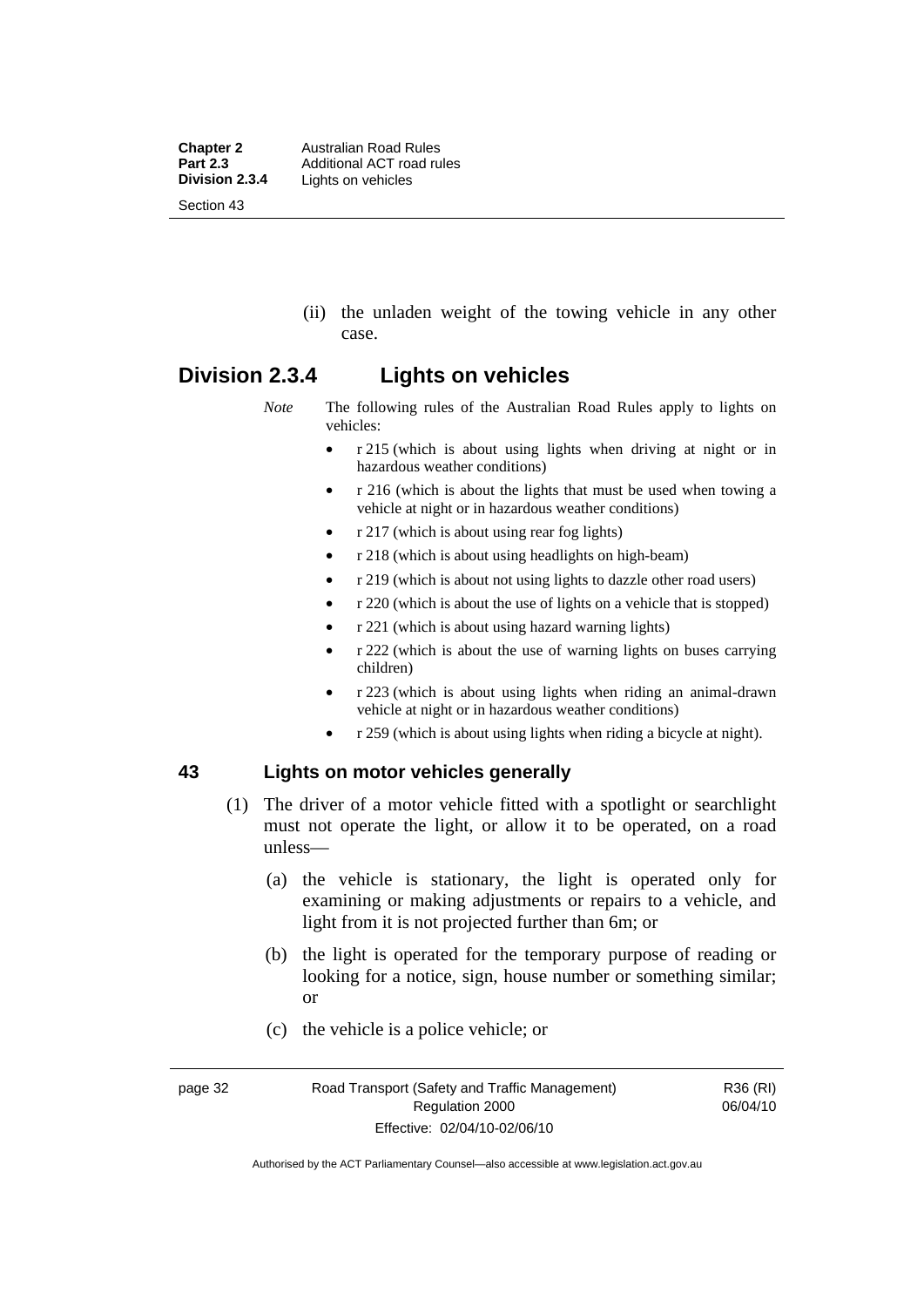(ii) the unladen weight of the towing vehicle in any other case.

## Division 2.3.4 Lights on vehicles

*Note* The following rules of the Australian Road Rules apply to lights on vehicles:

- r 215 (which is about using lights when driving at night or in hazardous weather conditions)
- r 216 (which is about the lights that must be used when towing a vehicle at night or in hazardous weather conditions)
- r 217 (which is about using rear fog lights)
- r 218 (which is about using headlights on high-beam)
- r 219 (which is about not using lights to dazzle other road users)
- r 220 (which is about the use of lights on a vehicle that is stopped)
- r 221 (which is about using hazard warning lights)
- r 222 (which is about the use of warning lights on buses carrying children)
- r 223 (which is about using lights when riding an animal-drawn vehicle at night or in hazardous weather conditions)
- r 259 (which is about using lights when riding a bicycle at night).

### 43 Lights on motor vehicles generally

(1) The driver of a motor vehicle fitted with a spotlight or searchlight must not operate the light, or allow it to be operated, on a road unless—

(a) the vehicle is stationary, the light is operated only for examining or making adjustments or repairs to a vehicle, and light from it is not projected further than 6m; or

(b) the light is operated for the temporary purpose of reading or looking for a notice, sign, house number or something similar; or

(c) the vehicle is a police vehicle; or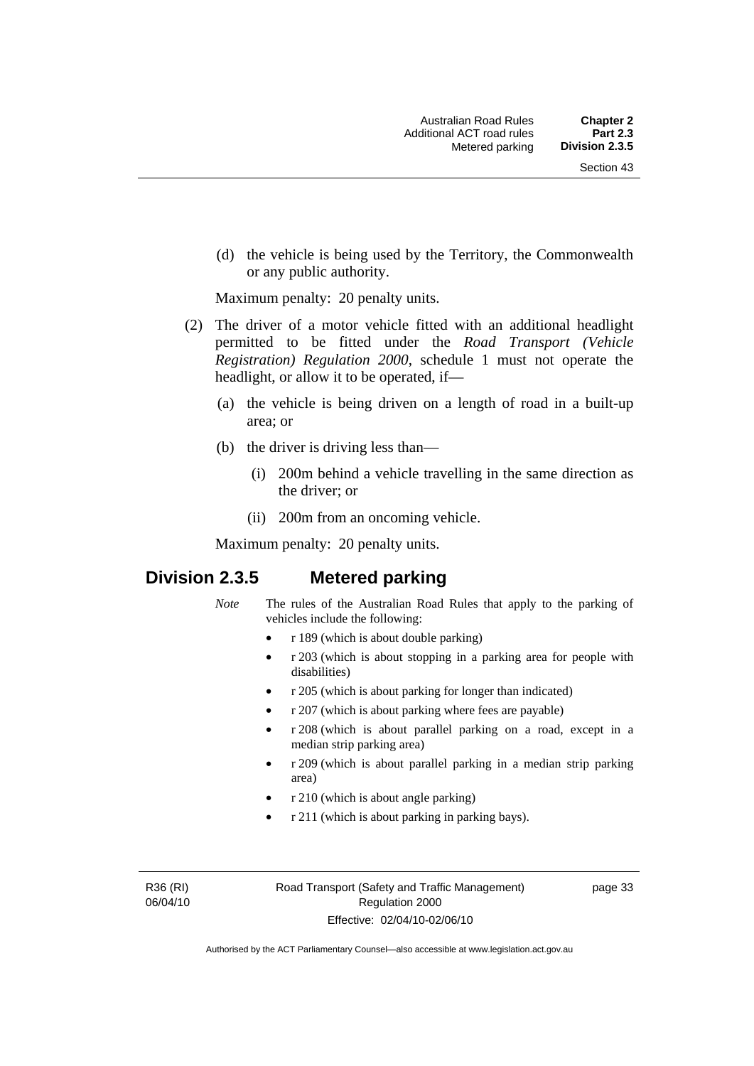(d) the vehicle is being used by the Territory, the Commonwealth or any public authority.

Maximum penalty: 20 penalty units.

(2) The driver of a motor vehicle fitted with an additional headlight permitted to be fitted under the *Road Transport (Vehicle Registration) Regulation 2000*, schedule 1 must not operate the headlight, or allow it to be operated, if—

(a) the vehicle is being driven on a length of road in a built-up area; or

(b) the driver is driving less than—

(i) 200m behind a vehicle travelling in the same direction as the driver; or

(ii) 200m from an oncoming vehicle.

Maximum penalty: 20 penalty units.

## Division 2.3.5 Metered parking

*Note* The rules of the Australian Road Rules that apply to the parking of vehicles include the following:

- r 189 (which is about double parking)
- r 203 (which is about stopping in a parking area for people with disabilities)
- r 205 (which is about parking for longer than indicated)
- r 207 (which is about parking where fees are payable)
- r 208 (which is about parallel parking on a road, except in a median strip parking area)
- r 209 (which is about parallel parking in a median strip parking area)
- r 210 (which is about angle parking)
- r 211 (which is about parking in parking bays).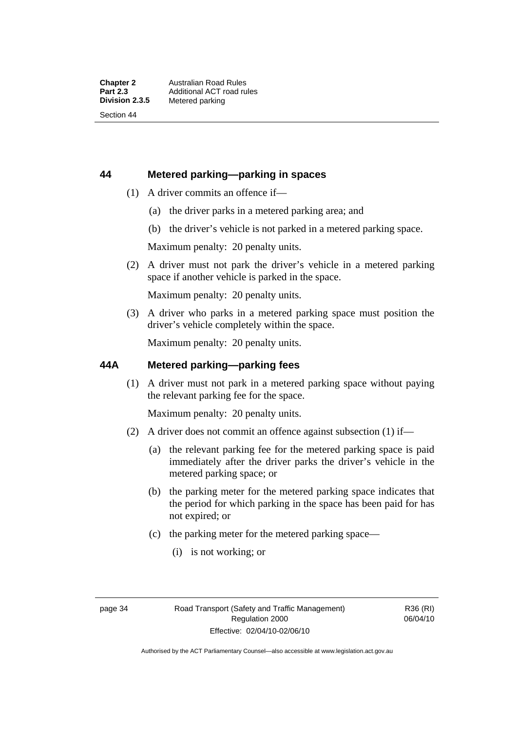## 44 Metered parking—parking in spaces

(1) A driver commits an offence if—

(a) the driver parks in a metered parking area; and

(b) the driver's vehicle is not parked in a metered parking space.

Maximum penalty: 20 penalty units.

(2) A driver must not park the driver's vehicle in a metered parking space if another vehicle is parked in the space.

Maximum penalty: 20 penalty units.

(3) A driver who parks in a metered parking space must position the driver's vehicle completely within the space.

Maximum penalty: 20 penalty units.

## 44A Metered parking—parking fees

(1) A driver must not park in a metered parking space without paying the relevant parking fee for the space.

Maximum penalty: 20 penalty units.

(2) A driver does not commit an offence against subsection (1) if—

(a) the relevant parking fee for the metered parking space is paid immediately after the driver parks the driver's vehicle in the metered parking space; or

(b) the parking meter for the metered parking space indicates that the period for which parking in the space has been paid for has not expired; or

(c) the parking meter for the metered parking space—

(i) is not working; or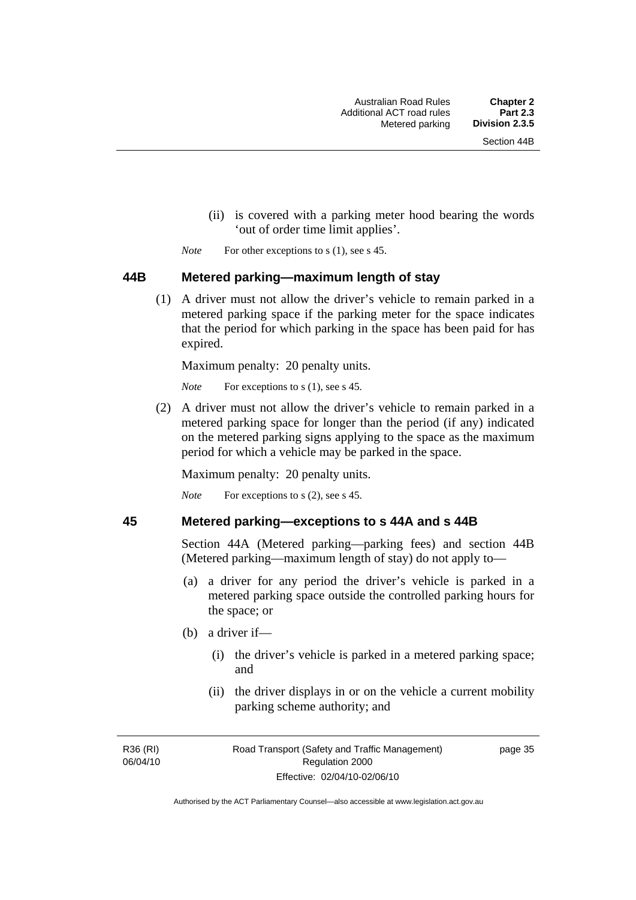(ii) is covered with a parking meter hood bearing the words 'out of order time limit applies'.

*Note* For other exceptions to s (1), see s 45.

### 44B Metered parking—maximum length of stay

(1) A driver must not allow the driver's vehicle to remain parked in a metered parking space if the parking meter for the space indicates that the period for which parking in the space has been paid for has expired.

Maximum penalty: 20 penalty units.

*Note* For exceptions to s (1), see s 45.

(2) A driver must not allow the driver's vehicle to remain parked in a metered parking space for longer than the period (if any) indicated on the metered parking signs applying to the space as the maximum period for which a vehicle may be parked in the space.

Maximum penalty: 20 penalty units.

*Note* For exceptions to s (2), see s 45.

### 45 Metered parking—exceptions to s 44A and s 44B

Section 44A (Metered parking—parking fees) and section 44B (Metered parking—maximum length of stay) do not apply to—

(a) a driver for any period the driver's vehicle is parked in a metered parking space outside the controlled parking hours for the space; or

(b) a driver if—

(i) the driver's vehicle is parked in a metered parking space; and

(ii) the driver displays in or on the vehicle a current mobility parking scheme authority; and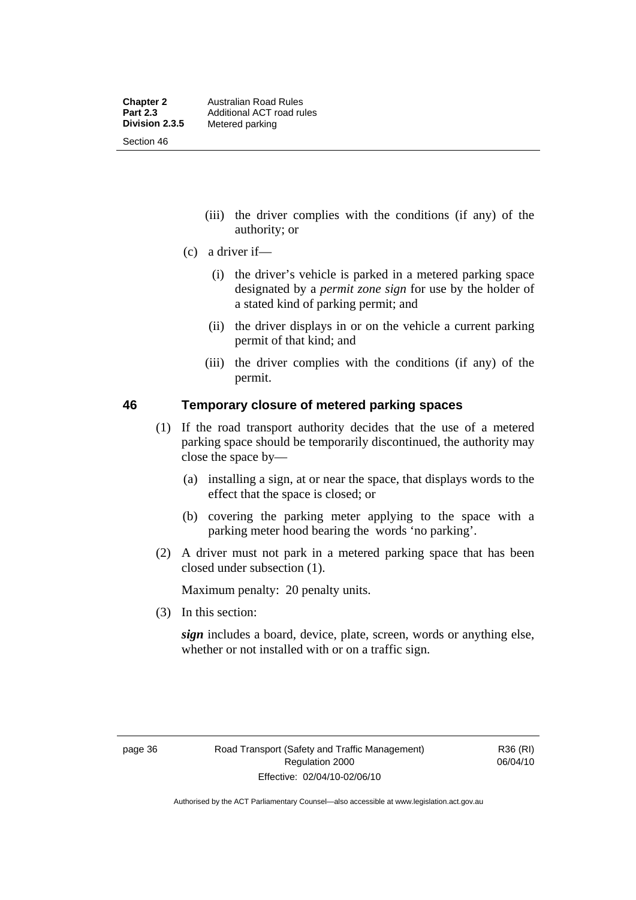(iii) the driver complies with the conditions (if any) of the authority; or

(c) a driver if—

(i) the driver's vehicle is parked in a metered parking space designated by a *permit zone sign* for use by the holder of a stated kind of parking permit; and

(ii) the driver displays in or on the vehicle a current parking permit of that kind; and

(iii) the driver complies with the conditions (if any) of the permit.

## 46 Temporary closure of metered parking spaces

(1) If the road transport authority decides that the use of a metered parking space should be temporarily discontinued, the authority may close the space by—

(a) installing a sign, at or near the space, that displays words to the effect that the space is closed; or

(b) covering the parking meter applying to the space with a parking meter hood bearing the words 'no parking'.

(2) A driver must not park in a metered parking space that has been closed under subsection (1).

Maximum penalty: 20 penalty units.

(3) In this section:

***sign*** includes a board, device, plate, screen, words or anything else, whether or not installed with or on a traffic sign.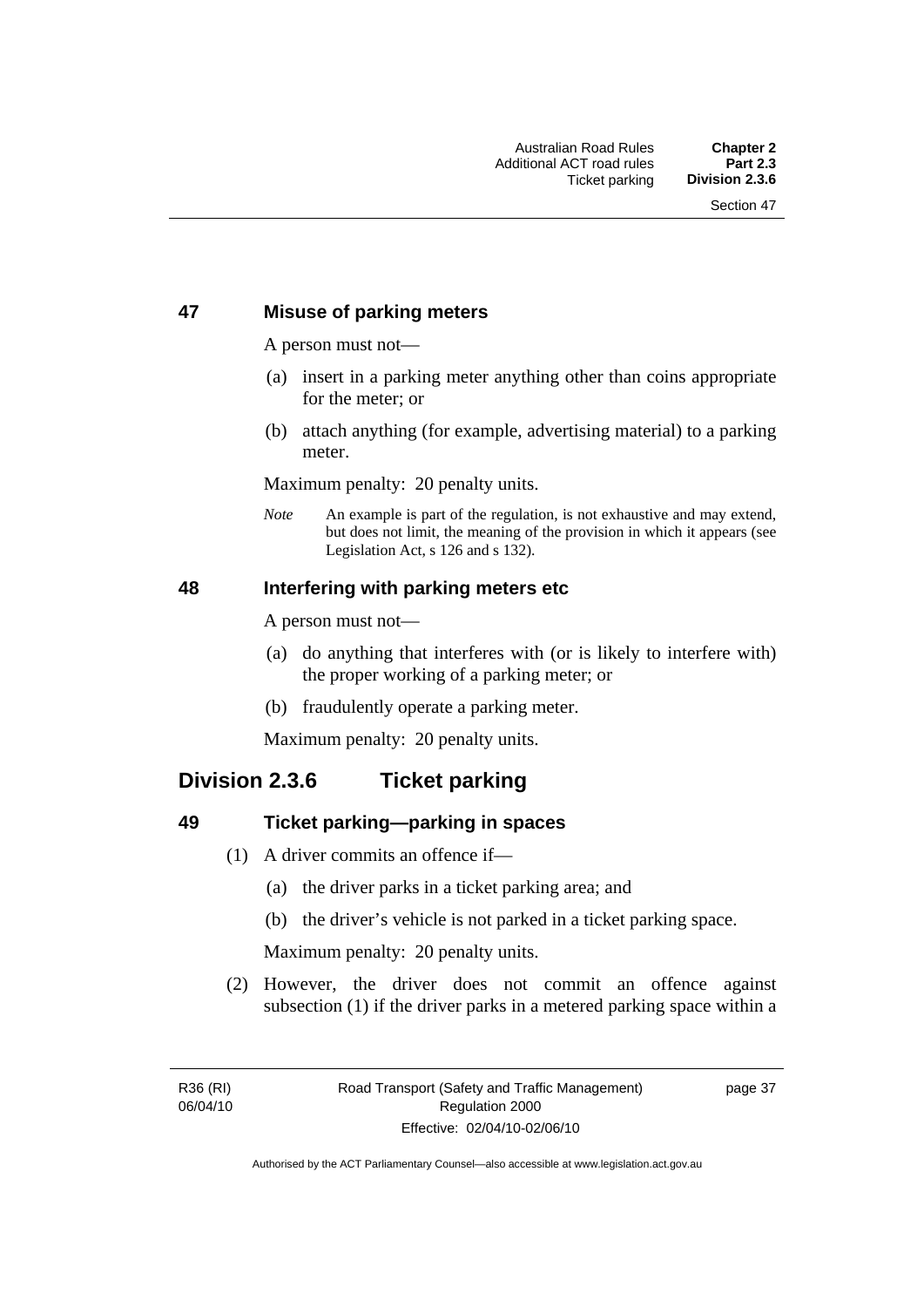### 47 Misuse of parking meters

A person must not—

(a) insert in a parking meter anything other than coins appropriate for the meter; or

(b) attach anything (for example, advertising material) to a parking meter.

Maximum penalty: 20 penalty units.

*Note* An example is part of the regulation, is not exhaustive and may extend, but does not limit, the meaning of the provision in which it appears (see Legislation Act, s 126 and s 132).

### 48 Interfering with parking meters etc

A person must not—

(a) do anything that interferes with (or is likely to interfere with) the proper working of a parking meter; or

(b) fraudulently operate a parking meter.

Maximum penalty: 20 penalty units.

## Division 2.3.6 Ticket parking

### 49 Ticket parking—parking in spaces

(1) A driver commits an offence if—

(a) the driver parks in a ticket parking area; and

(b) the driver's vehicle is not parked in a ticket parking space.

Maximum penalty: 20 penalty units.

(2) However, the driver does not commit an offence against subsection (1) if the driver parks in a metered parking space within a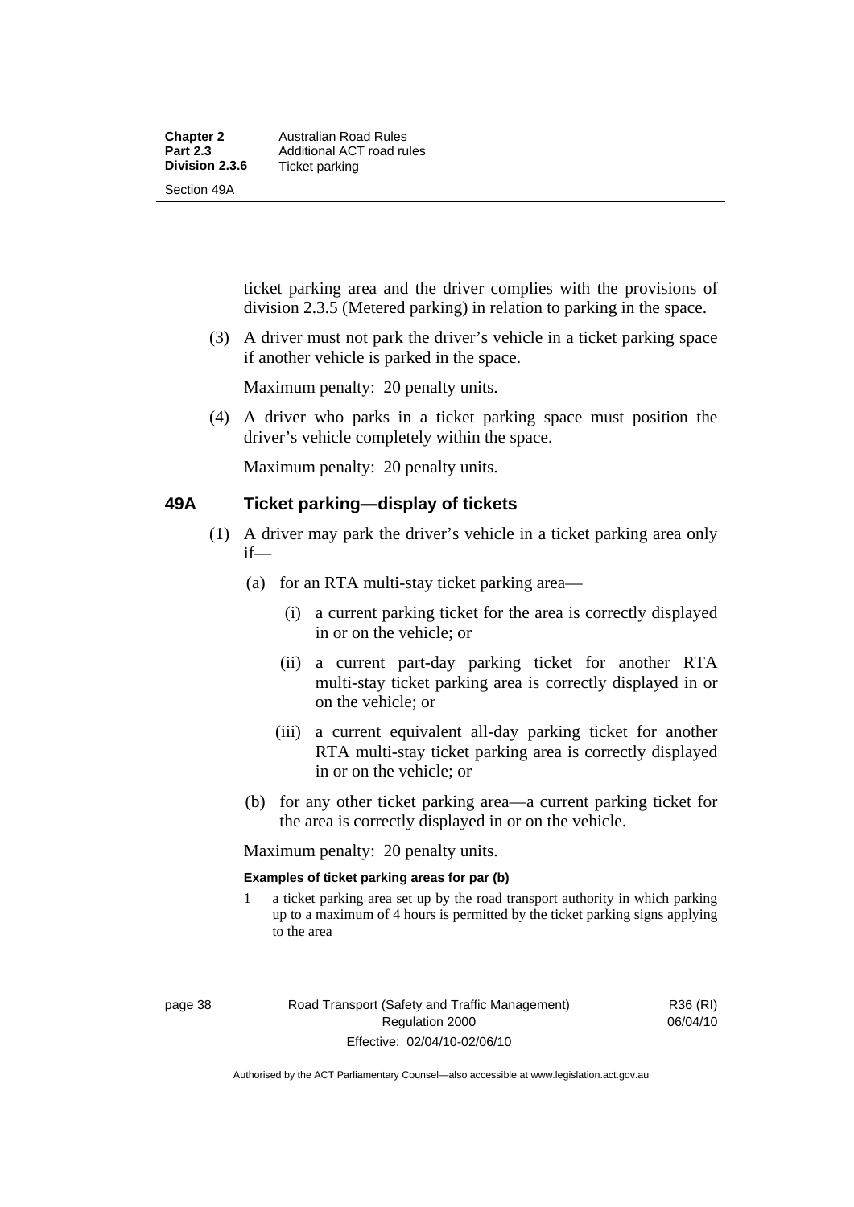ticket parking area and the driver complies with the provisions of division 2.3.5 (Metered parking) in relation to parking in the space.

(3) A driver must not park the driver's vehicle in a ticket parking space if another vehicle is parked in the space.

Maximum penalty: 20 penalty units.

(4) A driver who parks in a ticket parking space must position the driver's vehicle completely within the space.

Maximum penalty: 20 penalty units.

## 49A Ticket parking—display of tickets

(1) A driver may park the driver's vehicle in a ticket parking area only if—

(a) for an RTA multi-stay ticket parking area—

(i) a current parking ticket for the area is correctly displayed in or on the vehicle; or

(ii) a current part-day parking ticket for another RTA multi-stay ticket parking area is correctly displayed in or on the vehicle; or

(iii) a current equivalent all-day parking ticket for another RTA multi-stay ticket parking area is correctly displayed in or on the vehicle; or

(b) for any other ticket parking area—a current parking ticket for the area is correctly displayed in or on the vehicle.

Maximum penalty: 20 penalty units.

**Examples of ticket parking areas for par (b)**

1 a ticket parking area set up by the road transport authority in which parking up to a maximum of 4 hours is permitted by the ticket parking signs applying to the area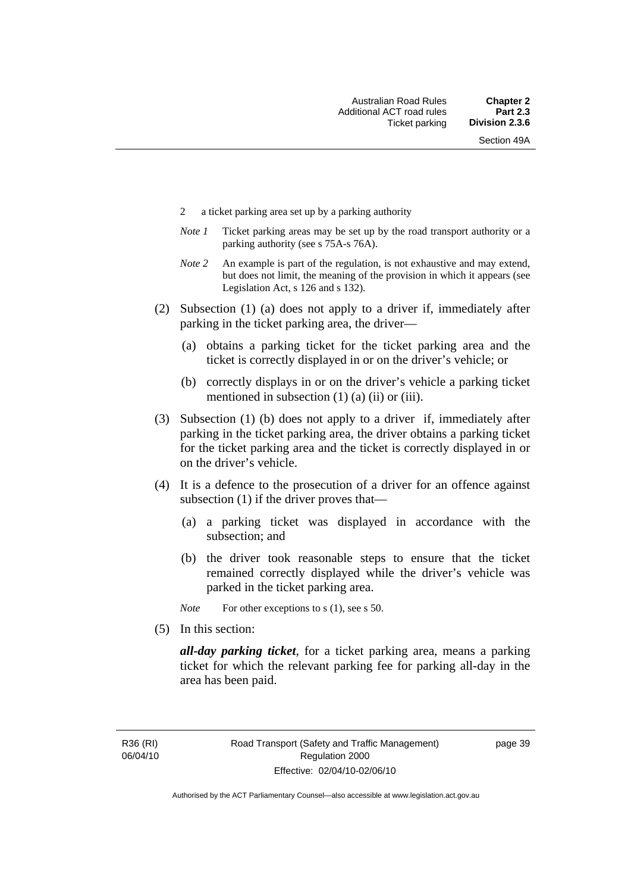2 a ticket parking area set up by a parking authority

*Note 1* Ticket parking areas may be set up by the road transport authority or a parking authority (see s 75A-s 76A).

*Note 2* An example is part of the regulation, is not exhaustive and may extend, but does not limit, the meaning of the provision in which it appears (see Legislation Act, s 126 and s 132).

(2) Subsection (1) (a) does not apply to a driver if, immediately after parking in the ticket parking area, the driver—

(a) obtains a parking ticket for the ticket parking area and the ticket is correctly displayed in or on the driver's vehicle; or

(b) correctly displays in or on the driver's vehicle a parking ticket mentioned in subsection (1) (a) (ii) or (iii).

(3) Subsection (1) (b) does not apply to a driver if, immediately after parking in the ticket parking area, the driver obtains a parking ticket for the ticket parking area and the ticket is correctly displayed in or on the driver's vehicle.

(4) It is a defence to the prosecution of a driver for an offence against subsection (1) if the driver proves that—

(a) a parking ticket was displayed in accordance with the subsection; and

(b) the driver took reasonable steps to ensure that the ticket remained correctly displayed while the driver's vehicle was parked in the ticket parking area.

*Note* For other exceptions to s (1), see s 50.

(5) In this section:

***all-day parking ticket***, for a ticket parking area, means a parking ticket for which the relevant parking fee for parking all-day in the area has been paid.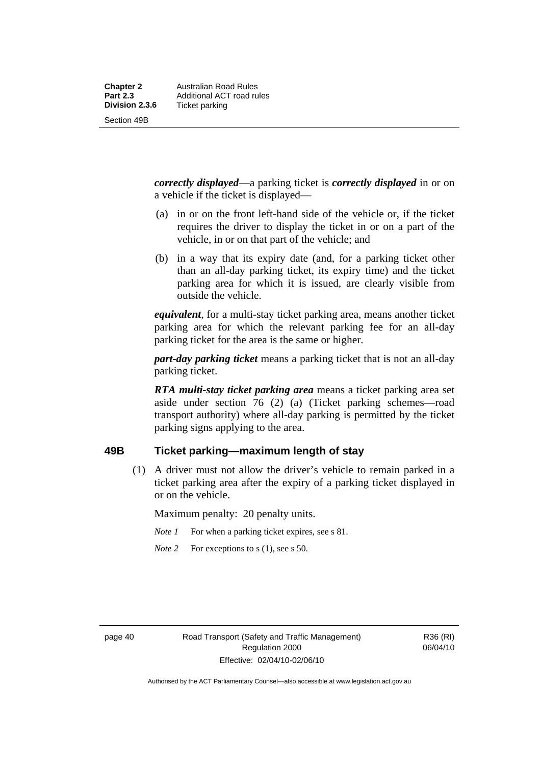***correctly displayed***—a parking ticket is ***correctly displayed*** in or on a vehicle if the ticket is displayed—

(a) in or on the front left-hand side of the vehicle or, if the ticket requires the driver to display the ticket in or on a part of the vehicle, in or on that part of the vehicle; and

(b) in a way that its expiry date (and, for a parking ticket other than an all-day parking ticket, its expiry time) and the ticket parking area for which it is issued, are clearly visible from outside the vehicle.

***equivalent***, for a multi-stay ticket parking area, means another ticket parking area for which the relevant parking fee for an all-day parking ticket for the area is the same or higher.

***part-day parking ticket*** means a parking ticket that is not an all-day parking ticket.

***RTA multi-stay ticket parking area*** means a ticket parking area set aside under section 76 (2) (a) (Ticket parking schemes—road transport authority) where all-day parking is permitted by the ticket parking signs applying to the area.

## 49B Ticket parking—maximum length of stay

(1) A driver must not allow the driver's vehicle to remain parked in a ticket parking area after the expiry of a parking ticket displayed in or on the vehicle.

Maximum penalty: 20 penalty units.

*Note 1* For when a parking ticket expires, see s 81.

*Note 2* For exceptions to s (1), see s 50.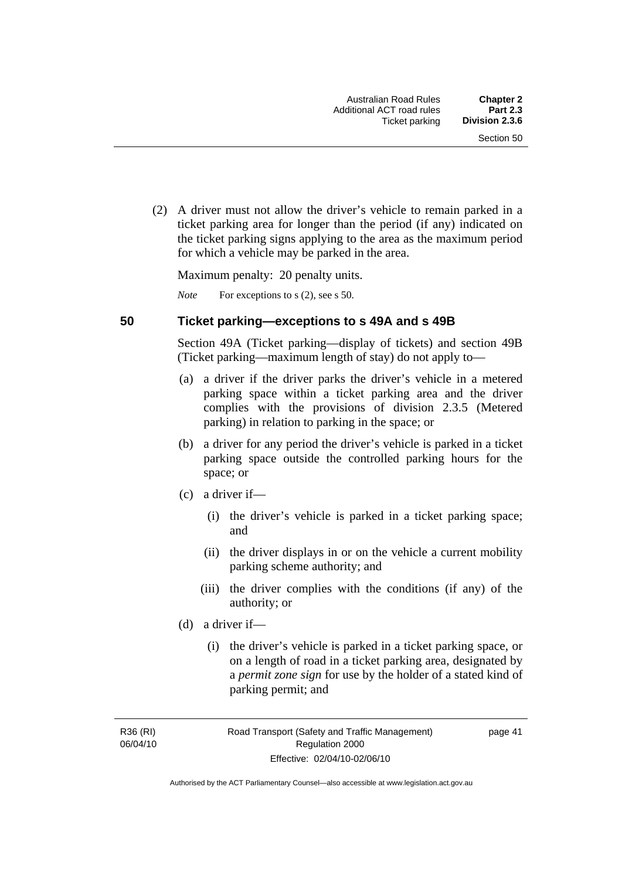(2) A driver must not allow the driver's vehicle to remain parked in a ticket parking area for longer than the period (if any) indicated on the ticket parking signs applying to the area as the maximum period for which a vehicle may be parked in the area.

Maximum penalty: 20 penalty units.

*Note* For exceptions to s (2), see s 50.

## 50 Ticket parking—exceptions to s 49A and s 49B

Section 49A (Ticket parking—display of tickets) and section 49B (Ticket parking—maximum length of stay) do not apply to—

(a) a driver if the driver parks the driver's vehicle in a metered parking space within a ticket parking area and the driver complies with the provisions of division 2.3.5 (Metered parking) in relation to parking in the space; or

(b) a driver for any period the driver's vehicle is parked in a ticket parking space outside the controlled parking hours for the space; or

(c) a driver if—

(i) the driver's vehicle is parked in a ticket parking space; and

(ii) the driver displays in or on the vehicle a current mobility parking scheme authority; and

(iii) the driver complies with the conditions (if any) of the authority; or

(d) a driver if—

(i) the driver's vehicle is parked in a ticket parking space, or on a length of road in a ticket parking area, designated by a *permit zone sign* for use by the holder of a stated kind of parking permit; and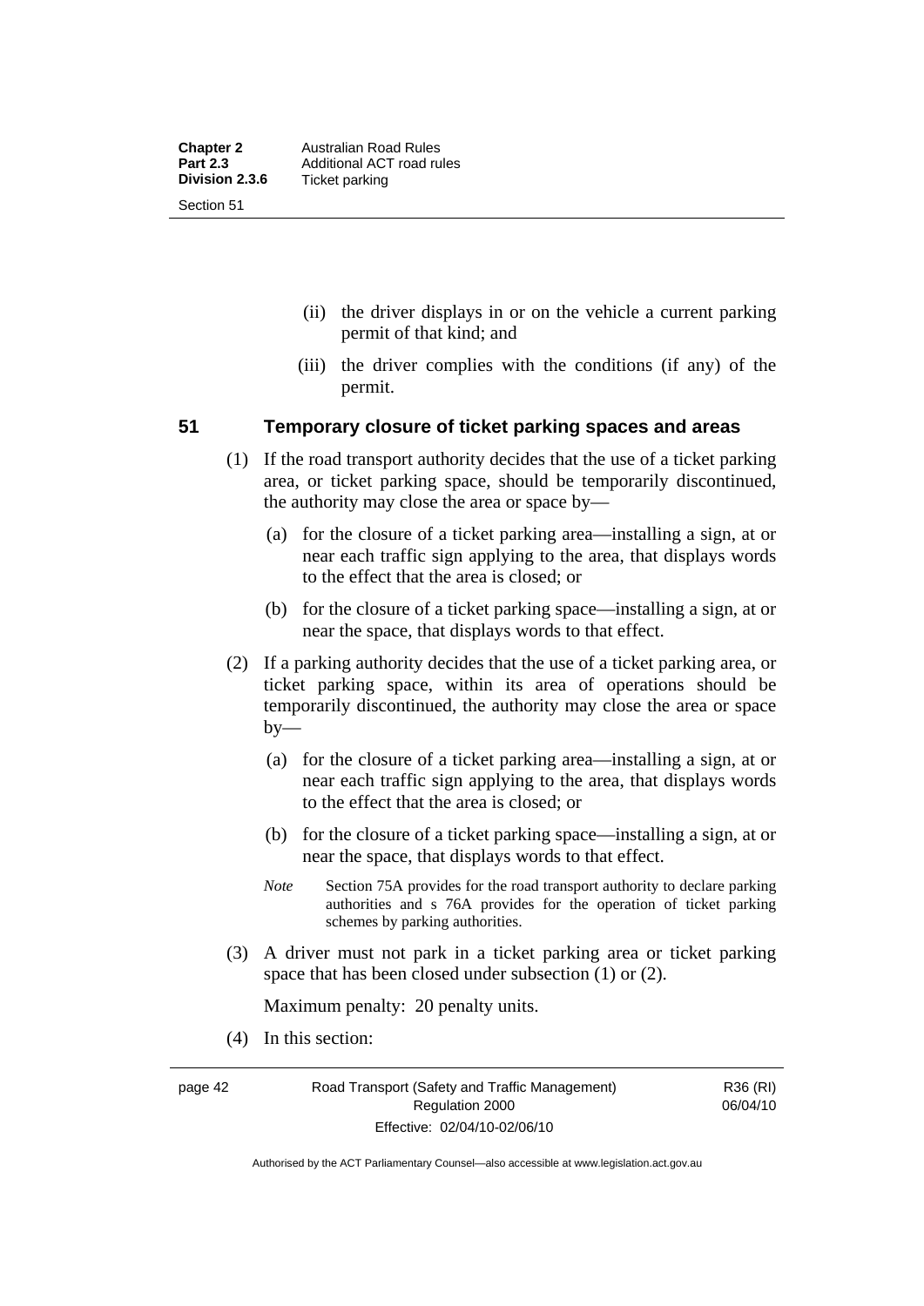(ii) the driver displays in or on the vehicle a current parking permit of that kind; and

(iii) the driver complies with the conditions (if any) of the permit.

## 51 Temporary closure of ticket parking spaces and areas

(1) If the road transport authority decides that the use of a ticket parking area, or ticket parking space, should be temporarily discontinued, the authority may close the area or space by—

(a) for the closure of a ticket parking area—installing a sign, at or near each traffic sign applying to the area, that displays words to the effect that the area is closed; or

(b) for the closure of a ticket parking space—installing a sign, at or near the space, that displays words to that effect.

(2) If a parking authority decides that the use of a ticket parking area, or ticket parking space, within its area of operations should be temporarily discontinued, the authority may close the area or space by—

(a) for the closure of a ticket parking area—installing a sign, at or near each traffic sign applying to the area, that displays words to the effect that the area is closed; or

(b) for the closure of a ticket parking space—installing a sign, at or near the space, that displays words to that effect.

*Note* Section 75A provides for the road transport authority to declare parking authorities and s 76A provides for the operation of ticket parking schemes by parking authorities.

(3) A driver must not park in a ticket parking area or ticket parking space that has been closed under subsection (1) or (2).

Maximum penalty: 20 penalty units.

(4) In this section: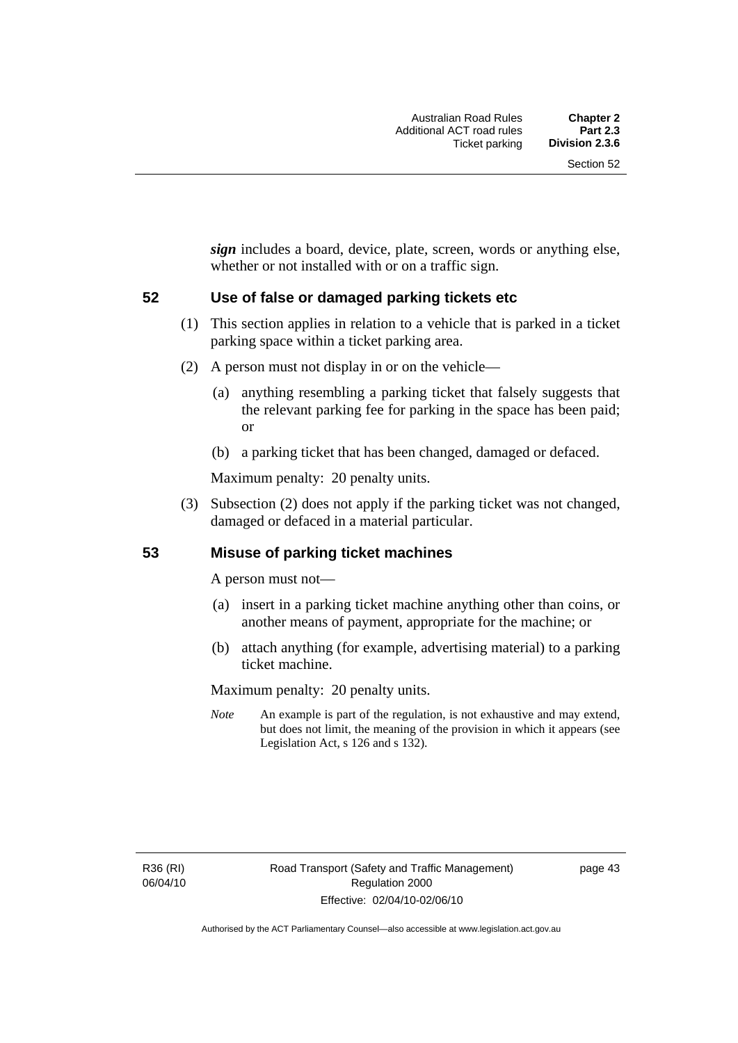***sign*** includes a board, device, plate, screen, words or anything else, whether or not installed with or on a traffic sign.

## 52 Use of false or damaged parking tickets etc

(1) This section applies in relation to a vehicle that is parked in a ticket parking space within a ticket parking area.

(2) A person must not display in or on the vehicle—

(a) anything resembling a parking ticket that falsely suggests that the relevant parking fee for parking in the space has been paid; or

(b) a parking ticket that has been changed, damaged or defaced.

Maximum penalty: 20 penalty units.

(3) Subsection (2) does not apply if the parking ticket was not changed, damaged or defaced in a material particular.

## 53 Misuse of parking ticket machines

A person must not—

(a) insert in a parking ticket machine anything other than coins, or another means of payment, appropriate for the machine; or

(b) attach anything (for example, advertising material) to a parking ticket machine.

Maximum penalty: 20 penalty units.

*Note* An example is part of the regulation, is not exhaustive and may extend, but does not limit, the meaning of the provision in which it appears (see Legislation Act, s 126 and s 132).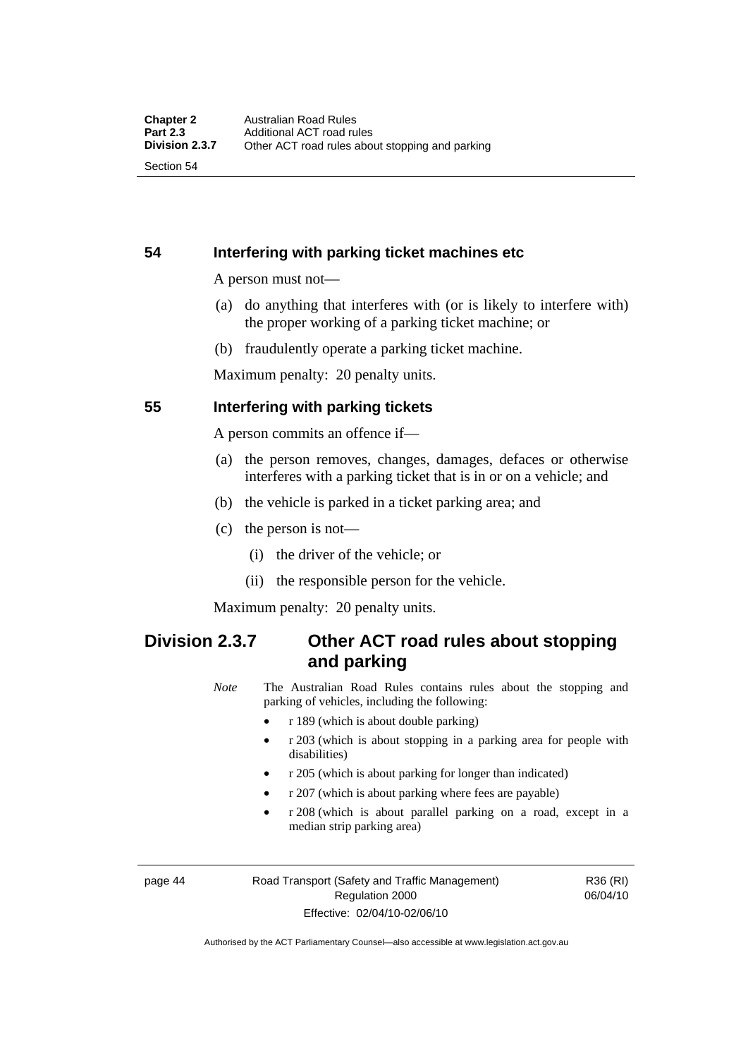## 54 Interfering with parking ticket machines etc

A person must not—

(a) do anything that interferes with (or is likely to interfere with) the proper working of a parking ticket machine; or

(b) fraudulently operate a parking ticket machine.

Maximum penalty: 20 penalty units.

## 55 Interfering with parking tickets

A person commits an offence if—

(a) the person removes, changes, damages, defaces or otherwise interferes with a parking ticket that is in or on a vehicle; and

(b) the vehicle is parked in a ticket parking area; and

(c) the person is not—

(i) the driver of the vehicle; or

(ii) the responsible person for the vehicle.

Maximum penalty: 20 penalty units.

# Division 2.3.7 Other ACT road rules about stopping and parking

*Note* The Australian Road Rules contains rules about the stopping and parking of vehicles, including the following:

- r 189 (which is about double parking)
- r 203 (which is about stopping in a parking area for people with disabilities)
- r 205 (which is about parking for longer than indicated)
- r 207 (which is about parking where fees are payable)
- r 208 (which is about parallel parking on a road, except in a median strip parking area)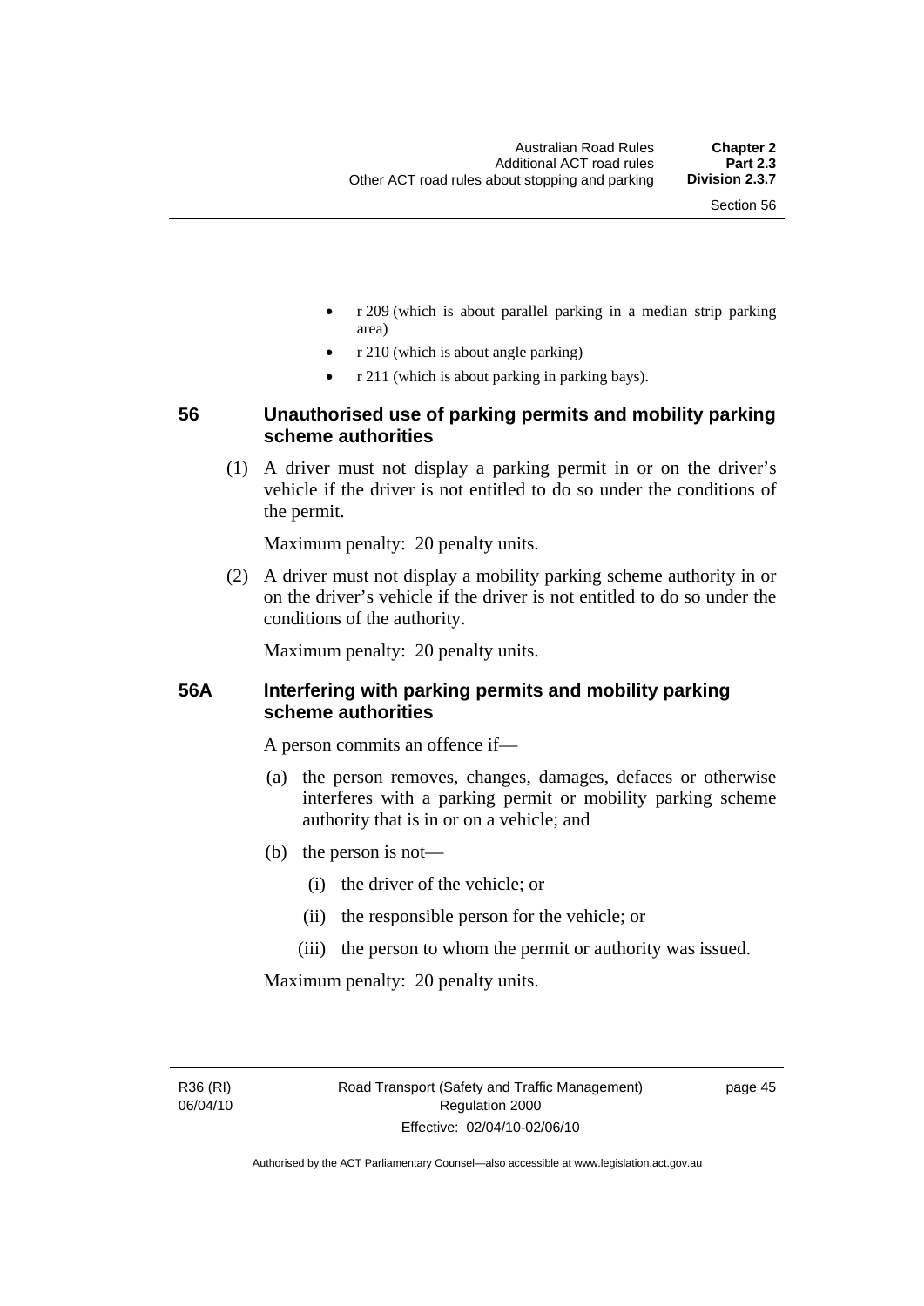- r 209 (which is about parallel parking in a median strip parking area)
- r 210 (which is about angle parking)
- r 211 (which is about parking in parking bays).

### 56 Unauthorised use of parking permits and mobility parking scheme authorities

(1) A driver must not display a parking permit in or on the driver's vehicle if the driver is not entitled to do so under the conditions of the permit.

Maximum penalty: 20 penalty units.

(2) A driver must not display a mobility parking scheme authority in or on the driver's vehicle if the driver is not entitled to do so under the conditions of the authority.

Maximum penalty: 20 penalty units.

### 56A Interfering with parking permits and mobility parking scheme authorities

A person commits an offence if—

(a) the person removes, changes, damages, defaces or otherwise interferes with a parking permit or mobility parking scheme authority that is in or on a vehicle; and

(b) the person is not—

(i) the driver of the vehicle; or

(ii) the responsible person for the vehicle; or

(iii) the person to whom the permit or authority was issued.

Maximum penalty: 20 penalty units.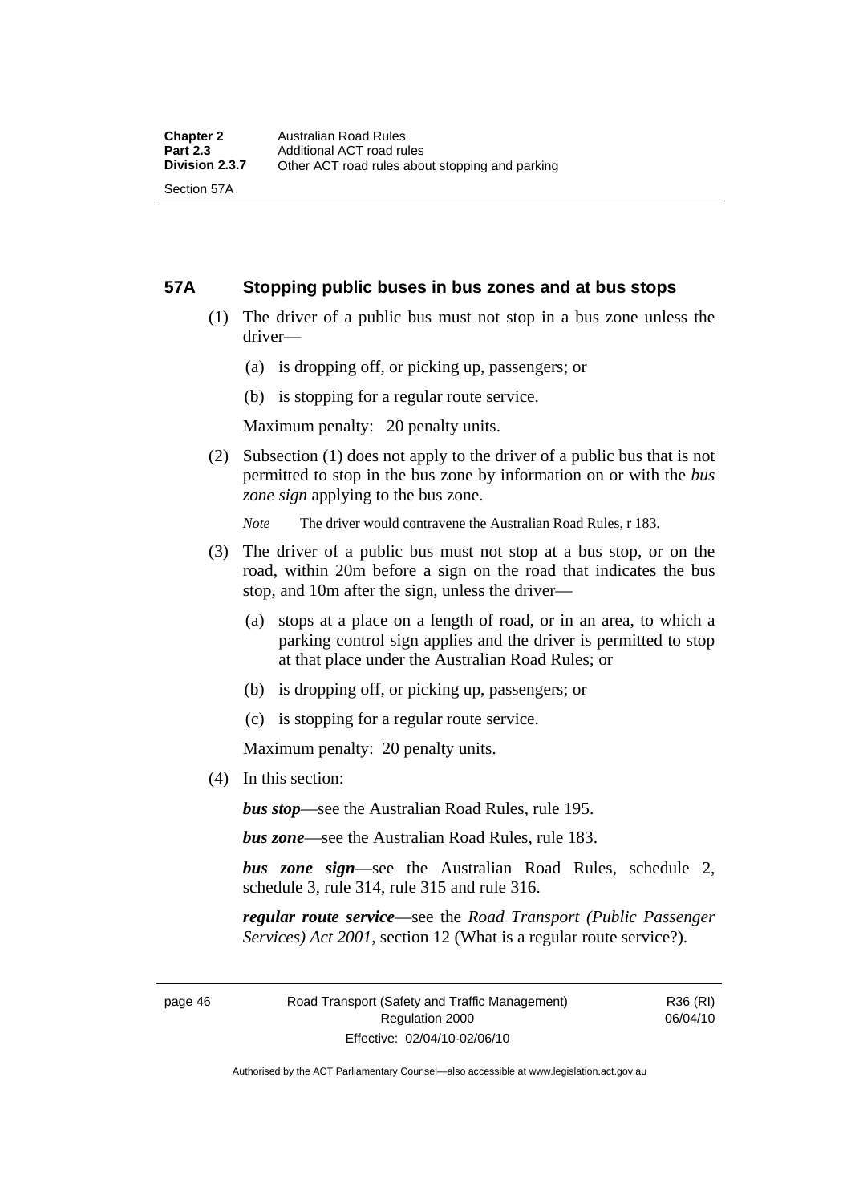## 57A Stopping public buses in bus zones and at bus stops

(1) The driver of a public bus must not stop in a bus zone unless the driver—

(a) is dropping off, or picking up, passengers; or

(b) is stopping for a regular route service.

Maximum penalty: 20 penalty units.

(2) Subsection (1) does not apply to the driver of a public bus that is not permitted to stop in the bus zone by information on or with the ***bus zone sign*** applying to the bus zone.

*Note* The driver would contravene the Australian Road Rules, r 183.

(3) The driver of a public bus must not stop at a bus stop, or on the road, within 20m before a sign on the road that indicates the bus stop, and 10m after the sign, unless the driver—

(a) stops at a place on a length of road, or in an area, to which a parking control sign applies and the driver is permitted to stop at that place under the Australian Road Rules; or

(b) is dropping off, or picking up, passengers; or

(c) is stopping for a regular route service.

Maximum penalty: 20 penalty units.

(4) In this section:

***bus stop***—see the Australian Road Rules, rule 195.

***bus zone***—see the Australian Road Rules, rule 183.

***bus zone sign***—see the Australian Road Rules, schedule 2, schedule 3, rule 314, rule 315 and rule 316.

***regular route service***—see the *Road Transport (Public Passenger Services) Act 2001*, section 12 (What is a regular route service?).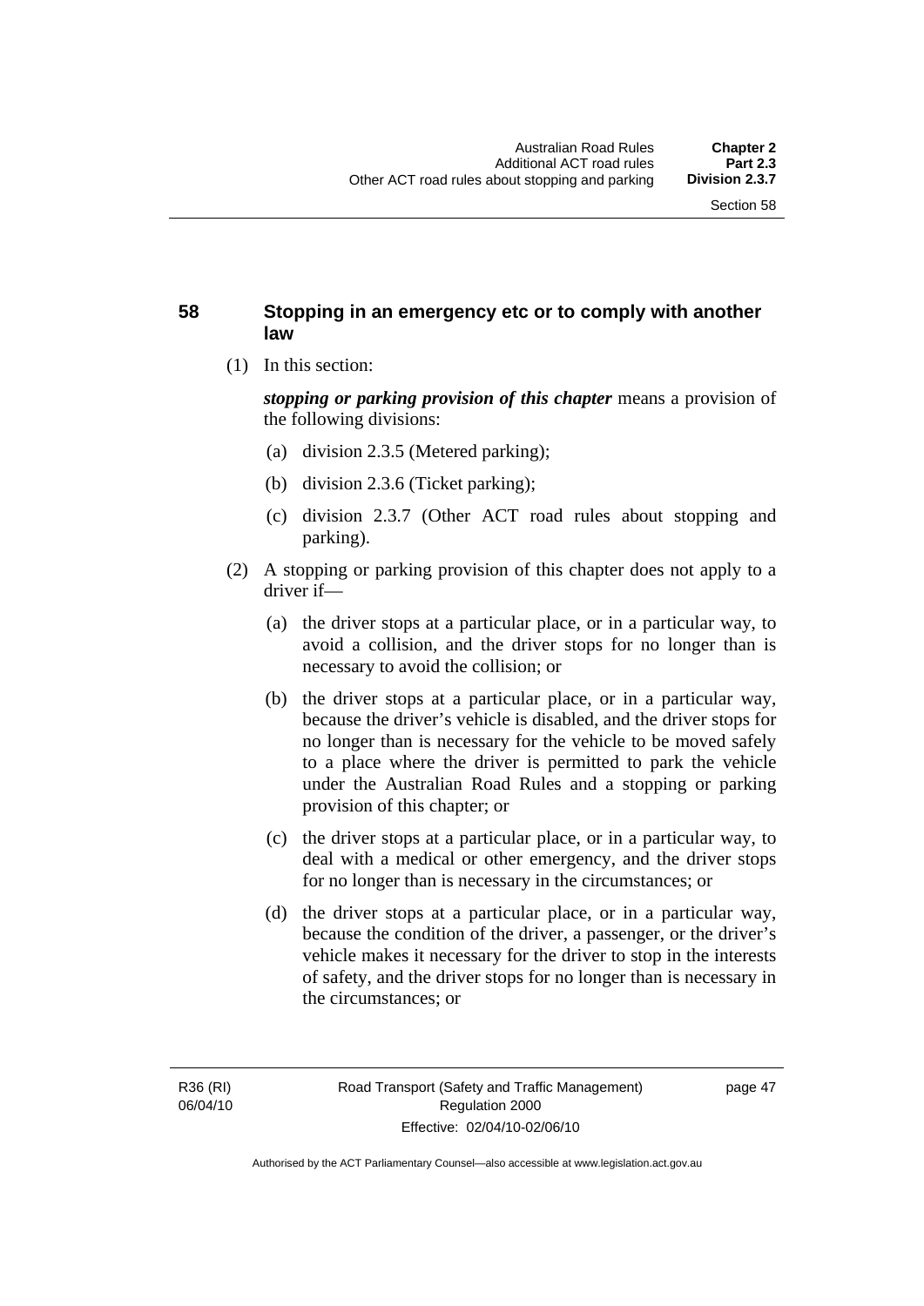## 58 Stopping in an emergency etc or to comply with another law

(1) In this section:

***stopping or parking provision of this chapter*** means a provision of the following divisions:

(a) division 2.3.5 (Metered parking);

(b) division 2.3.6 (Ticket parking);

(c) division 2.3.7 (Other ACT road rules about stopping and parking).

(2) A stopping or parking provision of this chapter does not apply to a driver if—

(a) the driver stops at a particular place, or in a particular way, to avoid a collision, and the driver stops for no longer than is necessary to avoid the collision; or

(b) the driver stops at a particular place, or in a particular way, because the driver's vehicle is disabled, and the driver stops for no longer than is necessary for the vehicle to be moved safely to a place where the driver is permitted to park the vehicle under the Australian Road Rules and a stopping or parking provision of this chapter; or

(c) the driver stops at a particular place, or in a particular way, to deal with a medical or other emergency, and the driver stops for no longer than is necessary in the circumstances; or

(d) the driver stops at a particular place, or in a particular way, because the condition of the driver, a passenger, or the driver's vehicle makes it necessary for the driver to stop in the interests of safety, and the driver stops for no longer than is necessary in the circumstances; or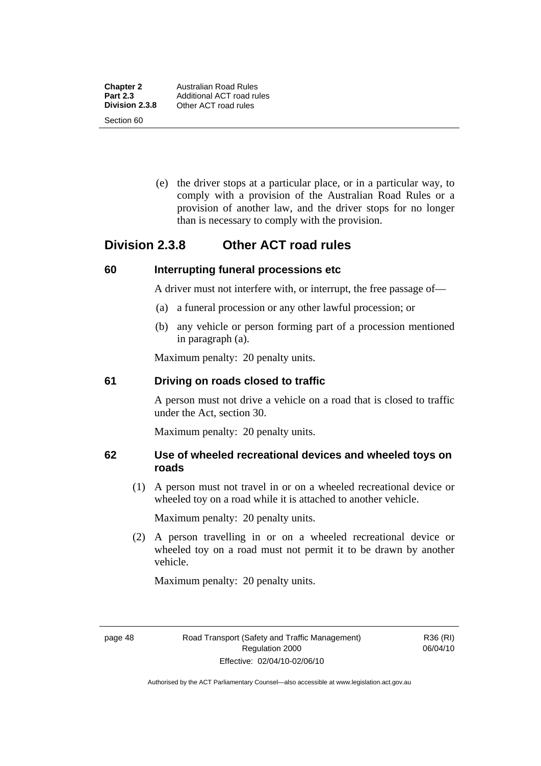(e) the driver stops at a particular place, or in a particular way, to comply with a provision of the Australian Road Rules or a provision of another law, and the driver stops for no longer than is necessary to comply with the provision.

## Division 2.3.8 Other ACT road rules

### 60 Interrupting funeral processions etc

A driver must not interfere with, or interrupt, the free passage of—

(a) a funeral procession or any other lawful procession; or

(b) any vehicle or person forming part of a procession mentioned in paragraph (a).

Maximum penalty: 20 penalty units.

### 61 Driving on roads closed to traffic

A person must not drive a vehicle on a road that is closed to traffic under the Act, section 30.

Maximum penalty: 20 penalty units.

### 62 Use of wheeled recreational devices and wheeled toys on roads

(1) A person must not travel in or on a wheeled recreational device or wheeled toy on a road while it is attached to another vehicle.

Maximum penalty: 20 penalty units.

(2) A person travelling in or on a wheeled recreational device or wheeled toy on a road must not permit it to be drawn by another vehicle.

Maximum penalty: 20 penalty units.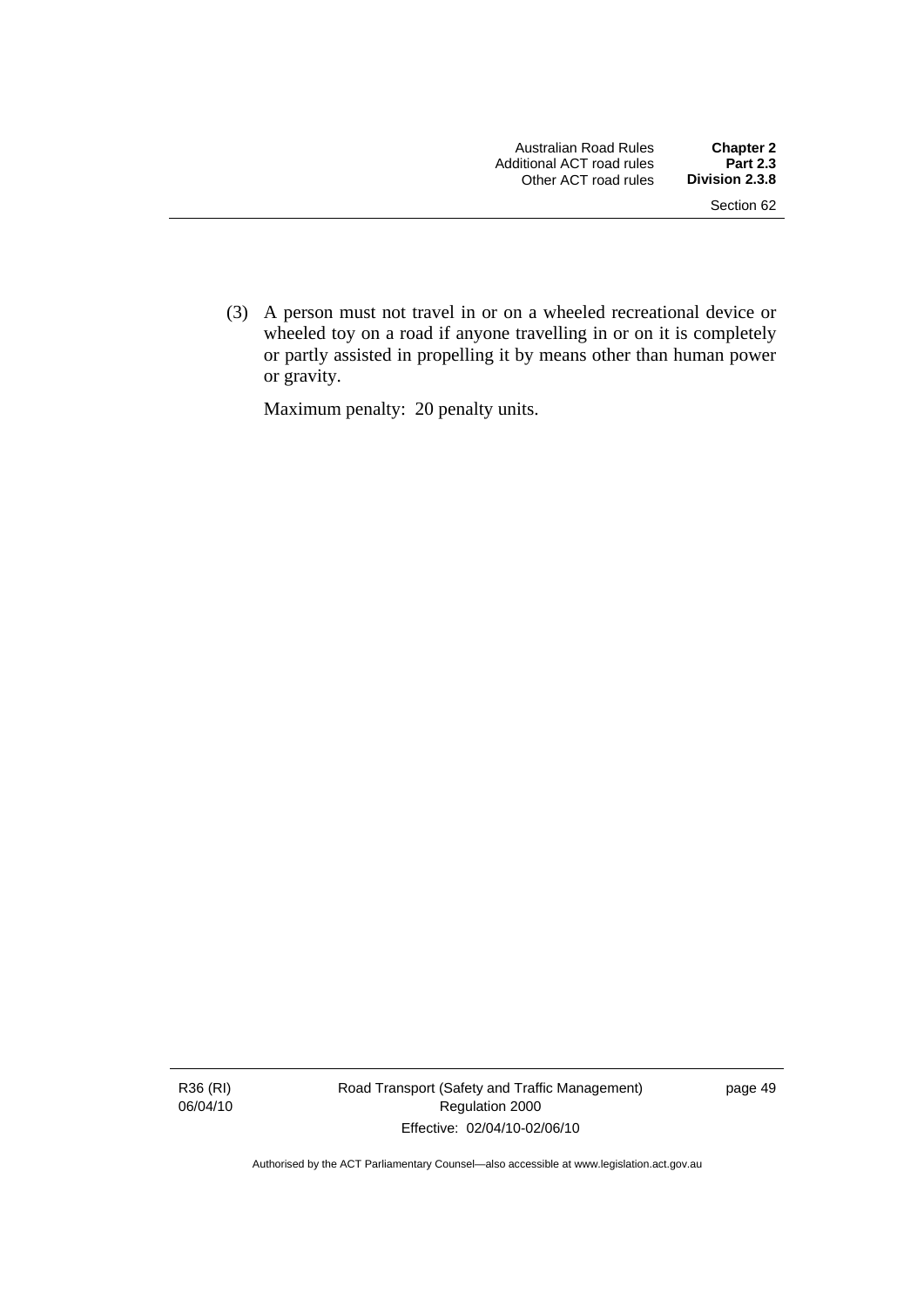(3) A person must not travel in or on a wheeled recreational device or wheeled toy on a road if anyone travelling in or on it is completely or partly assisted in propelling it by means other than human power or gravity.

Maximum penalty: 20 penalty units.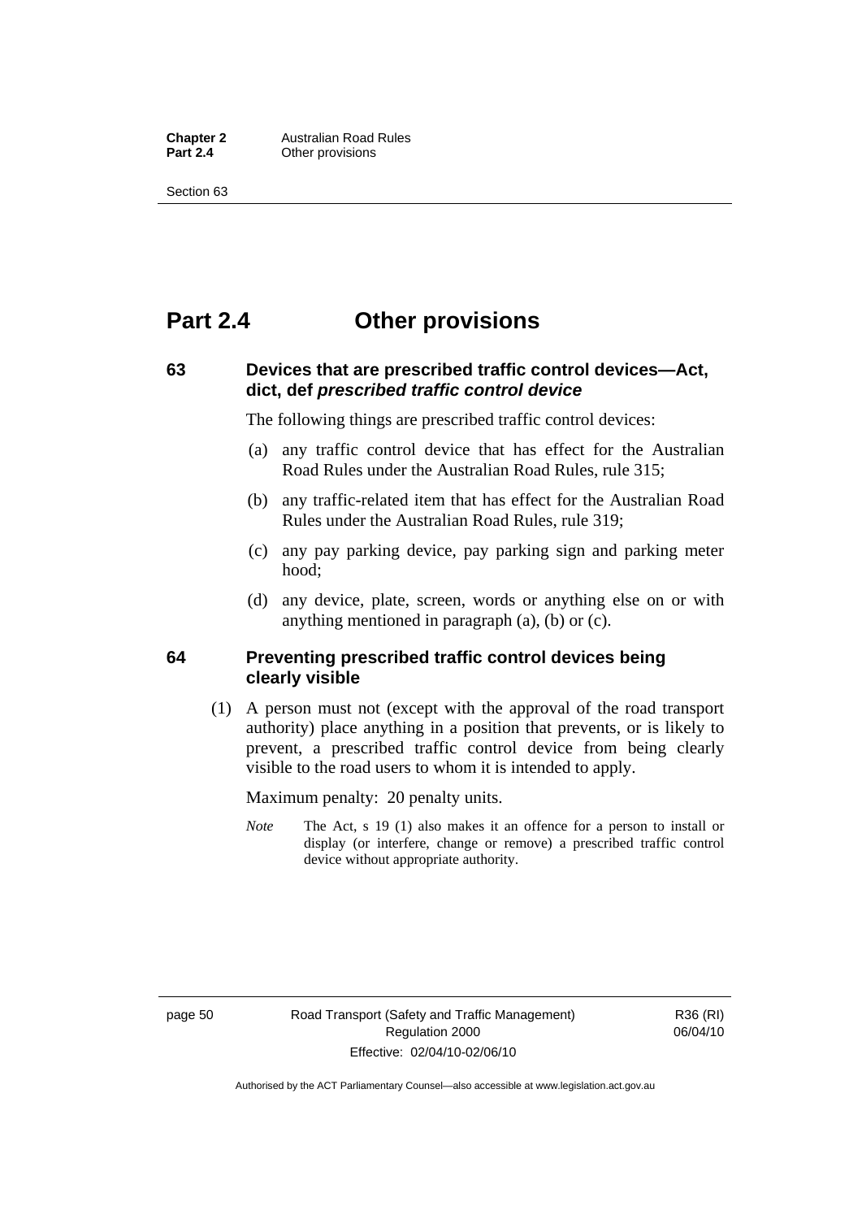# Part 2.4 Other provisions

## 63 Devices that are prescribed traffic control devices—Act, dict, def *prescribed traffic control device*

The following things are prescribed traffic control devices:

(a) any traffic control device that has effect for the Australian Road Rules under the Australian Road Rules, rule 315;

(b) any traffic-related item that has effect for the Australian Road Rules under the Australian Road Rules, rule 319;

(c) any pay parking device, pay parking sign and parking meter hood;

(d) any device, plate, screen, words or anything else on or with anything mentioned in paragraph (a), (b) or (c).

## 64 Preventing prescribed traffic control devices being clearly visible

(1) A person must not (except with the approval of the road transport authority) place anything in a position that prevents, or is likely to prevent, a prescribed traffic control device from being clearly visible to the road users to whom it is intended to apply.

Maximum penalty: 20 penalty units.

*Note* The Act, s 19 (1) also makes it an offence for a person to install or display (or interfere, change or remove) a prescribed traffic control device without appropriate authority.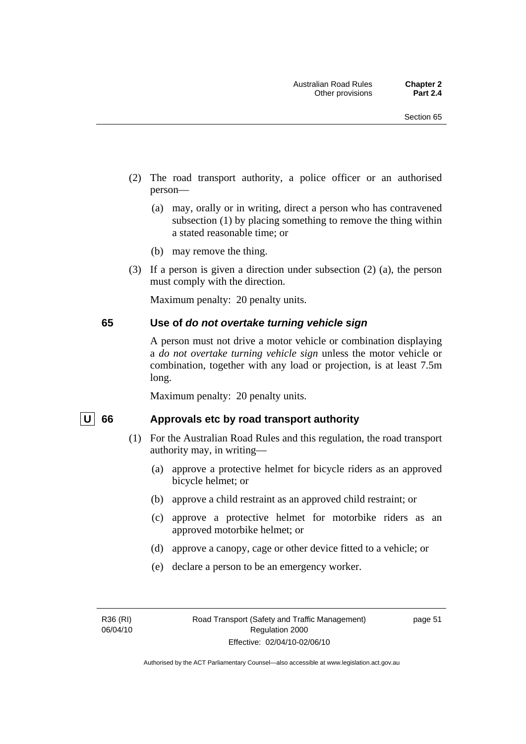(2) The road transport authority, a police officer or an authorised person—

(a) may, orally or in writing, direct a person who has contravened subsection (1) by placing something to remove the thing within a stated reasonable time; or

(b) may remove the thing.

(3) If a person is given a direction under subsection (2) (a), the person must comply with the direction.

Maximum penalty: 20 penalty units.

### 65 Use of *do not overtake turning vehicle sign*

A person must not drive a motor vehicle or combination displaying a *do not overtake turning vehicle sign* unless the motor vehicle or combination, together with any load or projection, is at least 7.5m long.

Maximum penalty: 20 penalty units.

### U 66 Approvals etc by road transport authority

(1) For the Australian Road Rules and this regulation, the road transport authority may, in writing—

(a) approve a protective helmet for bicycle riders as an approved bicycle helmet; or

(b) approve a child restraint as an approved child restraint; or

(c) approve a protective helmet for motorbike riders as an approved motorbike helmet; or

(d) approve a canopy, cage or other device fitted to a vehicle; or

(e) declare a person to be an emergency worker.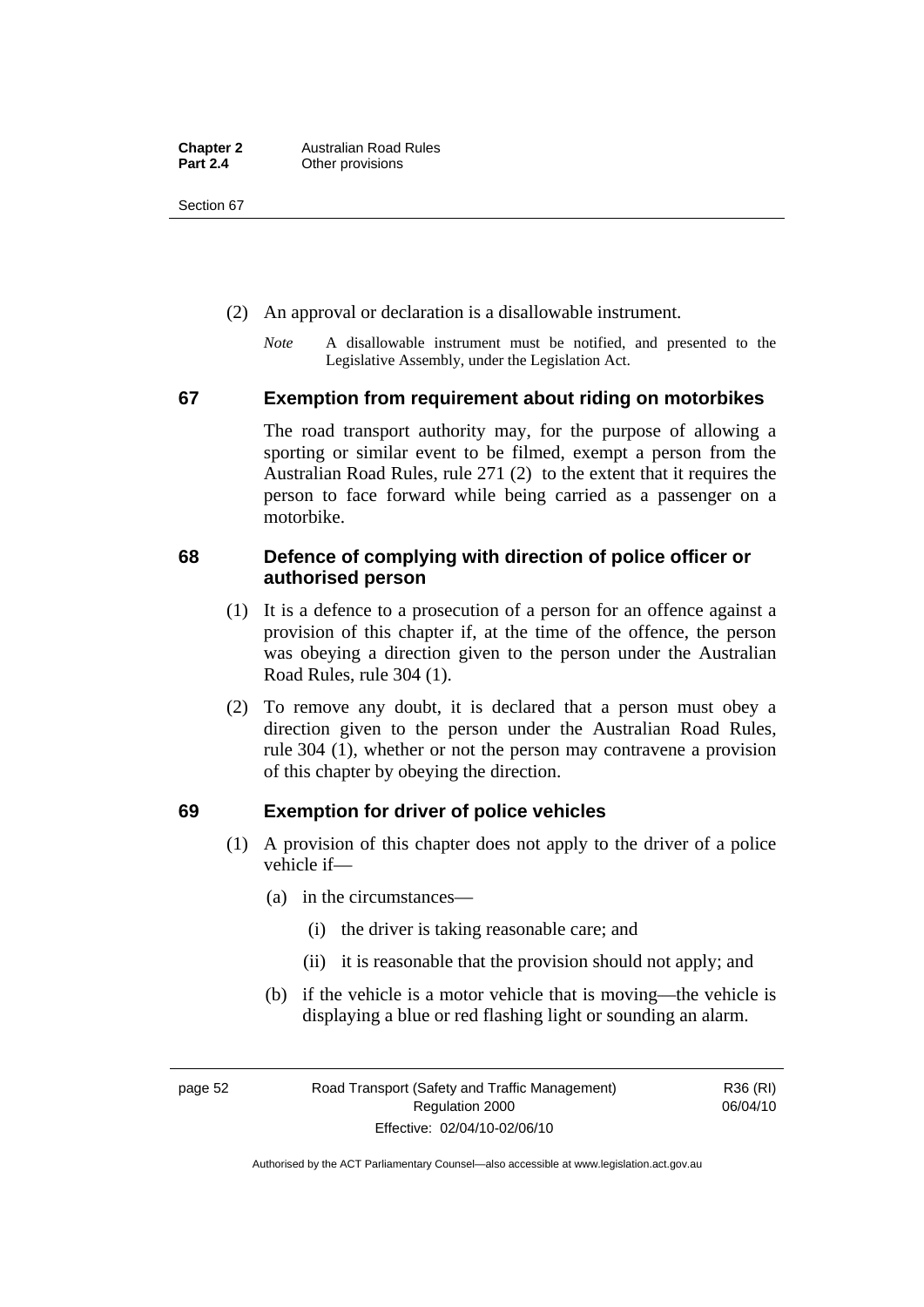(2) An approval or declaration is a disallowable instrument.

*Note* A disallowable instrument must be notified, and presented to the Legislative Assembly, under the Legislation Act.

## 67 Exemption from requirement about riding on motorbikes

The road transport authority may, for the purpose of allowing a sporting or similar event to be filmed, exempt a person from the Australian Road Rules, rule 271 (2) to the extent that it requires the person to face forward while being carried as a passenger on a motorbike.

## 68 Defence of complying with direction of police officer or authorised person

(1) It is a defence to a prosecution of a person for an offence against a provision of this chapter if, at the time of the offence, the person was obeying a direction given to the person under the Australian Road Rules, rule 304 (1).

(2) To remove any doubt, it is declared that a person must obey a direction given to the person under the Australian Road Rules, rule 304 (1), whether or not the person may contravene a provision of this chapter by obeying the direction.

## 69 Exemption for driver of police vehicles

(1) A provision of this chapter does not apply to the driver of a police vehicle if—

(a) in the circumstances—

(i) the driver is taking reasonable care; and

(ii) it is reasonable that the provision should not apply; and

(b) if the vehicle is a motor vehicle that is moving—the vehicle is displaying a blue or red flashing light or sounding an alarm.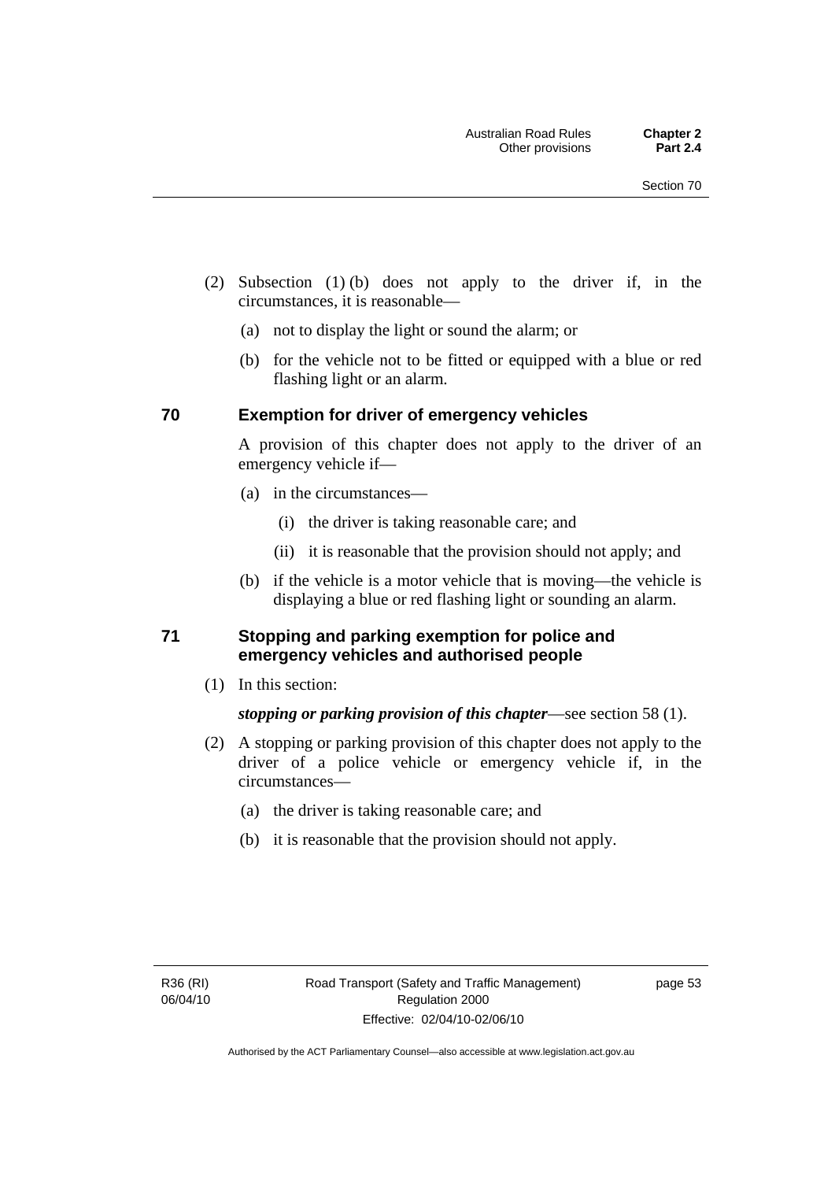(2) Subsection (1) (b) does not apply to the driver if, in the circumstances, it is reasonable—

(a) not to display the light or sound the alarm; or

(b) for the vehicle not to be fitted or equipped with a blue or red flashing light or an alarm.

### 70 Exemption for driver of emergency vehicles

A provision of this chapter does not apply to the driver of an emergency vehicle if—

(a) in the circumstances—

(i) the driver is taking reasonable care; and

(ii) it is reasonable that the provision should not apply; and

(b) if the vehicle is a motor vehicle that is moving—the vehicle is displaying a blue or red flashing light or sounding an alarm.

### 71 Stopping and parking exemption for police and emergency vehicles and authorised people

(1) In this section:

***stopping or parking provision of this chapter***—see section 58 (1).

(2) A stopping or parking provision of this chapter does not apply to the driver of a police vehicle or emergency vehicle if, in the circumstances—

(a) the driver is taking reasonable care; and

(b) it is reasonable that the provision should not apply.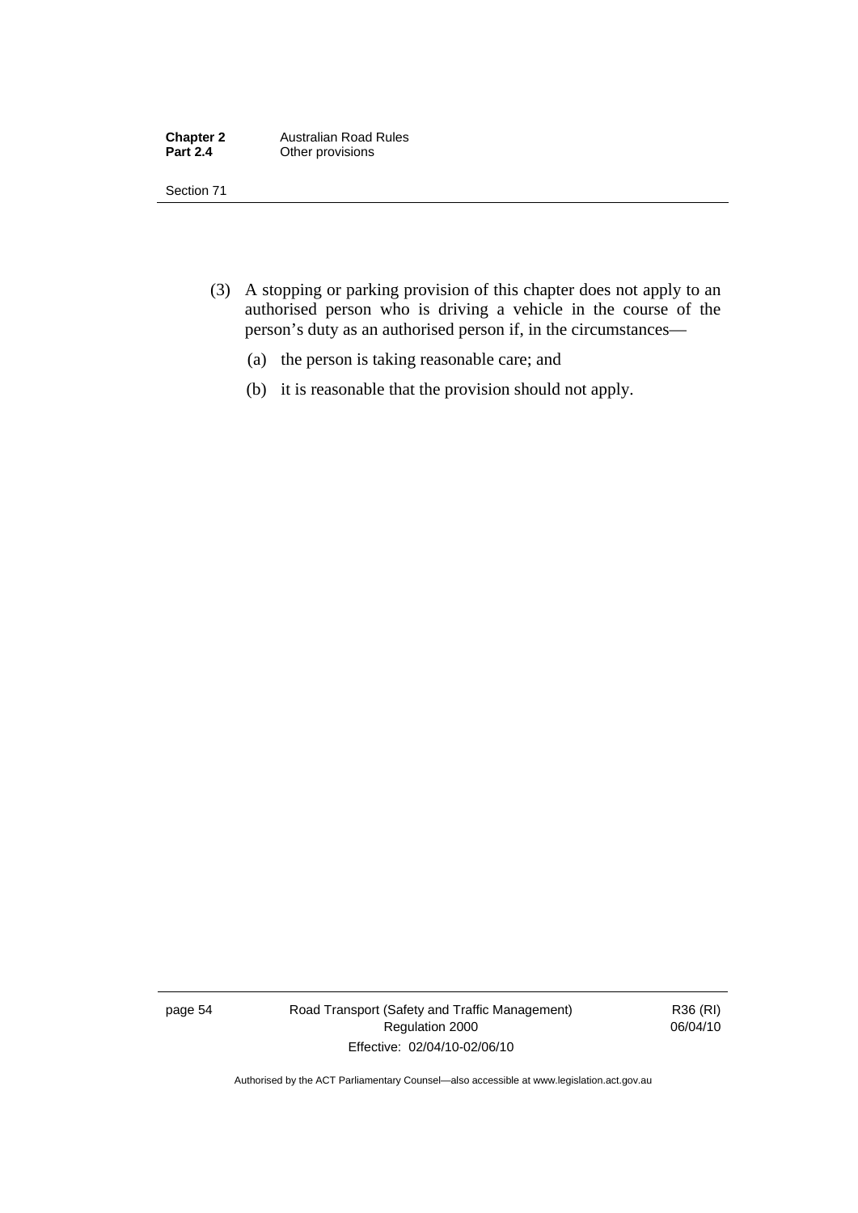(3) A stopping or parking provision of this chapter does not apply to an authorised person who is driving a vehicle in the course of the person's duty as an authorised person if, in the circumstances—

(a) the person is taking reasonable care; and

(b) it is reasonable that the provision should not apply.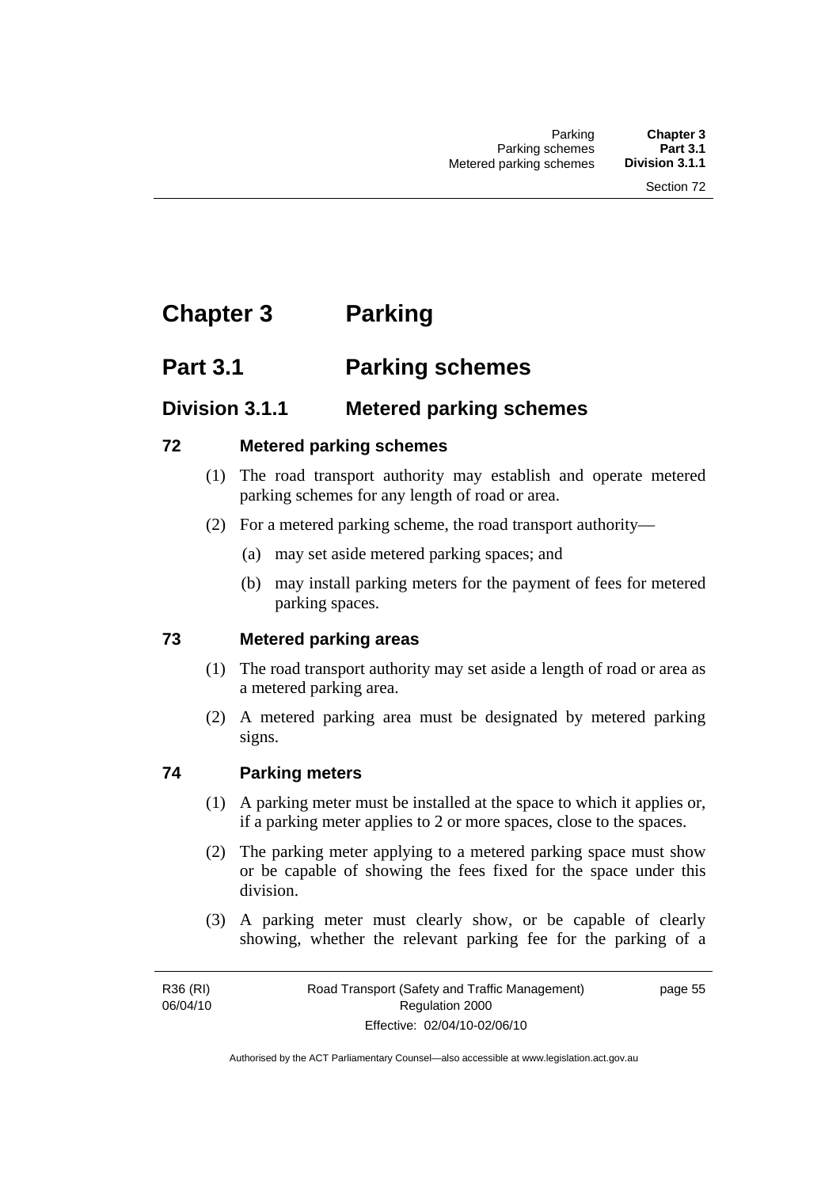# Chapter 3 Parking

## Part 3.1 Parking schemes

### Division 3.1.1 Metered parking schemes

#### 72 Metered parking schemes

(1) The road transport authority may establish and operate metered parking schemes for any length of road or area.

(2) For a metered parking scheme, the road transport authority—

(a) may set aside metered parking spaces; and

(b) may install parking meters for the payment of fees for metered parking spaces.

#### 73 Metered parking areas

(1) The road transport authority may set aside a length of road or area as a metered parking area.

(2) A metered parking area must be designated by metered parking signs.

#### 74 Parking meters

(1) A parking meter must be installed at the space to which it applies or, if a parking meter applies to 2 or more spaces, close to the spaces.

(2) The parking meter applying to a metered parking space must show or be capable of showing the fees fixed for the space under this division.

(3) A parking meter must clearly show, or be capable of clearly showing, whether the relevant parking fee for the parking of a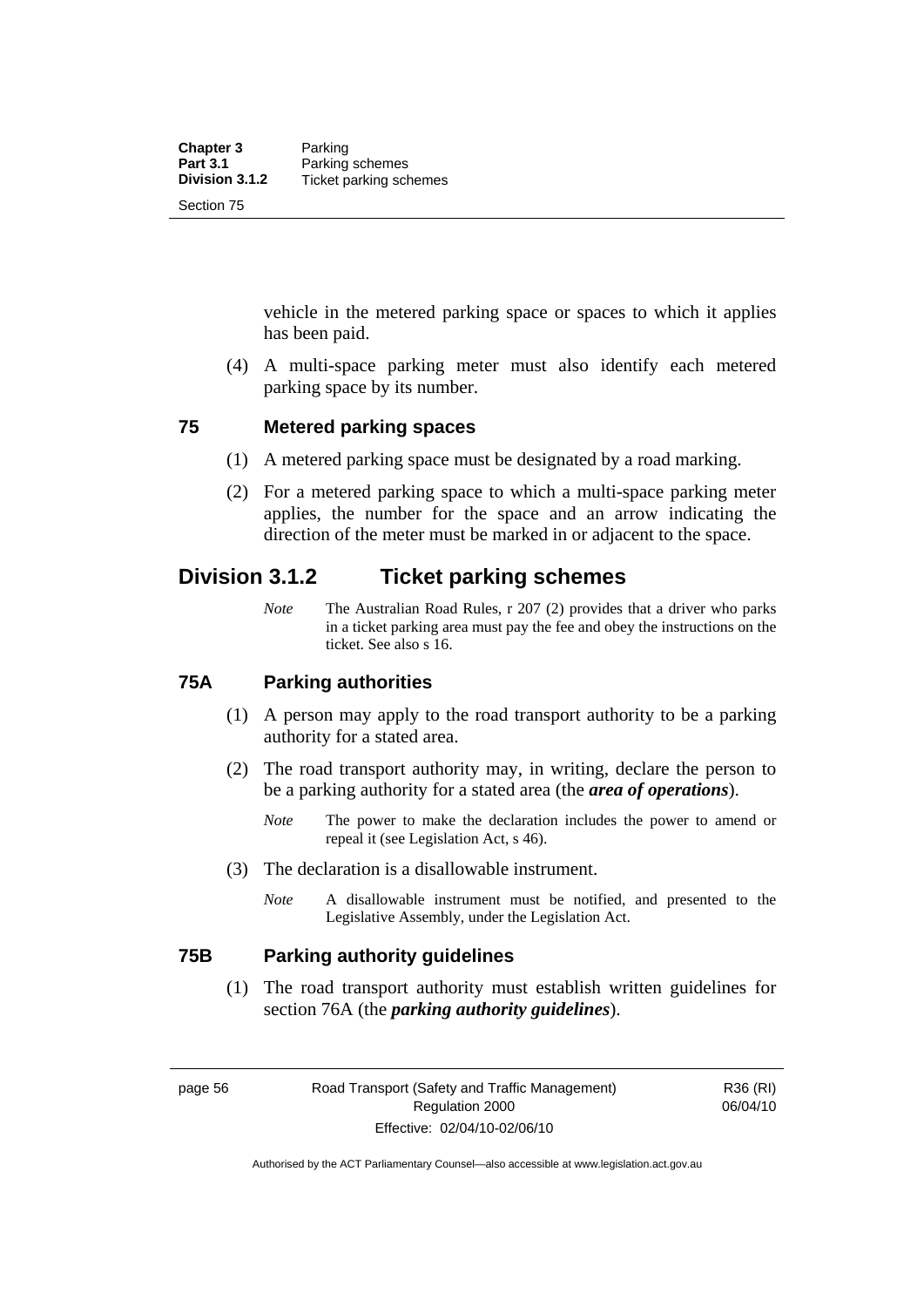vehicle in the metered parking space or spaces to which it applies has been paid.

(4) A multi-space parking meter must also identify each metered parking space by its number.

### 75 Metered parking spaces

(1) A metered parking space must be designated by a road marking.

(2) For a metered parking space to which a multi-space parking meter applies, the number for the space and an arrow indicating the direction of the meter must be marked in or adjacent to the space.

## Division 3.1.2 Ticket parking schemes

*Note* The Australian Road Rules, r 207 (2) provides that a driver who parks in a ticket parking area must pay the fee and obey the instructions on the ticket. See also s 16.

### 75A Parking authorities

(1) A person may apply to the road transport authority to be a parking authority for a stated area.

(2) The road transport authority may, in writing, declare the person to be a parking authority for a stated area (the ***area of operations***).

*Note* The power to make the declaration includes the power to amend or repeal it (see Legislation Act, s 46).

(3) The declaration is a disallowable instrument.

*Note* A disallowable instrument must be notified, and presented to the Legislative Assembly, under the Legislation Act.

### 75B Parking authority guidelines

(1) The road transport authority must establish written guidelines for section 76A (the ***parking authority guidelines***).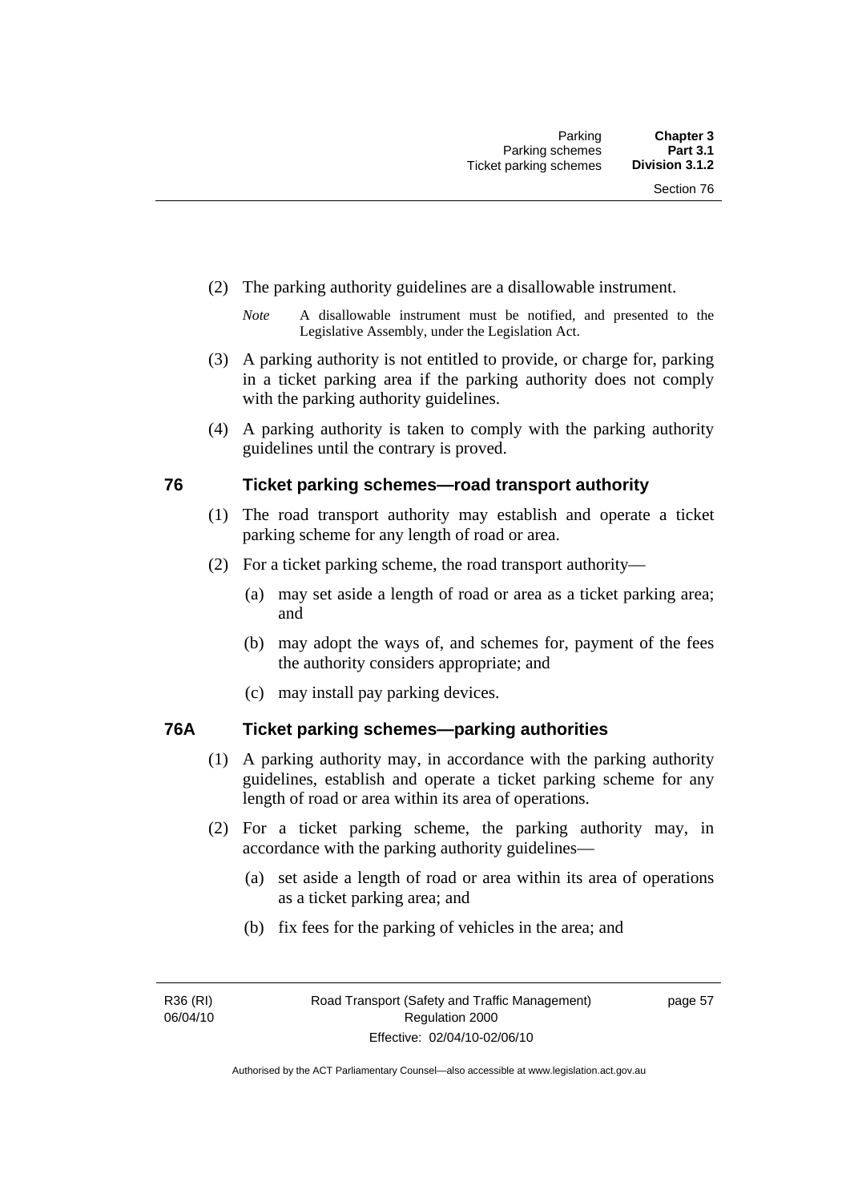(2) The parking authority guidelines are a disallowable instrument.

*Note* A disallowable instrument must be notified, and presented to the Legislative Assembly, under the Legislation Act.

(3) A parking authority is not entitled to provide, or charge for, parking in a ticket parking area if the parking authority does not comply with the parking authority guidelines.

(4) A parking authority is taken to comply with the parking authority guidelines until the contrary is proved.

## 76 Ticket parking schemes—road transport authority

(1) The road transport authority may establish and operate a ticket parking scheme for any length of road or area.

(2) For a ticket parking scheme, the road transport authority—

(a) may set aside a length of road or area as a ticket parking area; and

(b) may adopt the ways of, and schemes for, payment of the fees the authority considers appropriate; and

(c) may install pay parking devices.

## 76A Ticket parking schemes—parking authorities

(1) A parking authority may, in accordance with the parking authority guidelines, establish and operate a ticket parking scheme for any length of road or area within its area of operations.

(2) For a ticket parking scheme, the parking authority may, in accordance with the parking authority guidelines—

(a) set aside a length of road or area within its area of operations as a ticket parking area; and

(b) fix fees for the parking of vehicles in the area; and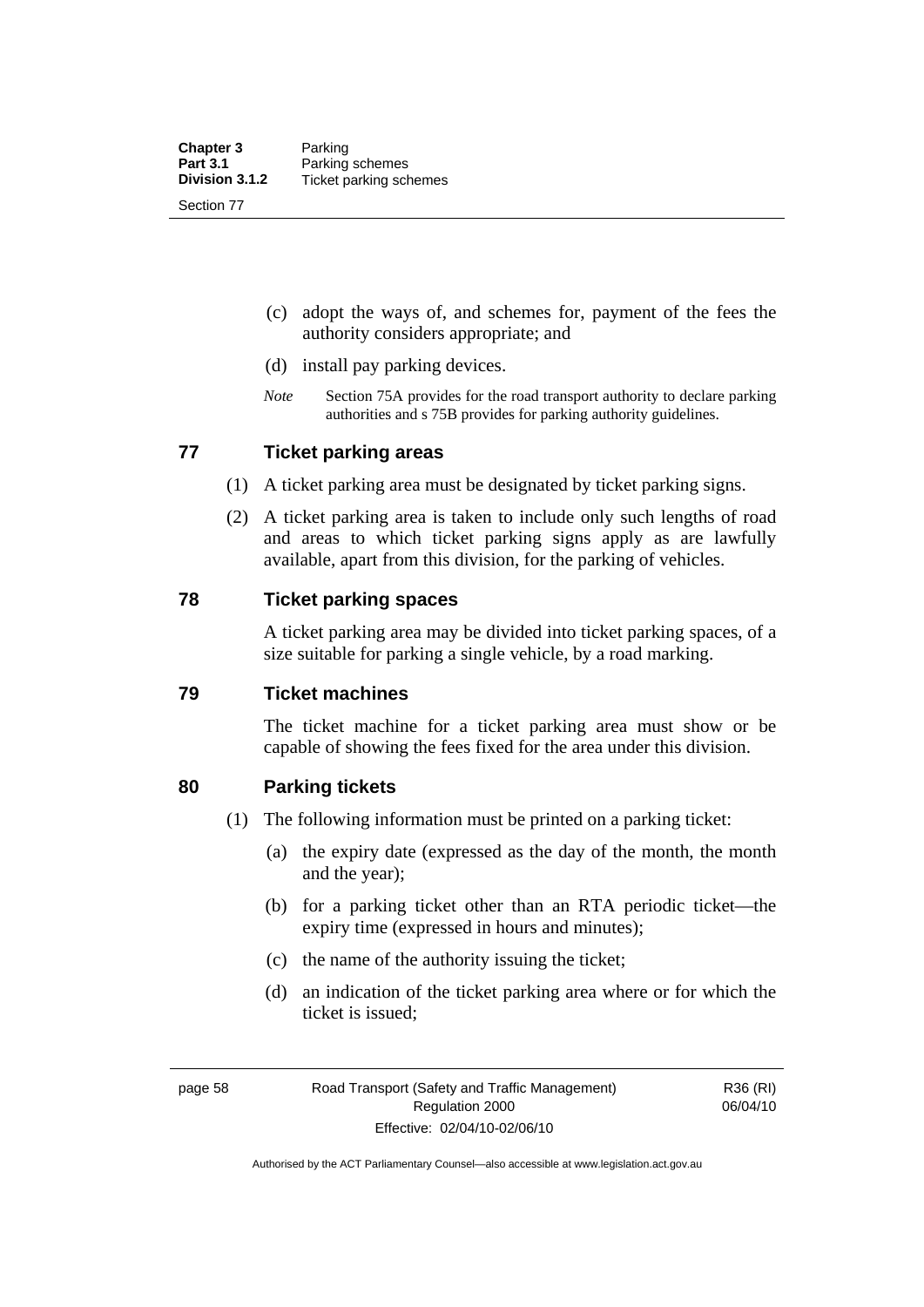(c) adopt the ways of, and schemes for, payment of the fees the authority considers appropriate; and

(d) install pay parking devices.

*Note* Section 75A provides for the road transport authority to declare parking authorities and s 75B provides for parking authority guidelines.

## 77 Ticket parking areas

(1) A ticket parking area must be designated by ticket parking signs.

(2) A ticket parking area is taken to include only such lengths of road and areas to which ticket parking signs apply as are lawfully available, apart from this division, for the parking of vehicles.

## 78 Ticket parking spaces

A ticket parking area may be divided into ticket parking spaces, of a size suitable for parking a single vehicle, by a road marking.

## 79 Ticket machines

The ticket machine for a ticket parking area must show or be capable of showing the fees fixed for the area under this division.

## 80 Parking tickets

(1) The following information must be printed on a parking ticket:

(a) the expiry date (expressed as the day of the month, the month and the year);

(b) for a parking ticket other than an RTA periodic ticket—the expiry time (expressed in hours and minutes);

(c) the name of the authority issuing the ticket;

(d) an indication of the ticket parking area where or for which the ticket is issued;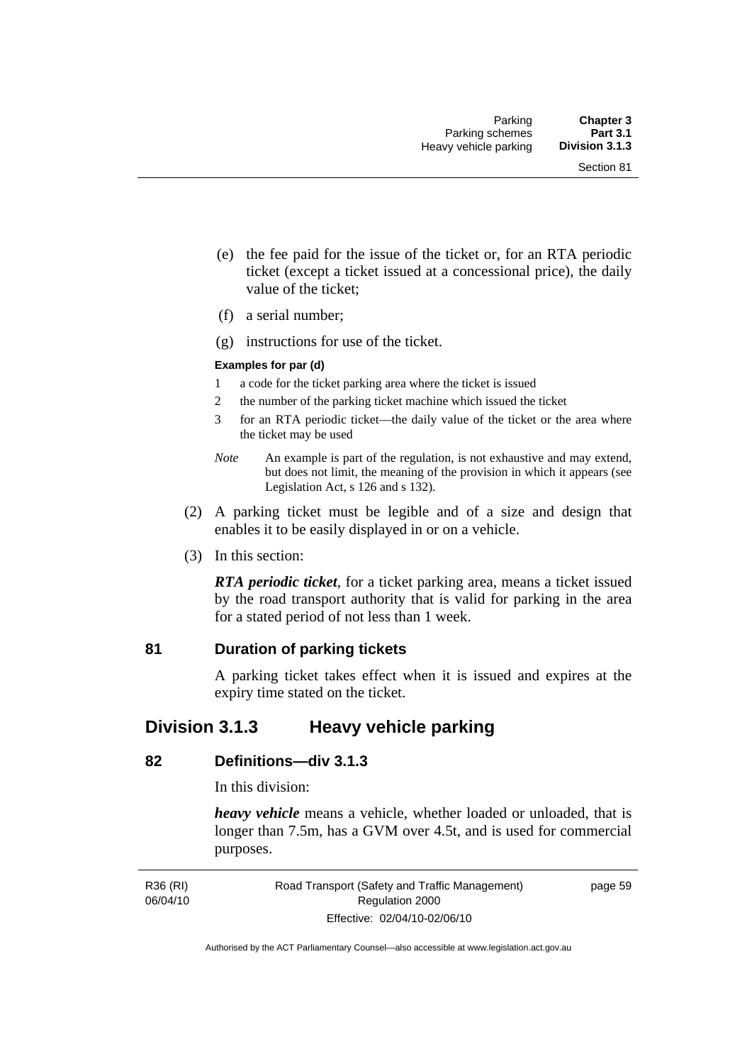(e) the fee paid for the issue of the ticket or, for an RTA periodic ticket (except a ticket issued at a concessional price), the daily value of the ticket;

(f) a serial number;

(g) instructions for use of the ticket.

**Examples for par (d)**

1 a code for the ticket parking area where the ticket is issued

2 the number of the parking ticket machine which issued the ticket

3 for an RTA periodic ticket—the daily value of the ticket or the area where the ticket may be used

*Note* An example is part of the regulation, is not exhaustive and may extend, but does not limit, the meaning of the provision in which it appears (see Legislation Act, s 126 and s 132).

(2) A parking ticket must be legible and of a size and design that enables it to be easily displayed in or on a vehicle.

(3) In this section:

***RTA periodic ticket***, for a ticket parking area, means a ticket issued by the road transport authority that is valid for parking in the area for a stated period of not less than 1 week.

### 81 Duration of parking tickets

A parking ticket takes effect when it is issued and expires at the expiry time stated on the ticket.

## Division 3.1.3 Heavy vehicle parking

### 82 Definitions—div 3.1.3

In this division:

***heavy vehicle*** means a vehicle, whether loaded or unloaded, that is longer than 7.5m, has a GVM over 4.5t, and is used for commercial purposes.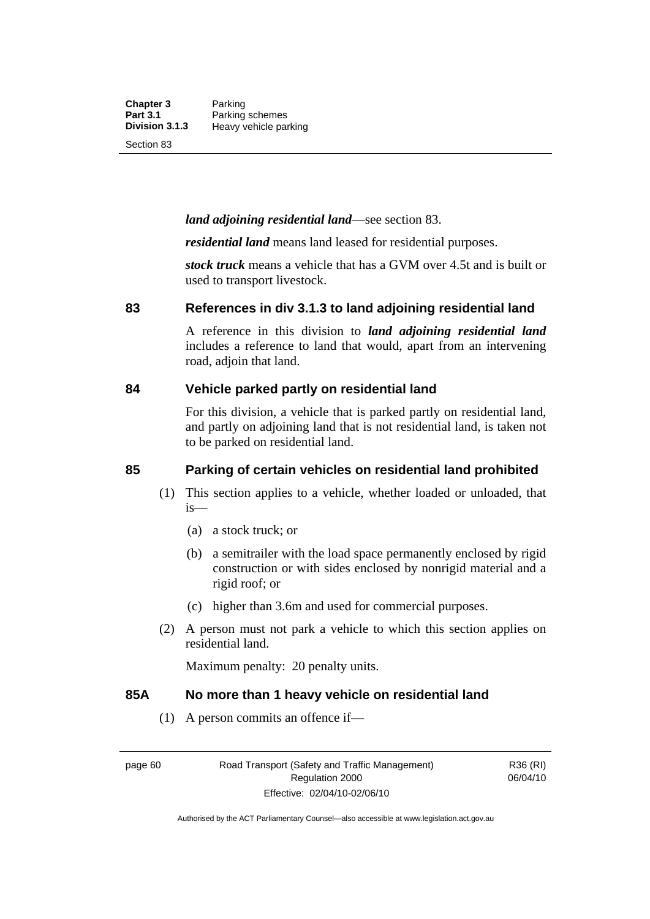***land adjoining residential land***—see section 83.

***residential land*** means land leased for residential purposes.

***stock truck*** means a vehicle that has a GVM over 4.5t and is built or used to transport livestock.

## 83 References in div 3.1.3 to land adjoining residential land

A reference in this division to ***land adjoining residential land*** includes a reference to land that would, apart from an intervening road, adjoin that land.

## 84 Vehicle parked partly on residential land

For this division, a vehicle that is parked partly on residential land, and partly on adjoining land that is not residential land, is taken not to be parked on residential land.

## 85 Parking of certain vehicles on residential land prohibited

(1) This section applies to a vehicle, whether loaded or unloaded, that is—

(a) a stock truck; or

(b) a semitrailer with the load space permanently enclosed by rigid construction or with sides enclosed by nonrigid material and a rigid roof; or

(c) higher than 3.6m and used for commercial purposes.

(2) A person must not park a vehicle to which this section applies on residential land.

Maximum penalty: 20 penalty units.

## 85A No more than 1 heavy vehicle on residential land

(1) A person commits an offence if—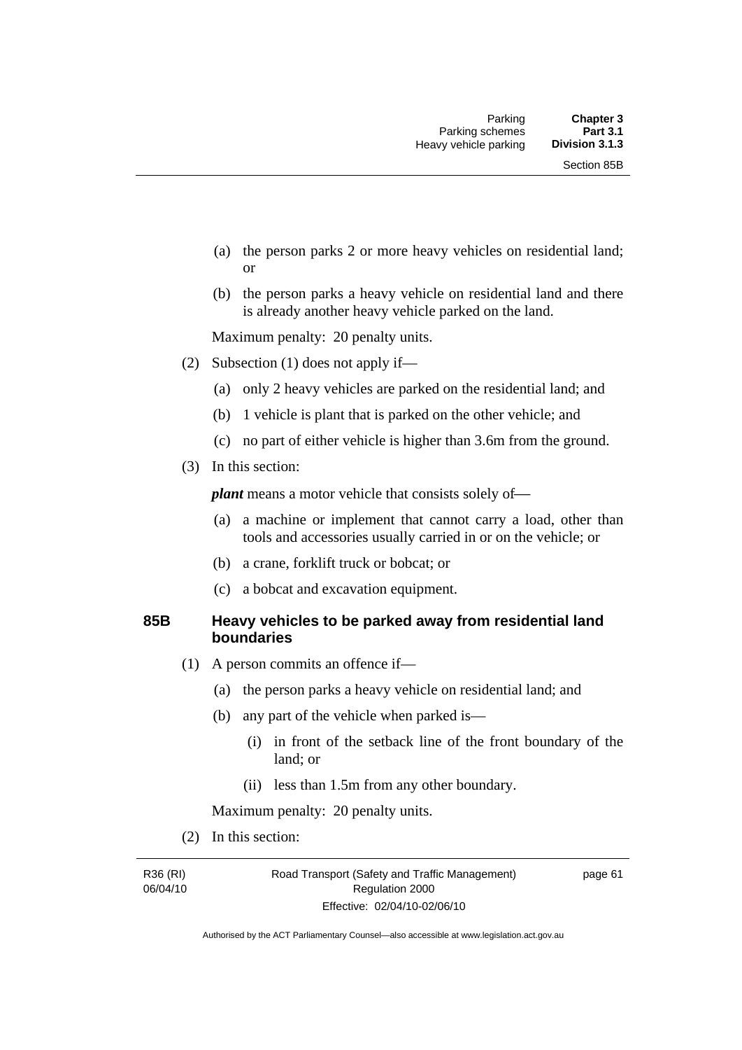(a) the person parks 2 or more heavy vehicles on residential land; or

(b) the person parks a heavy vehicle on residential land and there is already another heavy vehicle parked on the land.

Maximum penalty: 20 penalty units.

(2) Subsection (1) does not apply if—

(a) only 2 heavy vehicles are parked on the residential land; and

(b) 1 vehicle is plant that is parked on the other vehicle; and

(c) no part of either vehicle is higher than 3.6m from the ground.

(3) In this section:

***plant*** means a motor vehicle that consists solely of—

(a) a machine or implement that cannot carry a load, other than tools and accessories usually carried in or on the vehicle; or

(b) a crane, forklift truck or bobcat; or

(c) a bobcat and excavation equipment.

### 85B Heavy vehicles to be parked away from residential land boundaries

(1) A person commits an offence if—

(a) the person parks a heavy vehicle on residential land; and

(b) any part of the vehicle when parked is—

(i) in front of the setback line of the front boundary of the land; or

(ii) less than 1.5m from any other boundary.

Maximum penalty: 20 penalty units.

(2) In this section: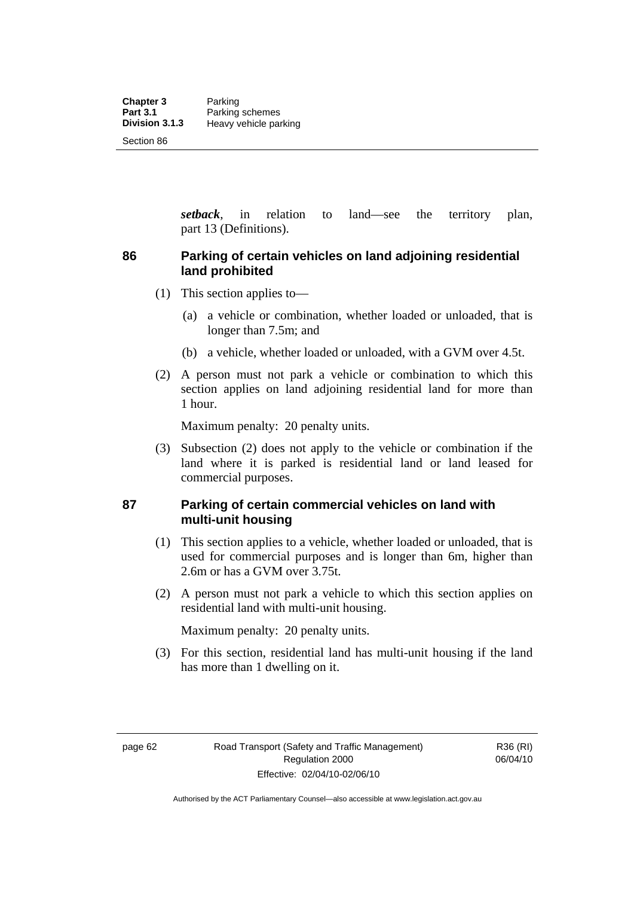***setback***, in relation to land—see the territory plan, part 13 (Definitions).

## 86 Parking of certain vehicles on land adjoining residential land prohibited

(1) This section applies to—

(a) a vehicle or combination, whether loaded or unloaded, that is longer than 7.5m; and

(b) a vehicle, whether loaded or unloaded, with a GVM over 4.5t.

(2) A person must not park a vehicle or combination to which this section applies on land adjoining residential land for more than 1 hour.

Maximum penalty: 20 penalty units.

(3) Subsection (2) does not apply to the vehicle or combination if the land where it is parked is residential land or land leased for commercial purposes.

## 87 Parking of certain commercial vehicles on land with multi-unit housing

(1) This section applies to a vehicle, whether loaded or unloaded, that is used for commercial purposes and is longer than 6m, higher than 2.6m or has a GVM over 3.75t.

(2) A person must not park a vehicle to which this section applies on residential land with multi-unit housing.

Maximum penalty: 20 penalty units.

(3) For this section, residential land has multi-unit housing if the land has more than 1 dwelling on it.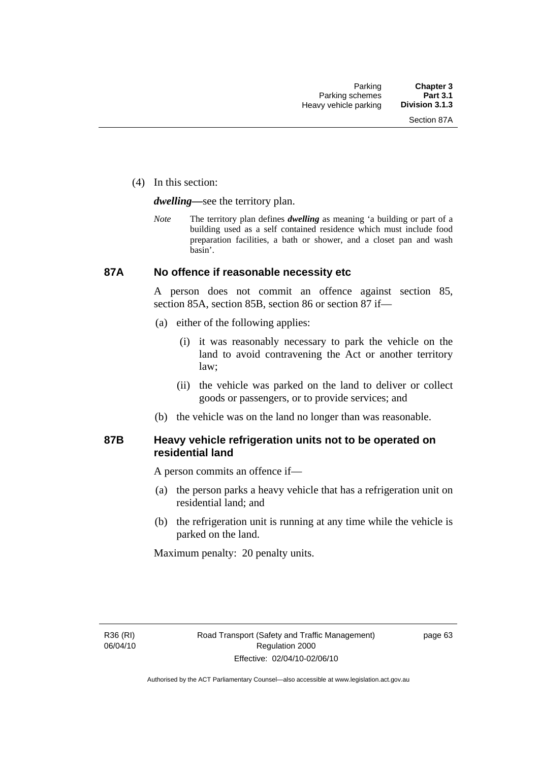(4) In this section:

***dwelling***—see the territory plan.

*Note* The territory plan defines ***dwelling*** as meaning 'a building or part of a building used as a self contained residence which must include food preparation facilities, a bath or shower, and a closet pan and wash basin'.

## 87A No offence if reasonable necessity etc

A person does not commit an offence against section 85, section 85A, section 85B, section 86 or section 87 if—

(a) either of the following applies:

(i) it was reasonably necessary to park the vehicle on the land to avoid contravening the Act or another territory law;

(ii) the vehicle was parked on the land to deliver or collect goods or passengers, or to provide services; and

(b) the vehicle was on the land no longer than was reasonable.

## 87B Heavy vehicle refrigeration units not to be operated on residential land

A person commits an offence if—

(a) the person parks a heavy vehicle that has a refrigeration unit on residential land; and

(b) the refrigeration unit is running at any time while the vehicle is parked on the land.

Maximum penalty: 20 penalty units.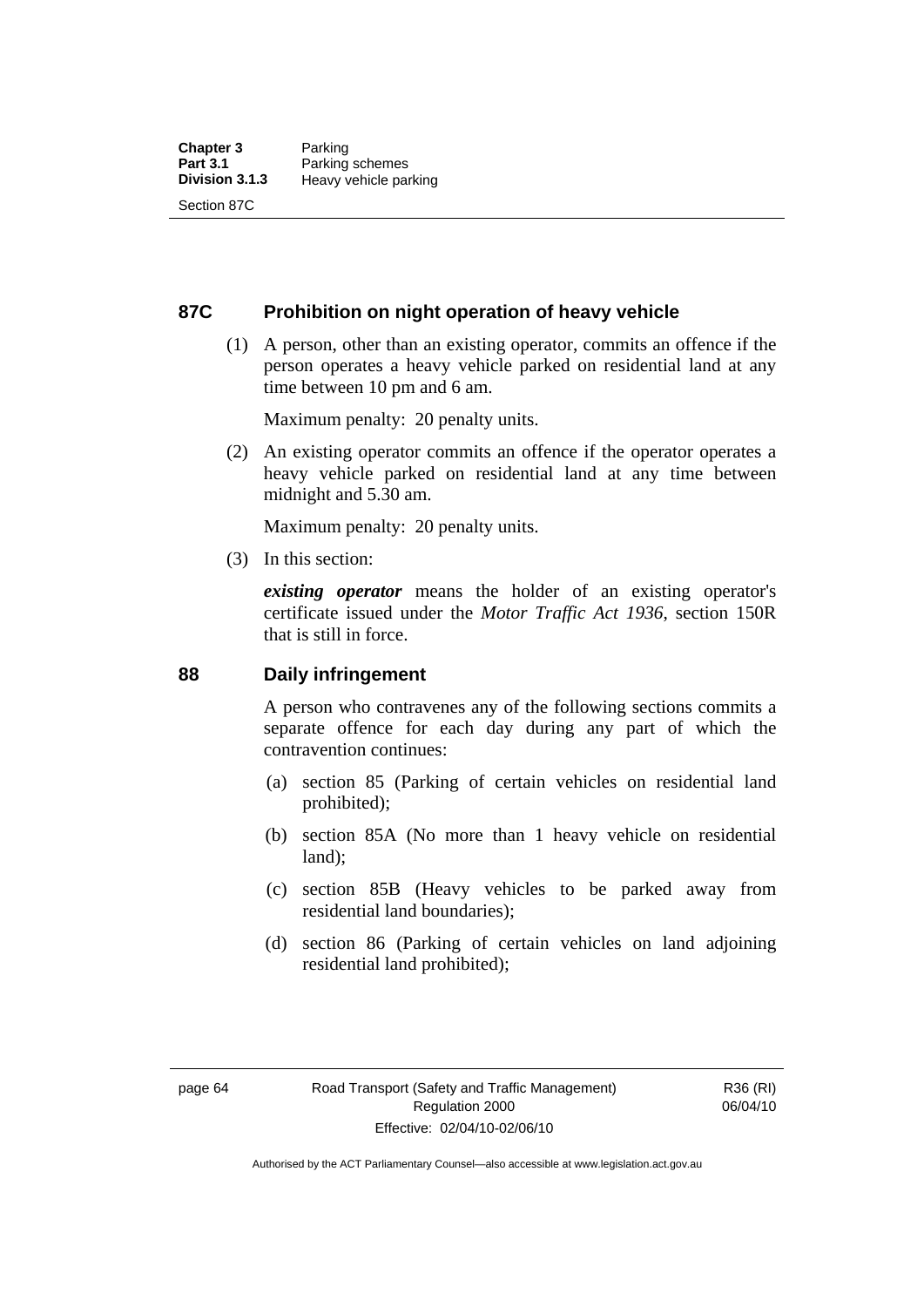## 87C Prohibition on night operation of heavy vehicle

(1) A person, other than an existing operator, commits an offence if the person operates a heavy vehicle parked on residential land at any time between 10 pm and 6 am.

Maximum penalty: 20 penalty units.

(2) An existing operator commits an offence if the operator operates a heavy vehicle parked on residential land at any time between midnight and 5.30 am.

Maximum penalty: 20 penalty units.

(3) In this section:

***existing operator*** means the holder of an existing operator's certificate issued under the *Motor Traffic Act 1936*, section 150R that is still in force.

## 88 Daily infringement

A person who contravenes any of the following sections commits a separate offence for each day during any part of which the contravention continues:

(a) section 85 (Parking of certain vehicles on residential land prohibited);

(b) section 85A (No more than 1 heavy vehicle on residential land);

(c) section 85B (Heavy vehicles to be parked away from residential land boundaries);

(d) section 86 (Parking of certain vehicles on land adjoining residential land prohibited);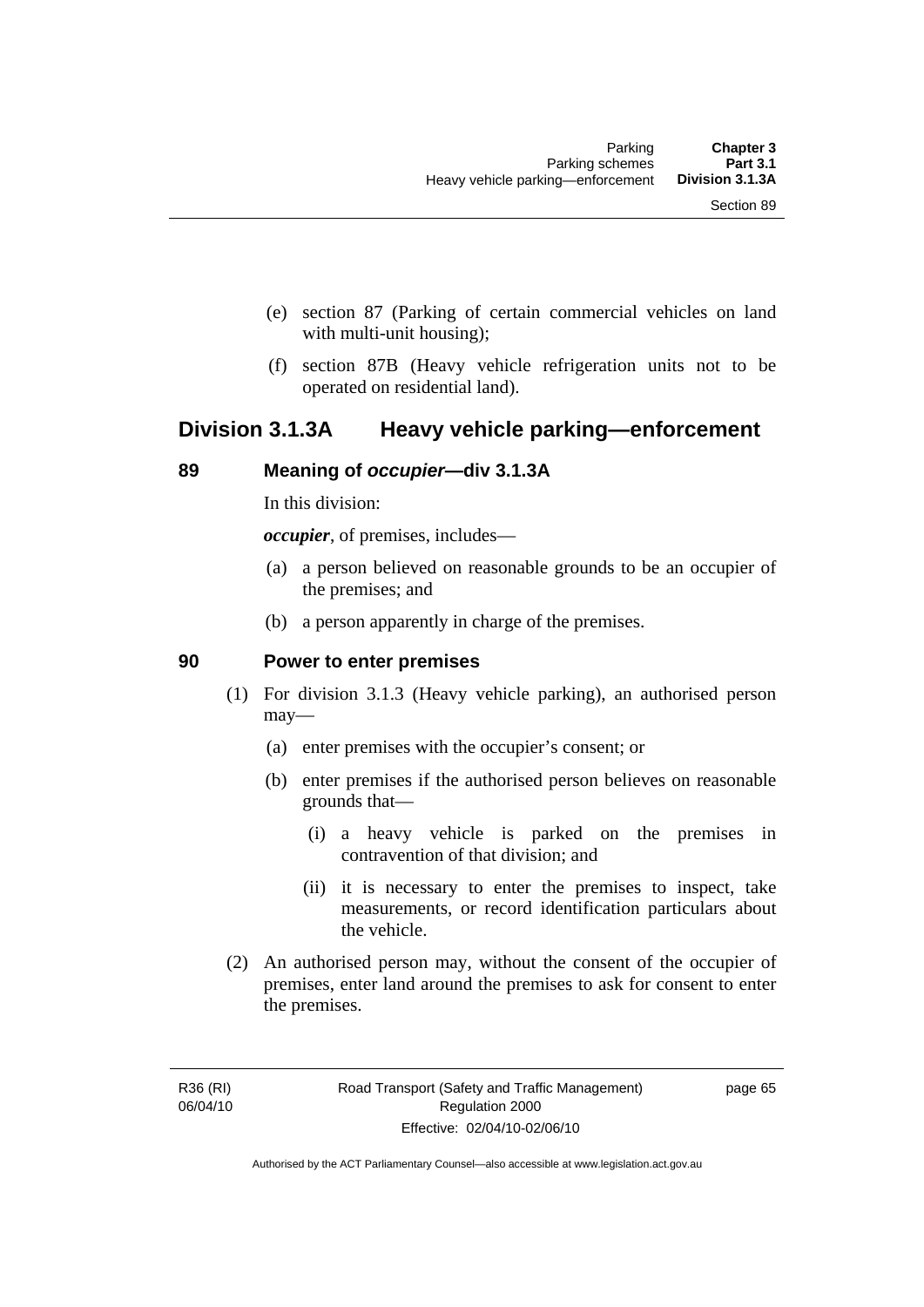(e) section 87 (Parking of certain commercial vehicles on land with multi-unit housing);

(f) section 87B (Heavy vehicle refrigeration units not to be operated on residential land).

## Division 3.1.3A Heavy vehicle parking—enforcement

### 89 Meaning of *occupier*—div 3.1.3A

In this division:

***occupier***, of premises, includes—

(a) a person believed on reasonable grounds to be an occupier of the premises; and

(b) a person apparently in charge of the premises.

### 90 Power to enter premises

(1) For division 3.1.3 (Heavy vehicle parking), an authorised person may—

(a) enter premises with the occupier's consent; or

(b) enter premises if the authorised person believes on reasonable grounds that—

(i) a heavy vehicle is parked on the premises in contravention of that division; and

(ii) it is necessary to enter the premises to inspect, take measurements, or record identification particulars about the vehicle.

(2) An authorised person may, without the consent of the occupier of premises, enter land around the premises to ask for consent to enter the premises.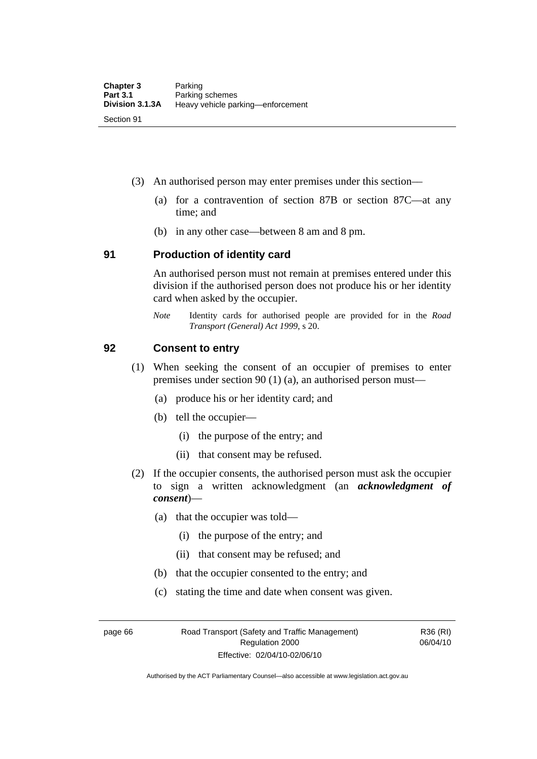(3) An authorised person may enter premises under this section—

(a) for a contravention of section 87B or section 87C—at any time; and

(b) in any other case—between 8 am and 8 pm.

## 91 Production of identity card

An authorised person must not remain at premises entered under this division if the authorised person does not produce his or her identity card when asked by the occupier.

*Note* Identity cards for authorised people are provided for in the *Road Transport (General) Act 1999*, s 20.

## 92 Consent to entry

(1) When seeking the consent of an occupier of premises to enter premises under section 90 (1) (a), an authorised person must—

(a) produce his or her identity card; and

(b) tell the occupier—

(i) the purpose of the entry; and

(ii) that consent may be refused.

(2) If the occupier consents, the authorised person must ask the occupier to sign a written acknowledgment (an ***acknowledgment of consent***)—

(a) that the occupier was told—

(i) the purpose of the entry; and

(ii) that consent may be refused; and

(b) that the occupier consented to the entry; and

(c) stating the time and date when consent was given.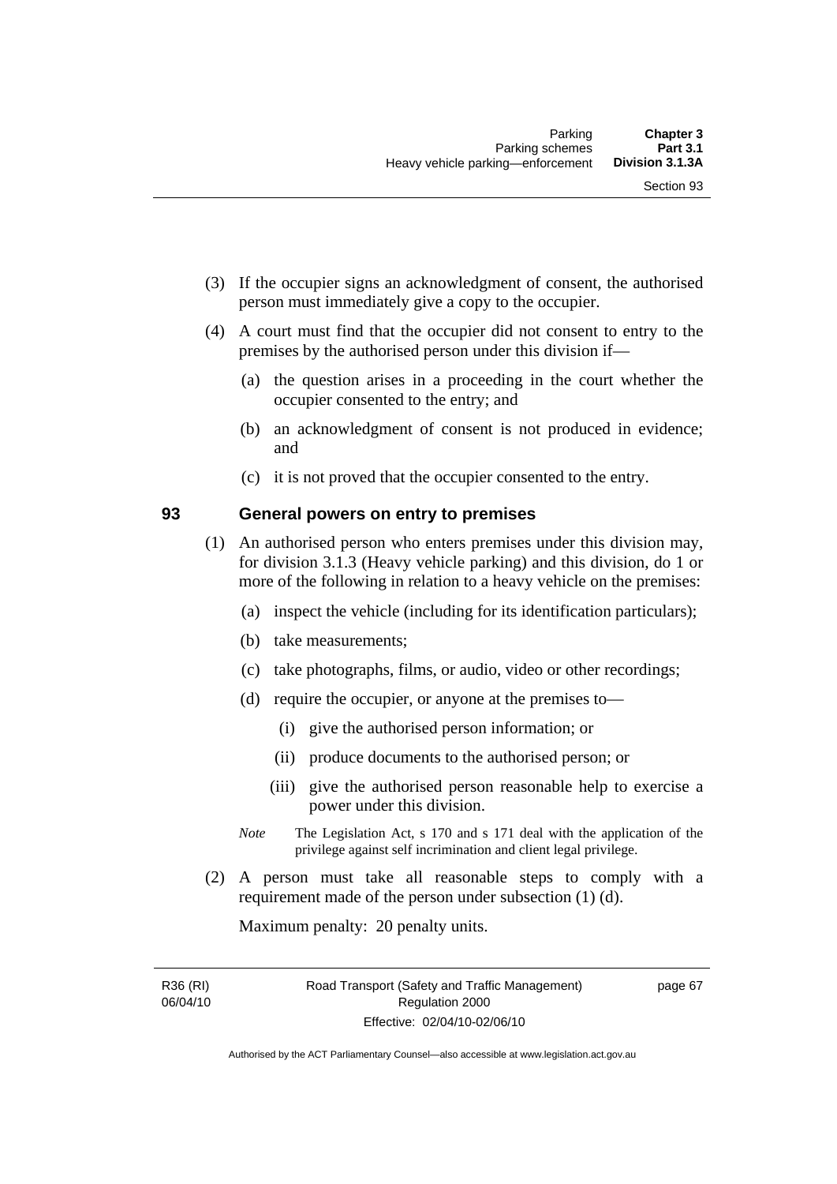(3) If the occupier signs an acknowledgment of consent, the authorised person must immediately give a copy to the occupier.

(4) A court must find that the occupier did not consent to entry to the premises by the authorised person under this division if—

(a) the question arises in a proceeding in the court whether the occupier consented to the entry; and

(b) an acknowledgment of consent is not produced in evidence; and

(c) it is not proved that the occupier consented to the entry.

## 93 General powers on entry to premises

(1) An authorised person who enters premises under this division may, for division 3.1.3 (Heavy vehicle parking) and this division, do 1 or more of the following in relation to a heavy vehicle on the premises:

(a) inspect the vehicle (including for its identification particulars);

(b) take measurements;

(c) take photographs, films, or audio, video or other recordings;

(d) require the occupier, or anyone at the premises to—

(i) give the authorised person information; or

(ii) produce documents to the authorised person; or

(iii) give the authorised person reasonable help to exercise a power under this division.

*Note* The Legislation Act, s 170 and s 171 deal with the application of the privilege against self incrimination and client legal privilege.

(2) A person must take all reasonable steps to comply with a requirement made of the person under subsection (1) (d).

Maximum penalty: 20 penalty units.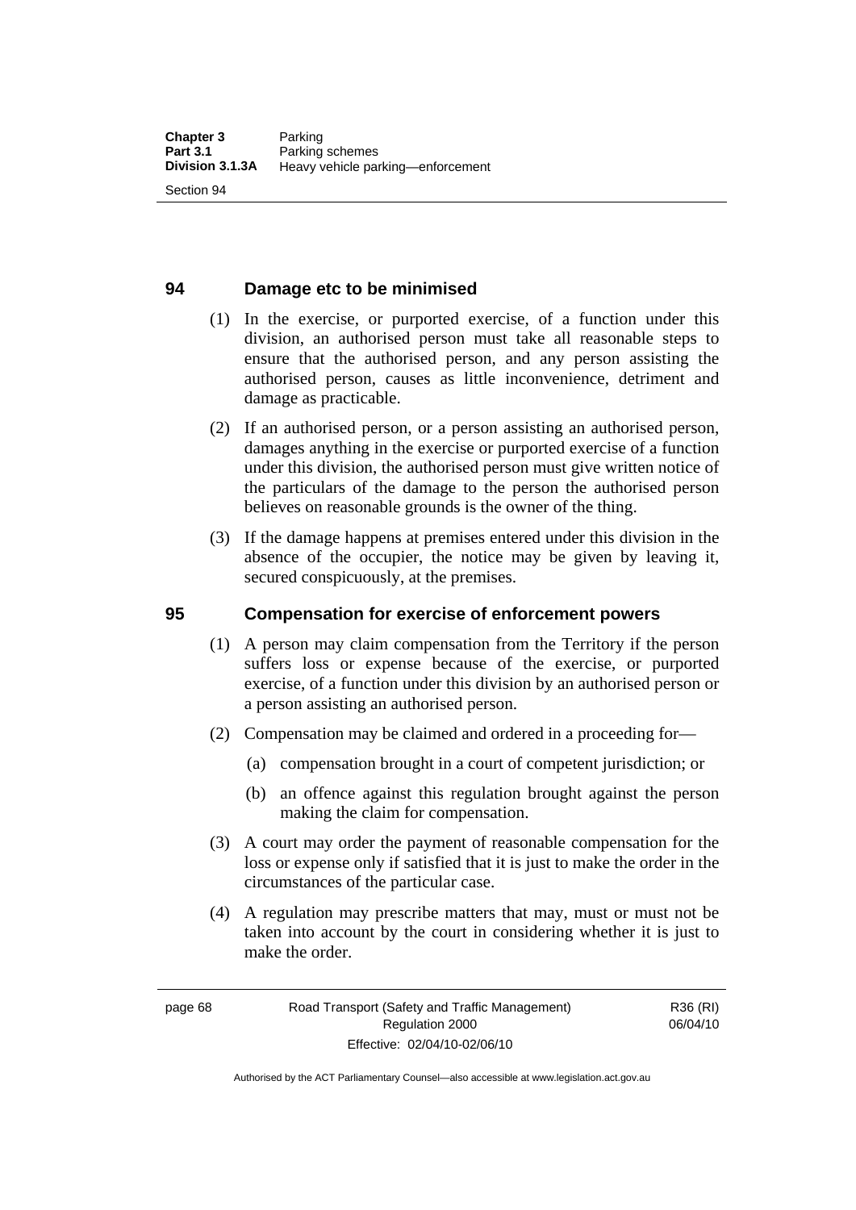## 94 Damage etc to be minimised

(1) In the exercise, or purported exercise, of a function under this division, an authorised person must take all reasonable steps to ensure that the authorised person, and any person assisting the authorised person, causes as little inconvenience, detriment and damage as practicable.

(2) If an authorised person, or a person assisting an authorised person, damages anything in the exercise or purported exercise of a function under this division, the authorised person must give written notice of the particulars of the damage to the person the authorised person believes on reasonable grounds is the owner of the thing.

(3) If the damage happens at premises entered under this division in the absence of the occupier, the notice may be given by leaving it, secured conspicuously, at the premises.

## 95 Compensation for exercise of enforcement powers

(1) A person may claim compensation from the Territory if the person suffers loss or expense because of the exercise, or purported exercise, of a function under this division by an authorised person or a person assisting an authorised person.

(2) Compensation may be claimed and ordered in a proceeding for—

(a) compensation brought in a court of competent jurisdiction; or

(b) an offence against this regulation brought against the person making the claim for compensation.

(3) A court may order the payment of reasonable compensation for the loss or expense only if satisfied that it is just to make the order in the circumstances of the particular case.

(4) A regulation may prescribe matters that may, must or must not be taken into account by the court in considering whether it is just to make the order.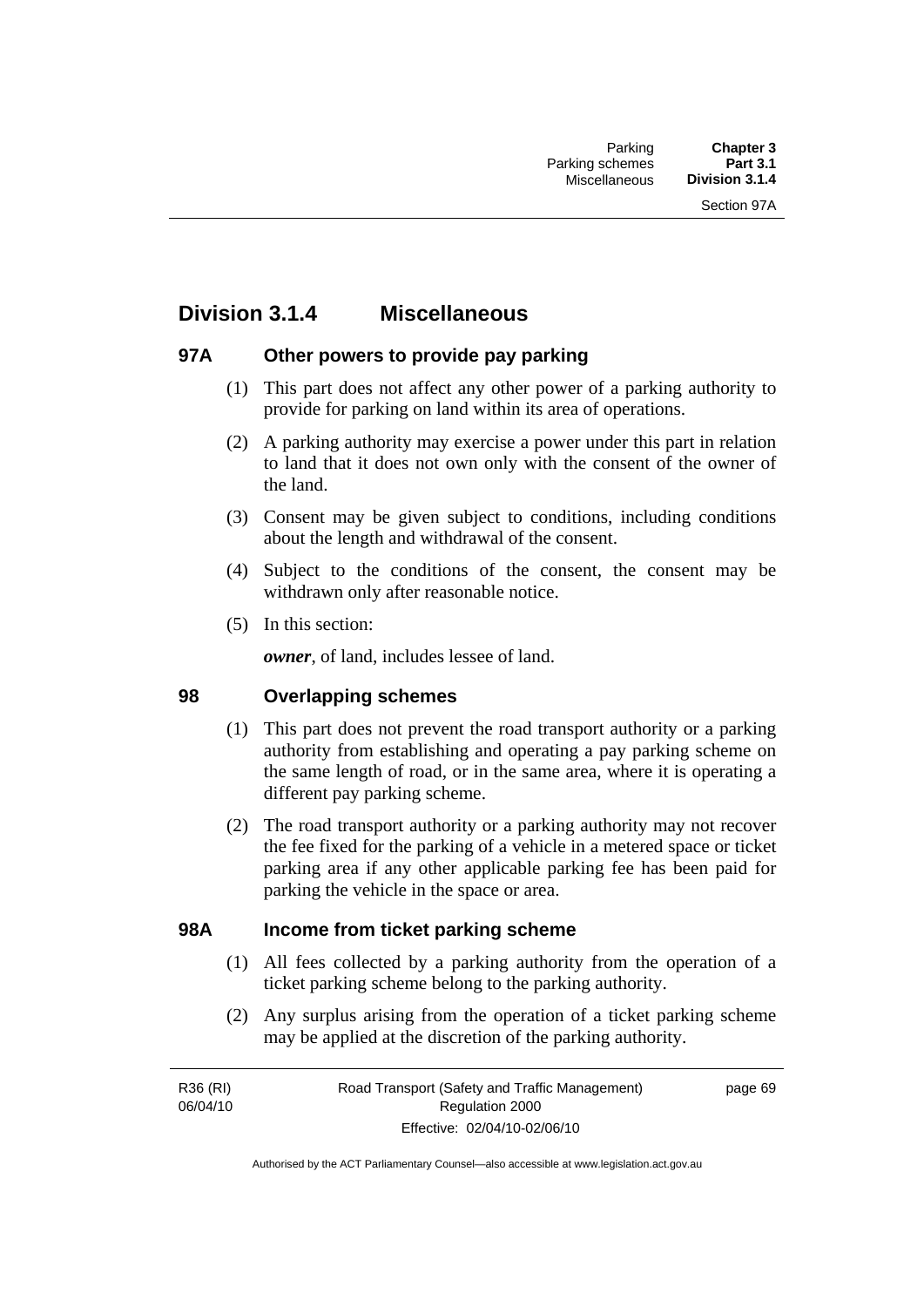## Division 3.1.4 Miscellaneous

### 97A Other powers to provide pay parking

(1) This part does not affect any other power of a parking authority to provide for parking on land within its area of operations.

(2) A parking authority may exercise a power under this part in relation to land that it does not own only with the consent of the owner of the land.

(3) Consent may be given subject to conditions, including conditions about the length and withdrawal of the consent.

(4) Subject to the conditions of the consent, the consent may be withdrawn only after reasonable notice.

(5) In this section:

***owner***, of land, includes lessee of land.

### 98 Overlapping schemes

(1) This part does not prevent the road transport authority or a parking authority from establishing and operating a pay parking scheme on the same length of road, or in the same area, where it is operating a different pay parking scheme.

(2) The road transport authority or a parking authority may not recover the fee fixed for the parking of a vehicle in a metered space or ticket parking area if any other applicable parking fee has been paid for parking the vehicle in the space or area.

### 98A Income from ticket parking scheme

(1) All fees collected by a parking authority from the operation of a ticket parking scheme belong to the parking authority.

(2) Any surplus arising from the operation of a ticket parking scheme may be applied at the discretion of the parking authority.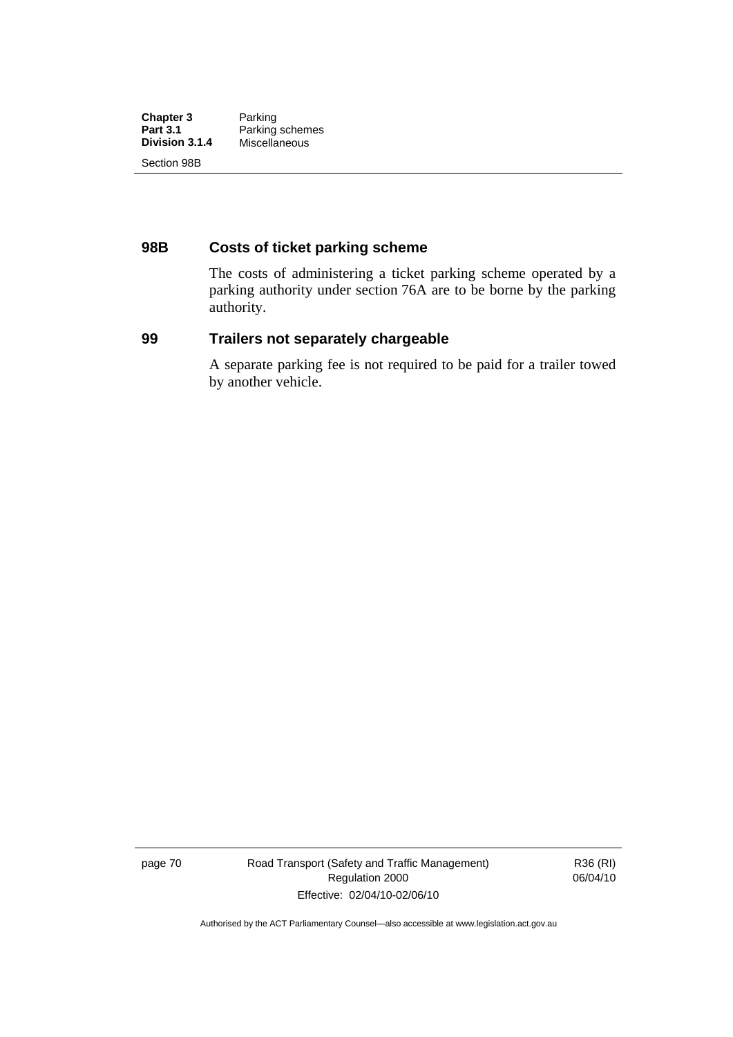## 98B Costs of ticket parking scheme

The costs of administering a ticket parking scheme operated by a parking authority under section 76A are to be borne by the parking authority.

## 99 Trailers not separately chargeable

A separate parking fee is not required to be paid for a trailer towed by another vehicle.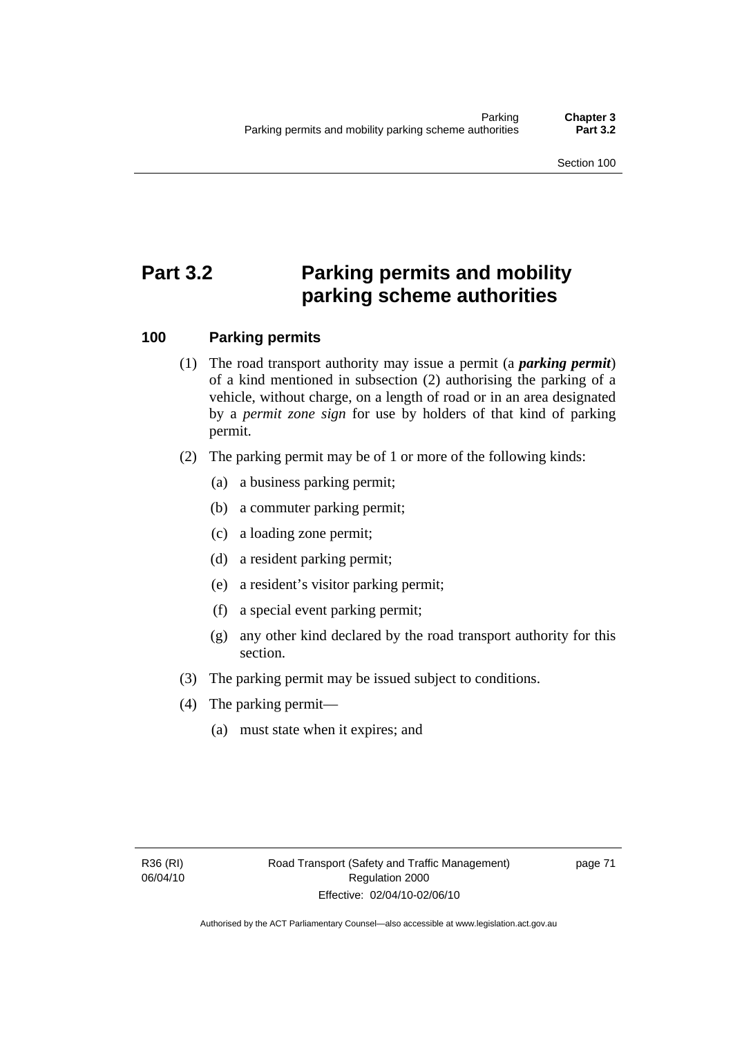# Part 3.2 Parking permits and mobility parking scheme authorities

## 100 Parking permits

(1) The road transport authority may issue a permit (a ***parking permit***) of a kind mentioned in subsection (2) authorising the parking of a vehicle, without charge, on a length of road or in an area designated by a *permit zone sign* for use by holders of that kind of parking permit.

(2) The parking permit may be of 1 or more of the following kinds:

(a) a business parking permit;

(b) a commuter parking permit;

(c) a loading zone permit;

(d) a resident parking permit;

(e) a resident's visitor parking permit;

(f) a special event parking permit;

(g) any other kind declared by the road transport authority for this section.

(3) The parking permit may be issued subject to conditions.

(4) The parking permit—

(a) must state when it expires; and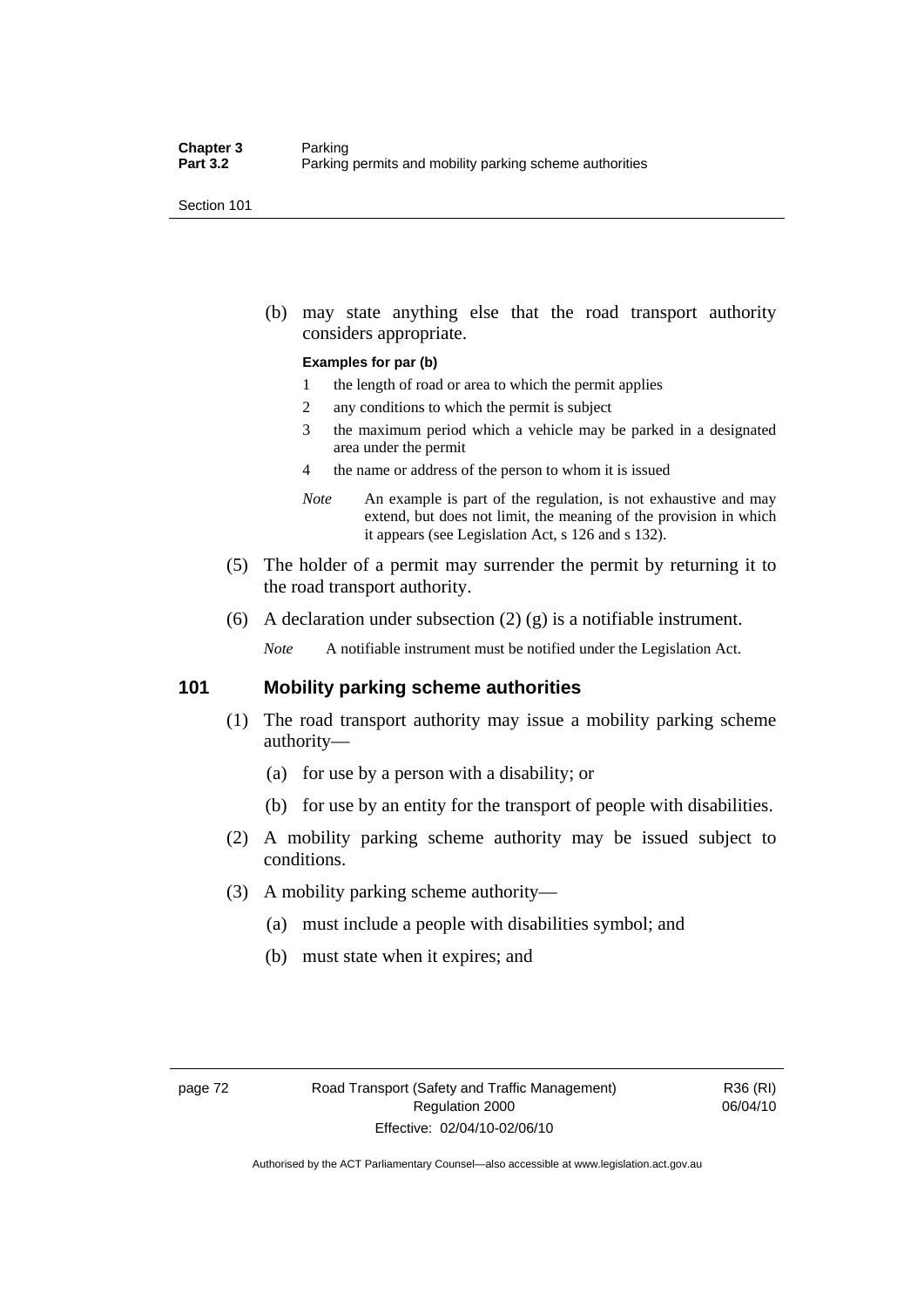(b) may state anything else that the road transport authority considers appropriate.

**Examples for par (b)**

1 the length of road or area to which the permit applies

2 any conditions to which the permit is subject

3 the maximum period which a vehicle may be parked in a designated area under the permit

4 the name or address of the person to whom it is issued

*Note* An example is part of the regulation, is not exhaustive and may extend, but does not limit, the meaning of the provision in which it appears (see Legislation Act, s 126 and s 132).

(5) The holder of a permit may surrender the permit by returning it to the road transport authority.

(6) A declaration under subsection (2) (g) is a notifiable instrument.

*Note* A notifiable instrument must be notified under the Legislation Act.

## 101 Mobility parking scheme authorities

(1) The road transport authority may issue a mobility parking scheme authority—

(a) for use by a person with a disability; or

(b) for use by an entity for the transport of people with disabilities.

(2) A mobility parking scheme authority may be issued subject to conditions.

(3) A mobility parking scheme authority—

(a) must include a people with disabilities symbol; and

(b) must state when it expires; and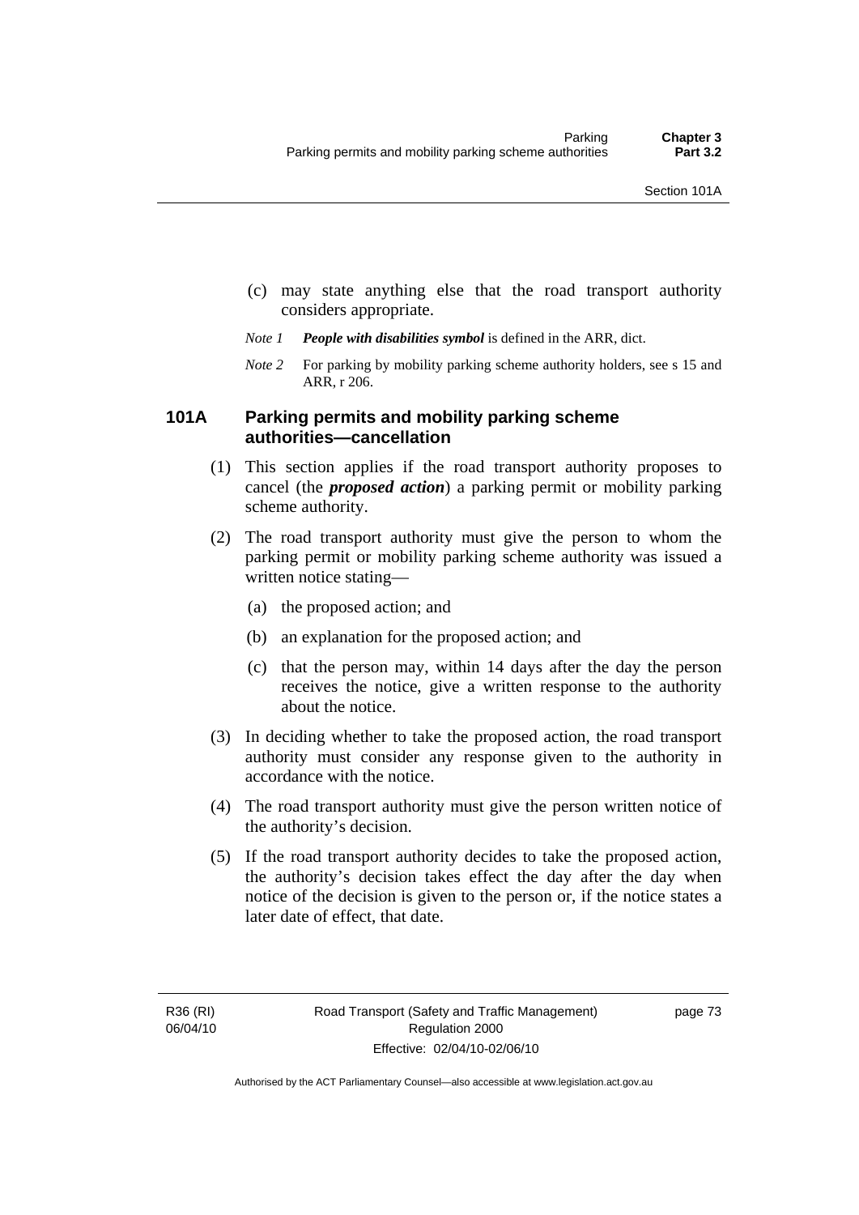(c) may state anything else that the road transport authority considers appropriate.

*Note 1* ***People with disabilities symbol*** is defined in the ARR, dict.

*Note 2* For parking by mobility parking scheme authority holders, see s 15 and ARR, r 206.

### 101A Parking permits and mobility parking scheme authorities—cancellation

(1) This section applies if the road transport authority proposes to cancel (the ***proposed action***) a parking permit or mobility parking scheme authority.

(2) The road transport authority must give the person to whom the parking permit or mobility parking scheme authority was issued a written notice stating—

(a) the proposed action; and

(b) an explanation for the proposed action; and

(c) that the person may, within 14 days after the day the person receives the notice, give a written response to the authority about the notice.

(3) In deciding whether to take the proposed action, the road transport authority must consider any response given to the authority in accordance with the notice.

(4) The road transport authority must give the person written notice of the authority's decision.

(5) If the road transport authority decides to take the proposed action, the authority's decision takes effect the day after the day when notice of the decision is given to the person or, if the notice states a later date of effect, that date.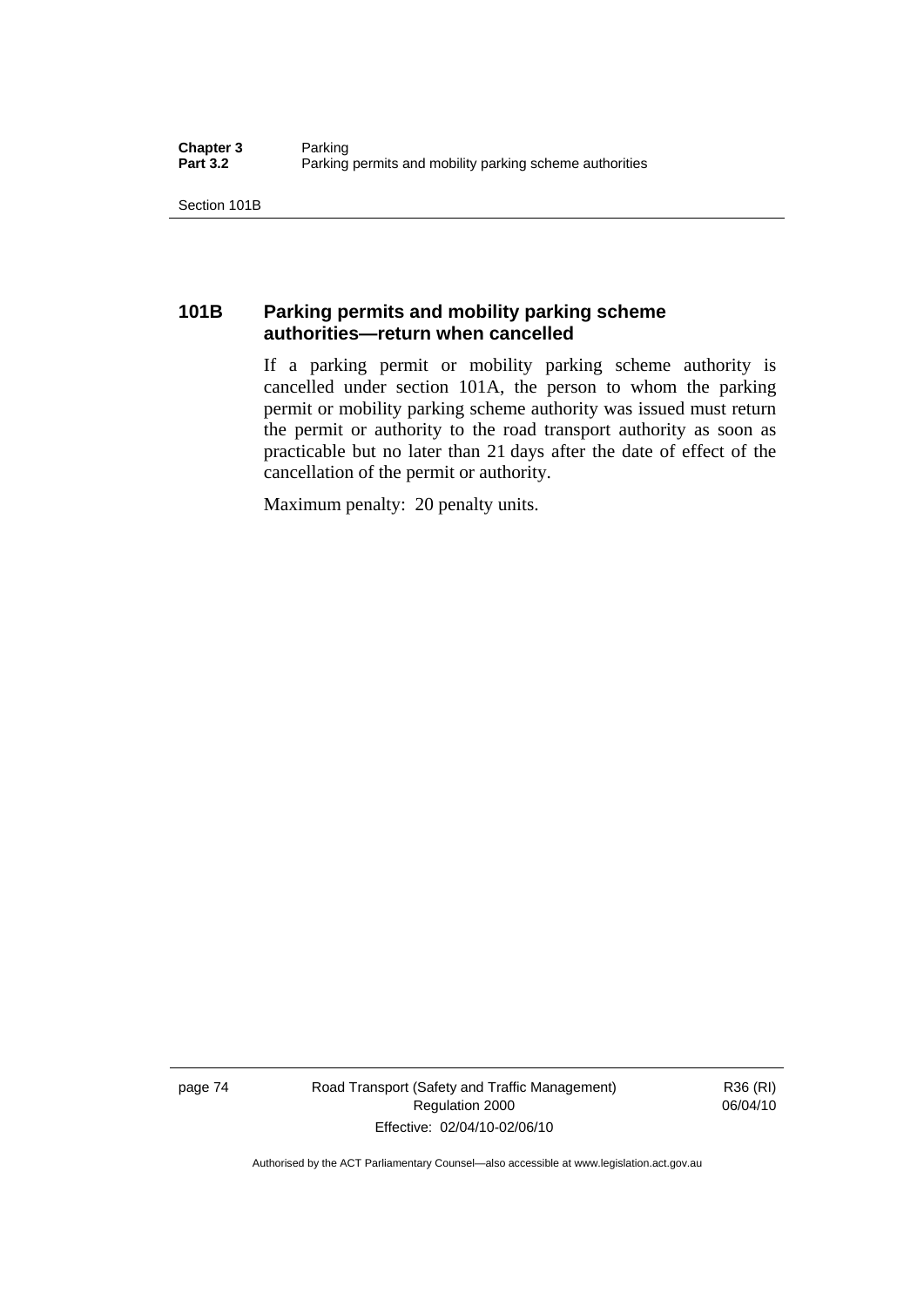## 101B Parking permits and mobility parking scheme authorities—return when cancelled

If a parking permit or mobility parking scheme authority is cancelled under section 101A, the person to whom the parking permit or mobility parking scheme authority was issued must return the permit or authority to the road transport authority as soon as practicable but no later than 21 days after the date of effect of the cancellation of the permit or authority.

Maximum penalty: 20 penalty units.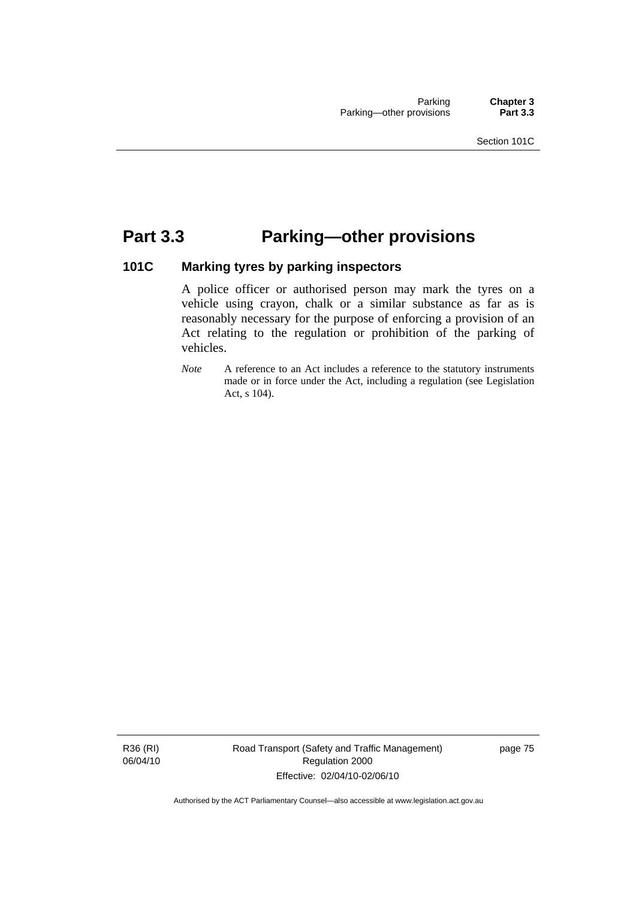# Part 3.3 Parking—other provisions

## 101C Marking tyres by parking inspectors

A police officer or authorised person may mark the tyres on a vehicle using crayon, chalk or a similar substance as far as is reasonably necessary for the purpose of enforcing a provision of an Act relating to the regulation or prohibition of the parking of vehicles.

*Note* A reference to an Act includes a reference to the statutory instruments made or in force under the Act, including a regulation (see Legislation Act, s 104).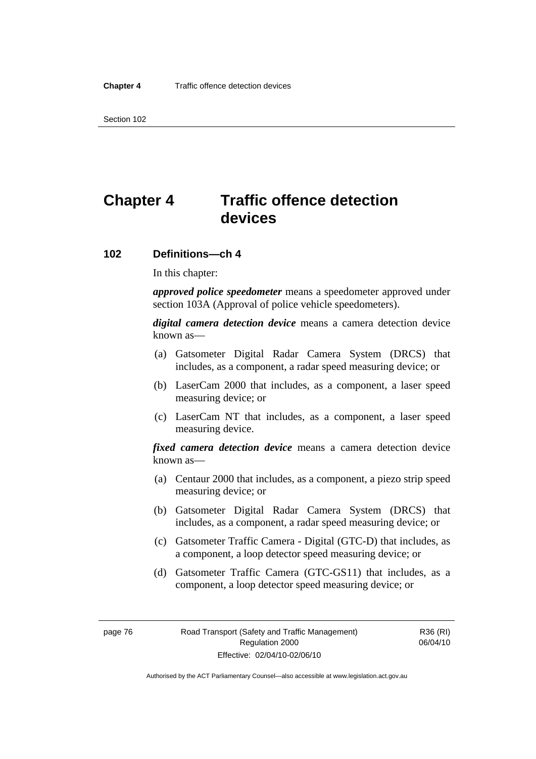# Chapter 4 Traffic offence detection devices

### 102 Definitions—ch 4

In this chapter:

***approved police speedometer*** means a speedometer approved under section 103A (Approval of police vehicle speedometers).

***digital camera detection device*** means a camera detection device known as—

(a) Gatsometer Digital Radar Camera System (DRCS) that includes, as a component, a radar speed measuring device; or

(b) LaserCam 2000 that includes, as a component, a laser speed measuring device; or

(c) LaserCam NT that includes, as a component, a laser speed measuring device.

***fixed camera detection device*** means a camera detection device known as—

(a) Centaur 2000 that includes, as a component, a piezo strip speed measuring device; or

(b) Gatsometer Digital Radar Camera System (DRCS) that includes, as a component, a radar speed measuring device; or

(c) Gatsometer Traffic Camera - Digital (GTC-D) that includes, as a component, a loop detector speed measuring device; or

(d) Gatsometer Traffic Camera (GTC-GS11) that includes, as a component, a loop detector speed measuring device; or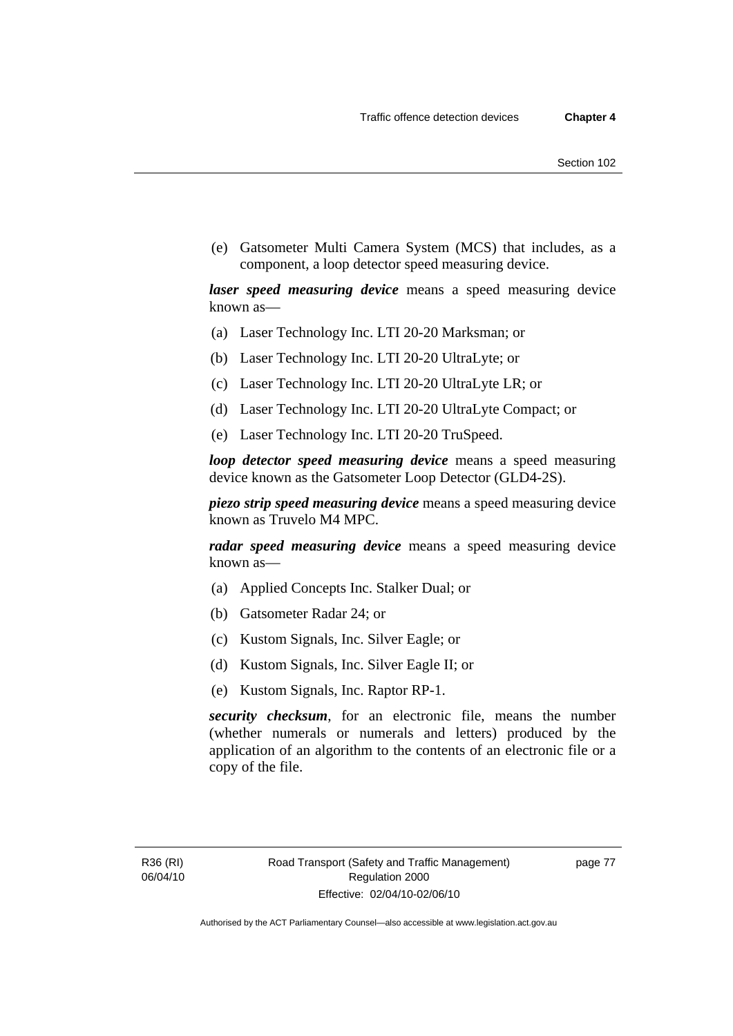(e) Gatsometer Multi Camera System (MCS) that includes, as a component, a loop detector speed measuring device.

***laser speed measuring device*** means a speed measuring device known as—

(a) Laser Technology Inc. LTI 20-20 Marksman; or

(b) Laser Technology Inc. LTI 20-20 UltraLyte; or

(c) Laser Technology Inc. LTI 20-20 UltraLyte LR; or

(d) Laser Technology Inc. LTI 20-20 UltraLyte Compact; or

(e) Laser Technology Inc. LTI 20-20 TruSpeed.

***loop detector speed measuring device*** means a speed measuring device known as the Gatsometer Loop Detector (GLD4-2S).

***piezo strip speed measuring device*** means a speed measuring device known as Truvelo M4 MPC.

***radar speed measuring device*** means a speed measuring device known as—

(a) Applied Concepts Inc. Stalker Dual; or

(b) Gatsometer Radar 24; or

(c) Kustom Signals, Inc. Silver Eagle; or

(d) Kustom Signals, Inc. Silver Eagle II; or

(e) Kustom Signals, Inc. Raptor RP-1.

***security checksum***, for an electronic file, means the number (whether numerals or numerals and letters) produced by the application of an algorithm to the contents of an electronic file or a copy of the file.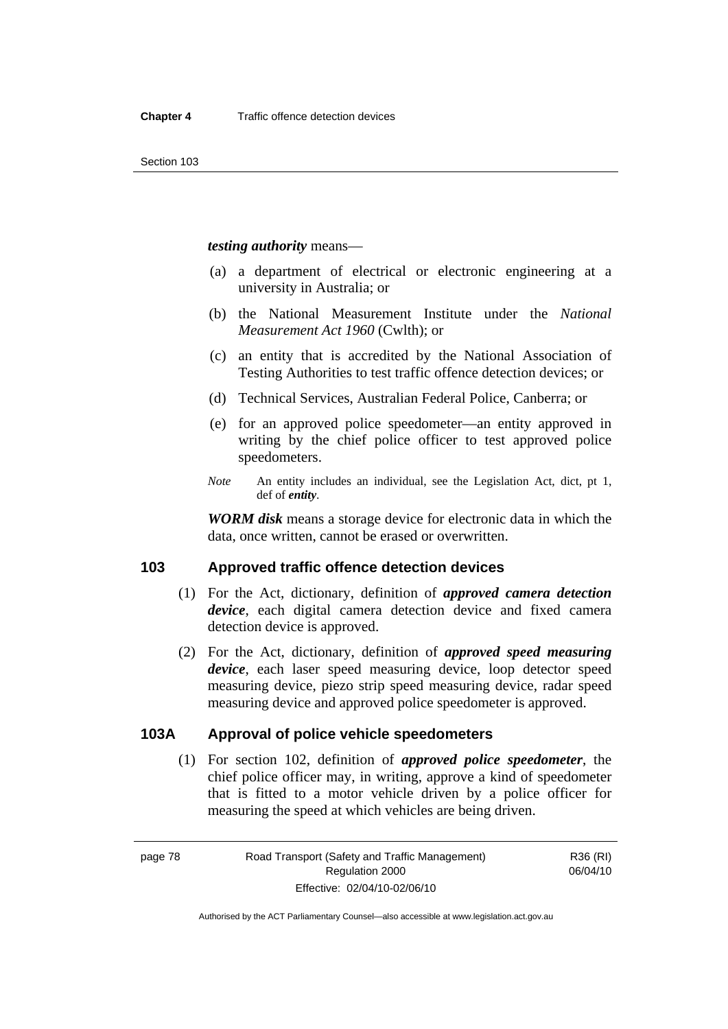***testing authority*** means—

(a) a department of electrical or electronic engineering at a university in Australia; or

(b) the National Measurement Institute under the *National Measurement Act 1960* (Cwlth); or

(c) an entity that is accredited by the National Association of Testing Authorities to test traffic offence detection devices; or

(d) Technical Services, Australian Federal Police, Canberra; or

(e) for an approved police speedometer—an entity approved in writing by the chief police officer to test approved police speedometers.

*Note* An entity includes an individual, see the Legislation Act, dict, pt 1, def of ***entity***.

***WORM disk*** means a storage device for electronic data in which the data, once written, cannot be erased or overwritten.

## 103 Approved traffic offence detection devices

(1) For the Act, dictionary, definition of ***approved camera detection device***, each digital camera detection device and fixed camera detection device is approved.

(2) For the Act, dictionary, definition of ***approved speed measuring device***, each laser speed measuring device, loop detector speed measuring device, piezo strip speed measuring device, radar speed measuring device and approved police speedometer is approved.

## 103A Approval of police vehicle speedometers

(1) For section 102, definition of ***approved police speedometer***, the chief police officer may, in writing, approve a kind of speedometer that is fitted to a motor vehicle driven by a police officer for measuring the speed at which vehicles are being driven.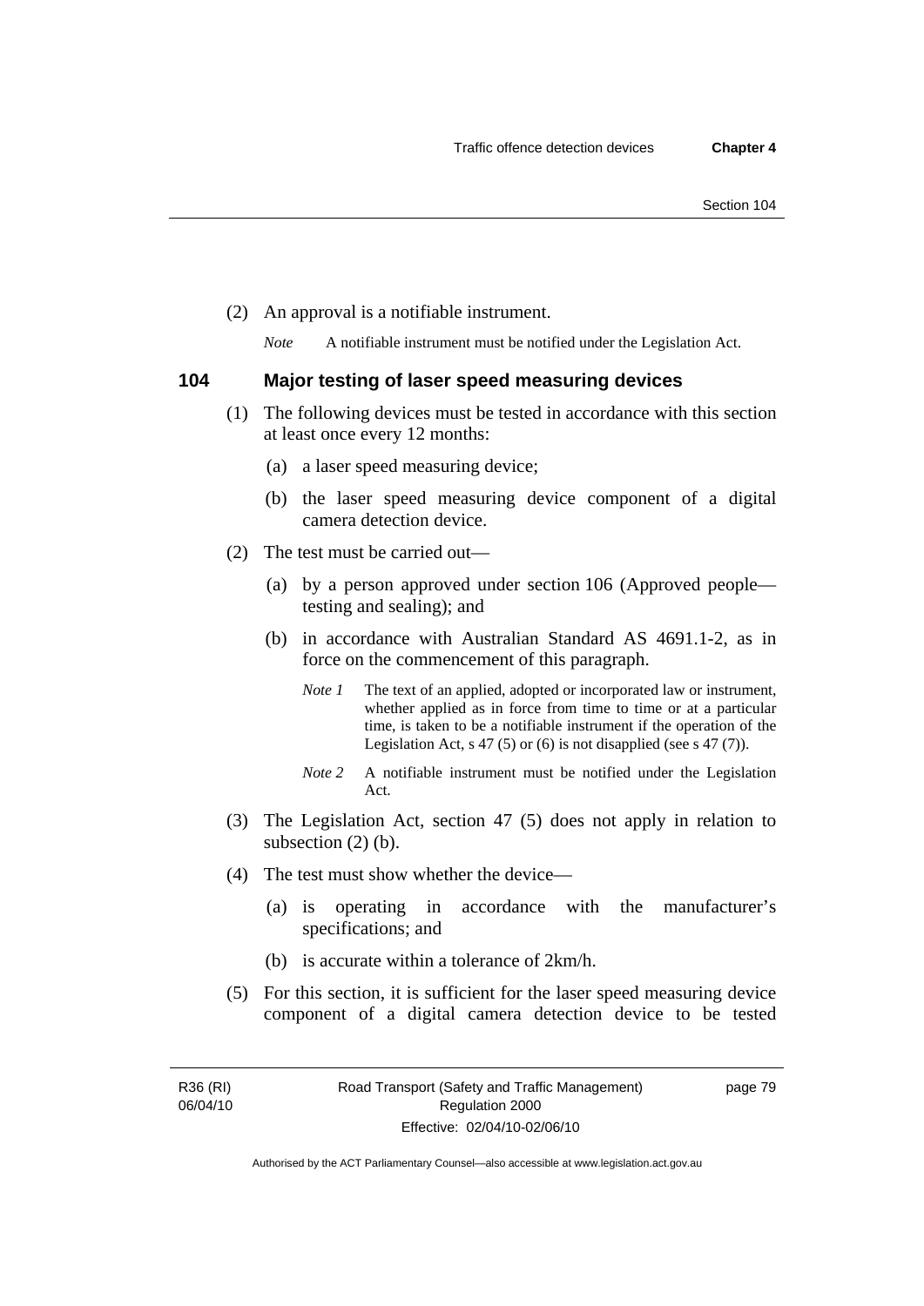(2) An approval is a notifiable instrument.

*Note* A notifiable instrument must be notified under the Legislation Act.

## 104 Major testing of laser speed measuring devices

(1) The following devices must be tested in accordance with this section at least once every 12 months:

(a) a laser speed measuring device;

(b) the laser speed measuring device component of a digital camera detection device.

(2) The test must be carried out—

(a) by a person approved under section 106 (Approved people—testing and sealing); and

(b) in accordance with Australian Standard AS 4691.1-2, as in force on the commencement of this paragraph.

*Note 1* The text of an applied, adopted or incorporated law or instrument, whether applied as in force from time to time or at a particular time, is taken to be a notifiable instrument if the operation of the Legislation Act, s 47 (5) or (6) is not disapplied (see s 47 (7)).

*Note 2* A notifiable instrument must be notified under the Legislation Act.

(3) The Legislation Act, section 47 (5) does not apply in relation to subsection (2) (b).

(4) The test must show whether the device—

(a) is operating in accordance with the manufacturer's specifications; and

(b) is accurate within a tolerance of 2km/h.

(5) For this section, it is sufficient for the laser speed measuring device component of a digital camera detection device to be tested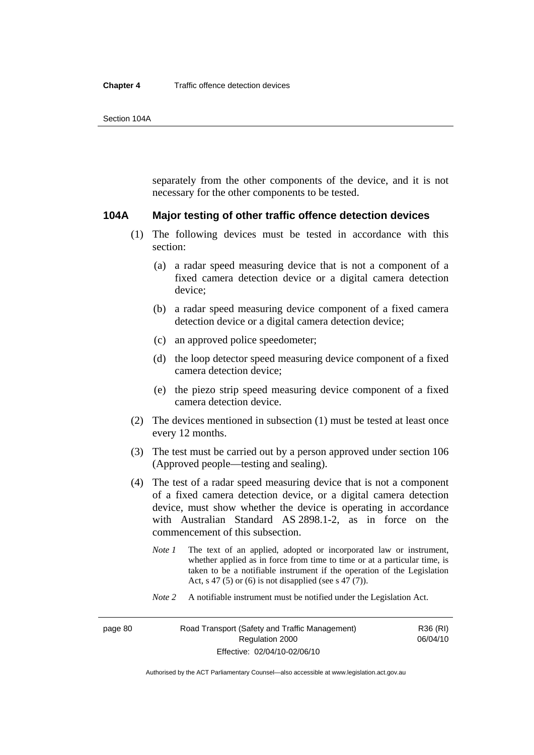separately from the other components of the device, and it is not necessary for the other components to be tested.

### 104A Major testing of other traffic offence detection devices

(1) The following devices must be tested in accordance with this section:

   (a) a radar speed measuring device that is not a component of a fixed camera detection device or a digital camera detection device;

   (b) a radar speed measuring device component of a fixed camera detection device or a digital camera detection device;

   (c) an approved police speedometer;

   (d) the loop detector speed measuring device component of a fixed camera detection device;

   (e) the piezo strip speed measuring device component of a fixed camera detection device.

(2) The devices mentioned in subsection (1) must be tested at least once every 12 months.

(3) The test must be carried out by a person approved under section 106 (Approved people—testing and sealing).

(4) The test of a radar speed measuring device that is not a component of a fixed camera detection device, or a digital camera detection device, must show whether the device is operating in accordance with Australian Standard AS 2898.1-2, as in force on the commencement of this subsection.

*Note 1* The text of an applied, adopted or incorporated law or instrument, whether applied as in force from time to time or at a particular time, is taken to be a notifiable instrument if the operation of the Legislation Act, s 47 (5) or (6) is not disapplied (see s 47 (7)).

*Note 2* A notifiable instrument must be notified under the Legislation Act.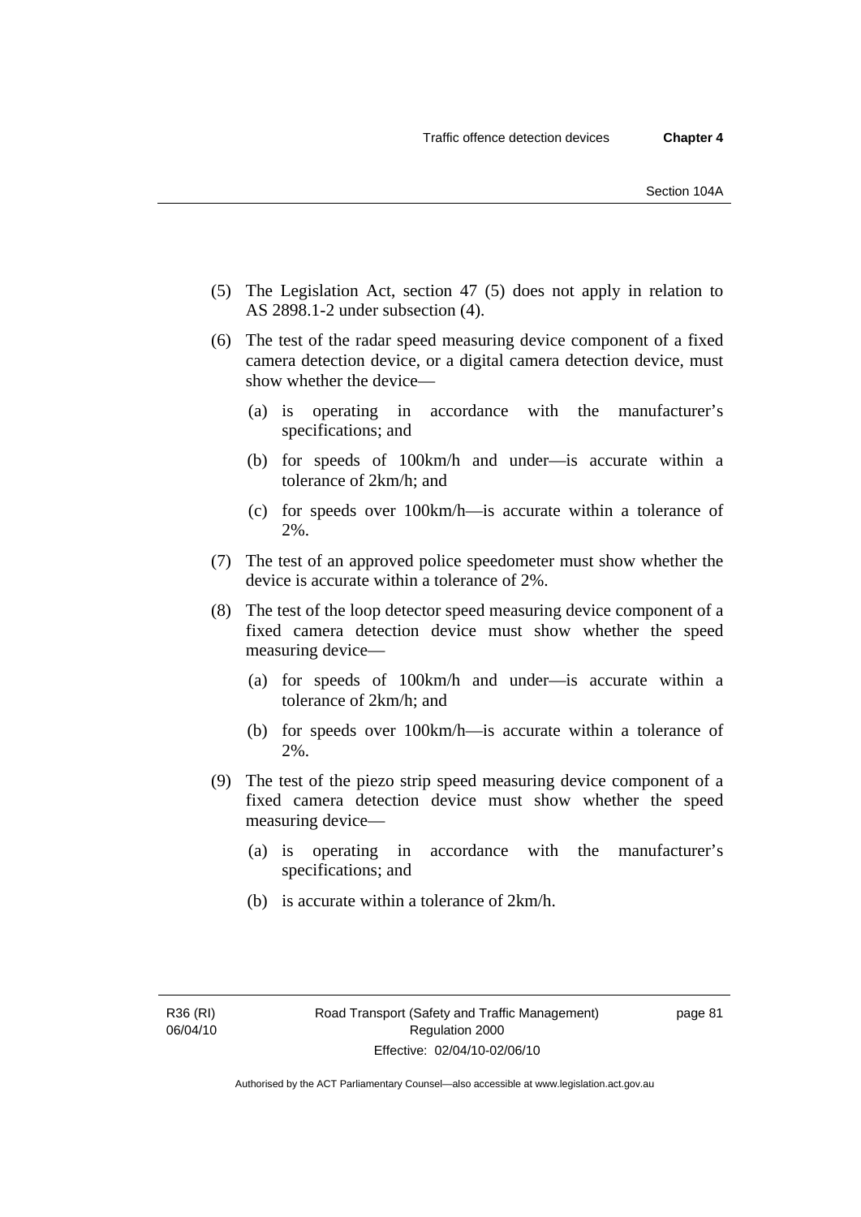(5) The Legislation Act, section 47 (5) does not apply in relation to AS 2898.1-2 under subsection (4).

(6) The test of the radar speed measuring device component of a fixed camera detection device, or a digital camera detection device, must show whether the device—

(a) is operating in accordance with the manufacturer's specifications; and

(b) for speeds of 100km/h and under—is accurate within a tolerance of 2km/h; and

(c) for speeds over 100km/h—is accurate within a tolerance of 2%.

(7) The test of an approved police speedometer must show whether the device is accurate within a tolerance of 2%.

(8) The test of the loop detector speed measuring device component of a fixed camera detection device must show whether the speed measuring device—

(a) for speeds of 100km/h and under—is accurate within a tolerance of 2km/h; and

(b) for speeds over 100km/h—is accurate within a tolerance of 2%.

(9) The test of the piezo strip speed measuring device component of a fixed camera detection device must show whether the speed measuring device—

(a) is operating in accordance with the manufacturer's specifications; and

(b) is accurate within a tolerance of 2km/h.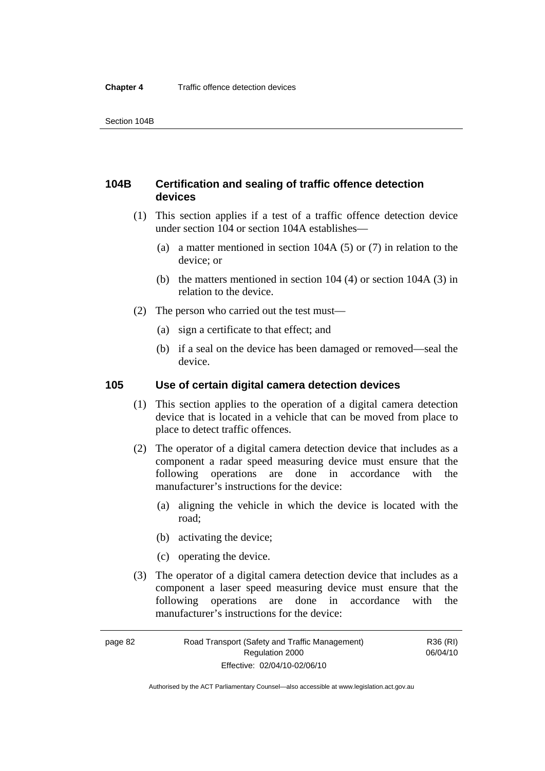## 104B Certification and sealing of traffic offence detection devices

(1) This section applies if a test of a traffic offence detection device under section 104 or section 104A establishes—

(a) a matter mentioned in section 104A (5) or (7) in relation to the device; or

(b) the matters mentioned in section 104 (4) or section 104A (3) in relation to the device.

(2) The person who carried out the test must—

(a) sign a certificate to that effect; and

(b) if a seal on the device has been damaged or removed—seal the device.

## 105 Use of certain digital camera detection devices

(1) This section applies to the operation of a digital camera detection device that is located in a vehicle that can be moved from place to place to detect traffic offences.

(2) The operator of a digital camera detection device that includes as a component a radar speed measuring device must ensure that the following operations are done in accordance with the manufacturer's instructions for the device:

(a) aligning the vehicle in which the device is located with the road;

(b) activating the device;

(c) operating the device.

(3) The operator of a digital camera detection device that includes as a component a laser speed measuring device must ensure that the following operations are done in accordance with the manufacturer's instructions for the device: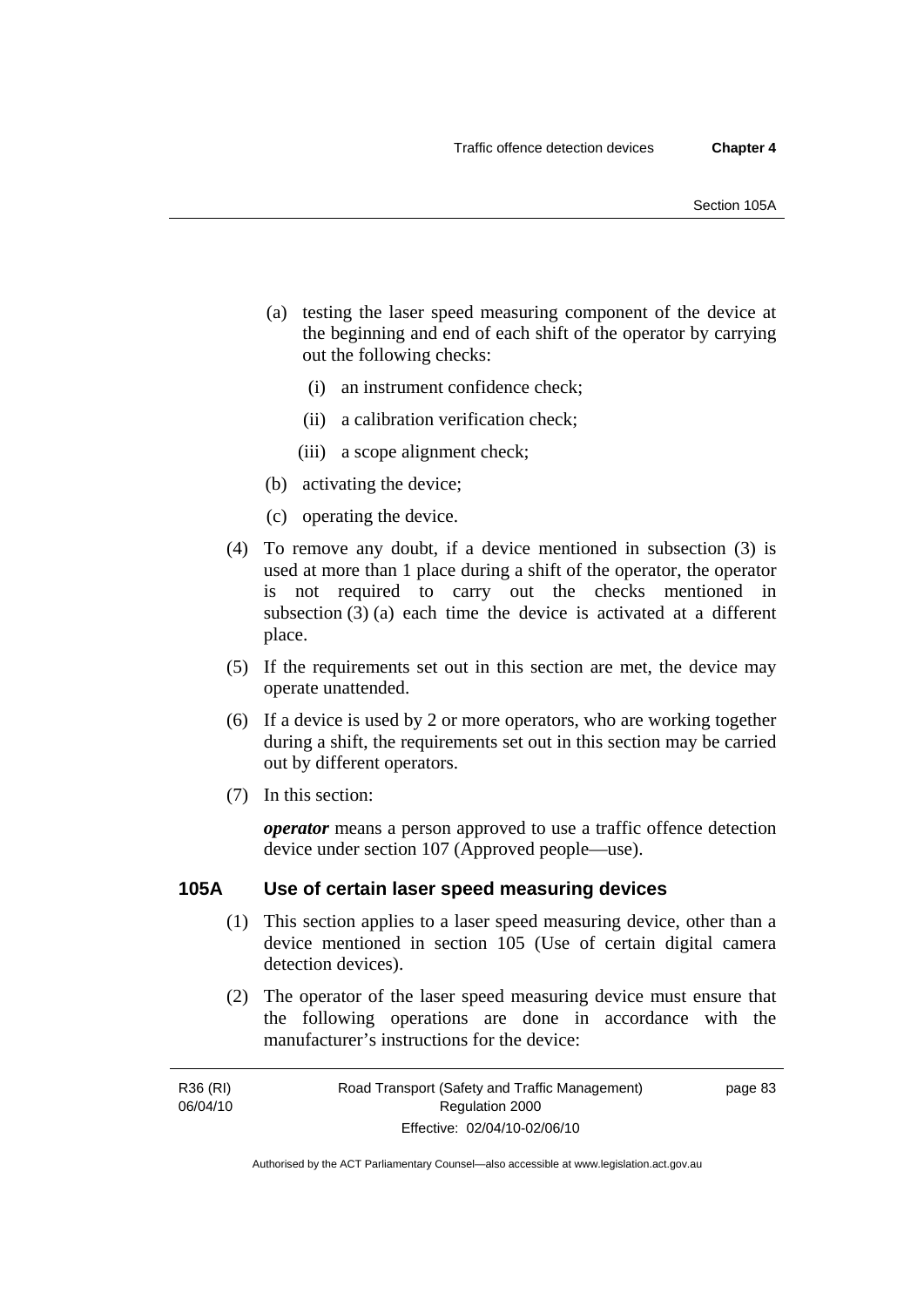(a) testing the laser speed measuring component of the device at the beginning and end of each shift of the operator by carrying out the following checks:

   (i) an instrument confidence check;

   (ii) a calibration verification check;

   (iii) a scope alignment check;

(b) activating the device;

(c) operating the device.

(4) To remove any doubt, if a device mentioned in subsection (3) is used at more than 1 place during a shift of the operator, the operator is not required to carry out the checks mentioned in subsection (3) (a) each time the device is activated at a different place.

(5) If the requirements set out in this section are met, the device may operate unattended.

(6) If a device is used by 2 or more operators, who are working together during a shift, the requirements set out in this section may be carried out by different operators.

(7) In this section:

***operator*** means a person approved to use a traffic offence detection device under section 107 (Approved people—use).

## 105A Use of certain laser speed measuring devices

(1) This section applies to a laser speed measuring device, other than a device mentioned in section 105 (Use of certain digital camera detection devices).

(2) The operator of the laser speed measuring device must ensure that the following operations are done in accordance with the manufacturer's instructions for the device: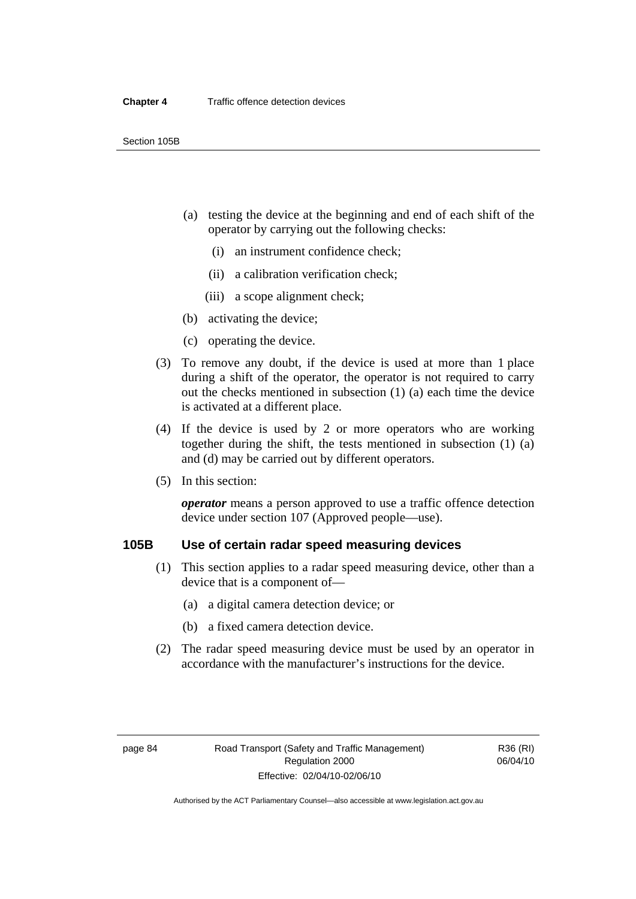(a) testing the device at the beginning and end of each shift of the operator by carrying out the following checks:

(i) an instrument confidence check;

(ii) a calibration verification check;

(iii) a scope alignment check;

(b) activating the device;

(c) operating the device.

(3) To remove any doubt, if the device is used at more than 1 place during a shift of the operator, the operator is not required to carry out the checks mentioned in subsection (1) (a) each time the device is activated at a different place.

(4) If the device is used by 2 or more operators who are working together during the shift, the tests mentioned in subsection (1) (a) and (d) may be carried out by different operators.

(5) In this section:

***operator*** means a person approved to use a traffic offence detection device under section 107 (Approved people—use).

### 105B Use of certain radar speed measuring devices

(1) This section applies to a radar speed measuring device, other than a device that is a component of—

(a) a digital camera detection device; or

(b) a fixed camera detection device.

(2) The radar speed measuring device must be used by an operator in accordance with the manufacturer's instructions for the device.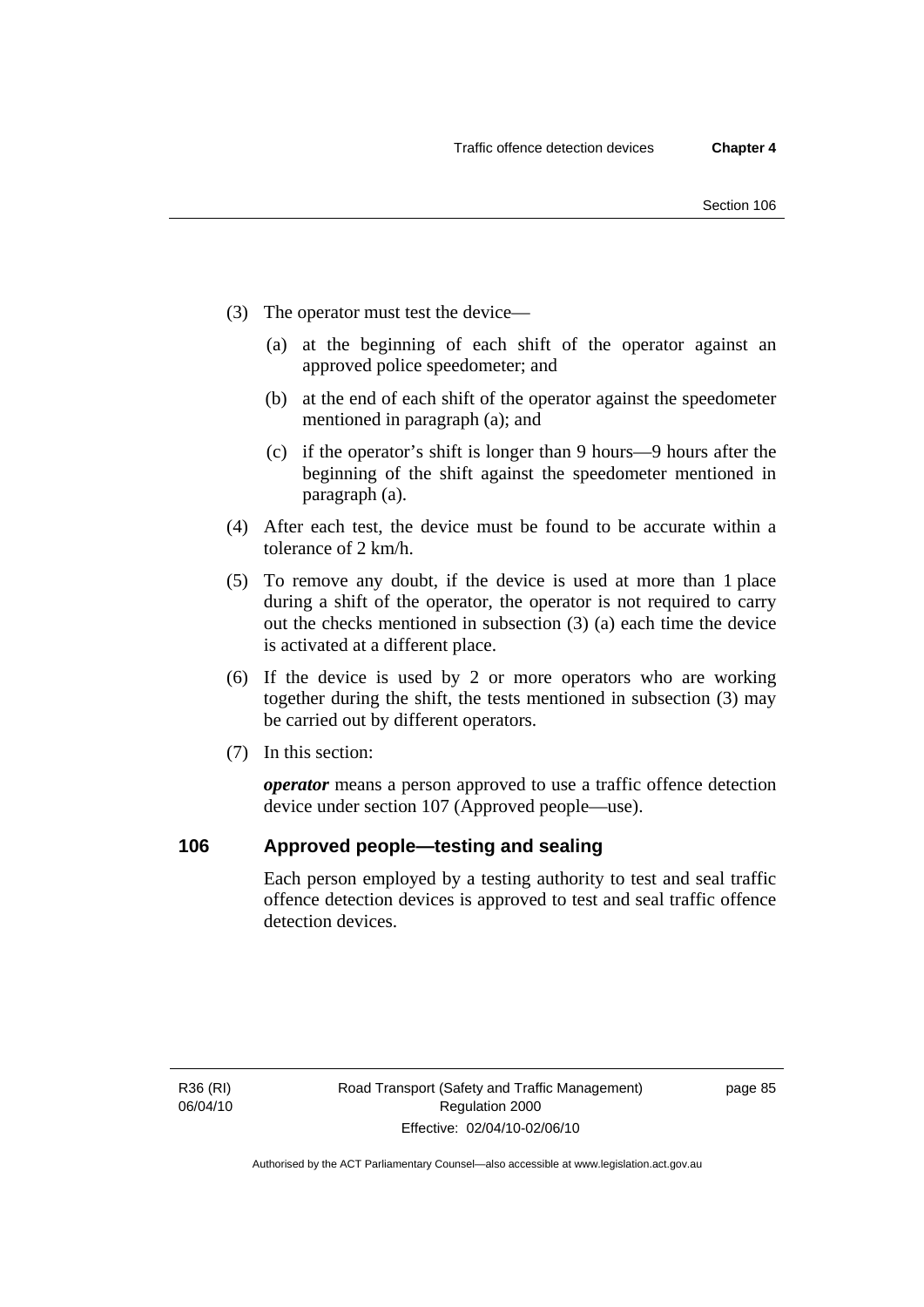(3) The operator must test the device—

(a) at the beginning of each shift of the operator against an approved police speedometer; and

(b) at the end of each shift of the operator against the speedometer mentioned in paragraph (a); and

(c) if the operator's shift is longer than 9 hours—9 hours after the beginning of the shift against the speedometer mentioned in paragraph (a).

(4) After each test, the device must be found to be accurate within a tolerance of 2 km/h.

(5) To remove any doubt, if the device is used at more than 1 place during a shift of the operator, the operator is not required to carry out the checks mentioned in subsection (3) (a) each time the device is activated at a different place.

(6) If the device is used by 2 or more operators who are working together during the shift, the tests mentioned in subsection (3) may be carried out by different operators.

(7) In this section:

***operator*** means a person approved to use a traffic offence detection device under section 107 (Approved people—use).

## 106 Approved people—testing and sealing

Each person employed by a testing authority to test and seal traffic offence detection devices is approved to test and seal traffic offence detection devices.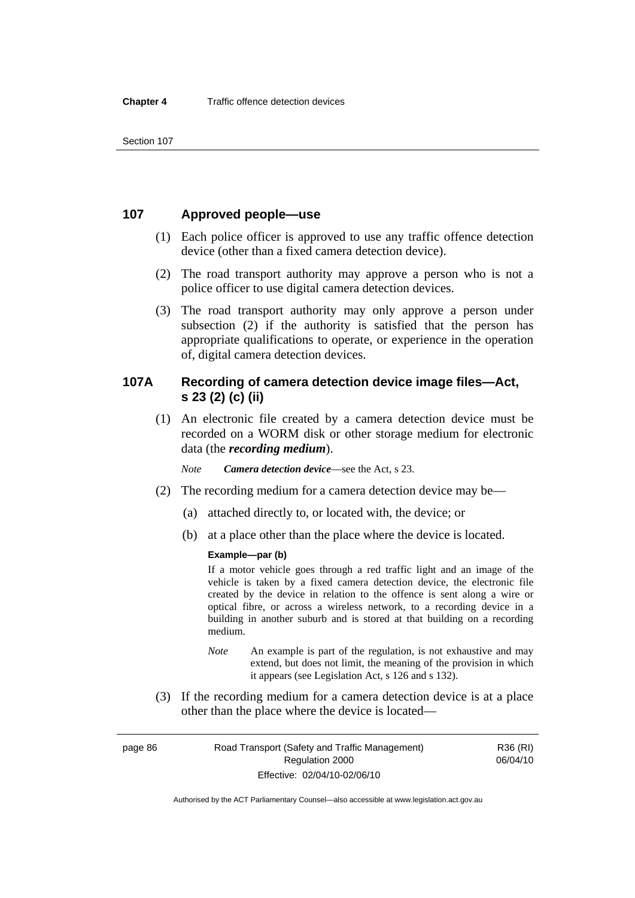## 107 Approved people—use

(1) Each police officer is approved to use any traffic offence detection device (other than a fixed camera detection device).

(2) The road transport authority may approve a person who is not a police officer to use digital camera detection devices.

(3) The road transport authority may only approve a person under subsection (2) if the authority is satisfied that the person has appropriate qualifications to operate, or experience in the operation of, digital camera detection devices.

## 107A Recording of camera detection device image files—Act, s 23 (2) (c) (ii)

(1) An electronic file created by a camera detection device must be recorded on a WORM disk or other storage medium for electronic data (the ***recording medium***).

*Note* ***Camera detection device***—see the Act, s 23.

(2) The recording medium for a camera detection device may be—

(a) attached directly to, or located with, the device; or

(b) at a place other than the place where the device is located.

**Example—par (b)**

If a motor vehicle goes through a red traffic light and an image of the vehicle is taken by a fixed camera detection device, the electronic file created by the device in relation to the offence is sent along a wire or optical fibre, or across a wireless network, to a recording device in a building in another suburb and is stored at that building on a recording medium.

*Note* An example is part of the regulation, is not exhaustive and may extend, but does not limit, the meaning of the provision in which it appears (see Legislation Act, s 126 and s 132).

(3) If the recording medium for a camera detection device is at a place other than the place where the device is located—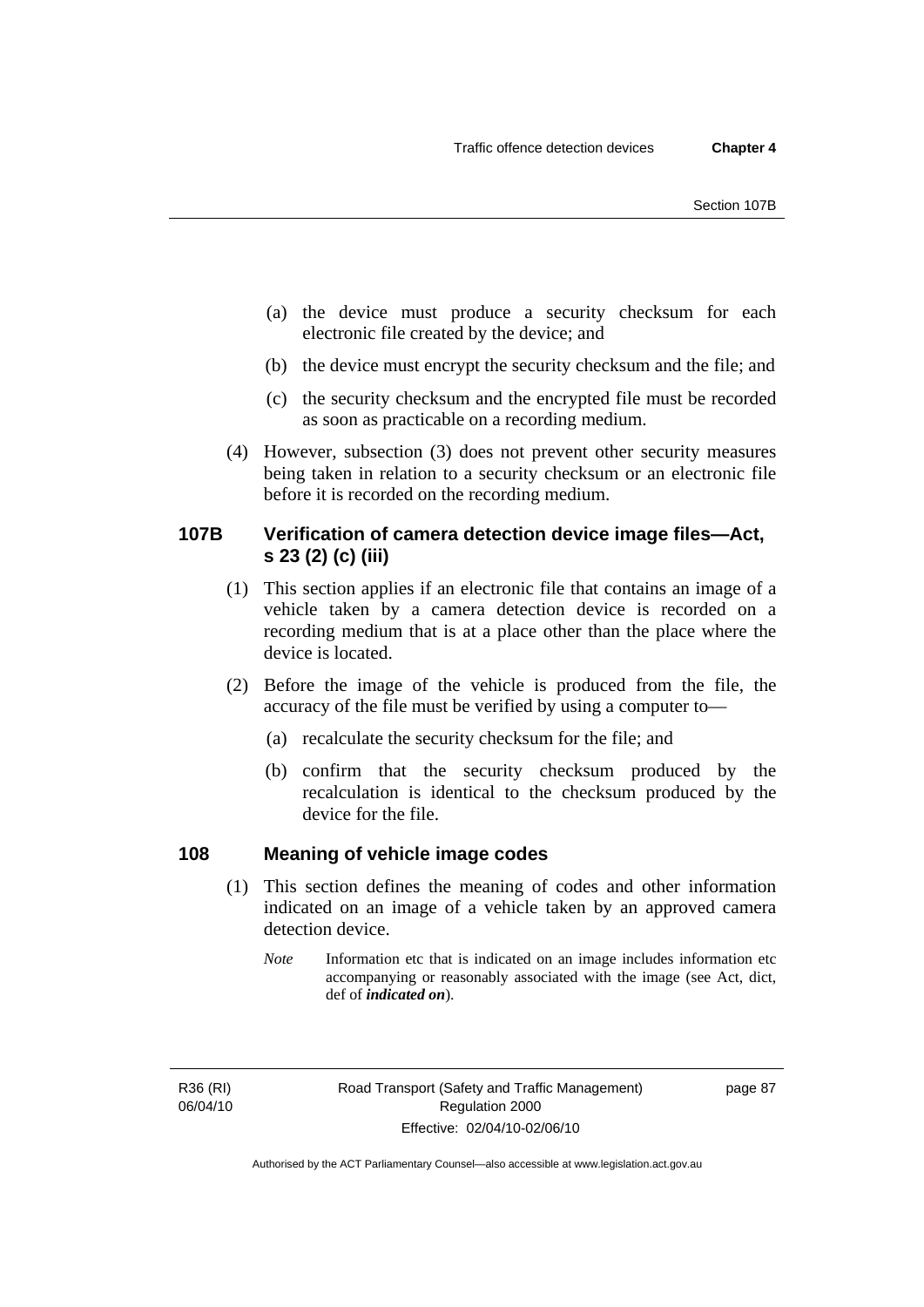(a) the device must produce a security checksum for each electronic file created by the device; and

(b) the device must encrypt the security checksum and the file; and

(c) the security checksum and the encrypted file must be recorded as soon as practicable on a recording medium.

(4) However, subsection (3) does not prevent other security measures being taken in relation to a security checksum or an electronic file before it is recorded on the recording medium.

### 107B Verification of camera detection device image files—Act, s 23 (2) (c) (iii)

(1) This section applies if an electronic file that contains an image of a vehicle taken by a camera detection device is recorded on a recording medium that is at a place other than the place where the device is located.

(2) Before the image of the vehicle is produced from the file, the accuracy of the file must be verified by using a computer to—

(a) recalculate the security checksum for the file; and

(b) confirm that the security checksum produced by the recalculation is identical to the checksum produced by the device for the file.

### 108 Meaning of vehicle image codes

(1) This section defines the meaning of codes and other information indicated on an image of a vehicle taken by an approved camera detection device.

*Note* Information etc that is indicated on an image includes information etc accompanying or reasonably associated with the image (see Act, dict, def of ***indicated on***).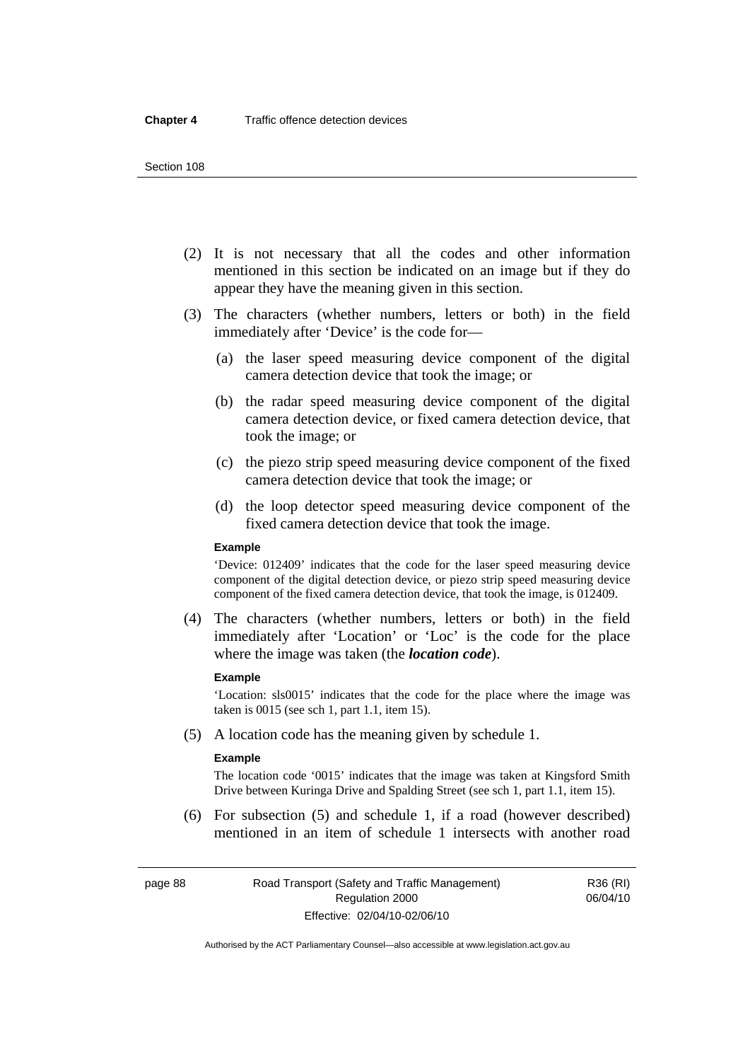(2) It is not necessary that all the codes and other information mentioned in this section be indicated on an image but if they do appear they have the meaning given in this section.

(3) The characters (whether numbers, letters or both) in the field immediately after 'Device' is the code for—

(a) the laser speed measuring device component of the digital camera detection device that took the image; or

(b) the radar speed measuring device component of the digital camera detection device, or fixed camera detection device, that took the image; or

(c) the piezo strip speed measuring device component of the fixed camera detection device that took the image; or

(d) the loop detector speed measuring device component of the fixed camera detection device that took the image.

**Example**

'Device: 012409' indicates that the code for the laser speed measuring device component of the digital detection device, or piezo strip speed measuring device component of the fixed camera detection device, that took the image, is 012409.

(4) The characters (whether numbers, letters or both) in the field immediately after 'Location' or 'Loc' is the code for the place where the image was taken (the ***location code***).

**Example**

'Location: sls0015' indicates that the code for the place where the image was taken is 0015 (see sch 1, part 1.1, item 15).

(5) A location code has the meaning given by schedule 1.

**Example**

The location code '0015' indicates that the image was taken at Kingsford Smith Drive between Kuringa Drive and Spalding Street (see sch 1, part 1.1, item 15).

(6) For subsection (5) and schedule 1, if a road (however described) mentioned in an item of schedule 1 intersects with another road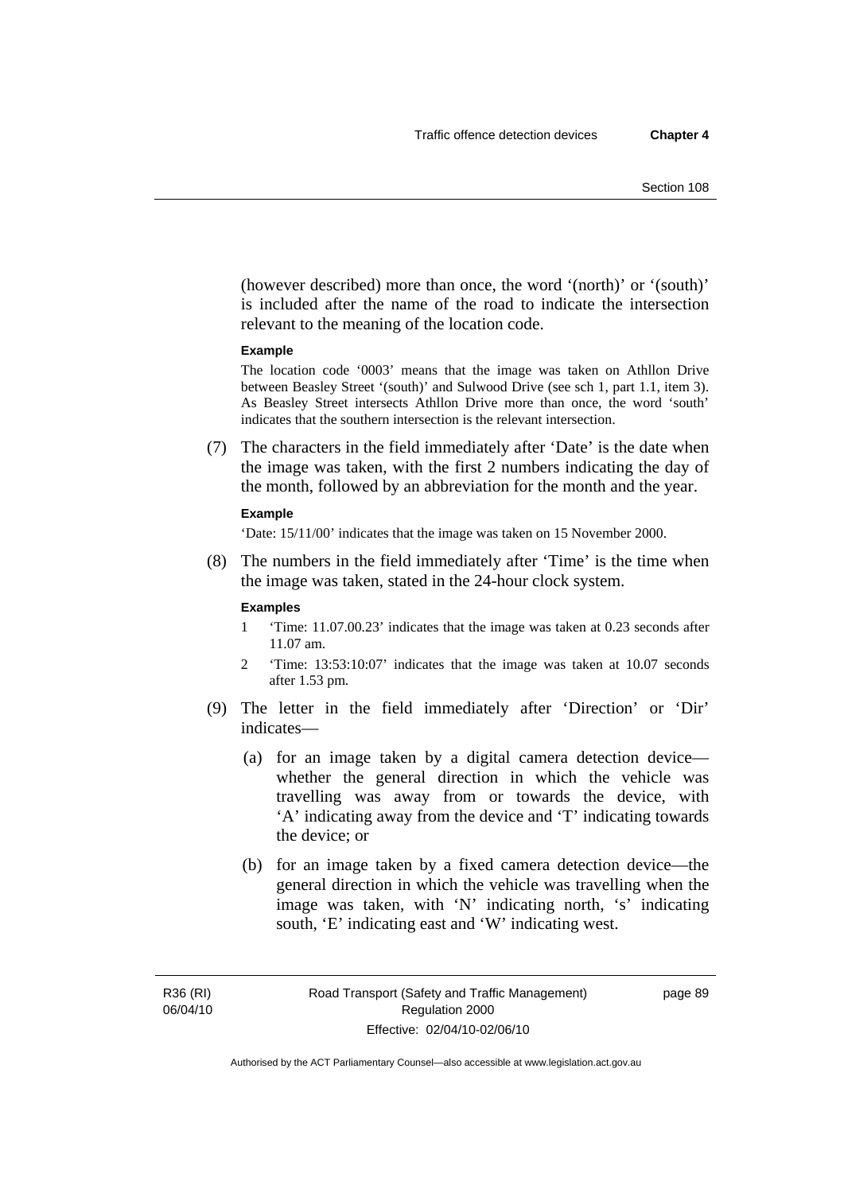(however described) more than once, the word '(north)' or '(south)' is included after the name of the road to indicate the intersection relevant to the meaning of the location code.

**Example**

The location code '0003' means that the image was taken on Athllon Drive between Beasley Street '(south)' and Sulwood Drive (see sch 1, part 1.1, item 3). As Beasley Street intersects Athllon Drive more than once, the word 'south' indicates that the southern intersection is the relevant intersection.

(7) The characters in the field immediately after 'Date' is the date when the image was taken, with the first 2 numbers indicating the day of the month, followed by an abbreviation for the month and the year.

**Example**

'Date: 15/11/00' indicates that the image was taken on 15 November 2000.

(8) The numbers in the field immediately after 'Time' is the time when the image was taken, stated in the 24-hour clock system.

**Examples**

1 'Time: 11.07.00.23' indicates that the image was taken at 0.23 seconds after 11.07 am.

2 'Time: 13:53:10:07' indicates that the image was taken at 10.07 seconds after 1.53 pm.

(9) The letter in the field immediately after 'Direction' or 'Dir' indicates—

(a) for an image taken by a digital camera detection device—whether the general direction in which the vehicle was travelling was away from or towards the device, with 'A' indicating away from the device and 'T' indicating towards the device; or

(b) for an image taken by a fixed camera detection device—the general direction in which the vehicle was travelling when the image was taken, with 'N' indicating north, 's' indicating south, 'E' indicating east and 'W' indicating west.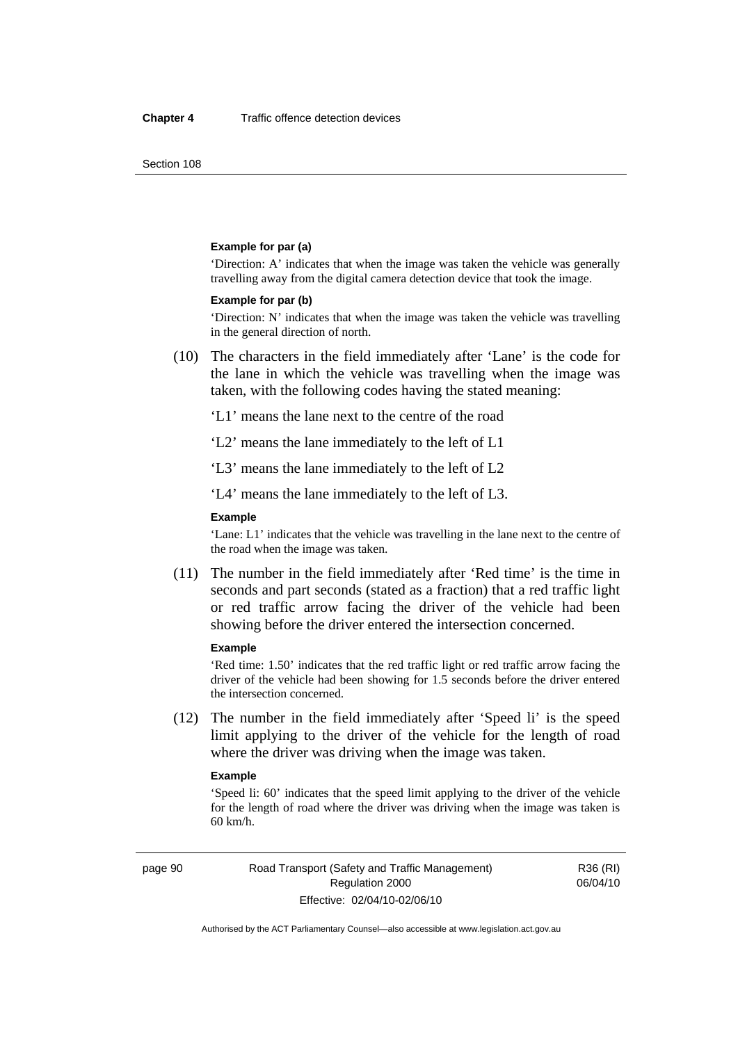**Example for par (a)**

'Direction: A' indicates that when the image was taken the vehicle was generally travelling away from the digital camera detection device that took the image.

**Example for par (b)**

'Direction: N' indicates that when the image was taken the vehicle was travelling in the general direction of north.

(10) The characters in the field immediately after 'Lane' is the code for the lane in which the vehicle was travelling when the image was taken, with the following codes having the stated meaning:

'L1' means the lane next to the centre of the road

'L2' means the lane immediately to the left of L1

'L3' means the lane immediately to the left of L2

'L4' means the lane immediately to the left of L3.

**Example**

'Lane: L1' indicates that the vehicle was travelling in the lane next to the centre of the road when the image was taken.

(11) The number in the field immediately after 'Red time' is the time in seconds and part seconds (stated as a fraction) that a red traffic light or red traffic arrow facing the driver of the vehicle had been showing before the driver entered the intersection concerned.

**Example**

'Red time: 1.50' indicates that the red traffic light or red traffic arrow facing the driver of the vehicle had been showing for 1.5 seconds before the driver entered the intersection concerned.

(12) The number in the field immediately after 'Speed li' is the speed limit applying to the driver of the vehicle for the length of road where the driver was driving when the image was taken.

**Example**

'Speed li: 60' indicates that the speed limit applying to the driver of the vehicle for the length of road where the driver was driving when the image was taken is 60 km/h.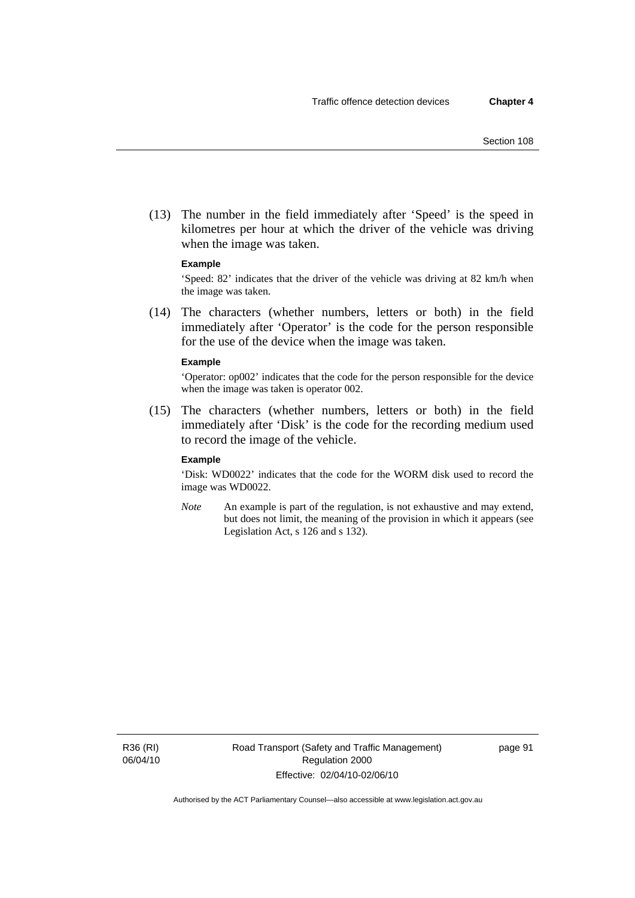(13) The number in the field immediately after 'Speed' is the speed in kilometres per hour at which the driver of the vehicle was driving when the image was taken.

**Example**

'Speed: 82' indicates that the driver of the vehicle was driving at 82 km/h when the image was taken.

(14) The characters (whether numbers, letters or both) in the field immediately after 'Operator' is the code for the person responsible for the use of the device when the image was taken.

**Example**

'Operator: op002' indicates that the code for the person responsible for the device when the image was taken is operator 002.

(15) The characters (whether numbers, letters or both) in the field immediately after 'Disk' is the code for the recording medium used to record the image of the vehicle.

**Example**

'Disk: WD0022' indicates that the code for the WORM disk used to record the image was WD0022.

*Note* An example is part of the regulation, is not exhaustive and may extend, but does not limit, the meaning of the provision in which it appears (see Legislation Act, s 126 and s 132).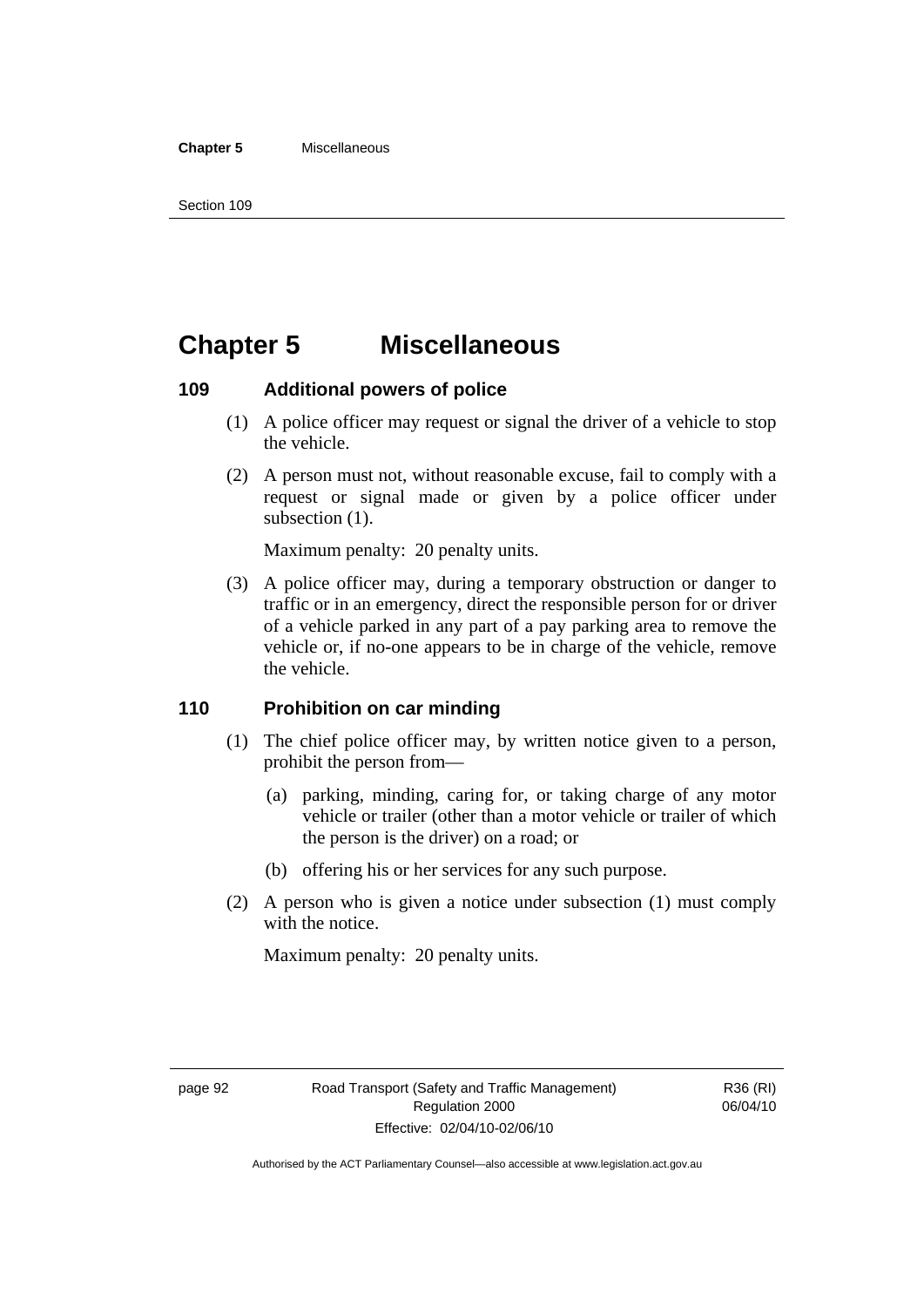# Chapter 5 Miscellaneous

## 109 Additional powers of police

(1) A police officer may request or signal the driver of a vehicle to stop the vehicle.

(2) A person must not, without reasonable excuse, fail to comply with a request or signal made or given by a police officer under subsection (1).

Maximum penalty: 20 penalty units.

(3) A police officer may, during a temporary obstruction or danger to traffic or in an emergency, direct the responsible person for or driver of a vehicle parked in any part of a pay parking area to remove the vehicle or, if no-one appears to be in charge of the vehicle, remove the vehicle.

## 110 Prohibition on car minding

(1) The chief police officer may, by written notice given to a person, prohibit the person from—

(a) parking, minding, caring for, or taking charge of any motor vehicle or trailer (other than a motor vehicle or trailer of which the person is the driver) on a road; or

(b) offering his or her services for any such purpose.

(2) A person who is given a notice under subsection (1) must comply with the notice.

Maximum penalty: 20 penalty units.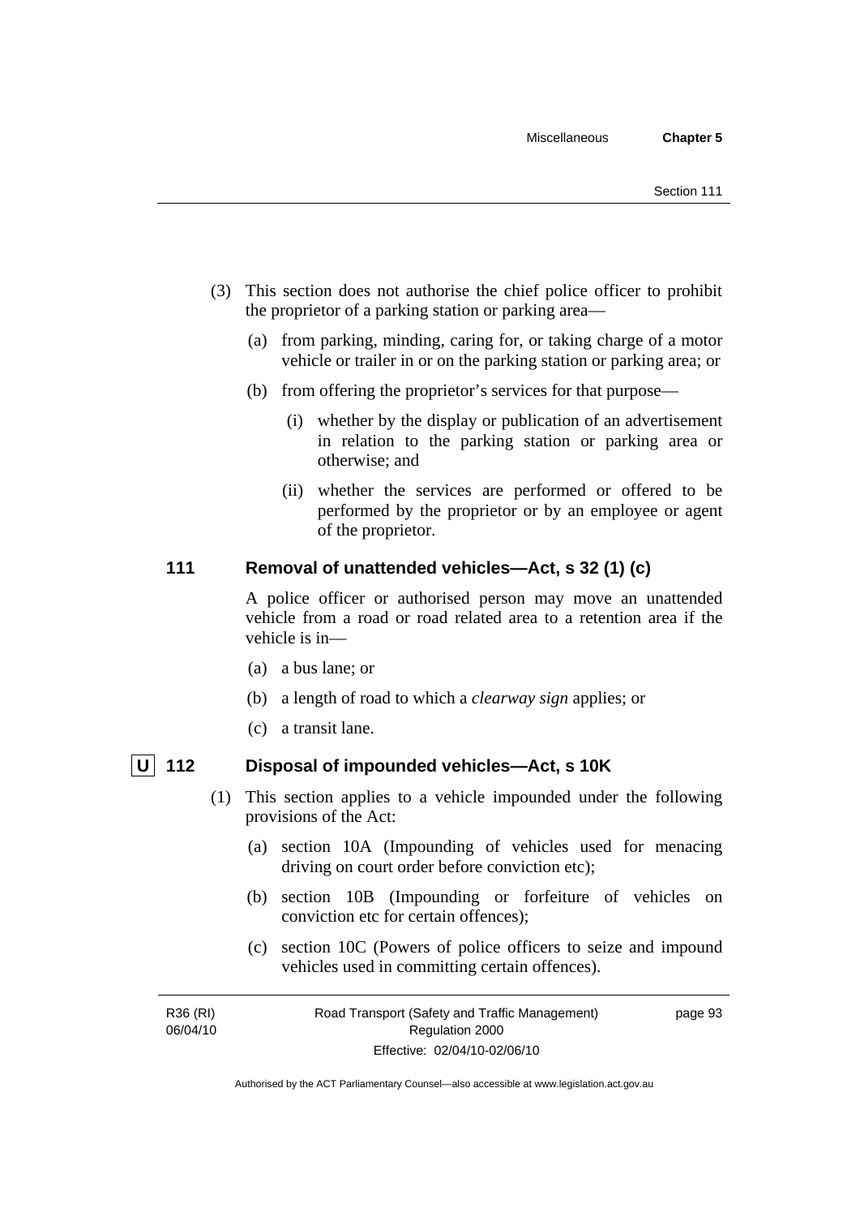(3) This section does not authorise the chief police officer to prohibit the proprietor of a parking station or parking area—

(a) from parking, minding, caring for, or taking charge of a motor vehicle or trailer in or on the parking station or parking area; or

(b) from offering the proprietor's services for that purpose—

(i) whether by the display or publication of an advertisement in relation to the parking station or parking area or otherwise; and

(ii) whether the services are performed or offered to be performed by the proprietor or by an employee or agent of the proprietor.

## 111 Removal of unattended vehicles—Act, s 32 (1) (c)

A police officer or authorised person may move an unattended vehicle from a road or road related area to a retention area if the vehicle is in—

(a) a bus lane; or

(b) a length of road to which a *clearway sign* applies; or

(c) a transit lane.

## U 112 Disposal of impounded vehicles—Act, s 10K

(1) This section applies to a vehicle impounded under the following provisions of the Act:

(a) section 10A (Impounding of vehicles used for menacing driving on court order before conviction etc);

(b) section 10B (Impounding or forfeiture of vehicles on conviction etc for certain offences);

(c) section 10C (Powers of police officers to seize and impound vehicles used in committing certain offences).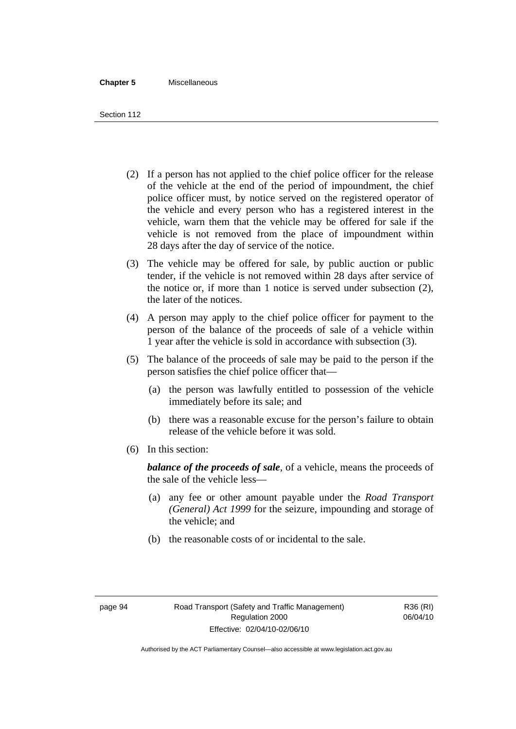(2) If a person has not applied to the chief police officer for the release of the vehicle at the end of the period of impoundment, the chief police officer must, by notice served on the registered operator of the vehicle and every person who has a registered interest in the vehicle, warn them that the vehicle may be offered for sale if the vehicle is not removed from the place of impoundment within 28 days after the day of service of the notice.

(3) The vehicle may be offered for sale, by public auction or public tender, if the vehicle is not removed within 28 days after service of the notice or, if more than 1 notice is served under subsection (2), the later of the notices.

(4) A person may apply to the chief police officer for payment to the person of the balance of the proceeds of sale of a vehicle within 1 year after the vehicle is sold in accordance with subsection (3).

(5) The balance of the proceeds of sale may be paid to the person if the person satisfies the chief police officer that—

(a) the person was lawfully entitled to possession of the vehicle immediately before its sale; and

(b) there was a reasonable excuse for the person's failure to obtain release of the vehicle before it was sold.

(6) In this section:

***balance of the proceeds of sale***, of a vehicle, means the proceeds of the sale of the vehicle less—

(a) any fee or other amount payable under the *Road Transport (General) Act 1999* for the seizure, impounding and storage of the vehicle; and

(b) the reasonable costs of or incidental to the sale.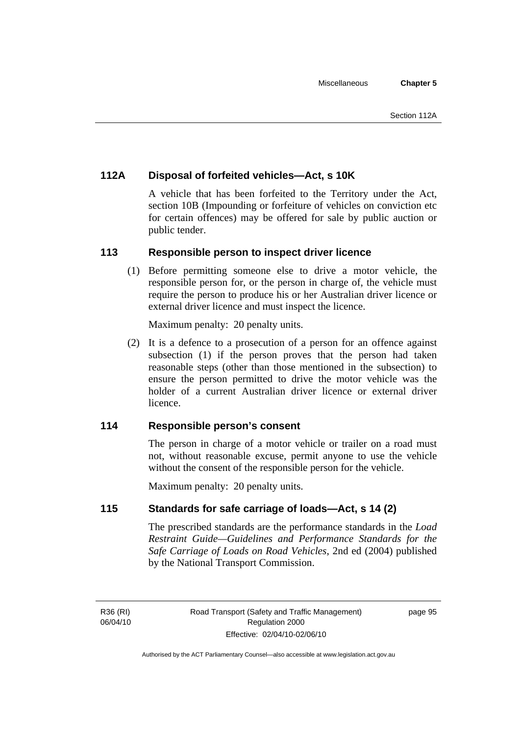### 112A Disposal of forfeited vehicles—Act, s 10K

A vehicle that has been forfeited to the Territory under the Act, section 10B (Impounding or forfeiture of vehicles on conviction etc for certain offences) may be offered for sale by public auction or public tender.

### 113 Responsible person to inspect driver licence

(1) Before permitting someone else to drive a motor vehicle, the responsible person for, or the person in charge of, the vehicle must require the person to produce his or her Australian driver licence or external driver licence and must inspect the licence.

Maximum penalty: 20 penalty units.

(2) It is a defence to a prosecution of a person for an offence against subsection (1) if the person proves that the person had taken reasonable steps (other than those mentioned in the subsection) to ensure the person permitted to drive the motor vehicle was the holder of a current Australian driver licence or external driver licence.

### 114 Responsible person's consent

The person in charge of a motor vehicle or trailer on a road must not, without reasonable excuse, permit anyone to use the vehicle without the consent of the responsible person for the vehicle.

Maximum penalty: 20 penalty units.

### 115 Standards for safe carriage of loads—Act, s 14 (2)

The prescribed standards are the performance standards in the *Load Restraint Guide—Guidelines and Performance Standards for the Safe Carriage of Loads on Road Vehicles*, 2nd ed (2004) published by the National Transport Commission.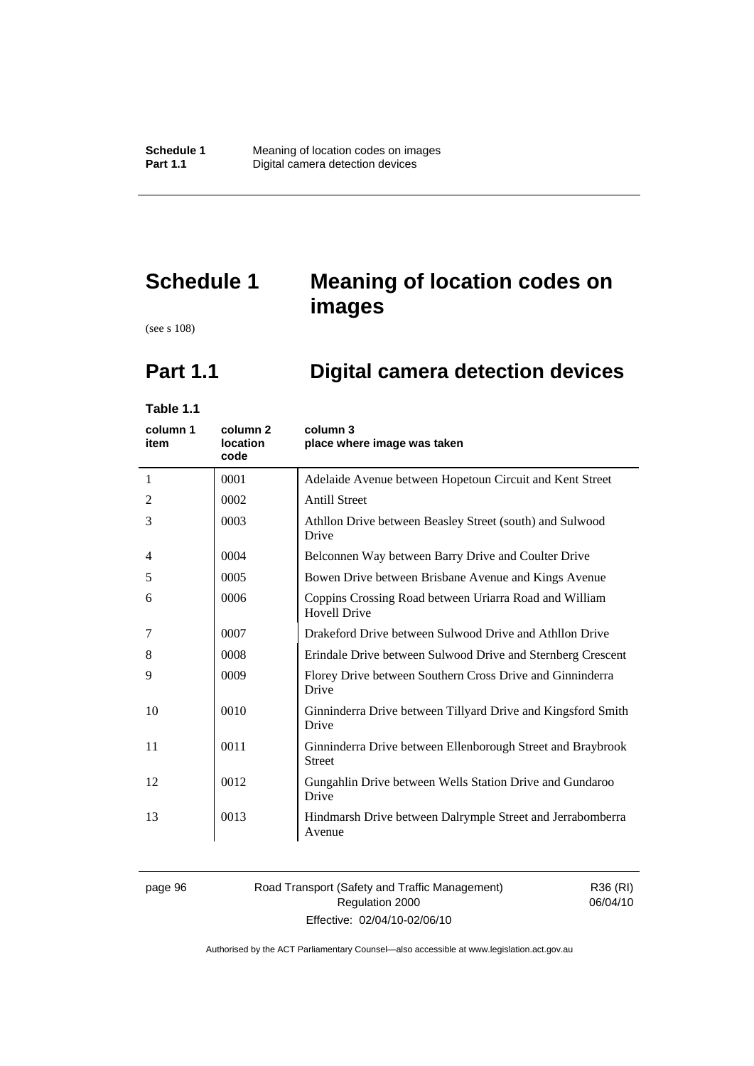# Schedule 1 Meaning of location codes on images

(see s 108)

## Part 1.1 Digital camera detection devices

**Table 1.1**

| column 1 item | column 2 location code | column 3 place where image was taken |
|---|---|---|
| 1 | 0001 | Adelaide Avenue between Hopetoun Circuit and Kent Street |
| 2 | 0002 | Antill Street |
| 3 | 0003 | Athllon Drive between Beasley Street (south) and Sulwood Drive |
| 4 | 0004 | Belconnen Way between Barry Drive and Coulter Drive |
| 5 | 0005 | Bowen Drive between Brisbane Avenue and Kings Avenue |
| 6 | 0006 | Coppins Crossing Road between Uriarra Road and William Hovell Drive |
| 7 | 0007 | Drakeford Drive between Sulwood Drive and Athllon Drive |
| 8 | 0008 | Erindale Drive between Sulwood Drive and Sternberg Crescent |
| 9 | 0009 | Florey Drive between Southern Cross Drive and Ginninderra Drive |
| 10 | 0010 | Ginninderra Drive between Tillyard Drive and Kingsford Smith Drive |
| 11 | 0011 | Ginninderra Drive between Ellenborough Street and Braybrook Street |
| 12 | 0012 | Gungahlin Drive between Wells Station Drive and Gundaroo Drive |
| 13 | 0013 | Hindmarsh Drive between Dalrymple Street and Jerrabomberra Avenue |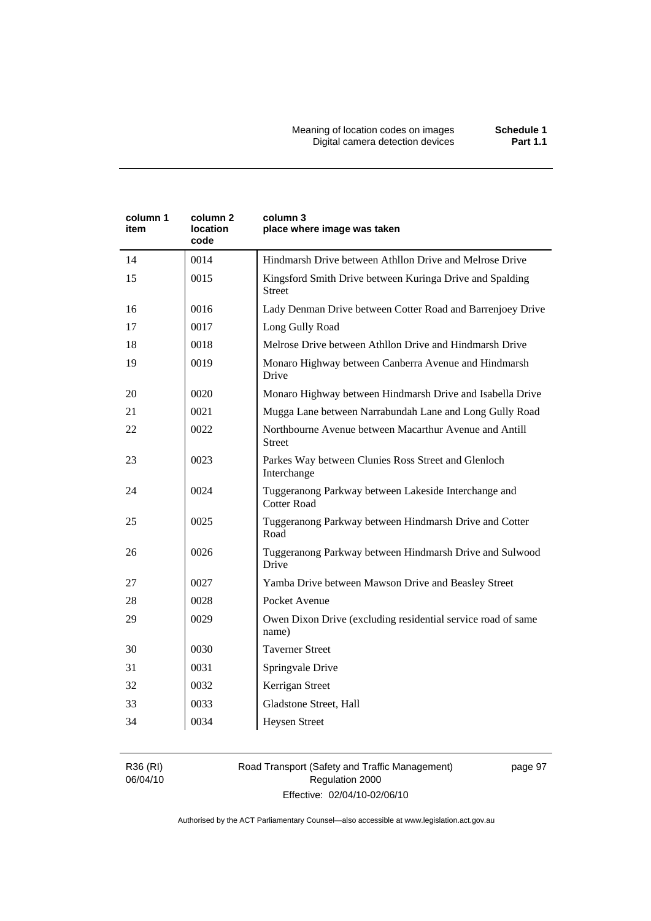| column 1 item | column 2 location code | column 3 place where image was taken |
|---|---|---|
| 14 | 0014 | Hindmarsh Drive between Athllon Drive and Melrose Drive |
| 15 | 0015 | Kingsford Smith Drive between Kuringa Drive and Spalding Street |
| 16 | 0016 | Lady Denman Drive between Cotter Road and Barrenjoey Drive |
| 17 | 0017 | Long Gully Road |
| 18 | 0018 | Melrose Drive between Athllon Drive and Hindmarsh Drive |
| 19 | 0019 | Monaro Highway between Canberra Avenue and Hindmarsh Drive |
| 20 | 0020 | Monaro Highway between Hindmarsh Drive and Isabella Drive |
| 21 | 0021 | Mugga Lane between Narrabundah Lane and Long Gully Road |
| 22 | 0022 | Northbourne Avenue between Macarthur Avenue and Antill Street |
| 23 | 0023 | Parkes Way between Clunies Ross Street and Glenloch Interchange |
| 24 | 0024 | Tuggeranong Parkway between Lakeside Interchange and Cotter Road |
| 25 | 0025 | Tuggeranong Parkway between Hindmarsh Drive and Cotter Road |
| 26 | 0026 | Tuggeranong Parkway between Hindmarsh Drive and Sulwood Drive |
| 27 | 0027 | Yamba Drive between Mawson Drive and Beasley Street |
| 28 | 0028 | Pocket Avenue |
| 29 | 0029 | Owen Dixon Drive (excluding residential service road of same name) |
| 30 | 0030 | Taverner Street |
| 31 | 0031 | Springvale Drive |
| 32 | 0032 | Kerrigan Street |
| 33 | 0033 | Gladstone Street, Hall |
| 34 | 0034 | Heysen Street |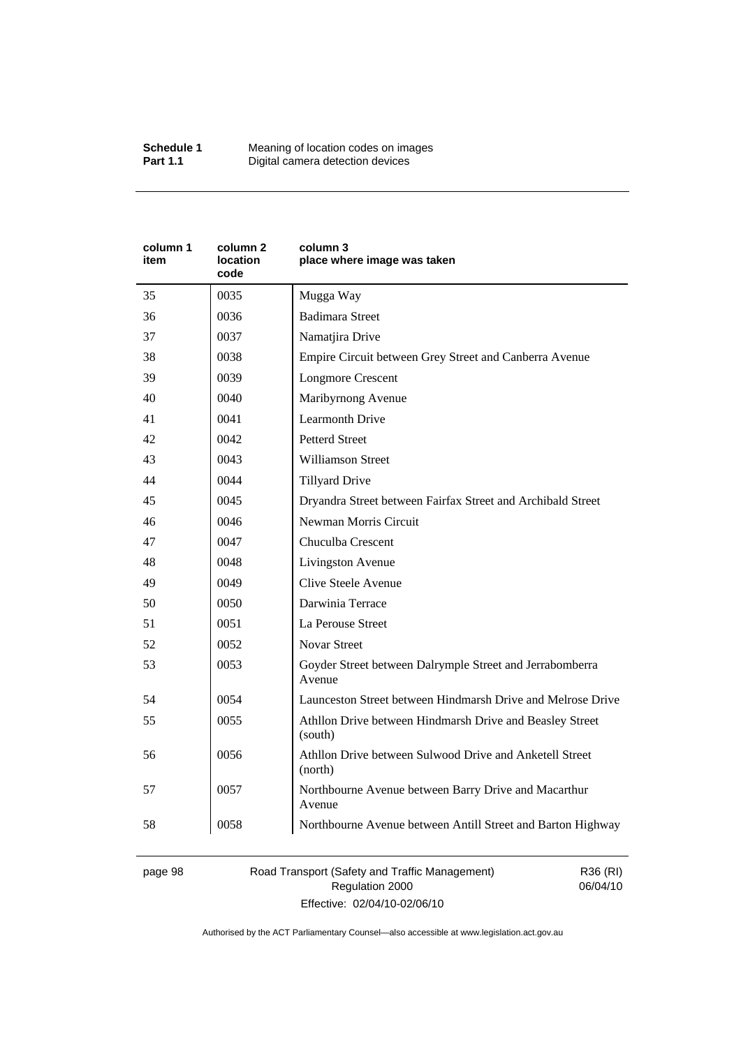| column 1 item | column 2 location code | column 3 place where image was taken |
|---|---|---|
| 35 | 0035 | Mugga Way |
| 36 | 0036 | Badimara Street |
| 37 | 0037 | Namatjira Drive |
| 38 | 0038 | Empire Circuit between Grey Street and Canberra Avenue |
| 39 | 0039 | Longmore Crescent |
| 40 | 0040 | Maribyrnong Avenue |
| 41 | 0041 | Learmonth Drive |
| 42 | 0042 | Petterd Street |
| 43 | 0043 | Williamson Street |
| 44 | 0044 | Tillyard Drive |
| 45 | 0045 | Dryandra Street between Fairfax Street and Archibald Street |
| 46 | 0046 | Newman Morris Circuit |
| 47 | 0047 | Chuculba Crescent |
| 48 | 0048 | Livingston Avenue |
| 49 | 0049 | Clive Steele Avenue |
| 50 | 0050 | Darwinia Terrace |
| 51 | 0051 | La Perouse Street |
| 52 | 0052 | Novar Street |
| 53 | 0053 | Goyder Street between Dalrymple Street and Jerrabomberra Avenue |
| 54 | 0054 | Launceston Street between Hindmarsh Drive and Melrose Drive |
| 55 | 0055 | Athllon Drive between Hindmarsh Drive and Beasley Street (south) |
| 56 | 0056 | Athllon Drive between Sulwood Drive and Anketell Street (north) |
| 57 | 0057 | Northbourne Avenue between Barry Drive and Macarthur Avenue |
| 58 | 0058 | Northbourne Avenue between Antill Street and Barton Highway |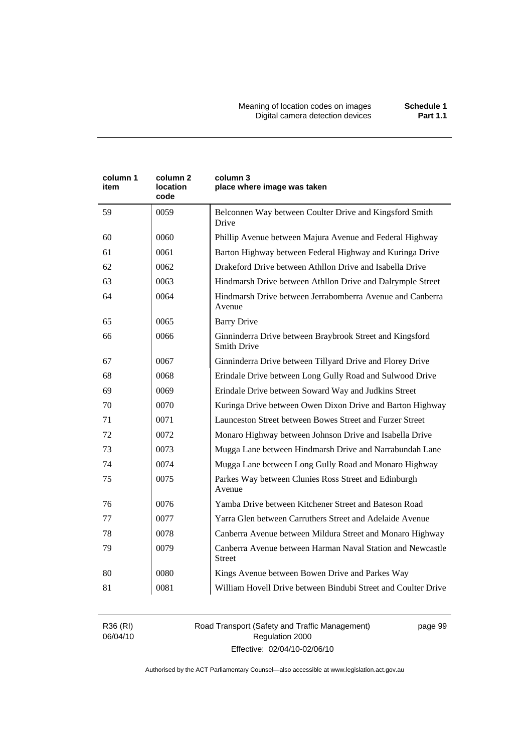| column 1 item | column 2 location code | column 3 place where image was taken |
| --- | --- | --- |
| 59 | 0059 | Belconnen Way between Coulter Drive and Kingsford Smith Drive |
| 60 | 0060 | Phillip Avenue between Majura Avenue and Federal Highway |
| 61 | 0061 | Barton Highway between Federal Highway and Kuringa Drive |
| 62 | 0062 | Drakeford Drive between Athllon Drive and Isabella Drive |
| 63 | 0063 | Hindmarsh Drive between Athllon Drive and Dalrymple Street |
| 64 | 0064 | Hindmarsh Drive between Jerrabomberra Avenue and Canberra Avenue |
| 65 | 0065 | Barry Drive |
| 66 | 0066 | Ginninderra Drive between Braybrook Street and Kingsford Smith Drive |
| 67 | 0067 | Ginninderra Drive between Tillyard Drive and Florey Drive |
| 68 | 0068 | Erindale Drive between Long Gully Road and Sulwood Drive |
| 69 | 0069 | Erindale Drive between Soward Way and Judkins Street |
| 70 | 0070 | Kuringa Drive between Owen Dixon Drive and Barton Highway |
| 71 | 0071 | Launceston Street between Bowes Street and Furzer Street |
| 72 | 0072 | Monaro Highway between Johnson Drive and Isabella Drive |
| 73 | 0073 | Mugga Lane between Hindmarsh Drive and Narrabundah Lane |
| 74 | 0074 | Mugga Lane between Long Gully Road and Monaro Highway |
| 75 | 0075 | Parkes Way between Clunies Ross Street and Edinburgh Avenue |
| 76 | 0076 | Yamba Drive between Kitchener Street and Bateson Road |
| 77 | 0077 | Yarra Glen between Carruthers Street and Adelaide Avenue |
| 78 | 0078 | Canberra Avenue between Mildura Street and Monaro Highway |
| 79 | 0079 | Canberra Avenue between Harman Naval Station and Newcastle Street |
| 80 | 0080 | Kings Avenue between Bowen Drive and Parkes Way |
| 81 | 0081 | William Hovell Drive between Bindubi Street and Coulter Drive |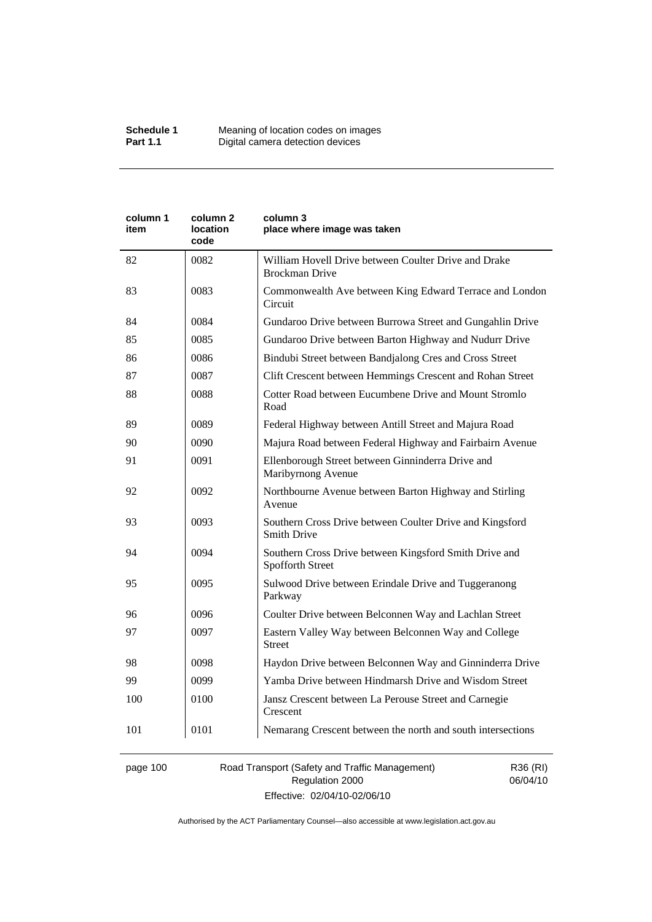| column 1 item | column 2 location code | column 3 place where image was taken |
|---|---|---|
| 82 | 0082 | William Hovell Drive between Coulter Drive and Drake Brockman Drive |
| 83 | 0083 | Commonwealth Ave between King Edward Terrace and London Circuit |
| 84 | 0084 | Gundaroo Drive between Burrowa Street and Gungahlin Drive |
| 85 | 0085 | Gundaroo Drive between Barton Highway and Nudurr Drive |
| 86 | 0086 | Bindubi Street between Bandjalong Cres and Cross Street |
| 87 | 0087 | Clift Crescent between Hemmings Crescent and Rohan Street |
| 88 | 0088 | Cotter Road between Eucumbene Drive and Mount Stromlo Road |
| 89 | 0089 | Federal Highway between Antill Street and Majura Road |
| 90 | 0090 | Majura Road between Federal Highway and Fairbairn Avenue |
| 91 | 0091 | Ellenborough Street between Ginninderra Drive and Maribyrnong Avenue |
| 92 | 0092 | Northbourne Avenue between Barton Highway and Stirling Avenue |
| 93 | 0093 | Southern Cross Drive between Coulter Drive and Kingsford Smith Drive |
| 94 | 0094 | Southern Cross Drive between Kingsford Smith Drive and Spofforth Street |
| 95 | 0095 | Sulwood Drive between Erindale Drive and Tuggeranong Parkway |
| 96 | 0096 | Coulter Drive between Belconnen Way and Lachlan Street |
| 97 | 0097 | Eastern Valley Way between Belconnen Way and College Street |
| 98 | 0098 | Haydon Drive between Belconnen Way and Ginninderra Drive |
| 99 | 0099 | Yamba Drive between Hindmarsh Drive and Wisdom Street |
| 100 | 0100 | Jansz Crescent between La Perouse Street and Carnegie Crescent |
| 101 | 0101 | Nemarang Crescent between the north and south intersections |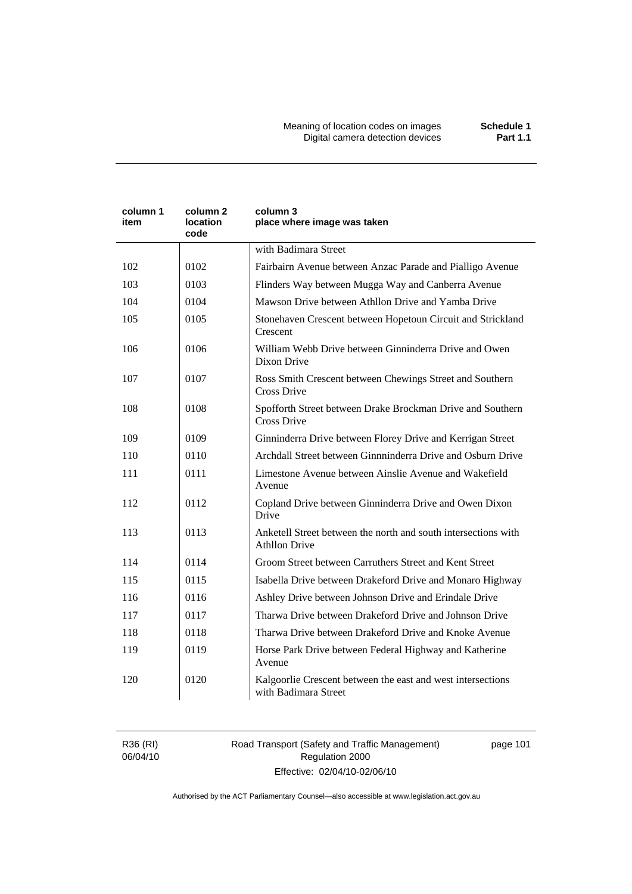| column 1 item | column 2 location code | column 3 place where image was taken |
|---|---|---|
| | | with Badimara Street |
| 102 | 0102 | Fairbairn Avenue between Anzac Parade and Pialligo Avenue |
| 103 | 0103 | Flinders Way between Mugga Way and Canberra Avenue |
| 104 | 0104 | Mawson Drive between Athllon Drive and Yamba Drive |
| 105 | 0105 | Stonehaven Crescent between Hopetoun Circuit and Strickland Crescent |
| 106 | 0106 | William Webb Drive between Ginninderra Drive and Owen Dixon Drive |
| 107 | 0107 | Ross Smith Crescent between Chewings Street and Southern Cross Drive |
| 108 | 0108 | Spofforth Street between Drake Brockman Drive and Southern Cross Drive |
| 109 | 0109 | Ginninderra Drive between Florey Drive and Kerrigan Street |
| 110 | 0110 | Archdall Street between Ginnninderra Drive and Osburn Drive |
| 111 | 0111 | Limestone Avenue between Ainslie Avenue and Wakefield Avenue |
| 112 | 0112 | Copland Drive between Ginninderra Drive and Owen Dixon Drive |
| 113 | 0113 | Anketell Street between the north and south intersections with Athllon Drive |
| 114 | 0114 | Groom Street between Carruthers Street and Kent Street |
| 115 | 0115 | Isabella Drive between Drakeford Drive and Monaro Highway |
| 116 | 0116 | Ashley Drive between Johnson Drive and Erindale Drive |
| 117 | 0117 | Tharwa Drive between Drakeford Drive and Johnson Drive |
| 118 | 0118 | Tharwa Drive between Drakeford Drive and Knoke Avenue |
| 119 | 0119 | Horse Park Drive between Federal Highway and Katherine Avenue |
| 120 | 0120 | Kalgoorlie Crescent between the east and west intersections with Badimara Street |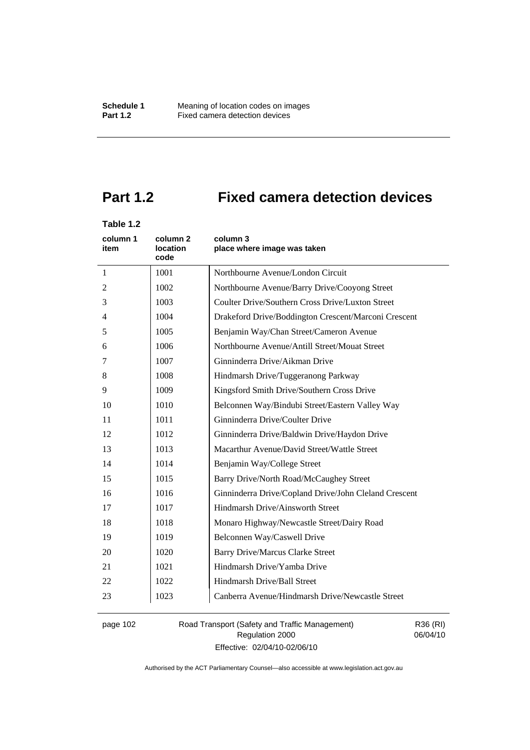# Part 1.2 Fixed camera detection devices

**Table 1.2**

| column 1 item | column 2 location code | column 3 place where image was taken |
|---|---|---|
| 1 | 1001 | Northbourne Avenue/London Circuit |
| 2 | 1002 | Northbourne Avenue/Barry Drive/Cooyong Street |
| 3 | 1003 | Coulter Drive/Southern Cross Drive/Luxton Street |
| 4 | 1004 | Drakeford Drive/Boddington Crescent/Marconi Crescent |
| 5 | 1005 | Benjamin Way/Chan Street/Cameron Avenue |
| 6 | 1006 | Northbourne Avenue/Antill Street/Mouat Street |
| 7 | 1007 | Ginninderra Drive/Aikman Drive |
| 8 | 1008 | Hindmarsh Drive/Tuggeranong Parkway |
| 9 | 1009 | Kingsford Smith Drive/Southern Cross Drive |
| 10 | 1010 | Belconnen Way/Bindubi Street/Eastern Valley Way |
| 11 | 1011 | Ginninderra Drive/Coulter Drive |
| 12 | 1012 | Ginninderra Drive/Baldwin Drive/Haydon Drive |
| 13 | 1013 | Macarthur Avenue/David Street/Wattle Street |
| 14 | 1014 | Benjamin Way/College Street |
| 15 | 1015 | Barry Drive/North Road/McCaughey Street |
| 16 | 1016 | Ginninderra Drive/Copland Drive/John Cleland Crescent |
| 17 | 1017 | Hindmarsh Drive/Ainsworth Street |
| 18 | 1018 | Monaro Highway/Newcastle Street/Dairy Road |
| 19 | 1019 | Belconnen Way/Caswell Drive |
| 20 | 1020 | Barry Drive/Marcus Clarke Street |
| 21 | 1021 | Hindmarsh Drive/Yamba Drive |
| 22 | 1022 | Hindmarsh Drive/Ball Street |
| 23 | 1023 | Canberra Avenue/Hindmarsh Drive/Newcastle Street |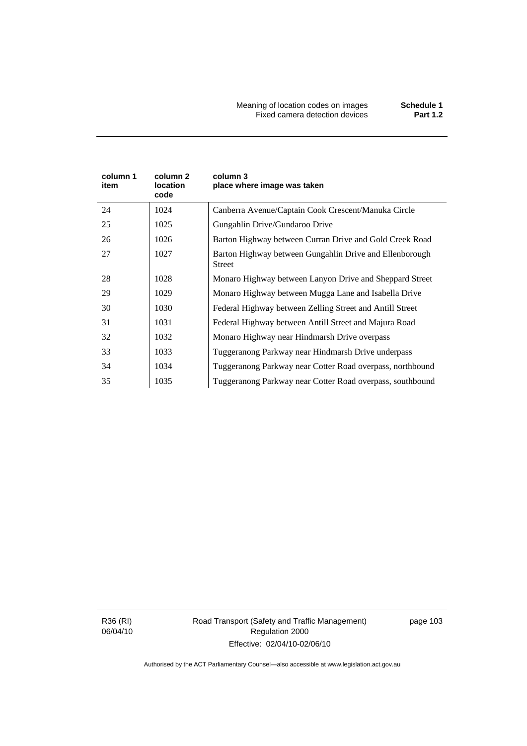| column 1 item | column 2 location code | column 3 place where image was taken |
|---|---|---|
| 24 | 1024 | Canberra Avenue/Captain Cook Crescent/Manuka Circle |
| 25 | 1025 | Gungahlin Drive/Gundaroo Drive |
| 26 | 1026 | Barton Highway between Curran Drive and Gold Creek Road |
| 27 | 1027 | Barton Highway between Gungahlin Drive and Ellenborough Street |
| 28 | 1028 | Monaro Highway between Lanyon Drive and Sheppard Street |
| 29 | 1029 | Monaro Highway between Mugga Lane and Isabella Drive |
| 30 | 1030 | Federal Highway between Zelling Street and Antill Street |
| 31 | 1031 | Federal Highway between Antill Street and Majura Road |
| 32 | 1032 | Monaro Highway near Hindmarsh Drive overpass |
| 33 | 1033 | Tuggeranong Parkway near Hindmarsh Drive underpass |
| 34 | 1034 | Tuggeranong Parkway near Cotter Road overpass, northbound |
| 35 | 1035 | Tuggeranong Parkway near Cotter Road overpass, southbound |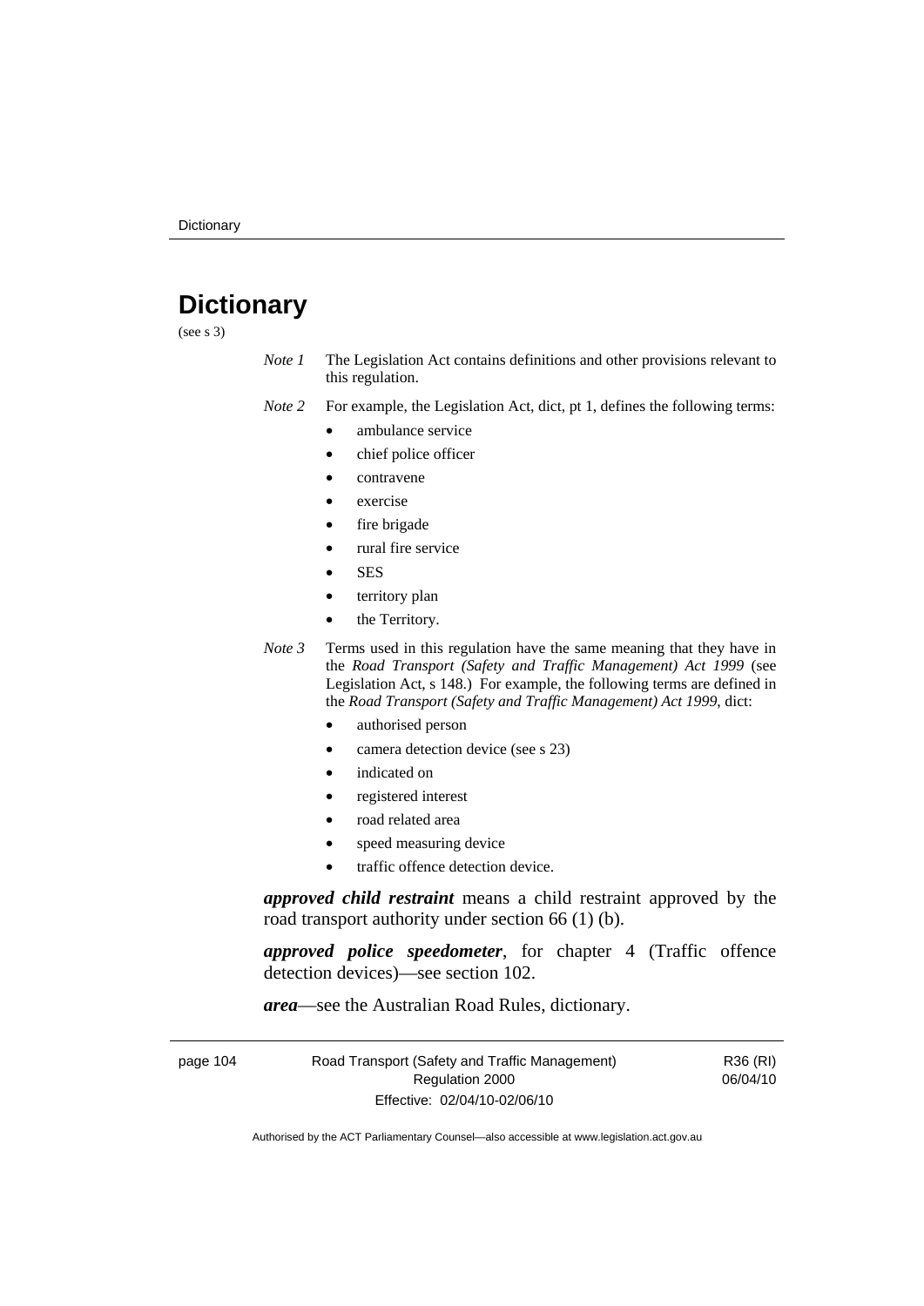# Dictionary

(see s 3)

*Note 1* The Legislation Act contains definitions and other provisions relevant to this regulation.

*Note 2* For example, the Legislation Act, dict, pt 1, defines the following terms:

- ambulance service
- chief police officer
- contravene
- exercise
- fire brigade
- rural fire service
- SES
- territory plan
- the Territory.

*Note 3* Terms used in this regulation have the same meaning that they have in the *Road Transport (Safety and Traffic Management) Act 1999* (see Legislation Act, s 148.) For example, the following terms are defined in the *Road Transport (Safety and Traffic Management) Act 1999*, dict:

- authorised person
- camera detection device (see s 23)
- indicated on
- registered interest
- road related area
- speed measuring device
- traffic offence detection device.

***approved child restraint*** means a child restraint approved by the road transport authority under section 66 (1) (b).

***approved police speedometer***, for chapter 4 (Traffic offence detection devices)—see section 102.

***area***—see the Australian Road Rules, dictionary.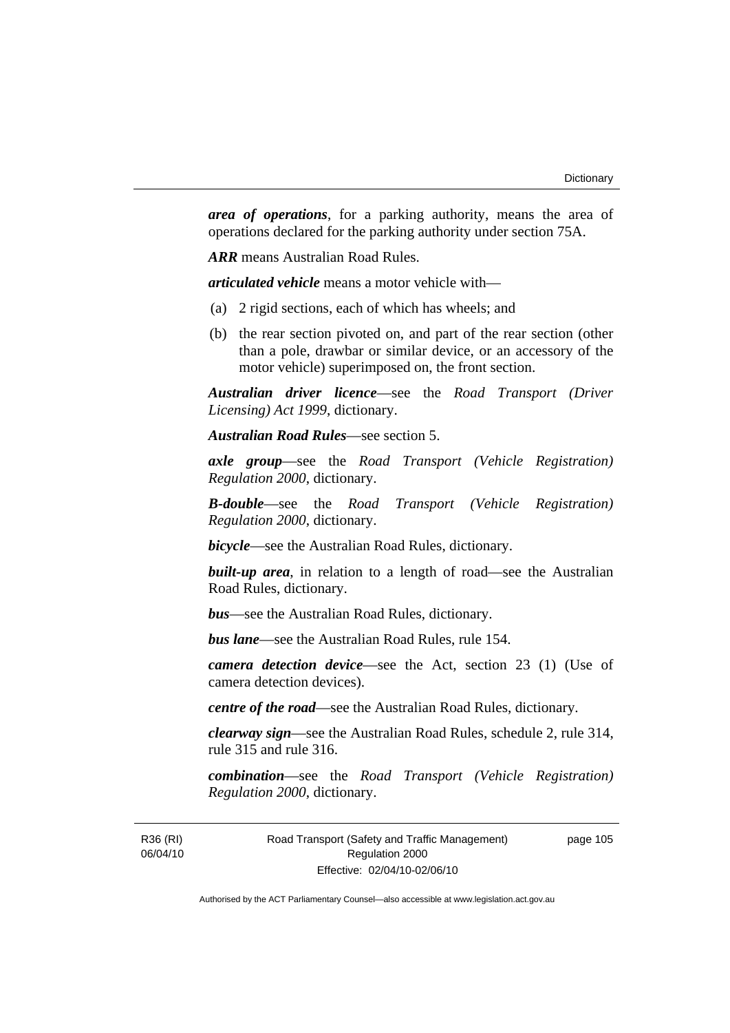***area of operations***, for a parking authority, means the area of operations declared for the parking authority under section 75A.

***ARR*** means Australian Road Rules.

***articulated vehicle*** means a motor vehicle with—

(a) 2 rigid sections, each of which has wheels; and

(b) the rear section pivoted on, and part of the rear section (other than a pole, drawbar or similar device, or an accessory of the motor vehicle) superimposed on, the front section.

***Australian driver licence***—see the *Road Transport (Driver Licensing) Act 1999*, dictionary.

***Australian Road Rules***—see section 5.

***axle group***—see the *Road Transport (Vehicle Registration) Regulation 2000*, dictionary.

***B-double***—see the *Road Transport (Vehicle Registration) Regulation 2000*, dictionary.

***bicycle***—see the Australian Road Rules, dictionary.

***built-up area***, in relation to a length of road—see the Australian Road Rules, dictionary.

***bus***—see the Australian Road Rules, dictionary.

***bus lane***—see the Australian Road Rules, rule 154.

***camera detection device***—see the Act, section 23 (1) (Use of camera detection devices).

***centre of the road***—see the Australian Road Rules, dictionary.

***clearway sign***—see the Australian Road Rules, schedule 2, rule 314, rule 315 and rule 316.

***combination***—see the *Road Transport (Vehicle Registration) Regulation 2000*, dictionary.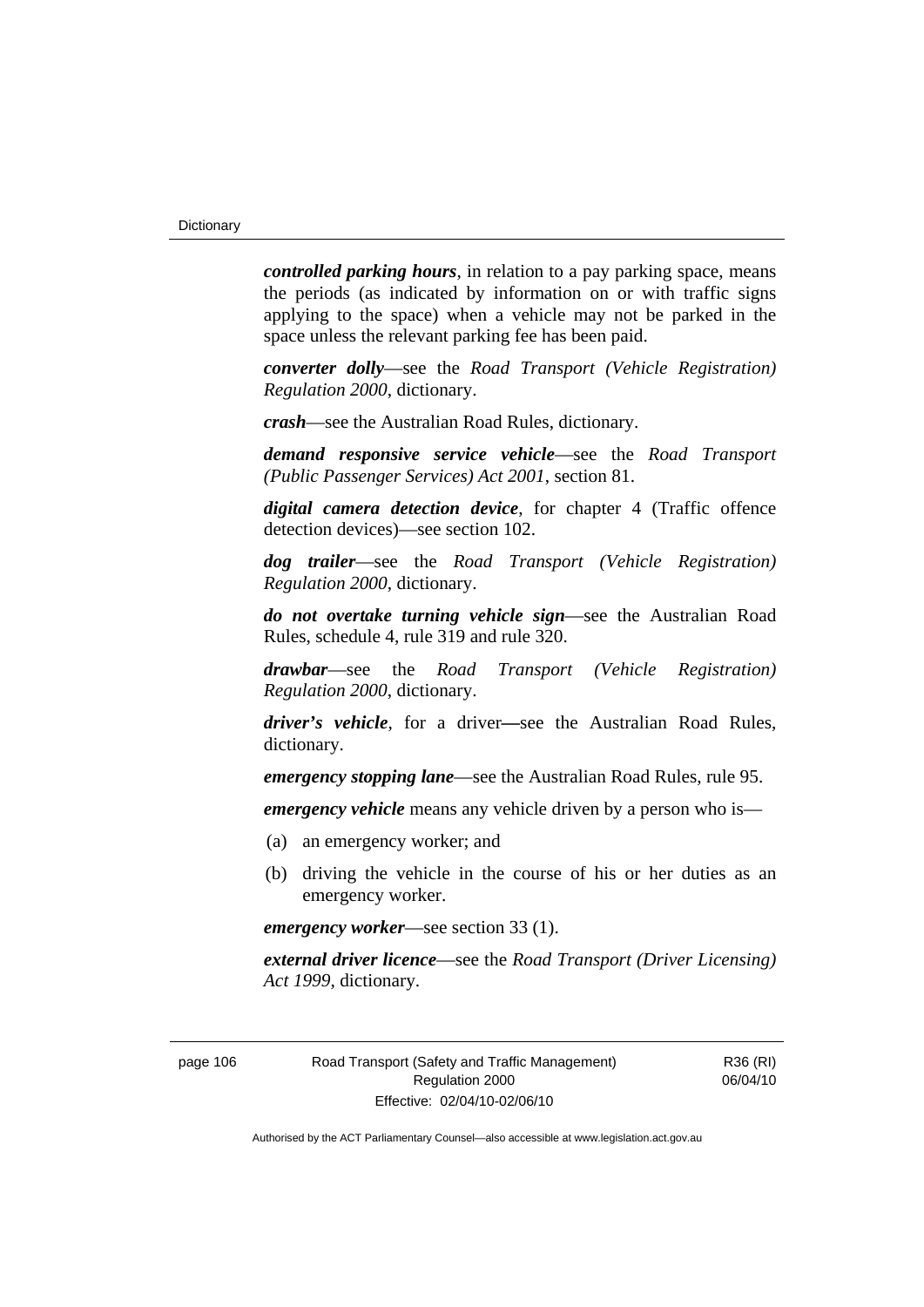***controlled parking hours***, in relation to a pay parking space, means the periods (as indicated by information on or with traffic signs applying to the space) when a vehicle may not be parked in the space unless the relevant parking fee has been paid.

***converter dolly***—see the *Road Transport (Vehicle Registration) Regulation 2000*, dictionary.

***crash***—see the Australian Road Rules, dictionary.

***demand responsive service vehicle***—see the *Road Transport (Public Passenger Services) Act 2001*, section 81.

***digital camera detection device***, for chapter 4 (Traffic offence detection devices)—see section 102.

***dog trailer***—see the *Road Transport (Vehicle Registration) Regulation 2000*, dictionary.

***do not overtake turning vehicle sign***—see the Australian Road Rules, schedule 4, rule 319 and rule 320.

***drawbar***—see the *Road Transport (Vehicle Registration) Regulation 2000*, dictionary.

***driver's vehicle***, for a driver—see the Australian Road Rules, dictionary.

***emergency stopping lane***—see the Australian Road Rules, rule 95.

***emergency vehicle*** means any vehicle driven by a person who is—

(a) an emergency worker; and

(b) driving the vehicle in the course of his or her duties as an emergency worker.

***emergency worker***—see section 33 (1).

***external driver licence***—see the *Road Transport (Driver Licensing) Act 1999*, dictionary.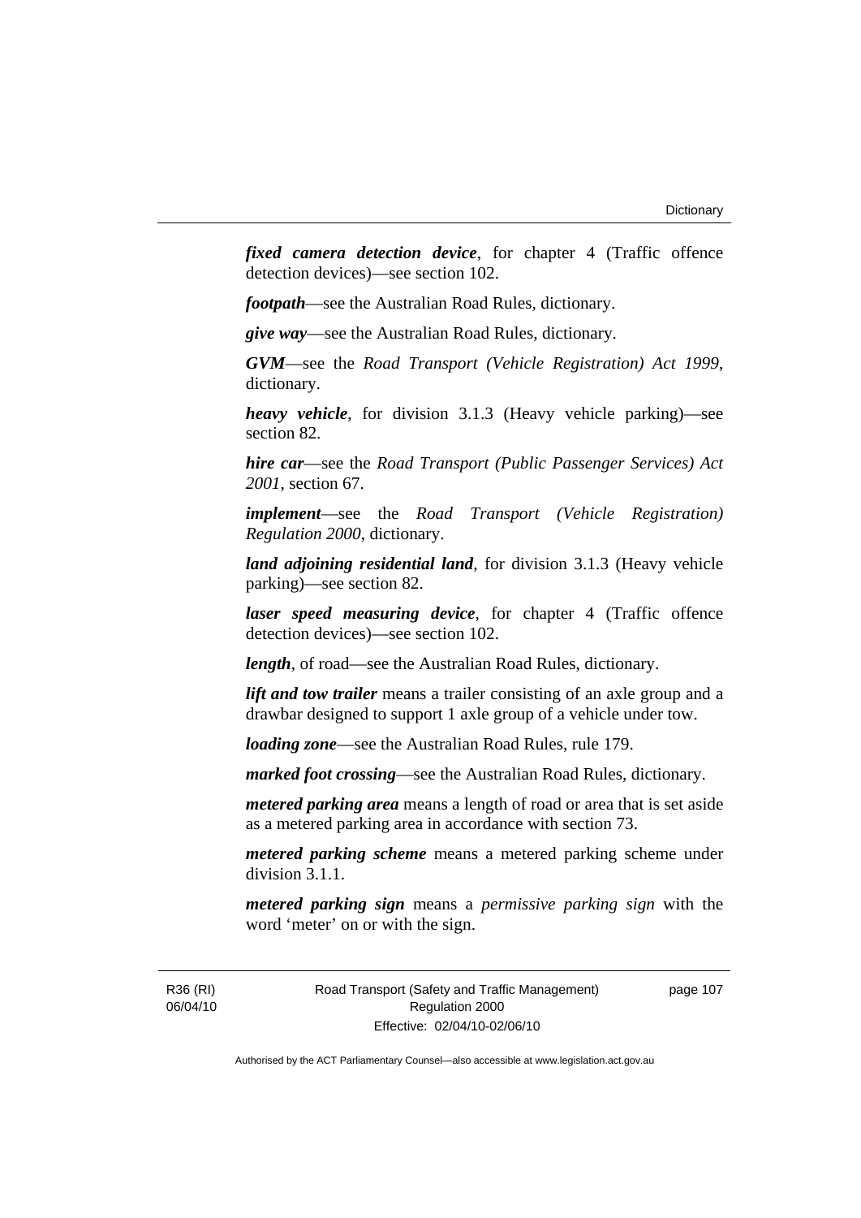***fixed camera detection device***, for chapter 4 (Traffic offence detection devices)—see section 102.

***footpath***—see the Australian Road Rules, dictionary.

***give way***—see the Australian Road Rules, dictionary.

***GVM***—see the *Road Transport (Vehicle Registration) Act 1999*, dictionary.

***heavy vehicle***, for division 3.1.3 (Heavy vehicle parking)—see section 82.

***hire car***—see the *Road Transport (Public Passenger Services) Act 2001*, section 67.

***implement***—see the *Road Transport (Vehicle Registration) Regulation 2000*, dictionary.

***land adjoining residential land***, for division 3.1.3 (Heavy vehicle parking)—see section 82.

***laser speed measuring device***, for chapter 4 (Traffic offence detection devices)—see section 102.

***length***, of road—see the Australian Road Rules, dictionary.

***lift and tow trailer*** means a trailer consisting of an axle group and a drawbar designed to support 1 axle group of a vehicle under tow.

***loading zone***—see the Australian Road Rules, rule 179.

***marked foot crossing***—see the Australian Road Rules, dictionary.

***metered parking area*** means a length of road or area that is set aside as a metered parking area in accordance with section 73.

***metered parking scheme*** means a metered parking scheme under division 3.1.1.

***metered parking sign*** means a *permissive parking sign* with the word 'meter' on or with the sign.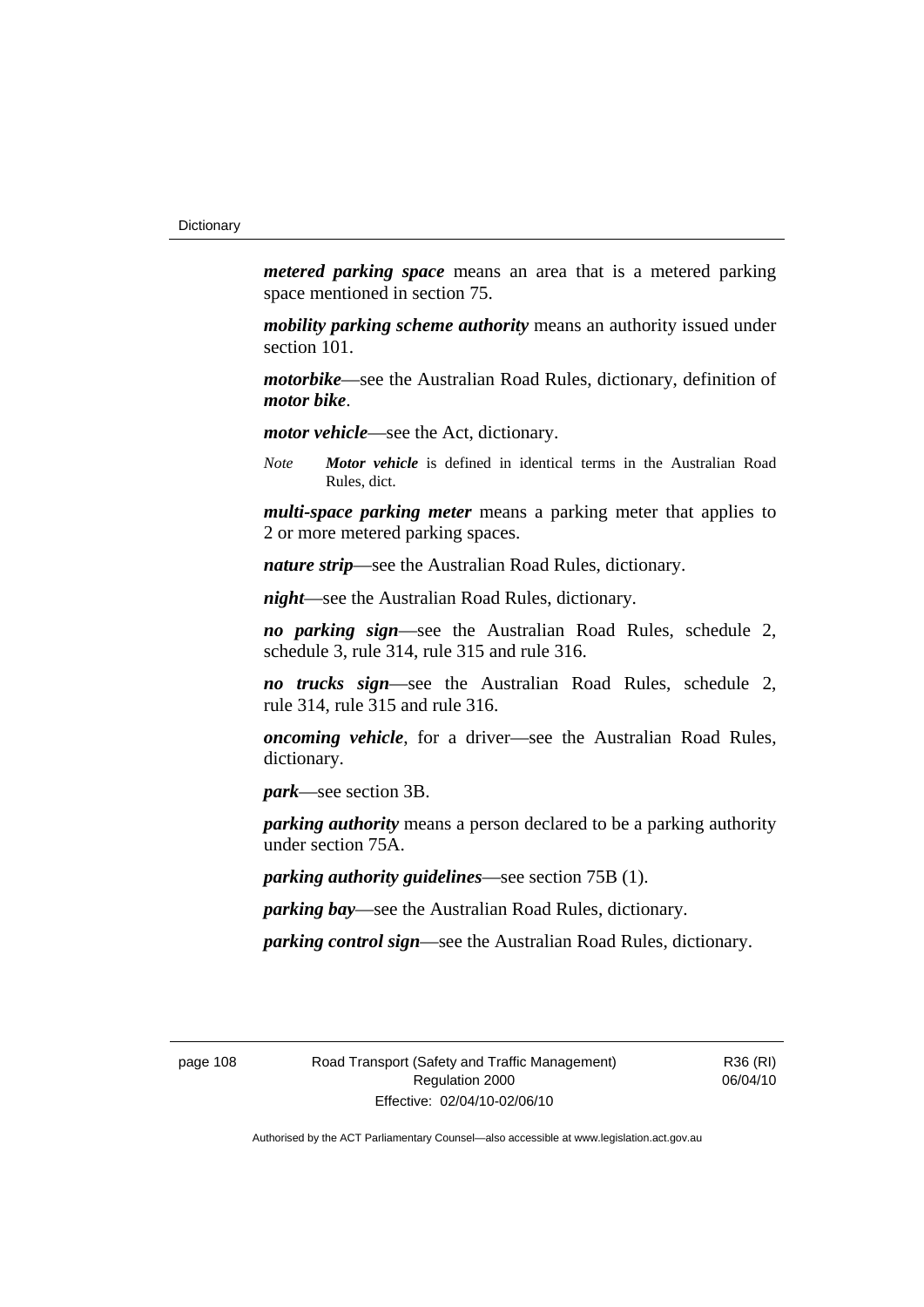***metered parking space*** means an area that is a metered parking space mentioned in section 75.

***mobility parking scheme authority*** means an authority issued under section 101.

***motorbike***—see the Australian Road Rules, dictionary, definition of ***motor bike***.

***motor vehicle***—see the Act, dictionary.

*Note* ***Motor vehicle*** is defined in identical terms in the Australian Road Rules, dict.

***multi-space parking meter*** means a parking meter that applies to 2 or more metered parking spaces.

***nature strip***—see the Australian Road Rules, dictionary.

***night***—see the Australian Road Rules, dictionary.

***no parking sign***—see the Australian Road Rules, schedule 2, schedule 3, rule 314, rule 315 and rule 316.

***no trucks sign***—see the Australian Road Rules, schedule 2, rule 314, rule 315 and rule 316.

***oncoming vehicle***, for a driver—see the Australian Road Rules, dictionary.

***park***—see section 3B.

***parking authority*** means a person declared to be a parking authority under section 75A.

***parking authority guidelines***—see section 75B (1).

***parking bay***—see the Australian Road Rules, dictionary.

***parking control sign***—see the Australian Road Rules, dictionary.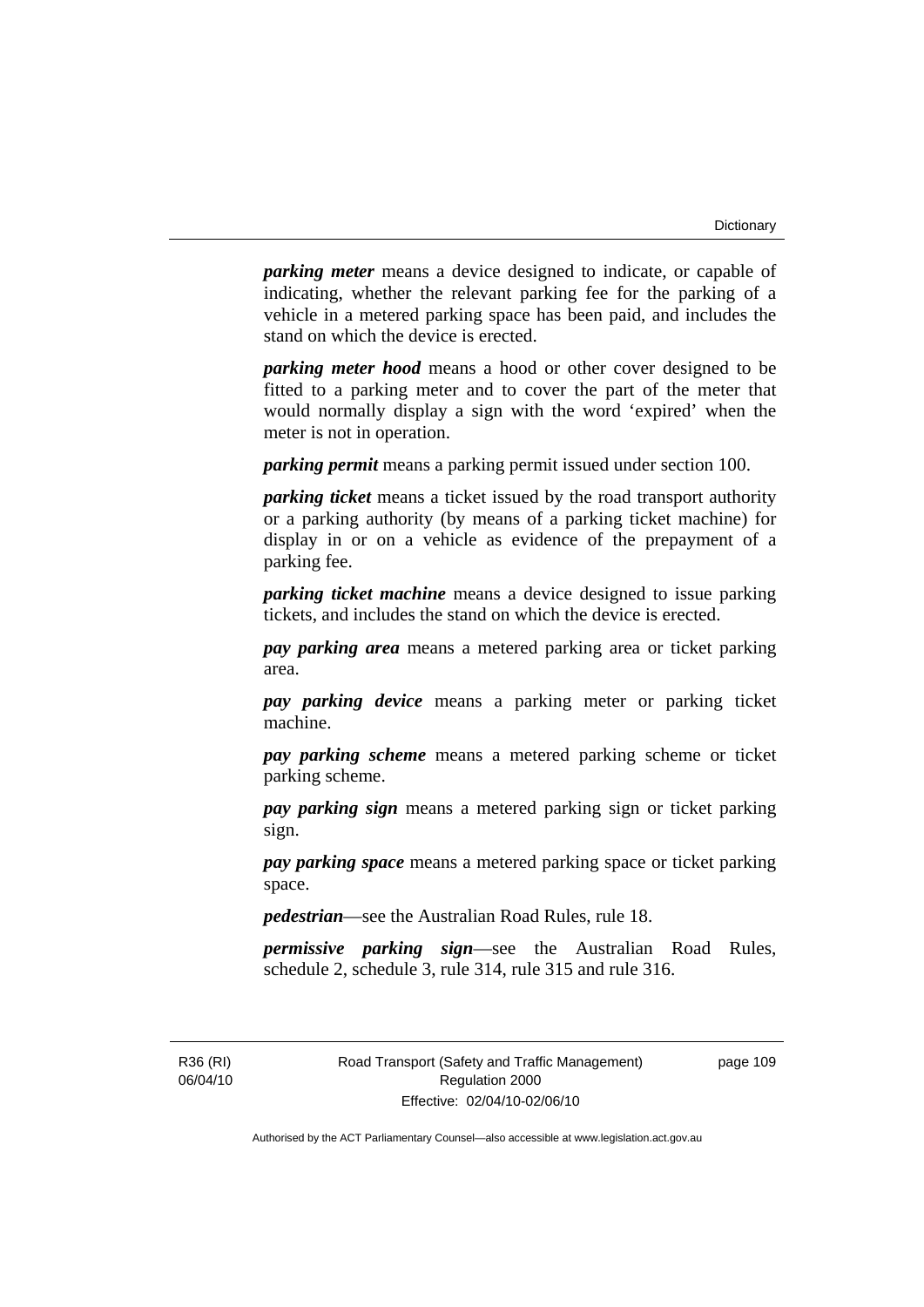***parking meter*** means a device designed to indicate, or capable of indicating, whether the relevant parking fee for the parking of a vehicle in a metered parking space has been paid, and includes the stand on which the device is erected.

***parking meter hood*** means a hood or other cover designed to be fitted to a parking meter and to cover the part of the meter that would normally display a sign with the word 'expired' when the meter is not in operation.

***parking permit*** means a parking permit issued under section 100.

***parking ticket*** means a ticket issued by the road transport authority or a parking authority (by means of a parking ticket machine) for display in or on a vehicle as evidence of the prepayment of a parking fee.

***parking ticket machine*** means a device designed to issue parking tickets, and includes the stand on which the device is erected.

***pay parking area*** means a metered parking area or ticket parking area.

***pay parking device*** means a parking meter or parking ticket machine.

***pay parking scheme*** means a metered parking scheme or ticket parking scheme.

***pay parking sign*** means a metered parking sign or ticket parking sign.

***pay parking space*** means a metered parking space or ticket parking space.

***pedestrian***—see the Australian Road Rules, rule 18.

***permissive parking sign***—see the Australian Road Rules, schedule 2, schedule 3, rule 314, rule 315 and rule 316.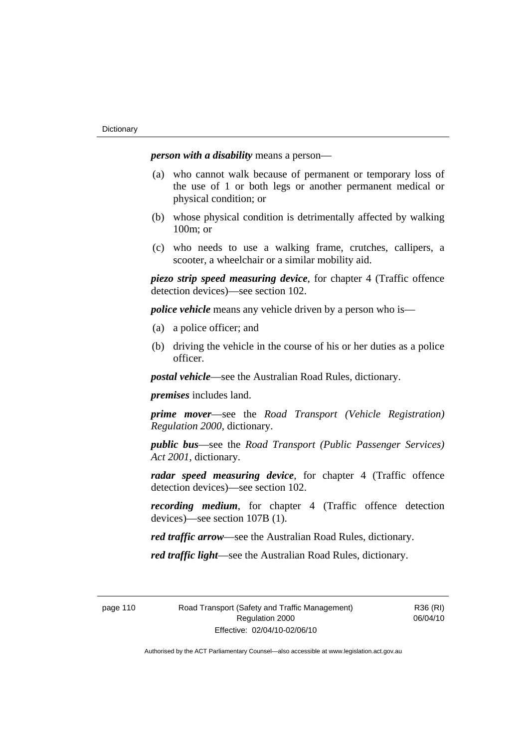***person with a disability*** means a person—

(a) who cannot walk because of permanent or temporary loss of the use of 1 or both legs or another permanent medical or physical condition; or

(b) whose physical condition is detrimentally affected by walking 100m; or

(c) who needs to use a walking frame, crutches, callipers, a scooter, a wheelchair or a similar mobility aid.

***piezo strip speed measuring device***, for chapter 4 (Traffic offence detection devices)—see section 102.

***police vehicle*** means any vehicle driven by a person who is—

(a) a police officer; and

(b) driving the vehicle in the course of his or her duties as a police officer.

***postal vehicle***—see the Australian Road Rules, dictionary.

***premises*** includes land.

***prime mover***—see the *Road Transport (Vehicle Registration) Regulation 2000*, dictionary.

***public bus***—see the *Road Transport (Public Passenger Services) Act 2001*, dictionary.

***radar speed measuring device***, for chapter 4 (Traffic offence detection devices)—see section 102.

***recording medium***, for chapter 4 (Traffic offence detection devices)—see section 107B (1).

***red traffic arrow***—see the Australian Road Rules, dictionary.

***red traffic light***—see the Australian Road Rules, dictionary.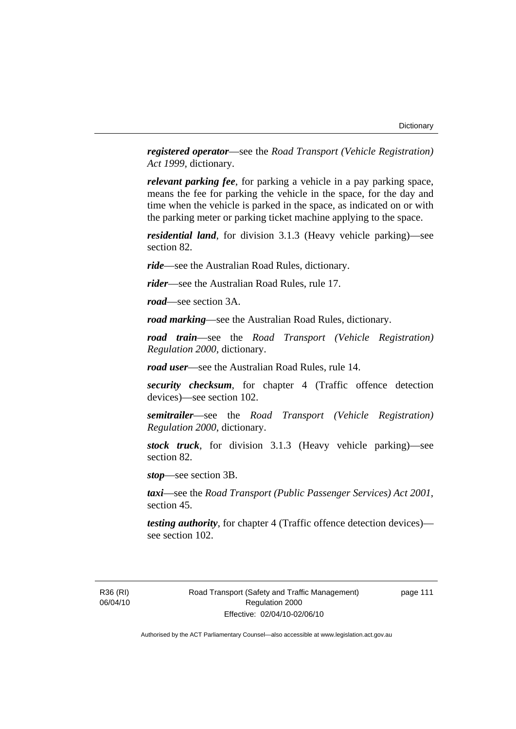***registered operator***—see the *Road Transport (Vehicle Registration) Act 1999*, dictionary.

***relevant parking fee***, for parking a vehicle in a pay parking space, means the fee for parking the vehicle in the space, for the day and time when the vehicle is parked in the space, as indicated on or with the parking meter or parking ticket machine applying to the space.

***residential land***, for division 3.1.3 (Heavy vehicle parking)—see section 82.

***ride***—see the Australian Road Rules, dictionary.

***rider***—see the Australian Road Rules, rule 17.

***road***—see section 3A.

***road marking***—see the Australian Road Rules, dictionary.

***road train***—see the *Road Transport (Vehicle Registration) Regulation 2000*, dictionary.

***road user***—see the Australian Road Rules, rule 14.

***security checksum***, for chapter 4 (Traffic offence detection devices)—see section 102.

***semitrailer***—see the *Road Transport (Vehicle Registration) Regulation 2000*, dictionary.

***stock truck***, for division 3.1.3 (Heavy vehicle parking)—see section 82.

***stop***—see section 3B.

***taxi***—see the *Road Transport (Public Passenger Services) Act 2001*, section 45.

***testing authority***, for chapter 4 (Traffic offence detection devices)—see section 102.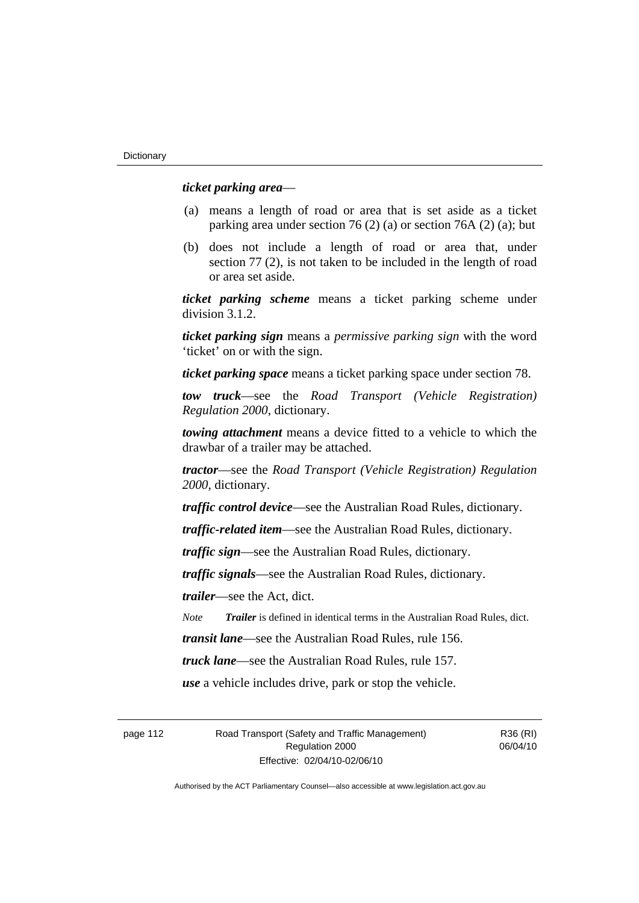***ticket parking area***—

(a) means a length of road or area that is set aside as a ticket parking area under section 76 (2) (a) or section 76A (2) (a); but

(b) does not include a length of road or area that, under section 77 (2), is not taken to be included in the length of road or area set aside.

***ticket parking scheme*** means a ticket parking scheme under division 3.1.2.

***ticket parking sign*** means a *permissive parking sign* with the word 'ticket' on or with the sign.

***ticket parking space*** means a ticket parking space under section 78.

***tow truck***—see the *Road Transport (Vehicle Registration) Regulation 2000*, dictionary.

***towing attachment*** means a device fitted to a vehicle to which the drawbar of a trailer may be attached.

***tractor***—see the *Road Transport (Vehicle Registration) Regulation 2000*, dictionary.

***traffic control device***—see the Australian Road Rules, dictionary.

***traffic-related item***—see the Australian Road Rules, dictionary.

***traffic sign***—see the Australian Road Rules, dictionary.

***traffic signals***—see the Australian Road Rules, dictionary.

***trailer***—see the Act, dict.

*Note* ***Trailer*** is defined in identical terms in the Australian Road Rules, dict.

***transit lane***—see the Australian Road Rules, rule 156.

***truck lane***—see the Australian Road Rules, rule 157.

***use*** a vehicle includes drive, park or stop the vehicle.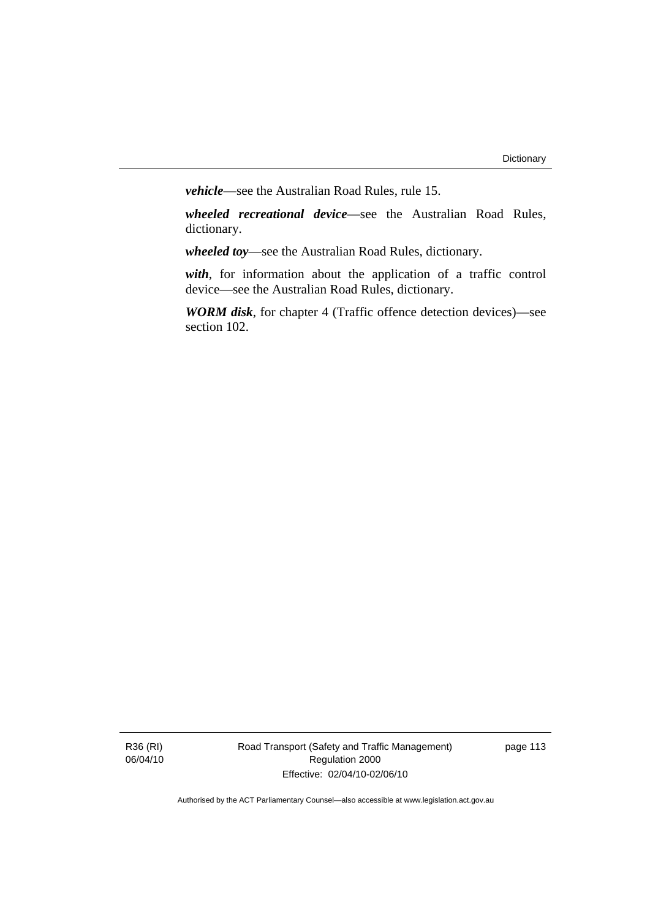***vehicle***—see the Australian Road Rules, rule 15.

***wheeled recreational device***—see the Australian Road Rules, dictionary.

***wheeled toy***—see the Australian Road Rules, dictionary.

***with***, for information about the application of a traffic control device—see the Australian Road Rules, dictionary.

***WORM disk***, for chapter 4 (Traffic offence detection devices)—see section 102.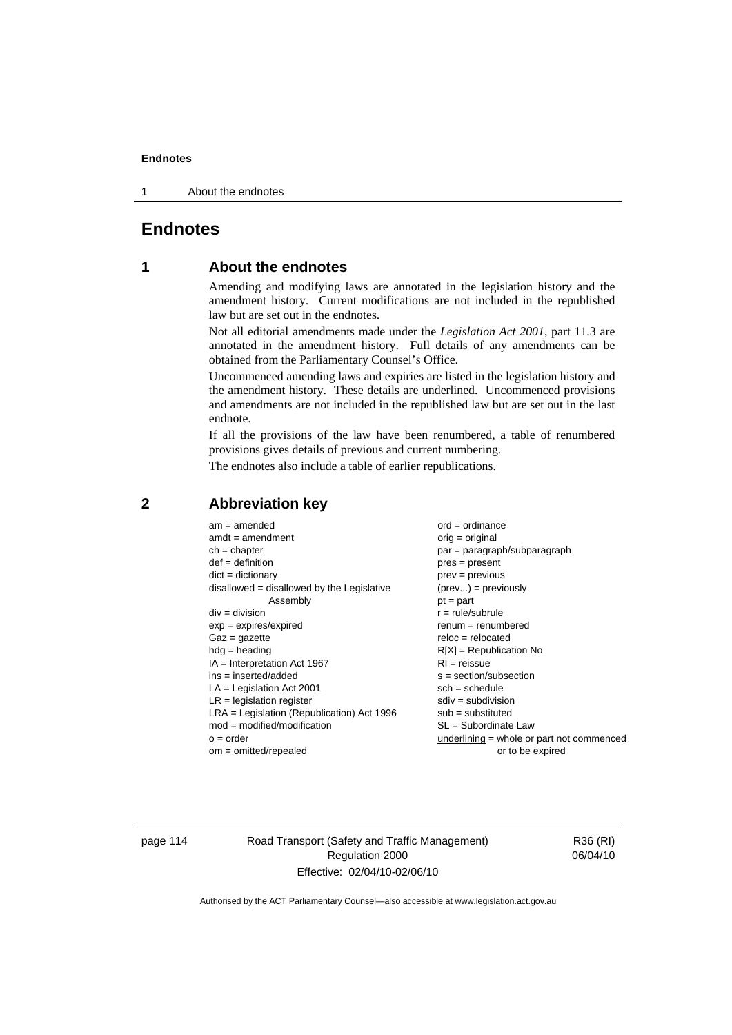# Endnotes

## 1 About the endnotes

Amending and modifying laws are annotated in the legislation history and the amendment history. Current modifications are not included in the republished law but are set out in the endnotes.

Not all editorial amendments made under the *Legislation Act 2001*, part 11.3 are annotated in the amendment history. Full details of any amendments can be obtained from the Parliamentary Counsel's Office.

Uncommenced amending laws and expiries are listed in the legislation history and the amendment history. These details are underlined. Uncommenced provisions and amendments are not included in the republished law but are set out in the last endnote.

If all the provisions of the law have been renumbered, a table of renumbered provisions gives details of previous and current numbering.

The endnotes also include a table of earlier republications.

## 2 Abbreviation key

am = amended
amdt = amendment
ch = chapter
def = definition
dict = dictionary
disallowed = disallowed by the Legislative Assembly
div = division
exp = expires/expired
Gaz = gazette
hdg = heading
IA = Interpretation Act 1967
ins = inserted/added
LA = Legislation Act 2001
LR = legislation register
LRA = Legislation (Republication) Act 1996
mod = modified/modification
o = order
om = omitted/repealed
ord = ordinance
orig = original
par = paragraph/subparagraph
pres = present
prev = previous
(prev...) = previously
pt = part
r = rule/subrule
renum = renumbered
reloc = relocated
R[X] = Republication No
RI = reissue
s = section/subsection
sch = schedule
sdiv = subdivision
sub = substituted
SL = Subordinate Law
<u>underlining</u> = whole or part not commenced or to be expired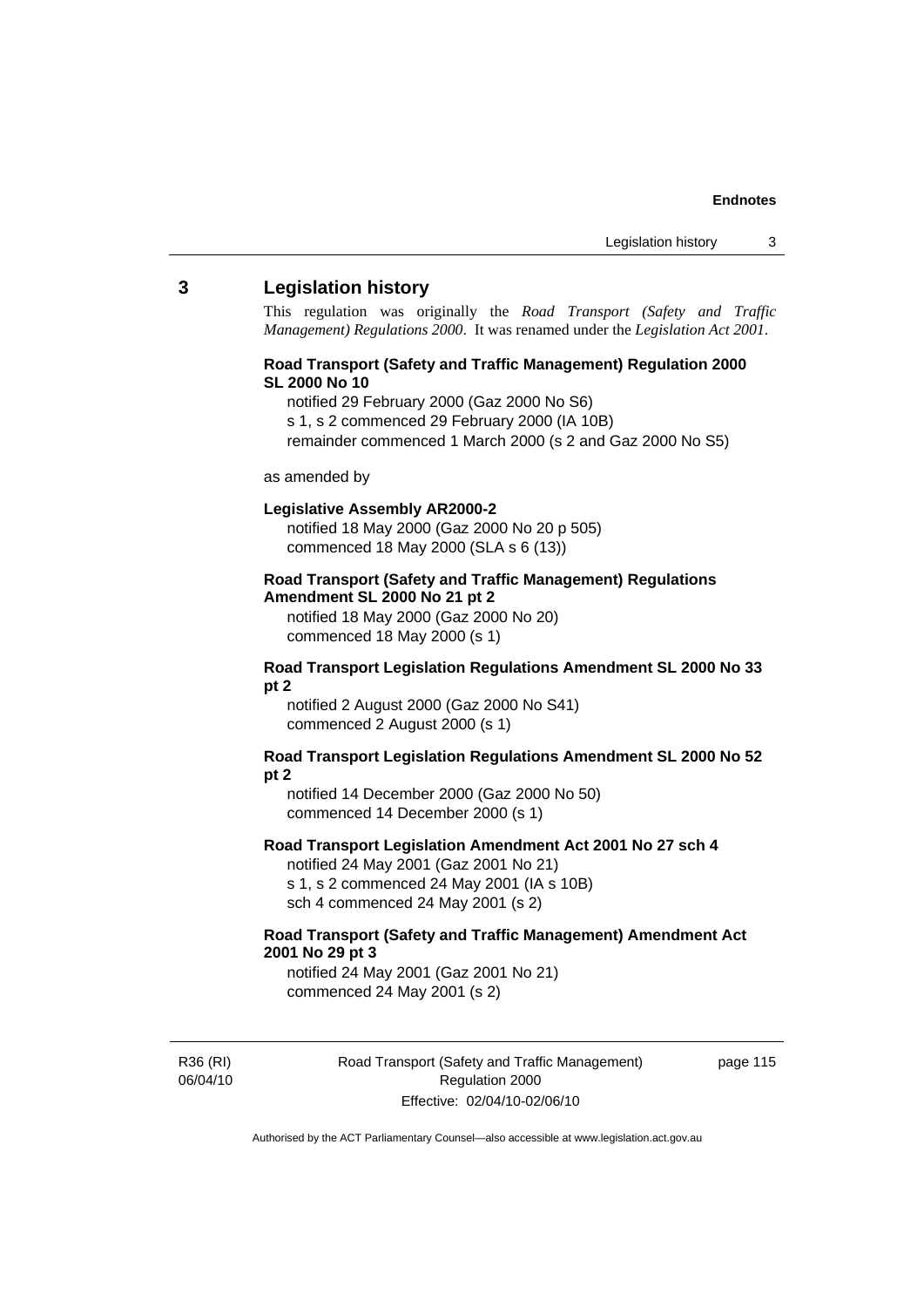## 3 Legislation history

This regulation was originally the *Road Transport (Safety and Traffic Management) Regulations 2000*. It was renamed under the *Legislation Act 2001*.

**Road Transport (Safety and Traffic Management) Regulation 2000 SL 2000 No 10**

notified 29 February 2000 (Gaz 2000 No S6)
s 1, s 2 commenced 29 February 2000 (IA 10B)
remainder commenced 1 March 2000 (s 2 and Gaz 2000 No S5)

as amended by

**Legislative Assembly AR2000-2**

notified 18 May 2000 (Gaz 2000 No 20 p 505)
commenced 18 May 2000 (SLA s 6 (13))

**Road Transport (Safety and Traffic Management) Regulations Amendment SL 2000 No 21 pt 2**

notified 18 May 2000 (Gaz 2000 No 20)
commenced 18 May 2000 (s 1)

**Road Transport Legislation Regulations Amendment SL 2000 No 33 pt 2**

notified 2 August 2000 (Gaz 2000 No S41)
commenced 2 August 2000 (s 1)

**Road Transport Legislation Regulations Amendment SL 2000 No 52 pt 2**

notified 14 December 2000 (Gaz 2000 No 50)
commenced 14 December 2000 (s 1)

**Road Transport Legislation Amendment Act 2001 No 27 sch 4**

notified 24 May 2001 (Gaz 2001 No 21)
s 1, s 2 commenced 24 May 2001 (IA s 10B)
sch 4 commenced 24 May 2001 (s 2)

**Road Transport (Safety and Traffic Management) Amendment Act 2001 No 29 pt 3**

notified 24 May 2001 (Gaz 2001 No 21)
commenced 24 May 2001 (s 2)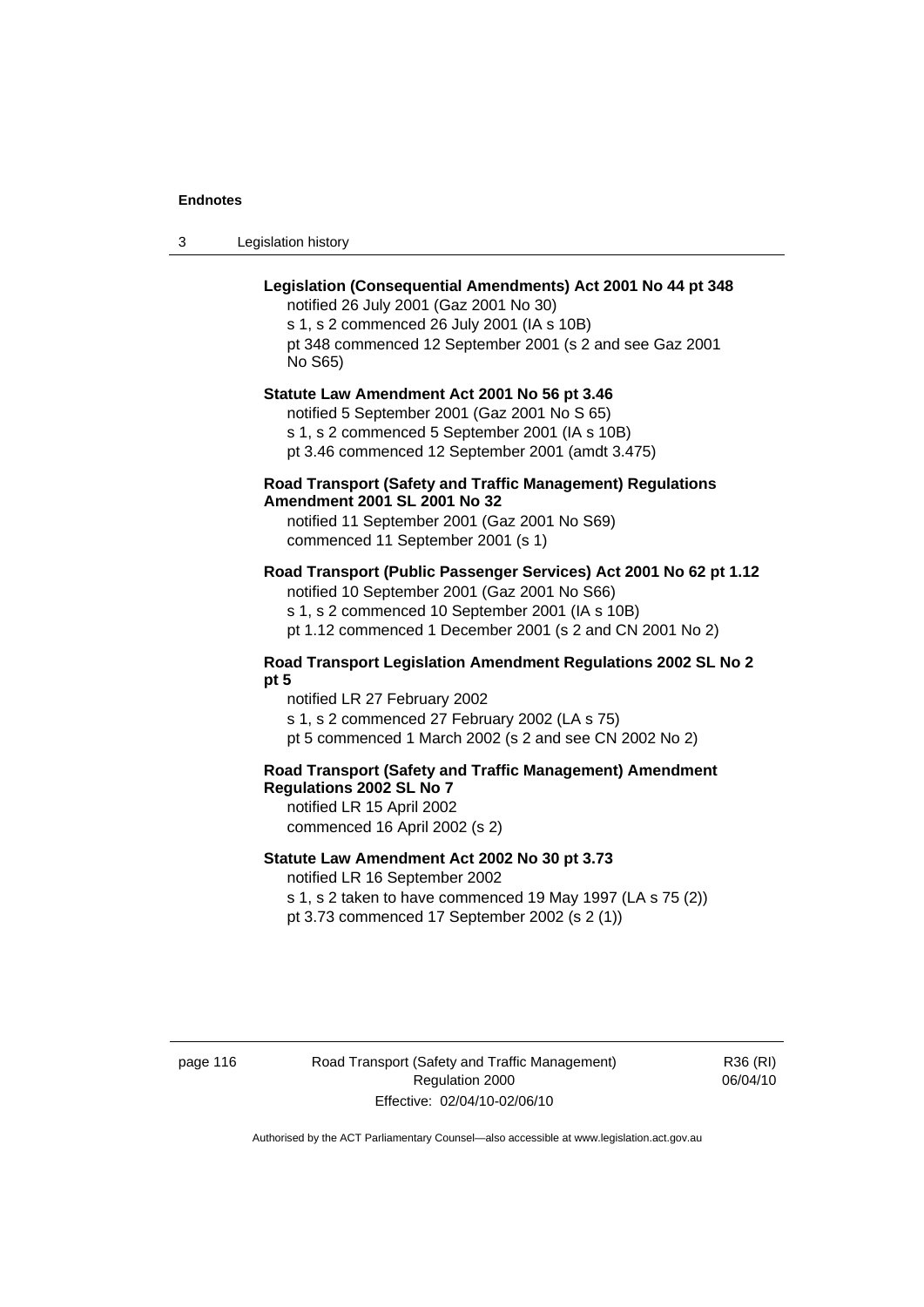**Legislation (Consequential Amendments) Act 2001 No 44 pt 348**

notified 26 July 2001 (Gaz 2001 No 30)

s 1, s 2 commenced 26 July 2001 (IA s 10B)

pt 348 commenced 12 September 2001 (s 2 and see Gaz 2001 No S65)

**Statute Law Amendment Act 2001 No 56 pt 3.46**

notified 5 September 2001 (Gaz 2001 No S 65)

s 1, s 2 commenced 5 September 2001 (IA s 10B)

pt 3.46 commenced 12 September 2001 (amdt 3.475)

**Road Transport (Safety and Traffic Management) Regulations Amendment 2001 SL 2001 No 32**

notified 11 September 2001 (Gaz 2001 No S69)

commenced 11 September 2001 (s 1)

**Road Transport (Public Passenger Services) Act 2001 No 62 pt 1.12**

notified 10 September 2001 (Gaz 2001 No S66)

s 1, s 2 commenced 10 September 2001 (IA s 10B)

pt 1.12 commenced 1 December 2001 (s 2 and CN 2001 No 2)

**Road Transport Legislation Amendment Regulations 2002 SL No 2 pt 5**

notified LR 27 February 2002

s 1, s 2 commenced 27 February 2002 (LA s 75)

pt 5 commenced 1 March 2002 (s 2 and see CN 2002 No 2)

**Road Transport (Safety and Traffic Management) Amendment Regulations 2002 SL No 7**

notified LR 15 April 2002

commenced 16 April 2002 (s 2)

**Statute Law Amendment Act 2002 No 30 pt 3.73**

notified LR 16 September 2002

s 1, s 2 taken to have commenced 19 May 1997 (LA s 75 (2))

pt 3.73 commenced 17 September 2002 (s 2 (1))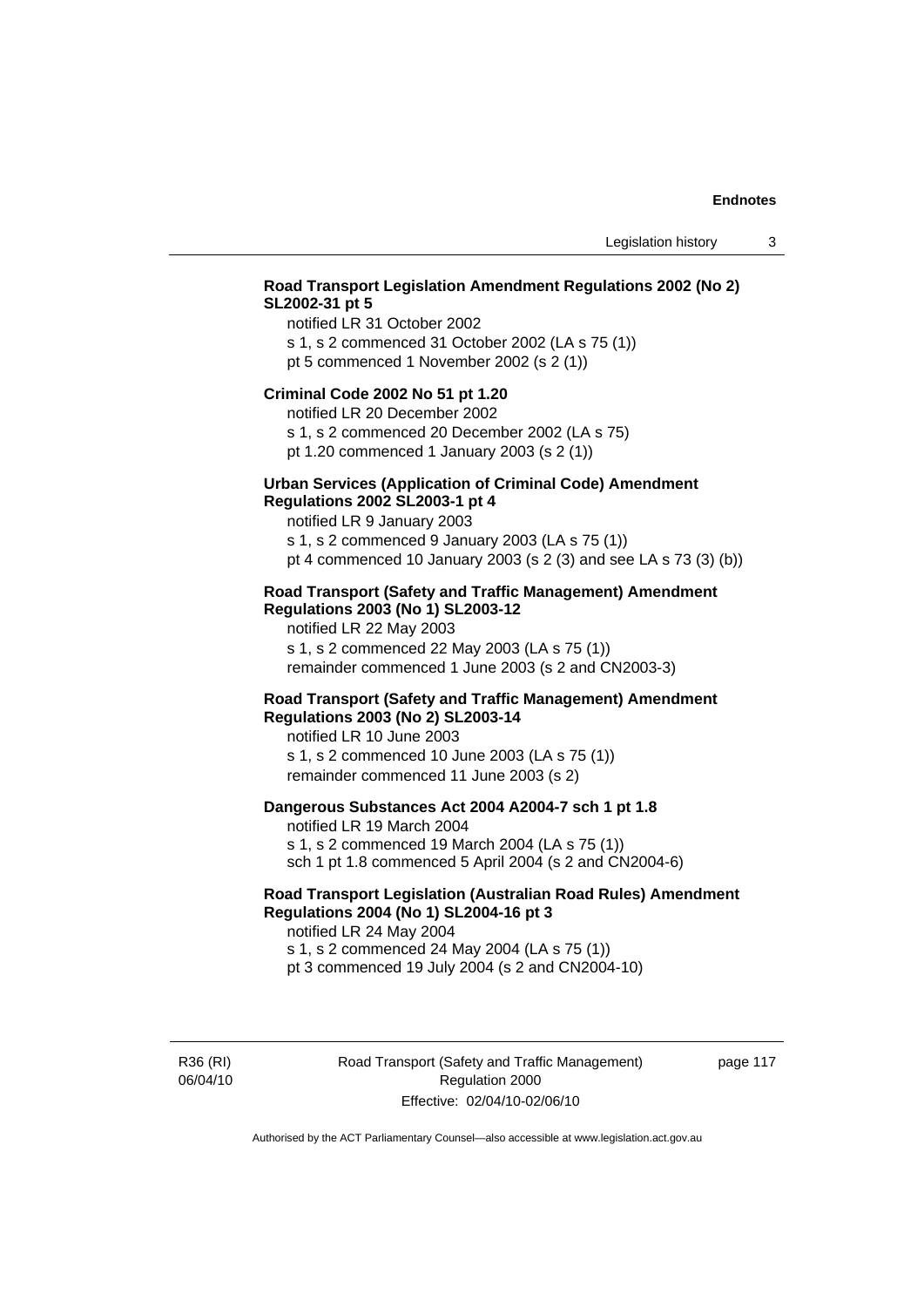**Road Transport Legislation Amendment Regulations 2002 (No 2) SL2002-31 pt 5**

notified LR 31 October 2002

s 1, s 2 commenced 31 October 2002 (LA s 75 (1))

pt 5 commenced 1 November 2002 (s 2 (1))

**Criminal Code 2002 No 51 pt 1.20**

notified LR 20 December 2002

s 1, s 2 commenced 20 December 2002 (LA s 75)

pt 1.20 commenced 1 January 2003 (s 2 (1))

**Urban Services (Application of Criminal Code) Amendment Regulations 2002 SL2003-1 pt 4**

notified LR 9 January 2003

s 1, s 2 commenced 9 January 2003 (LA s 75 (1))

pt 4 commenced 10 January 2003 (s 2 (3) and see LA s 73 (3) (b))

**Road Transport (Safety and Traffic Management) Amendment Regulations 2003 (No 1) SL2003-12**

notified LR 22 May 2003

s 1, s 2 commenced 22 May 2003 (LA s 75 (1))

remainder commenced 1 June 2003 (s 2 and CN2003-3)

**Road Transport (Safety and Traffic Management) Amendment Regulations 2003 (No 2) SL2003-14**

notified LR 10 June 2003

s 1, s 2 commenced 10 June 2003 (LA s 75 (1))

remainder commenced 11 June 2003 (s 2)

**Dangerous Substances Act 2004 A2004-7 sch 1 pt 1.8**

notified LR 19 March 2004

s 1, s 2 commenced 19 March 2004 (LA s 75 (1))

sch 1 pt 1.8 commenced 5 April 2004 (s 2 and CN2004-6)

**Road Transport Legislation (Australian Road Rules) Amendment Regulations 2004 (No 1) SL2004-16 pt 3**

notified LR 24 May 2004

s 1, s 2 commenced 24 May 2004 (LA s 75 (1))

pt 3 commenced 19 July 2004 (s 2 and CN2004-10)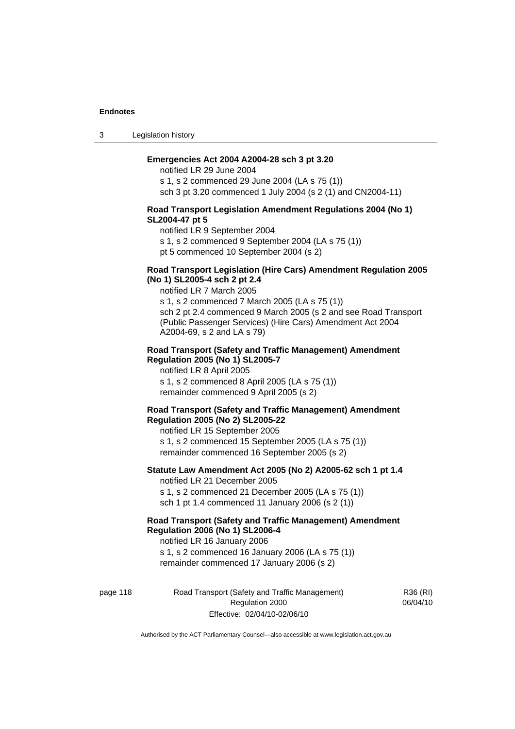**Emergencies Act 2004 A2004-28 sch 3 pt 3.20**

notified LR 29 June 2004

s 1, s 2 commenced 29 June 2004 (LA s 75 (1))

sch 3 pt 3.20 commenced 1 July 2004 (s 2 (1) and CN2004-11)

**Road Transport Legislation Amendment Regulations 2004 (No 1) SL2004-47 pt 5**

notified LR 9 September 2004

s 1, s 2 commenced 9 September 2004 (LA s 75 (1))

pt 5 commenced 10 September 2004 (s 2)

**Road Transport Legislation (Hire Cars) Amendment Regulation 2005 (No 1) SL2005-4 sch 2 pt 2.4**

notified LR 7 March 2005

s 1, s 2 commenced 7 March 2005 (LA s 75 (1))

sch 2 pt 2.4 commenced 9 March 2005 (s 2 and see Road Transport (Public Passenger Services) (Hire Cars) Amendment Act 2004 A2004-69, s 2 and LA s 79)

**Road Transport (Safety and Traffic Management) Amendment Regulation 2005 (No 1) SL2005-7**

notified LR 8 April 2005

s 1, s 2 commenced 8 April 2005 (LA s 75 (1))

remainder commenced 9 April 2005 (s 2)

**Road Transport (Safety and Traffic Management) Amendment Regulation 2005 (No 2) SL2005-22**

notified LR 15 September 2005

s 1, s 2 commenced 15 September 2005 (LA s 75 (1))

remainder commenced 16 September 2005 (s 2)

**Statute Law Amendment Act 2005 (No 2) A2005-62 sch 1 pt 1.4**

notified LR 21 December 2005

s 1, s 2 commenced 21 December 2005 (LA s 75 (1))

sch 1 pt 1.4 commenced 11 January 2006 (s 2 (1))

**Road Transport (Safety and Traffic Management) Amendment Regulation 2006 (No 1) SL2006-4**

notified LR 16 January 2006

s 1, s 2 commenced 16 January 2006 (LA s 75 (1))

remainder commenced 17 January 2006 (s 2)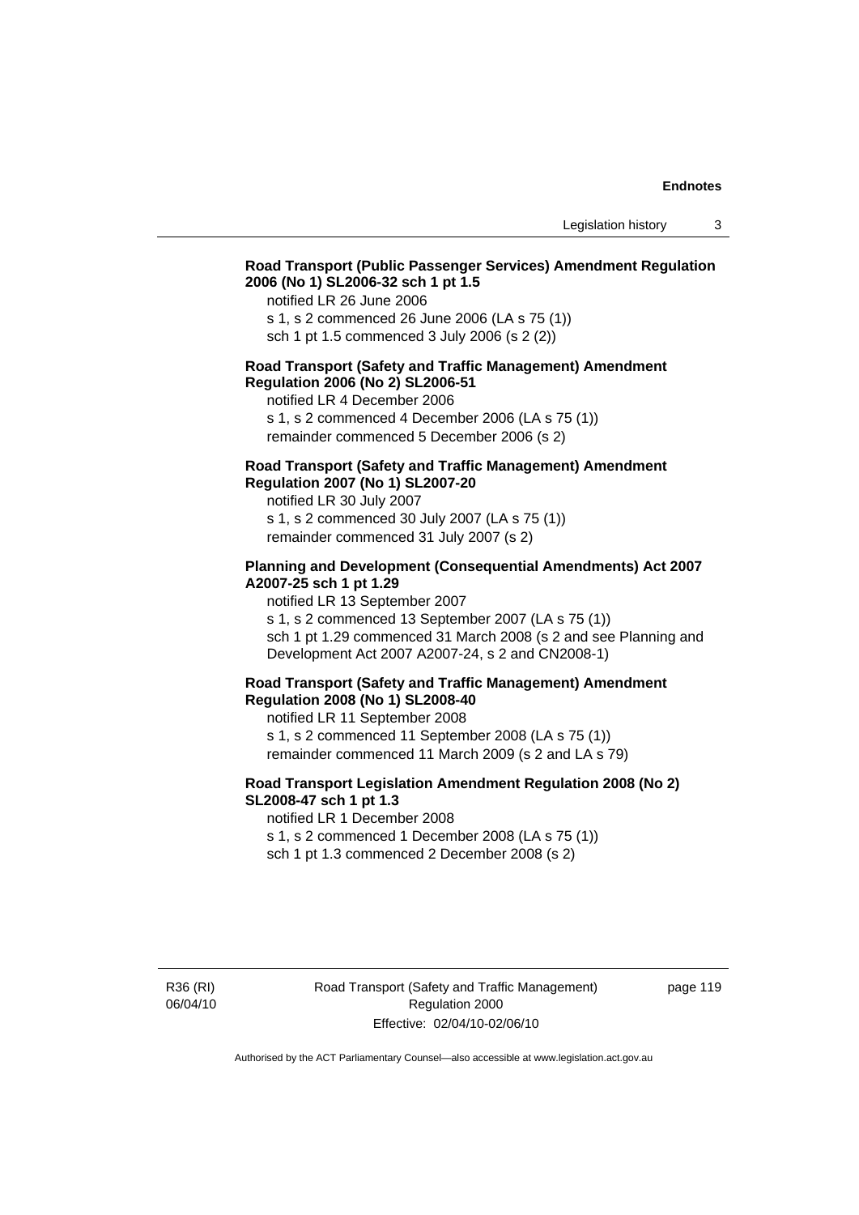**Road Transport (Public Passenger Services) Amendment Regulation 2006 (No 1) SL2006-32 sch 1 pt 1.5**

notified LR 26 June 2006

s 1, s 2 commenced 26 June 2006 (LA s 75 (1))

sch 1 pt 1.5 commenced 3 July 2006 (s 2 (2))

**Road Transport (Safety and Traffic Management) Amendment Regulation 2006 (No 2) SL2006-51**

notified LR 4 December 2006

s 1, s 2 commenced 4 December 2006 (LA s 75 (1))

remainder commenced 5 December 2006 (s 2)

**Road Transport (Safety and Traffic Management) Amendment Regulation 2007 (No 1) SL2007-20**

notified LR 30 July 2007

s 1, s 2 commenced 30 July 2007 (LA s 75 (1))

remainder commenced 31 July 2007 (s 2)

**Planning and Development (Consequential Amendments) Act 2007 A2007-25 sch 1 pt 1.29**

notified LR 13 September 2007

s 1, s 2 commenced 13 September 2007 (LA s 75 (1))

sch 1 pt 1.29 commenced 31 March 2008 (s 2 and see Planning and Development Act 2007 A2007-24, s 2 and CN2008-1)

**Road Transport (Safety and Traffic Management) Amendment Regulation 2008 (No 1) SL2008-40**

notified LR 11 September 2008

s 1, s 2 commenced 11 September 2008 (LA s 75 (1))

remainder commenced 11 March 2009 (s 2 and LA s 79)

**Road Transport Legislation Amendment Regulation 2008 (No 2) SL2008-47 sch 1 pt 1.3**

notified LR 1 December 2008

s 1, s 2 commenced 1 December 2008 (LA s 75 (1))

sch 1 pt 1.3 commenced 2 December 2008 (s 2)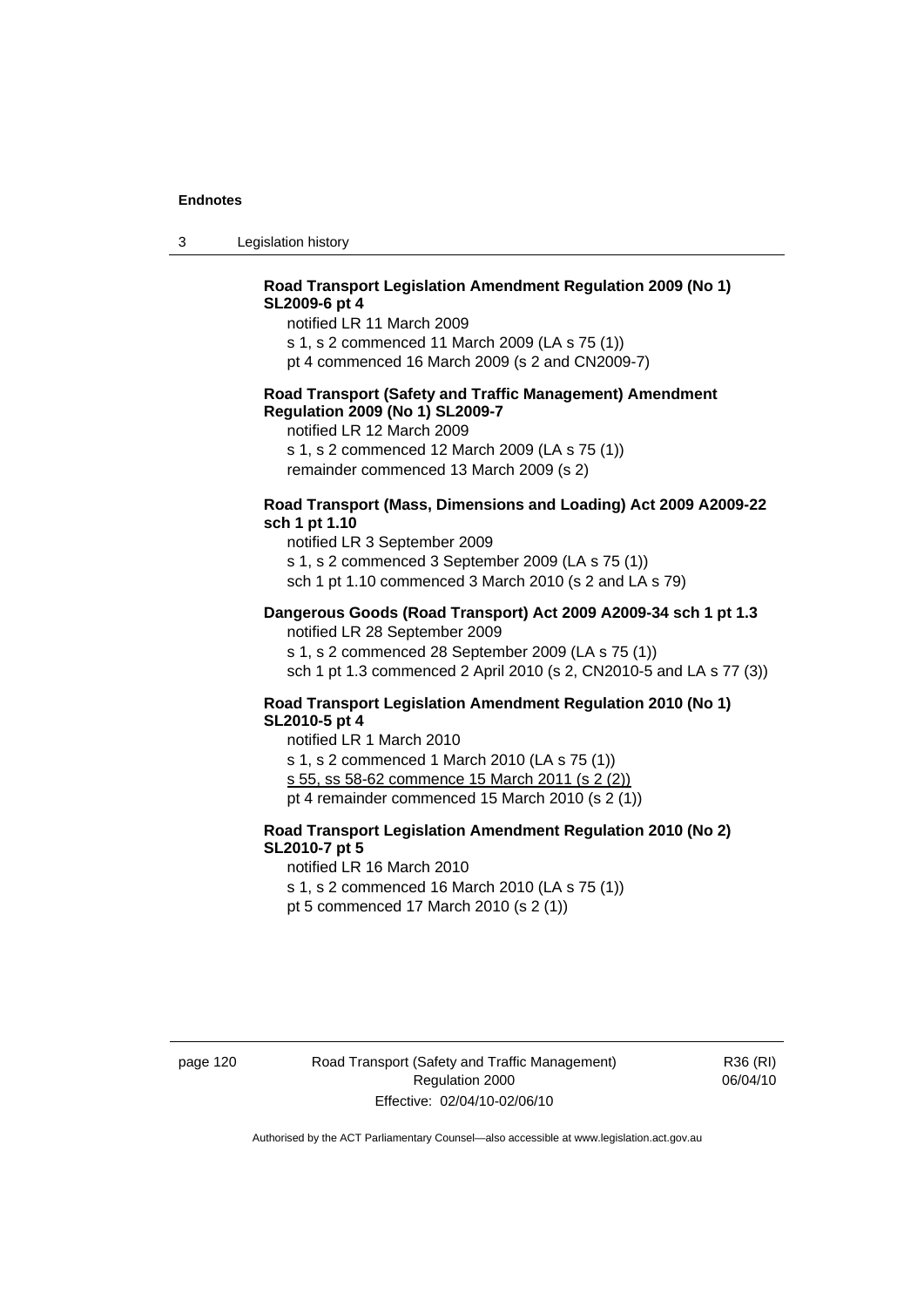**Road Transport Legislation Amendment Regulation 2009 (No 1) SL2009-6 pt 4**

notified LR 11 March 2009

s 1, s 2 commenced 11 March 2009 (LA s 75 (1))

pt 4 commenced 16 March 2009 (s 2 and CN2009-7)

**Road Transport (Safety and Traffic Management) Amendment Regulation 2009 (No 1) SL2009-7**

notified LR 12 March 2009

s 1, s 2 commenced 12 March 2009 (LA s 75 (1))

remainder commenced 13 March 2009 (s 2)

**Road Transport (Mass, Dimensions and Loading) Act 2009 A2009-22 sch 1 pt 1.10**

notified LR 3 September 2009

s 1, s 2 commenced 3 September 2009 (LA s 75 (1))

sch 1 pt 1.10 commenced 3 March 2010 (s 2 and LA s 79)

**Dangerous Goods (Road Transport) Act 2009 A2009-34 sch 1 pt 1.3**

notified LR 28 September 2009

s 1, s 2 commenced 28 September 2009 (LA s 75 (1))

sch 1 pt 1.3 commenced 2 April 2010 (s 2, CN2010-5 and LA s 77 (3))

**Road Transport Legislation Amendment Regulation 2010 (No 1) SL2010-5 pt 4**

notified LR 1 March 2010

s 1, s 2 commenced 1 March 2010 (LA s 75 (1))

s 55, ss 58-62 commence 15 March 2011 (s 2 (2))

pt 4 remainder commenced 15 March 2010 (s 2 (1))

**Road Transport Legislation Amendment Regulation 2010 (No 2) SL2010-7 pt 5**

notified LR 16 March 2010

s 1, s 2 commenced 16 March 2010 (LA s 75 (1))

pt 5 commenced 17 March 2010 (s 2 (1))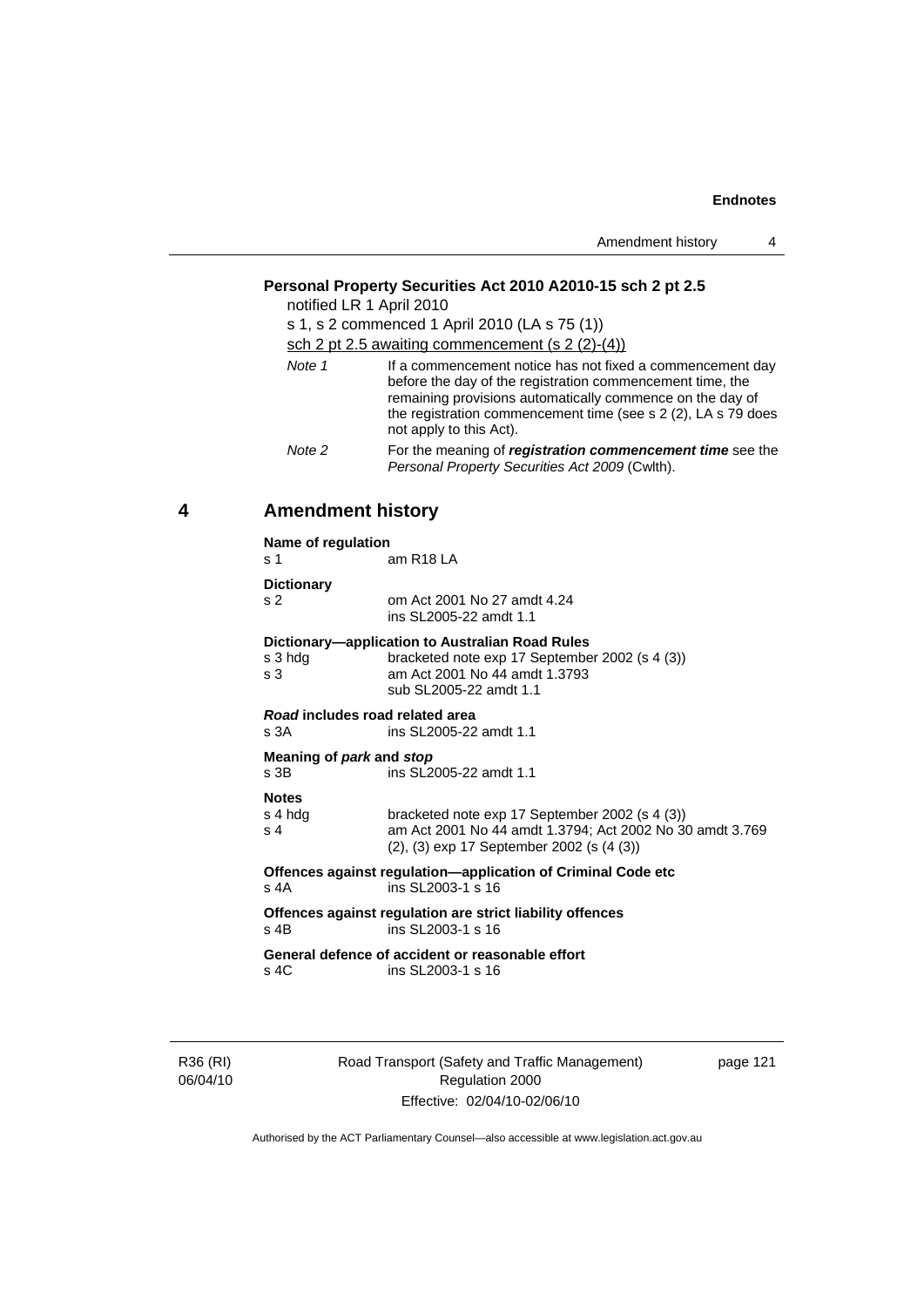**Personal Property Securities Act 2010 A2010-15 sch 2 pt 2.5**

notified LR 1 April 2010

s 1, s 2 commenced 1 April 2010 (LA s 75 (1))

sch 2 pt 2.5 awaiting commencement (s 2 (2)-(4))

*Note 1* If a commencement notice has not fixed a commencement day before the day of the registration commencement time, the remaining provisions automatically commence on the day of the registration commencement time (see s 2 (2), LA s 79 does not apply to this Act).

*Note 2* For the meaning of ***registration commencement time*** see the *Personal Property Securities Act 2009* (Cwlth).

## 4 Amendment history

**Name of regulation**

| | |
|---|---|
| s 1 | am R18 LA |

**Dictionary**

| | |
|---|---|
| s 2 | om Act 2001 No 27 amdt 4.24<br>ins SL2005-22 amdt 1.1 |

**Dictionary—application to Australian Road Rules**

| | |
|---|---|
| s 3 hdg | bracketed note exp 17 September 2002 (s 4 (3)) |
| s 3 | am Act 2001 No 44 amdt 1.3793<br>sub SL2005-22 amdt 1.1 |

***Road* includes road related area**

| | |
|---|---|
| s 3A | ins SL2005-22 amdt 1.1 |

**Meaning of *park* and *stop***

| | |
|---|---|
| s 3B | ins SL2005-22 amdt 1.1 |

**Notes**

| | |
|---|---|
| s 4 hdg | bracketed note exp 17 September 2002 (s 4 (3)) |
| s 4 | am Act 2001 No 44 amdt 1.3794; Act 2002 No 30 amdt 3.769<br>(2), (3) exp 17 September 2002 (s (4 (3)) |

**Offences against regulation—application of Criminal Code etc**

| | |
|---|---|
| s 4A | ins SL2003-1 s 16 |

**Offences against regulation are strict liability offences**

| | |
|---|---|
| s 4B | ins SL2003-1 s 16 |

**General defence of accident or reasonable effort**

| | |
|---|---|
| s 4C | ins SL2003-1 s 16 |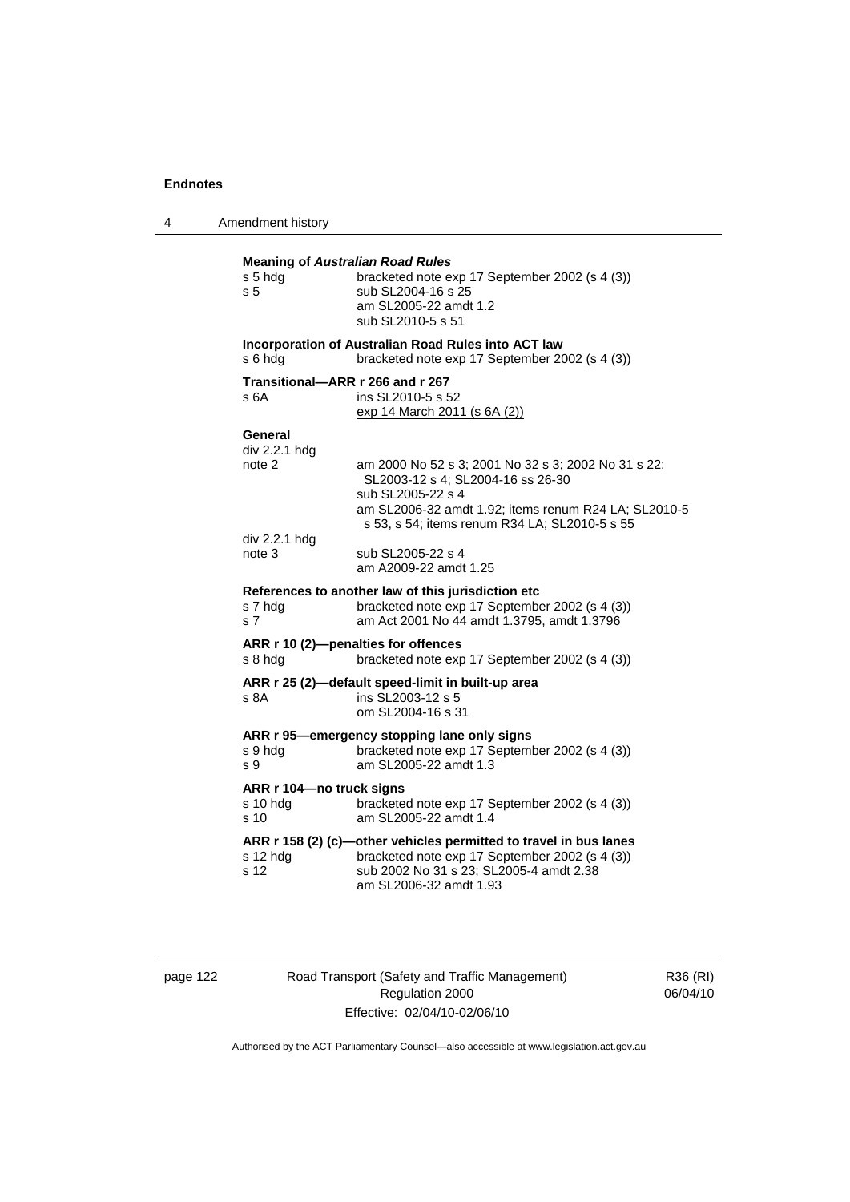**Meaning of *Australian Road Rules***

| | |
|---|---|
| s 5 hdg | bracketed note exp 17 September 2002 (s 4 (3)) |
| s 5 | sub SL2004-16 s 25<br>am SL2005-22 amdt 1.2<br>sub SL2010-5 s 51 |

**Incorporation of Australian Road Rules into ACT law**

| | |
|---|---|
| s 6 hdg | bracketed note exp 17 September 2002 (s 4 (3)) |

**Transitional—ARR r 266 and r 267**

| | |
|---|---|
| s 6A | ins SL2010-5 s 52<br>exp 14 March 2011 (s 6A (2)) |

**General**

| | |
|---|---|
| div 2.2.1 hdg note 2 | am 2000 No 52 s 3; 2001 No 32 s 3; 2002 No 31 s 22; SL2003-12 s 4; SL2004-16 ss 26-30<br>sub SL2005-22 s 4<br>am SL2006-32 amdt 1.92; items renum R24 LA; SL2010-5 s 53, s 54; items renum R34 LA; SL2010-5 s 55 |
| div 2.2.1 hdg note 3 | sub SL2005-22 s 4<br>am A2009-22 amdt 1.25 |

**References to another law of this jurisdiction etc**

| | |
|---|---|
| s 7 hdg | bracketed note exp 17 September 2002 (s 4 (3)) |
| s 7 | am Act 2001 No 44 amdt 1.3795, amdt 1.3796 |

**ARR r 10 (2)—penalties for offences**

| | |
|---|---|
| s 8 hdg | bracketed note exp 17 September 2002 (s 4 (3)) |

**ARR r 25 (2)—default speed-limit in built-up area**

| | |
|---|---|
| s 8A | ins SL2003-12 s 5<br>om SL2004-16 s 31 |

**ARR r 95—emergency stopping lane only signs**

| | |
|---|---|
| s 9 hdg | bracketed note exp 17 September 2002 (s 4 (3)) |
| s 9 | am SL2005-22 amdt 1.3 |

**ARR r 104—no truck signs**

| | |
|---|---|
| s 10 hdg | bracketed note exp 17 September 2002 (s 4 (3)) |
| s 10 | am SL2005-22 amdt 1.4 |

**ARR r 158 (2) (c)—other vehicles permitted to travel in bus lanes**

| | |
|---|---|
| s 12 hdg | bracketed note exp 17 September 2002 (s 4 (3)) |
| s 12 | sub 2002 No 31 s 23; SL2005-4 amdt 2.38<br>am SL2006-32 amdt 1.93 |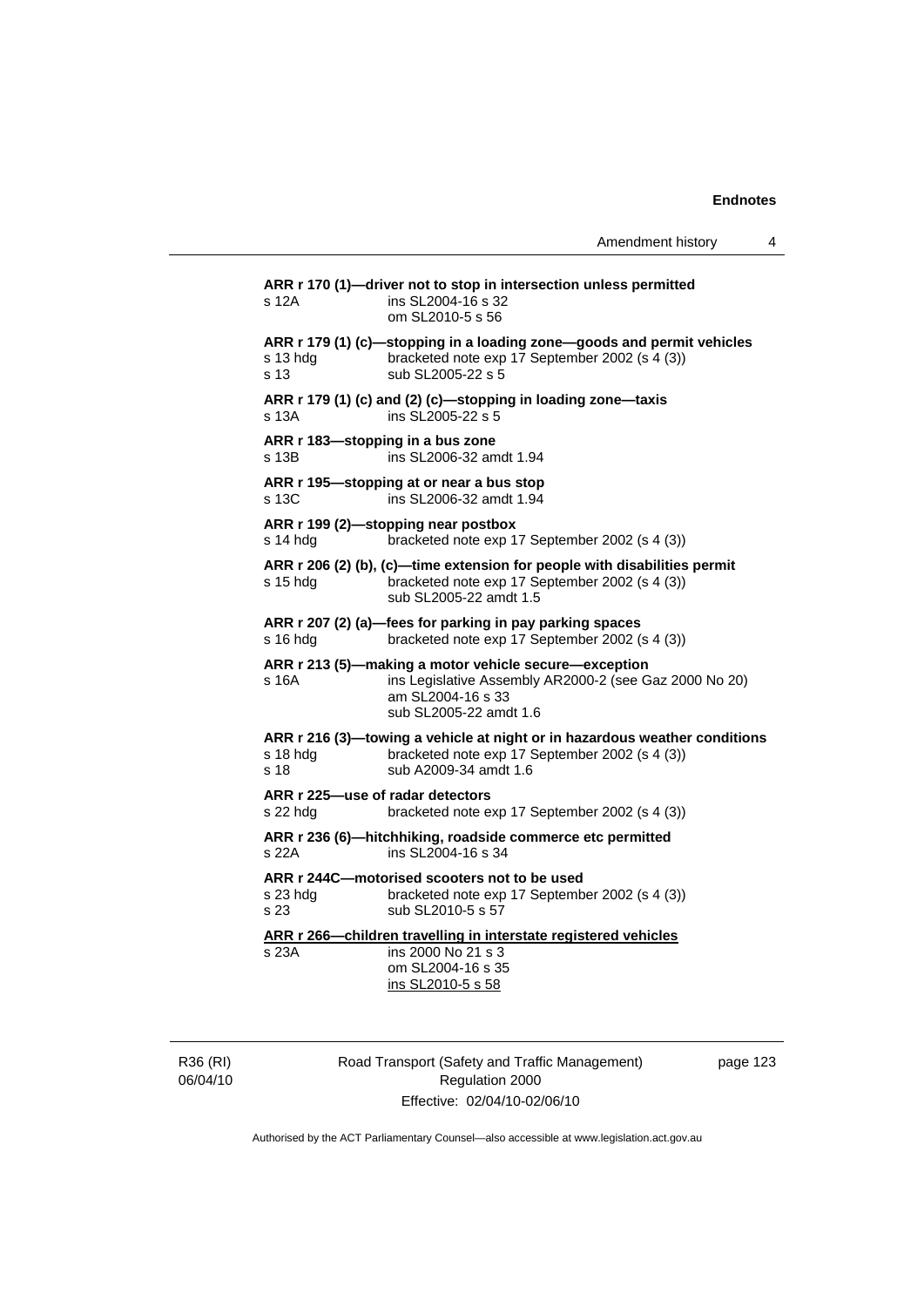**ARR r 170 (1)—driver not to stop in intersection unless permitted**
s 12A ins SL2004-16 s 32
om SL2010-5 s 56

**ARR r 179 (1) (c)—stopping in a loading zone—goods and permit vehicles**
s 13 hdg bracketed note exp 17 September 2002 (s 4 (3))
s 13 sub SL2005-22 s 5

**ARR r 179 (1) (c) and (2) (c)—stopping in loading zone—taxis**
s 13A ins SL2005-22 s 5

**ARR r 183—stopping in a bus zone**
s 13B ins SL2006-32 amdt 1.94

**ARR r 195—stopping at or near a bus stop**
s 13C ins SL2006-32 amdt 1.94

**ARR r 199 (2)—stopping near postbox**
s 14 hdg bracketed note exp 17 September 2002 (s 4 (3))

**ARR r 206 (2) (b), (c)—time extension for people with disabilities permit**
s 15 hdg bracketed note exp 17 September 2002 (s 4 (3))
sub SL2005-22 amdt 1.5

**ARR r 207 (2) (a)—fees for parking in pay parking spaces**
s 16 hdg bracketed note exp 17 September 2002 (s 4 (3))

**ARR r 213 (5)—making a motor vehicle secure—exception**
s 16A ins Legislative Assembly AR2000-2 (see Gaz 2000 No 20)
am SL2004-16 s 33
sub SL2005-22 amdt 1.6

**ARR r 216 (3)—towing a vehicle at night or in hazardous weather conditions**
s 18 hdg bracketed note exp 17 September 2002 (s 4 (3))
s 18 sub A2009-34 amdt 1.6

**ARR r 225—use of radar detectors**
s 22 hdg bracketed note exp 17 September 2002 (s 4 (3))

**ARR r 236 (6)—hitchhiking, roadside commerce etc permitted**
s 22A ins SL2004-16 s 34

**ARR r 244C—motorised scooters not to be used**
s 23 hdg bracketed note exp 17 September 2002 (s 4 (3))
s 23 sub SL2010-5 s 57

**ARR r 266—children travelling in interstate registered vehicles**
s 23A ins 2000 No 21 s 3
om SL2004-16 s 35
ins SL2010-5 s 58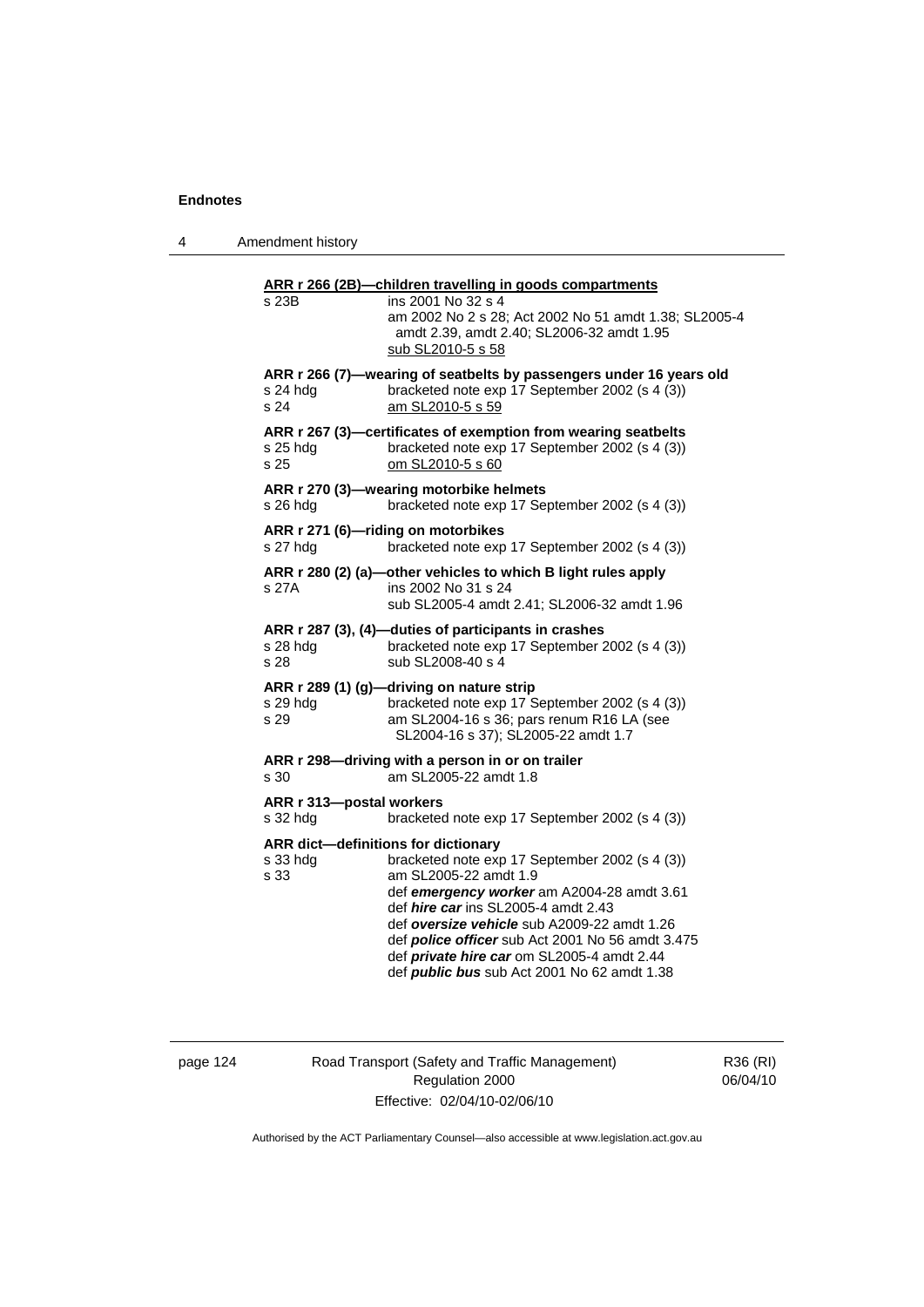**ARR r 266 (2B)—children travelling in goods compartments**

| | |
|---|---|
| s 23B | ins 2001 No 32 s 4<br>am 2002 No 2 s 28; Act 2002 No 51 amdt 1.38; SL2005-4 amdt 2.39, amdt 2.40; SL2006-32 amdt 1.95<br>sub SL2010-5 s 58 |

**ARR r 266 (7)—wearing of seatbelts by passengers under 16 years old**

| | |
|---|---|
| s 24 hdg | bracketed note exp 17 September 2002 (s 4 (3)) |
| s 24 | am SL2010-5 s 59 |

**ARR r 267 (3)—certificates of exemption from wearing seatbelts**

| | |
|---|---|
| s 25 hdg | bracketed note exp 17 September 2002 (s 4 (3)) |
| s 25 | om SL2010-5 s 60 |

**ARR r 270 (3)—wearing motorbike helmets**

| | |
|---|---|
| s 26 hdg | bracketed note exp 17 September 2002 (s 4 (3)) |

**ARR r 271 (6)—riding on motorbikes**

| | |
|---|---|
| s 27 hdg | bracketed note exp 17 September 2002 (s 4 (3)) |

**ARR r 280 (2) (a)—other vehicles to which B light rules apply**

| | |
|---|---|
| s 27A | ins 2002 No 31 s 24<br>sub SL2005-4 amdt 2.41; SL2006-32 amdt 1.96 |

**ARR r 287 (3), (4)—duties of participants in crashes**

| | |
|---|---|
| s 28 hdg | bracketed note exp 17 September 2002 (s 4 (3)) |
| s 28 | sub SL2008-40 s 4 |

**ARR r 289 (1) (g)—driving on nature strip**

| | |
|---|---|
| s 29 hdg | bracketed note exp 17 September 2002 (s 4 (3)) |
| s 29 | am SL2004-16 s 36; pars renum R16 LA (see SL2004-16 s 37); SL2005-22 amdt 1.7 |

**ARR r 298—driving with a person in or on trailer**

| | |
|---|---|
| s 30 | am SL2005-22 amdt 1.8 |

**ARR r 313—postal workers**

| | |
|---|---|
| s 32 hdg | bracketed note exp 17 September 2002 (s 4 (3)) |

**ARR dict—definitions for dictionary**

| | |
|---|---|
| s 33 hdg | bracketed note exp 17 September 2002 (s 4 (3)) |
| s 33 | am SL2005-22 amdt 1.9<br>def ***emergency worker*** am A2004-28 amdt 3.61<br>def ***hire car*** ins SL2005-4 amdt 2.43<br>def ***oversize vehicle*** sub A2009-22 amdt 1.26<br>def ***police officer*** sub Act 2001 No 56 amdt 3.475<br>def ***private hire car*** om SL2005-4 amdt 2.44<br>def ***public bus*** sub Act 2001 No 62 amdt 1.38 |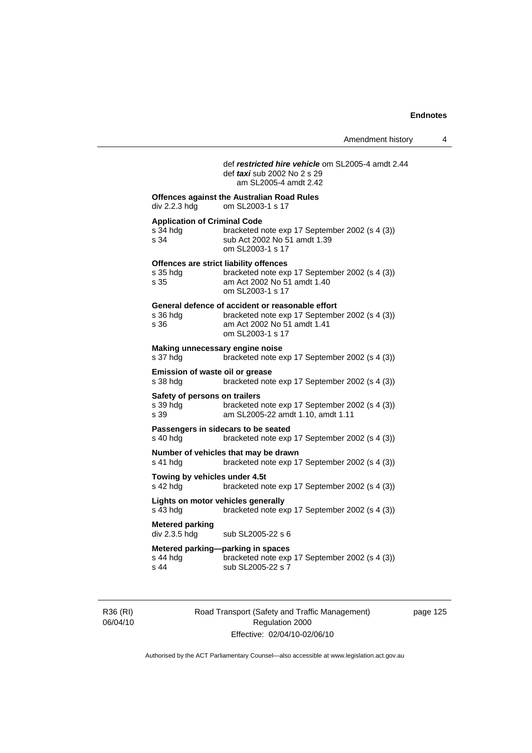def ***restricted hire vehicle*** om SL2005-4 amdt 2.44
def ***taxi*** sub 2002 No 2 s 29
am SL2005-4 amdt 2.42

**Offences against the Australian Road Rules**
div 2.2.3 hdg om SL2003-1 s 17

**Application of Criminal Code**
s 34 hdg bracketed note exp 17 September 2002 (s 4 (3))
s 34 sub Act 2002 No 51 amdt 1.39
om SL2003-1 s 17

**Offences are strict liability offences**
s 35 hdg bracketed note exp 17 September 2002 (s 4 (3))
s 35 am Act 2002 No 51 amdt 1.40
om SL2003-1 s 17

**General defence of accident or reasonable effort**
s 36 hdg bracketed note exp 17 September 2002 (s 4 (3))
s 36 am Act 2002 No 51 amdt 1.41
om SL2003-1 s 17

**Making unnecessary engine noise**
s 37 hdg bracketed note exp 17 September 2002 (s 4 (3))

**Emission of waste oil or grease**
s 38 hdg bracketed note exp 17 September 2002 (s 4 (3))

**Safety of persons on trailers**
s 39 hdg bracketed note exp 17 September 2002 (s 4 (3))
s 39 am SL2005-22 amdt 1.10, amdt 1.11

**Passengers in sidecars to be seated**
s 40 hdg bracketed note exp 17 September 2002 (s 4 (3))

**Number of vehicles that may be drawn**
s 41 hdg bracketed note exp 17 September 2002 (s 4 (3))

**Towing by vehicles under 4.5t**
s 42 hdg bracketed note exp 17 September 2002 (s 4 (3))

**Lights on motor vehicles generally**
s 43 hdg bracketed note exp 17 September 2002 (s 4 (3))

**Metered parking**
div 2.3.5 hdg sub SL2005-22 s 6

**Metered parking—parking in spaces**
s 44 hdg bracketed note exp 17 September 2002 (s 4 (3))
s 44 sub SL2005-22 s 7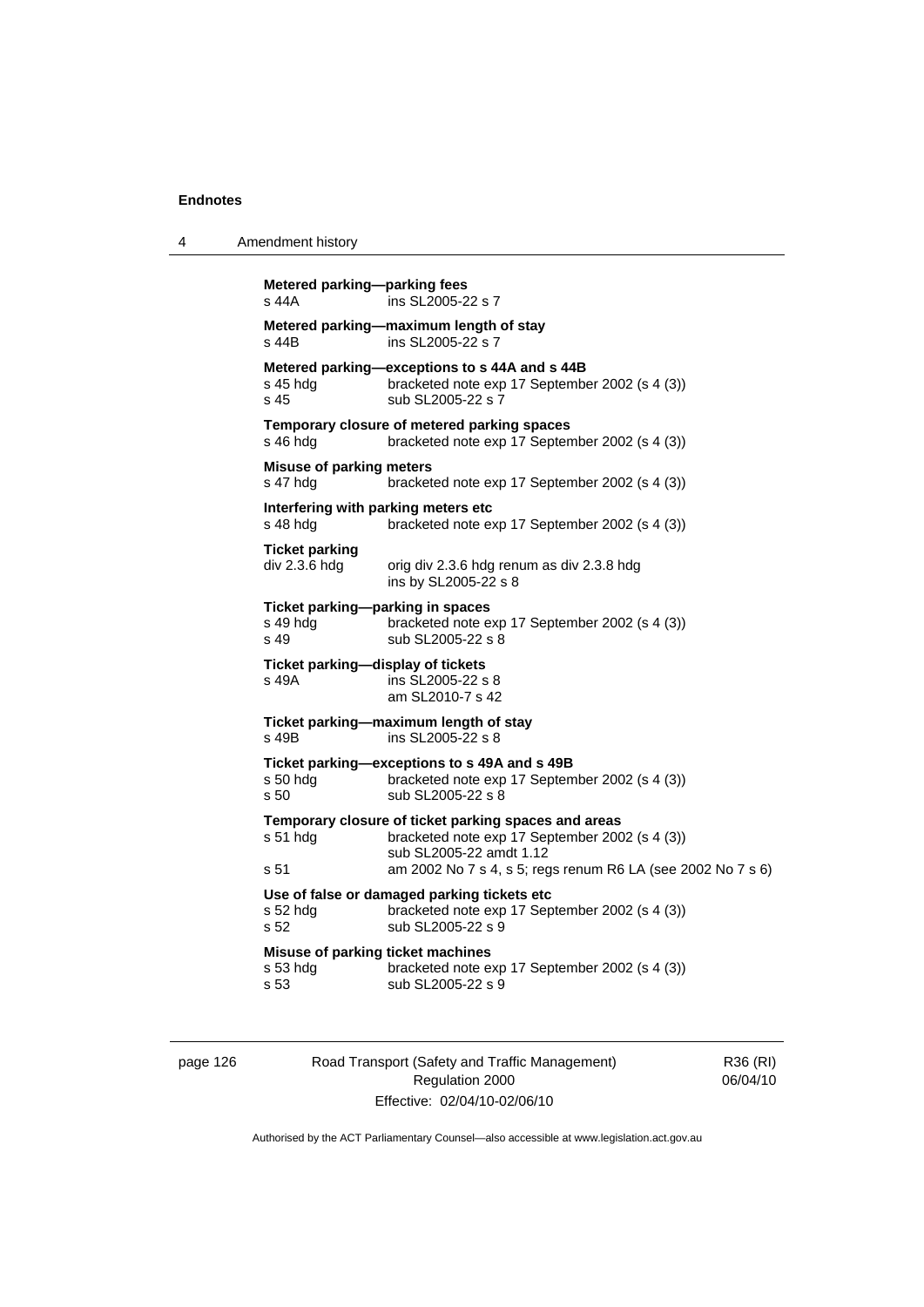**Metered parking—parking fees**

s 44A ins SL2005-22 s 7

**Metered parking—maximum length of stay**

s 44B ins SL2005-22 s 7

**Metered parking—exceptions to s 44A and s 44B**

s 45 hdg bracketed note exp 17 September 2002 (s 4 (3))
s 45 sub SL2005-22 s 7

**Temporary closure of metered parking spaces**

s 46 hdg bracketed note exp 17 September 2002 (s 4 (3))

**Misuse of parking meters**

s 47 hdg bracketed note exp 17 September 2002 (s 4 (3))

**Interfering with parking meters etc**

s 48 hdg bracketed note exp 17 September 2002 (s 4 (3))

**Ticket parking**

div 2.3.6 hdg orig div 2.3.6 hdg renum as div 2.3.8 hdg
ins by SL2005-22 s 8

**Ticket parking—parking in spaces**

s 49 hdg bracketed note exp 17 September 2002 (s 4 (3))
s 49 sub SL2005-22 s 8

**Ticket parking—display of tickets**

s 49A ins SL2005-22 s 8
am SL2010-7 s 42

**Ticket parking—maximum length of stay**

s 49B ins SL2005-22 s 8

**Ticket parking—exceptions to s 49A and s 49B**

s 50 hdg bracketed note exp 17 September 2002 (s 4 (3))
s 50 sub SL2005-22 s 8

**Temporary closure of ticket parking spaces and areas**

s 51 hdg bracketed note exp 17 September 2002 (s 4 (3))
sub SL2005-22 amdt 1.12
s 51 am 2002 No 7 s 4, s 5; regs renum R6 LA (see 2002 No 7 s 6)

**Use of false or damaged parking tickets etc**

s 52 hdg bracketed note exp 17 September 2002 (s 4 (3))
s 52 sub SL2005-22 s 9

**Misuse of parking ticket machines**

s 53 hdg bracketed note exp 17 September 2002 (s 4 (3))
s 53 sub SL2005-22 s 9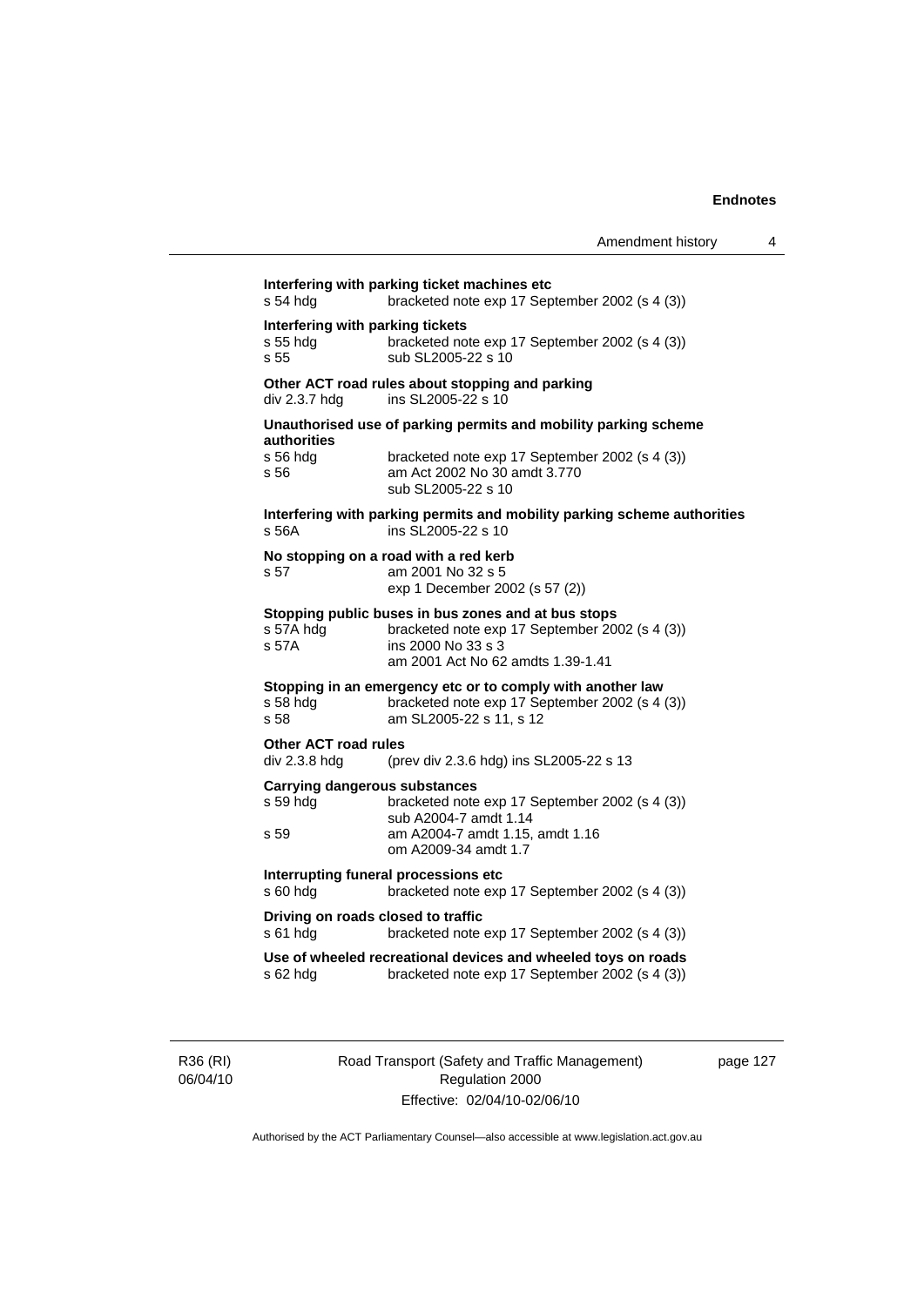**Interfering with parking ticket machines etc**

s 54 hdg bracketed note exp 17 September 2002 (s 4 (3))

**Interfering with parking tickets**

s 55 hdg bracketed note exp 17 September 2002 (s 4 (3))
s 55 sub SL2005-22 s 10

**Other ACT road rules about stopping and parking**

div 2.3.7 hdg ins SL2005-22 s 10

**Unauthorised use of parking permits and mobility parking scheme authorities**

s 56 hdg bracketed note exp 17 September 2002 (s 4 (3))
s 56 am Act 2002 No 30 amdt 3.770
sub SL2005-22 s 10

**Interfering with parking permits and mobility parking scheme authorities**

s 56A ins SL2005-22 s 10

**No stopping on a road with a red kerb**

s 57 am 2001 No 32 s 5
exp 1 December 2002 (s 57 (2))

**Stopping public buses in bus zones and at bus stops**

s 57A hdg bracketed note exp 17 September 2002 (s 4 (3))
s 57A ins 2000 No 33 s 3
am 2001 Act No 62 amdts 1.39-1.41

**Stopping in an emergency etc or to comply with another law**

s 58 hdg bracketed note exp 17 September 2002 (s 4 (3))
s 58 am SL2005-22 s 11, s 12

**Other ACT road rules**

div 2.3.8 hdg (prev div 2.3.6 hdg) ins SL2005-22 s 13

**Carrying dangerous substances**

s 59 hdg bracketed note exp 17 September 2002 (s 4 (3))
sub A2004-7 amdt 1.14
s 59 am A2004-7 amdt 1.15, amdt 1.16
om A2009-34 amdt 1.7

**Interrupting funeral processions etc**

s 60 hdg bracketed note exp 17 September 2002 (s 4 (3))

**Driving on roads closed to traffic**

s 61 hdg bracketed note exp 17 September 2002 (s 4 (3))

**Use of wheeled recreational devices and wheeled toys on roads**

s 62 hdg bracketed note exp 17 September 2002 (s 4 (3))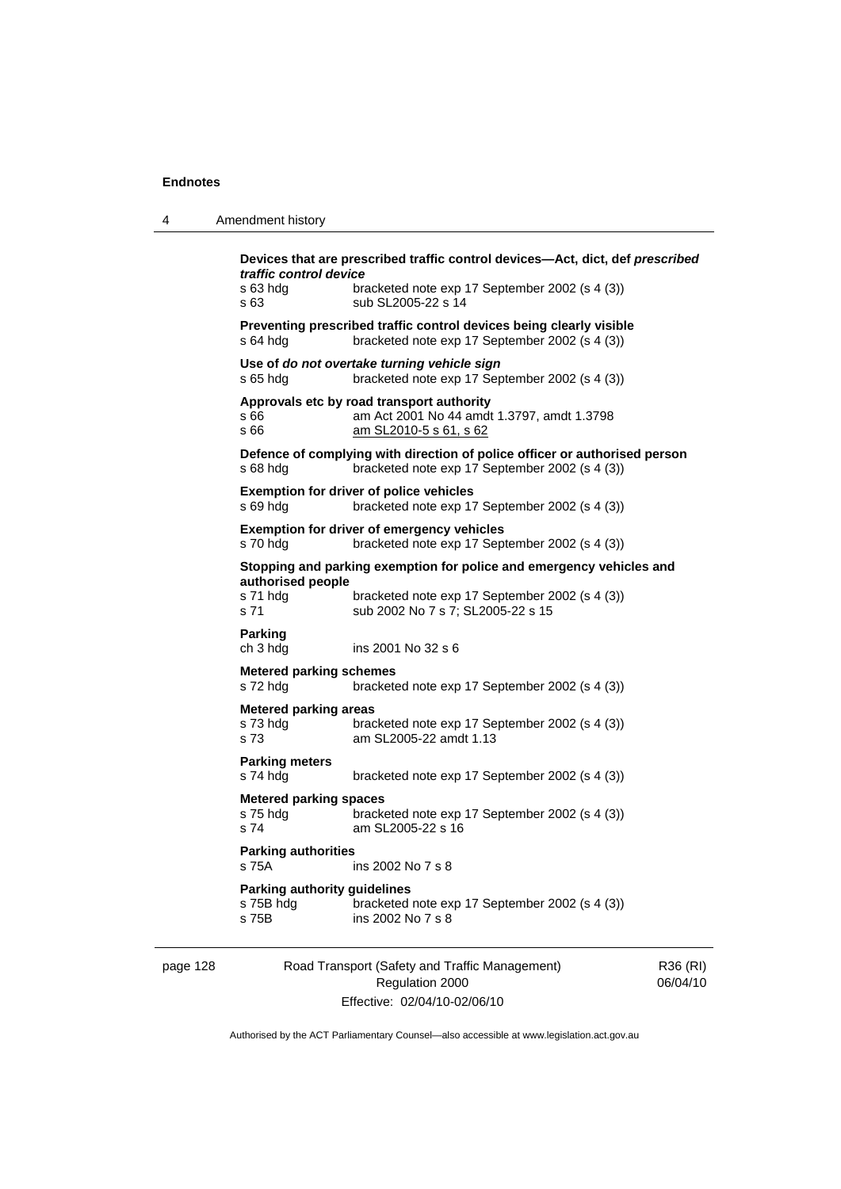**Devices that are prescribed traffic control devices—Act, dict, def *prescribed traffic control device***
s 63 hdg bracketed note exp 17 September 2002 (s 4 (3))
s 63 sub SL2005-22 s 14

**Preventing prescribed traffic control devices being clearly visible**
s 64 hdg bracketed note exp 17 September 2002 (s 4 (3))

**Use of *do not overtake turning vehicle sign***
s 65 hdg bracketed note exp 17 September 2002 (s 4 (3))

**Approvals etc by road transport authority**
s 66 am Act 2001 No 44 amdt 1.3797, amdt 1.3798
s 66 am SL2010-5 s 61, s 62

**Defence of complying with direction of police officer or authorised person**
s 68 hdg bracketed note exp 17 September 2002 (s 4 (3))

**Exemption for driver of police vehicles**
s 69 hdg bracketed note exp 17 September 2002 (s 4 (3))

**Exemption for driver of emergency vehicles**
s 70 hdg bracketed note exp 17 September 2002 (s 4 (3))

**Stopping and parking exemption for police and emergency vehicles and authorised people**
s 71 hdg bracketed note exp 17 September 2002 (s 4 (3))
s 71 sub 2002 No 7 s 7; SL2005-22 s 15

**Parking**
ch 3 hdg ins 2001 No 32 s 6

**Metered parking schemes**
s 72 hdg bracketed note exp 17 September 2002 (s 4 (3))

**Metered parking areas**
s 73 hdg bracketed note exp 17 September 2002 (s 4 (3))
s 73 am SL2005-22 amdt 1.13

**Parking meters**
s 74 hdg bracketed note exp 17 September 2002 (s 4 (3))

**Metered parking spaces**
s 75 hdg bracketed note exp 17 September 2002 (s 4 (3))
s 74 am SL2005-22 s 16

**Parking authorities**
s 75A ins 2002 No 7 s 8

**Parking authority guidelines**
s 75B hdg bracketed note exp 17 September 2002 (s 4 (3))
s 75B ins 2002 No 7 s 8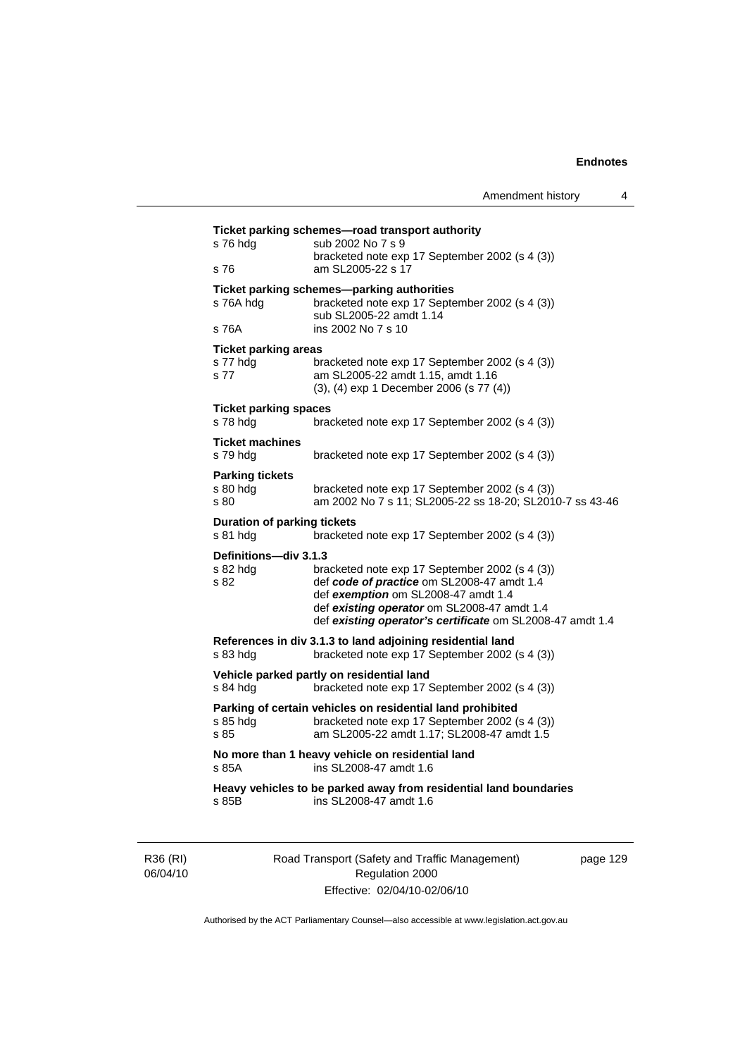**Ticket parking schemes—road transport authority**

s 76 hdg — sub 2002 No 7 s 9
bracketed note exp 17 September 2002 (s 4 (3))

s 76 — am SL2005-22 s 17

**Ticket parking schemes—parking authorities**

s 76A hdg — bracketed note exp 17 September 2002 (s 4 (3))
sub SL2005-22 amdt 1.14

s 76A — ins 2002 No 7 s 10

**Ticket parking areas**

s 77 hdg — bracketed note exp 17 September 2002 (s 4 (3))

s 77 — am SL2005-22 amdt 1.15, amdt 1.16
(3), (4) exp 1 December 2006 (s 77 (4))

**Ticket parking spaces**

s 78 hdg — bracketed note exp 17 September 2002 (s 4 (3))

**Ticket machines**

s 79 hdg — bracketed note exp 17 September 2002 (s 4 (3))

**Parking tickets**

s 80 hdg — bracketed note exp 17 September 2002 (s 4 (3))

s 80 — am 2002 No 7 s 11; SL2005-22 ss 18-20; SL2010-7 ss 43-46

**Duration of parking tickets**

s 81 hdg — bracketed note exp 17 September 2002 (s 4 (3))

**Definitions—div 3.1.3**

s 82 hdg — bracketed note exp 17 September 2002 (s 4 (3))

s 82 — def ***code of practice*** om SL2008-47 amdt 1.4
def ***exemption*** om SL2008-47 amdt 1.4
def ***existing operator*** om SL2008-47 amdt 1.4
def ***existing operator's certificate*** om SL2008-47 amdt 1.4

**References in div 3.1.3 to land adjoining residential land**

s 83 hdg — bracketed note exp 17 September 2002 (s 4 (3))

**Vehicle parked partly on residential land**

s 84 hdg — bracketed note exp 17 September 2002 (s 4 (3))

**Parking of certain vehicles on residential land prohibited**

s 85 hdg — bracketed note exp 17 September 2002 (s 4 (3))

s 85 — am SL2005-22 amdt 1.17; SL2008-47 amdt 1.5

**No more than 1 heavy vehicle on residential land**

s 85A — ins SL2008-47 amdt 1.6

**Heavy vehicles to be parked away from residential land boundaries**

s 85B — ins SL2008-47 amdt 1.6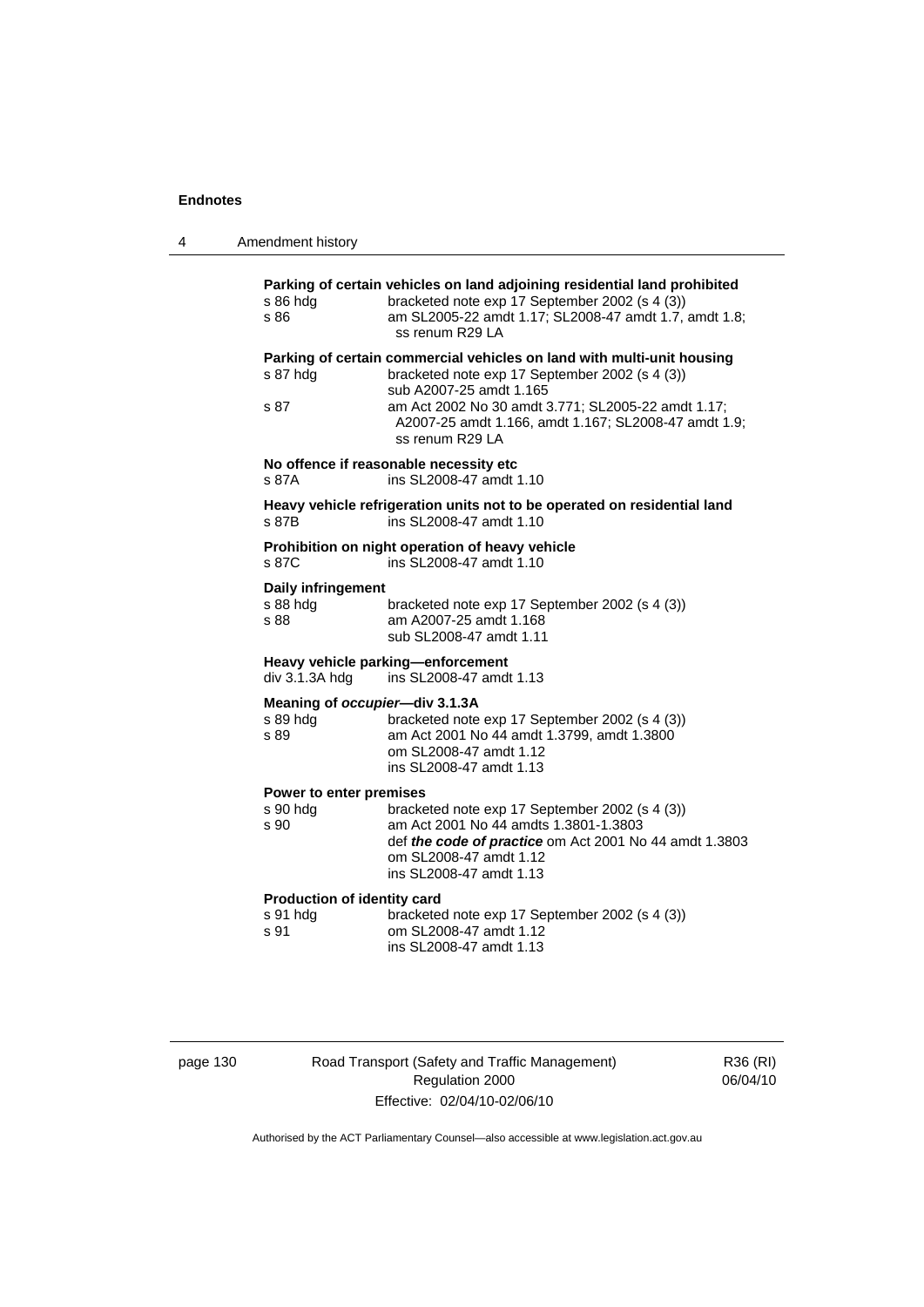**Parking of certain vehicles on land adjoining residential land prohibited**

s 86 hdg — bracketed note exp 17 September 2002 (s 4 (3))

s 86 — am SL2005-22 amdt 1.17; SL2008-47 amdt 1.7, amdt 1.8; ss renum R29 LA

**Parking of certain commercial vehicles on land with multi-unit housing**

s 87 hdg — bracketed note exp 17 September 2002 (s 4 (3)); sub A2007-25 amdt 1.165

s 87 — am Act 2002 No 30 amdt 3.771; SL2005-22 amdt 1.17; A2007-25 amdt 1.166, amdt 1.167; SL2008-47 amdt 1.9; ss renum R29 LA

**No offence if reasonable necessity etc**

s 87A — ins SL2008-47 amdt 1.10

**Heavy vehicle refrigeration units not to be operated on residential land**

s 87B — ins SL2008-47 amdt 1.10

**Prohibition on night operation of heavy vehicle**

s 87C — ins SL2008-47 amdt 1.10

**Daily infringement**

s 88 hdg — bracketed note exp 17 September 2002 (s 4 (3))

s 88 — am A2007-25 amdt 1.168; sub SL2008-47 amdt 1.11

**Heavy vehicle parking—enforcement**

div 3.1.3A hdg — ins SL2008-47 amdt 1.13

**Meaning of *occupier*—div 3.1.3A**

s 89 hdg — bracketed note exp 17 September 2002 (s 4 (3))

s 89 — am Act 2001 No 44 amdt 1.3799, amdt 1.3800; om SL2008-47 amdt 1.12; ins SL2008-47 amdt 1.13

**Power to enter premises**

s 90 hdg — bracketed note exp 17 September 2002 (s 4 (3))

s 90 — am Act 2001 No 44 amdts 1.3801-1.3803; def ***the code of practice*** om Act 2001 No 44 amdt 1.3803; om SL2008-47 amdt 1.12; ins SL2008-47 amdt 1.13

**Production of identity card**

s 91 hdg — bracketed note exp 17 September 2002 (s 4 (3))

s 91 — om SL2008-47 amdt 1.12; ins SL2008-47 amdt 1.13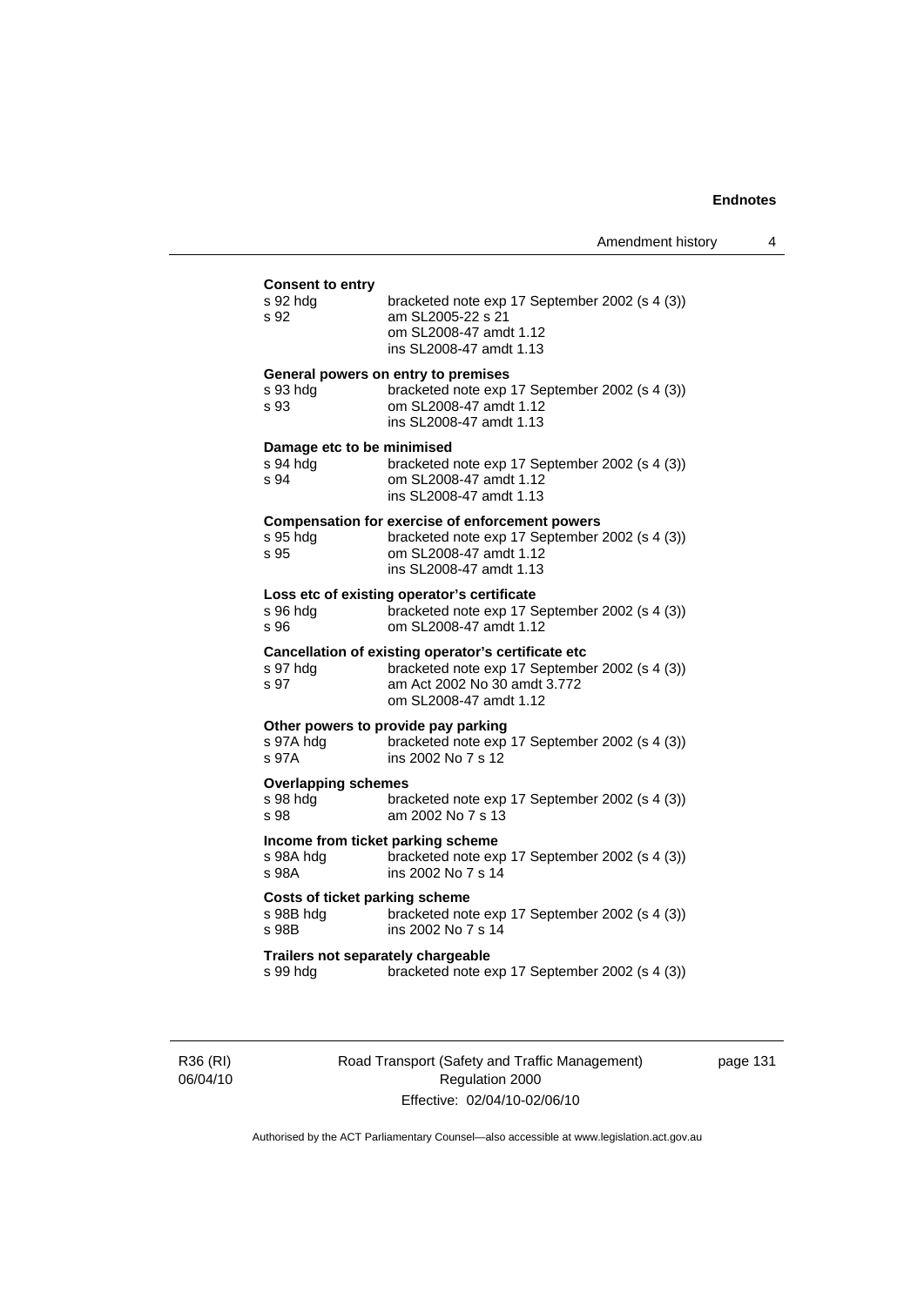**Consent to entry**

| | |
|---|---|
| s 92 hdg | bracketed note exp 17 September 2002 (s 4 (3)) |
| s 92 | am SL2005-22 s 21<br>om SL2008-47 amdt 1.12<br>ins SL2008-47 amdt 1.13 |

**General powers on entry to premises**

| | |
|---|---|
| s 93 hdg | bracketed note exp 17 September 2002 (s 4 (3)) |
| s 93 | om SL2008-47 amdt 1.12<br>ins SL2008-47 amdt 1.13 |

**Damage etc to be minimised**

| | |
|---|---|
| s 94 hdg | bracketed note exp 17 September 2002 (s 4 (3)) |
| s 94 | om SL2008-47 amdt 1.12<br>ins SL2008-47 amdt 1.13 |

**Compensation for exercise of enforcement powers**

| | |
|---|---|
| s 95 hdg | bracketed note exp 17 September 2002 (s 4 (3)) |
| s 95 | om SL2008-47 amdt 1.12<br>ins SL2008-47 amdt 1.13 |

**Loss etc of existing operator's certificate**

| | |
|---|---|
| s 96 hdg | bracketed note exp 17 September 2002 (s 4 (3)) |
| s 96 | om SL2008-47 amdt 1.12 |

**Cancellation of existing operator's certificate etc**

| | |
|---|---|
| s 97 hdg | bracketed note exp 17 September 2002 (s 4 (3)) |
| s 97 | am Act 2002 No 30 amdt 3.772<br>om SL2008-47 amdt 1.12 |

**Other powers to provide pay parking**

| | |
|---|---|
| s 97A hdg | bracketed note exp 17 September 2002 (s 4 (3)) |
| s 97A | ins 2002 No 7 s 12 |

**Overlapping schemes**

| | |
|---|---|
| s 98 hdg | bracketed note exp 17 September 2002 (s 4 (3)) |
| s 98 | am 2002 No 7 s 13 |

**Income from ticket parking scheme**

| | |
|---|---|
| s 98A hdg | bracketed note exp 17 September 2002 (s 4 (3)) |
| s 98A | ins 2002 No 7 s 14 |

**Costs of ticket parking scheme**

| | |
|---|---|
| s 98B hdg | bracketed note exp 17 September 2002 (s 4 (3)) |
| s 98B | ins 2002 No 7 s 14 |

**Trailers not separately chargeable**

| | |
|---|---|
| s 99 hdg | bracketed note exp 17 September 2002 (s 4 (3)) |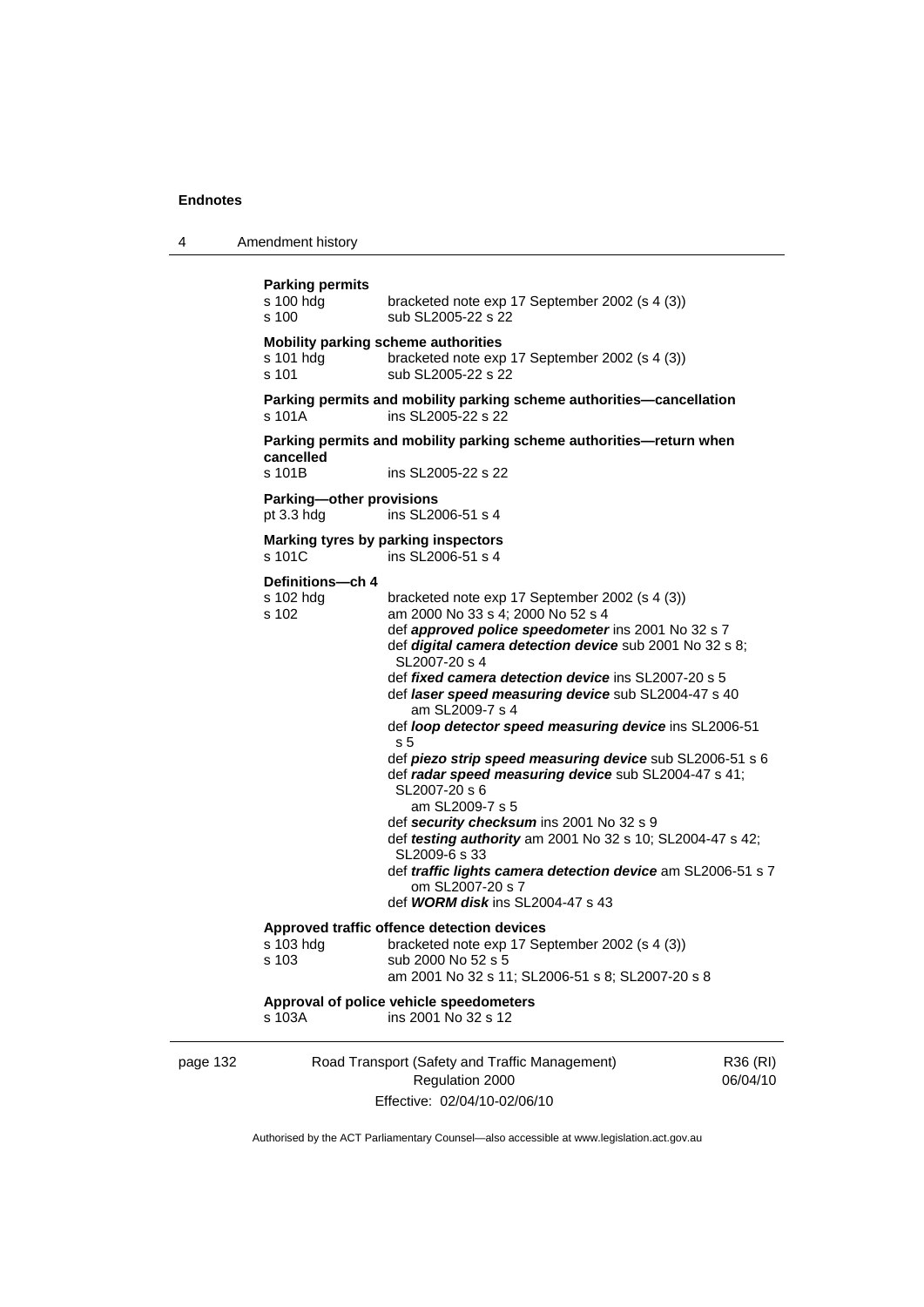**Parking permits**

s 100 hdg bracketed note exp 17 September 2002 (s 4 (3))
s 100 sub SL2005-22 s 22

**Mobility parking scheme authorities**

s 101 hdg bracketed note exp 17 September 2002 (s 4 (3))
s 101 sub SL2005-22 s 22

**Parking permits and mobility parking scheme authorities—cancellation**

s 101A ins SL2005-22 s 22

**Parking permits and mobility parking scheme authorities—return when cancelled**

s 101B ins SL2005-22 s 22

**Parking—other provisions**

pt 3.3 hdg ins SL2006-51 s 4

**Marking tyres by parking inspectors**

s 101C ins SL2006-51 s 4

**Definitions—ch 4**

s 102 hdg bracketed note exp 17 September 2002 (s 4 (3))
s 102 am 2000 No 33 s 4; 2000 No 52 s 4
def ***approved police speedometer*** ins 2001 No 32 s 7
def ***digital camera detection device*** sub 2001 No 32 s 8; SL2007-20 s 4
def ***fixed camera detection device*** ins SL2007-20 s 5
def ***laser speed measuring device*** sub SL2004-47 s 40
am SL2009-7 s 4
def ***loop detector speed measuring device*** ins SL2006-51 s 5
def ***piezo strip speed measuring device*** sub SL2006-51 s 6
def ***radar speed measuring device*** sub SL2004-47 s 41; SL2007-20 s 6
am SL2009-7 s 5
def ***security checksum*** ins 2001 No 32 s 9
def ***testing authority*** am 2001 No 32 s 10; SL2004-47 s 42; SL2009-6 s 33
def ***traffic lights camera detection device*** am SL2006-51 s 7
om SL2007-20 s 7
def ***WORM disk*** ins SL2004-47 s 43

**Approved traffic offence detection devices**

s 103 hdg bracketed note exp 17 September 2002 (s 4 (3))
s 103 sub 2000 No 52 s 5
am 2001 No 32 s 11; SL2006-51 s 8; SL2007-20 s 8

**Approval of police vehicle speedometers**

s 103A ins 2001 No 32 s 12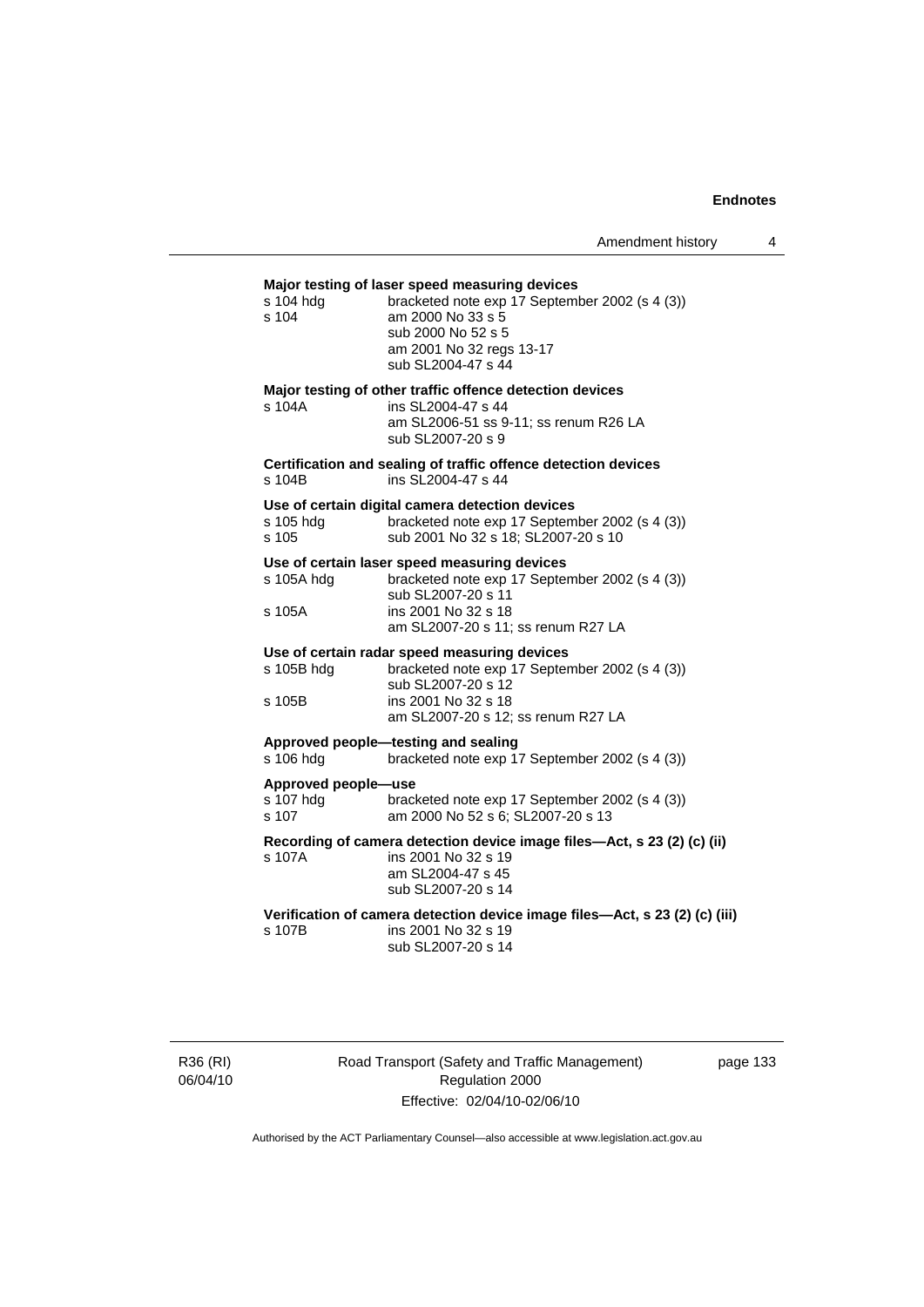**Major testing of laser speed measuring devices**

s 104 hdg bracketed note exp 17 September 2002 (s 4 (3))
s 104 am 2000 No 33 s 5
sub 2000 No 52 s 5
am 2001 No 32 regs 13-17
sub SL2004-47 s 44

**Major testing of other traffic offence detection devices**

s 104A ins SL2004-47 s 44
am SL2006-51 ss 9-11; ss renum R26 LA
sub SL2007-20 s 9

**Certification and sealing of traffic offence detection devices**

s 104B ins SL2004-47 s 44

**Use of certain digital camera detection devices**

s 105 hdg bracketed note exp 17 September 2002 (s 4 (3))
s 105 sub 2001 No 32 s 18; SL2007-20 s 10

**Use of certain laser speed measuring devices**

s 105A hdg bracketed note exp 17 September 2002 (s 4 (3))
sub SL2007-20 s 11
s 105A ins 2001 No 32 s 18
am SL2007-20 s 11; ss renum R27 LA

**Use of certain radar speed measuring devices**

s 105B hdg bracketed note exp 17 September 2002 (s 4 (3))
sub SL2007-20 s 12
s 105B ins 2001 No 32 s 18
am SL2007-20 s 12; ss renum R27 LA

**Approved people—testing and sealing**

s 106 hdg bracketed note exp 17 September 2002 (s 4 (3))

**Approved people—use**

s 107 hdg bracketed note exp 17 September 2002 (s 4 (3))
s 107 am 2000 No 52 s 6; SL2007-20 s 13

**Recording of camera detection device image files—Act, s 23 (2) (c) (ii)**

s 107A ins 2001 No 32 s 19
am SL2004-47 s 45
sub SL2007-20 s 14

**Verification of camera detection device image files—Act, s 23 (2) (c) (iii)**

s 107B ins 2001 No 32 s 19
sub SL2007-20 s 14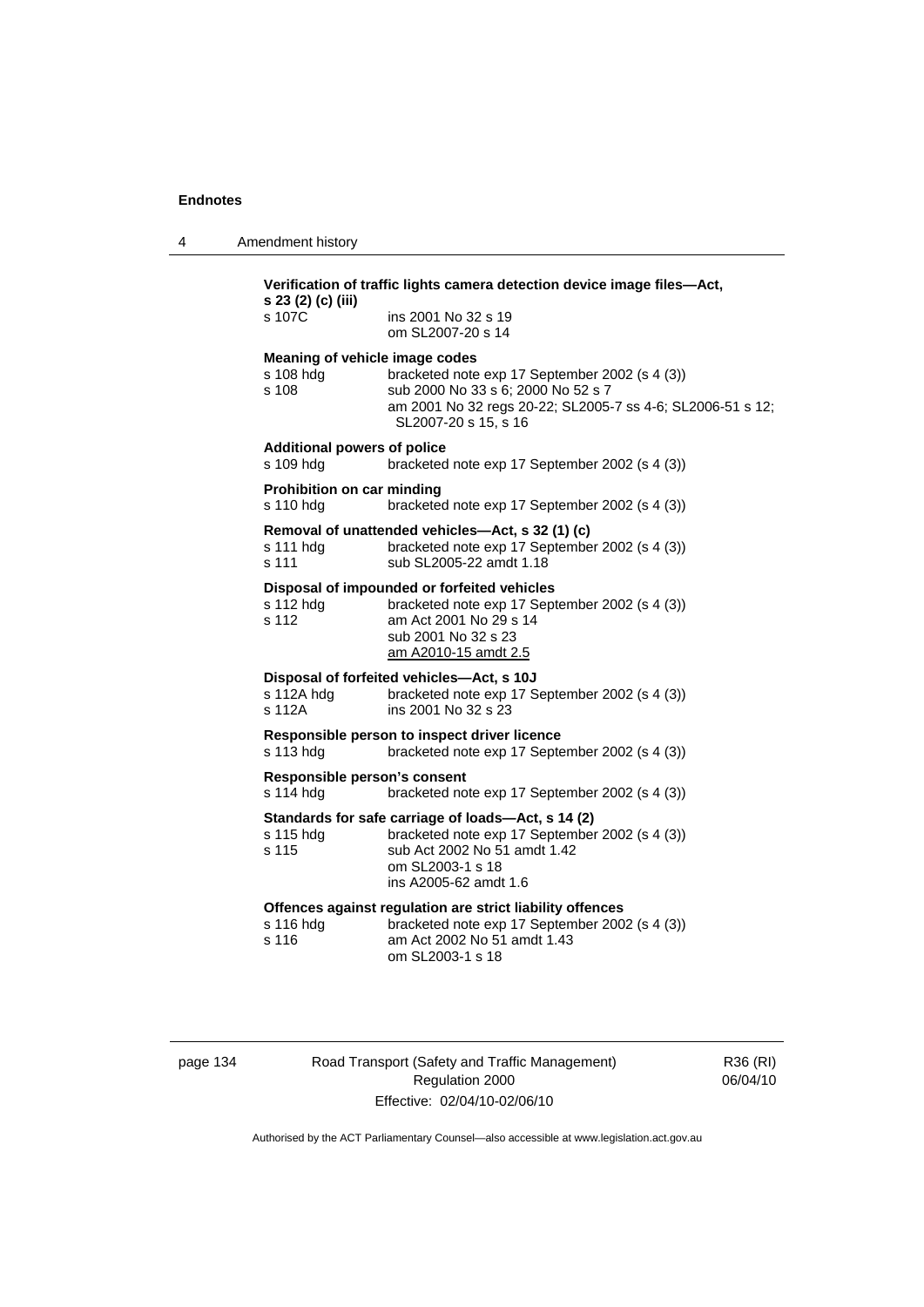**Verification of traffic lights camera detection device image files—Act, s 23 (2) (c) (iii)**

s 107C ins 2001 No 32 s 19
om SL2007-20 s 14

**Meaning of vehicle image codes**

s 108 hdg bracketed note exp 17 September 2002 (s 4 (3))
s 108 sub 2000 No 33 s 6; 2000 No 52 s 7
am 2001 No 32 regs 20-22; SL2005-7 ss 4-6; SL2006-51 s 12; SL2007-20 s 15, s 16

**Additional powers of police**

s 109 hdg bracketed note exp 17 September 2002 (s 4 (3))

**Prohibition on car minding**

s 110 hdg bracketed note exp 17 September 2002 (s 4 (3))

**Removal of unattended vehicles—Act, s 32 (1) (c)**

s 111 hdg bracketed note exp 17 September 2002 (s 4 (3))
s 111 sub SL2005-22 amdt 1.18

**Disposal of impounded or forfeited vehicles**

s 112 hdg bracketed note exp 17 September 2002 (s 4 (3))
s 112 am Act 2001 No 29 s 14
sub 2001 No 32 s 23
am A2010-15 amdt 2.5

**Disposal of forfeited vehicles—Act, s 10J**

s 112A hdg bracketed note exp 17 September 2002 (s 4 (3))
s 112A ins 2001 No 32 s 23

**Responsible person to inspect driver licence**

s 113 hdg bracketed note exp 17 September 2002 (s 4 (3))

**Responsible person's consent**

s 114 hdg bracketed note exp 17 September 2002 (s 4 (3))

**Standards for safe carriage of loads—Act, s 14 (2)**

s 115 hdg bracketed note exp 17 September 2002 (s 4 (3))
s 115 sub Act 2002 No 51 amdt 1.42
om SL2003-1 s 18
ins A2005-62 amdt 1.6

**Offences against regulation are strict liability offences**

s 116 hdg bracketed note exp 17 September 2002 (s 4 (3))
s 116 am Act 2002 No 51 amdt 1.43
om SL2003-1 s 18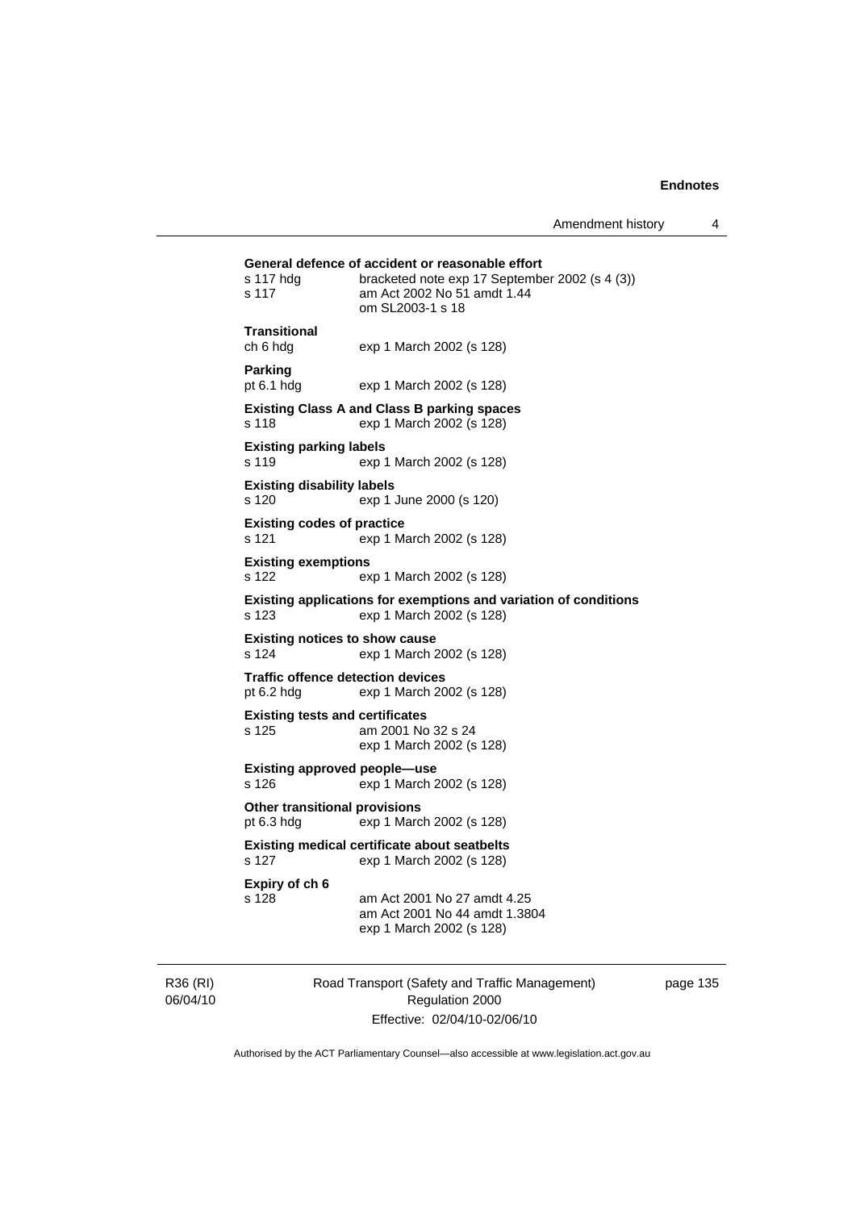**General defence of accident or reasonable effort**

s 117 hdg bracketed note exp 17 September 2002 (s 4 (3))
s 117 am Act 2002 No 51 amdt 1.44
om SL2003-1 s 18

**Transitional**

ch 6 hdg exp 1 March 2002 (s 128)

**Parking**

pt 6.1 hdg exp 1 March 2002 (s 128)

**Existing Class A and Class B parking spaces**

s 118 exp 1 March 2002 (s 128)

**Existing parking labels**

s 119 exp 1 March 2002 (s 128)

**Existing disability labels**

s 120 exp 1 June 2000 (s 120)

**Existing codes of practice**

s 121 exp 1 March 2002 (s 128)

**Existing exemptions**

s 122 exp 1 March 2002 (s 128)

**Existing applications for exemptions and variation of conditions**

s 123 exp 1 March 2002 (s 128)

**Existing notices to show cause**

s 124 exp 1 March 2002 (s 128)

**Traffic offence detection devices**

pt 6.2 hdg exp 1 March 2002 (s 128)

**Existing tests and certificates**

s 125 am 2001 No 32 s 24
exp 1 March 2002 (s 128)

**Existing approved people—use**

s 126 exp 1 March 2002 (s 128)

**Other transitional provisions**

pt 6.3 hdg exp 1 March 2002 (s 128)

**Existing medical certificate about seatbelts**

s 127 exp 1 March 2002 (s 128)

**Expiry of ch 6**

s 128 am Act 2001 No 27 amdt 4.25
am Act 2001 No 44 amdt 1.3804
exp 1 March 2002 (s 128)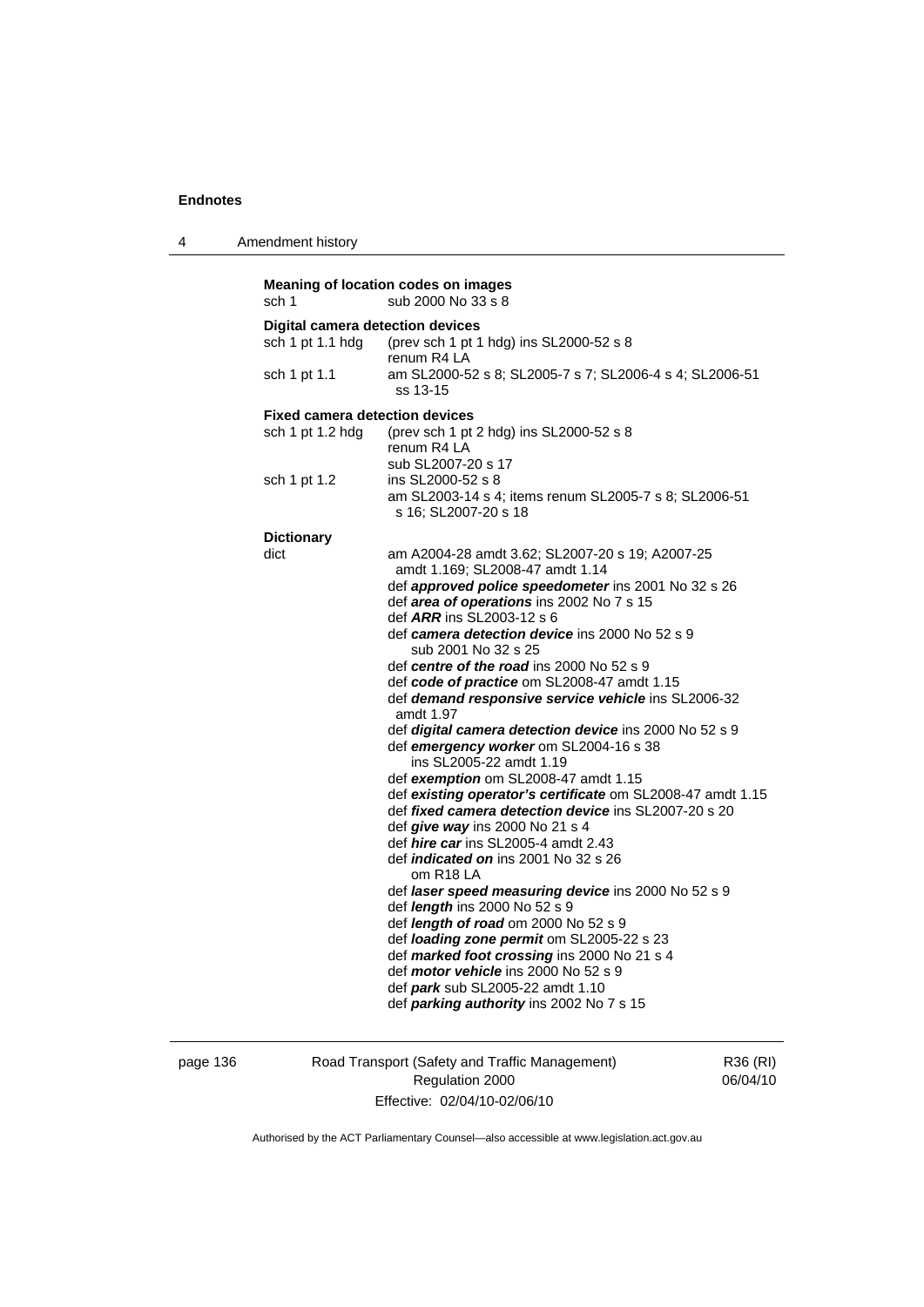**Meaning of location codes on images**
sch 1 sub 2000 No 33 s 8

**Digital camera detection devices**
sch 1 pt 1.1 hdg (prev sch 1 pt 1 hdg) ins SL2000-52 s 8
renum R4 LA
sch 1 pt 1.1 am SL2000-52 s 8; SL2005-7 s 7; SL2006-4 s 4; SL2006-51 ss 13-15

**Fixed camera detection devices**
sch 1 pt 1.2 hdg (prev sch 1 pt 2 hdg) ins SL2000-52 s 8
renum R4 LA
sub SL2007-20 s 17
sch 1 pt 1.2 ins SL2000-52 s 8
am SL2003-14 s 4; items renum SL2005-7 s 8; SL2006-51 s 16; SL2007-20 s 18

**Dictionary**
dict am A2004-28 amdt 3.62; SL2007-20 s 19; A2007-25 amdt 1.169; SL2008-47 amdt 1.14
def ***approved police speedometer*** ins 2001 No 32 s 26
def ***area of operations*** ins 2002 No 7 s 15
def ***ARR*** ins SL2003-12 s 6
def ***camera detection device*** ins 2000 No 52 s 9
sub 2001 No 32 s 25
def ***centre of the road*** ins 2000 No 52 s 9
def ***code of practice*** om SL2008-47 amdt 1.15
def ***demand responsive service vehicle*** ins SL2006-32 amdt 1.97
def ***digital camera detection device*** ins 2000 No 52 s 9
def ***emergency worker*** om SL2004-16 s 38
ins SL2005-22 amdt 1.19
def ***exemption*** om SL2008-47 amdt 1.15
def ***existing operator's certificate*** om SL2008-47 amdt 1.15
def ***fixed camera detection device*** ins SL2007-20 s 20
def ***give way*** ins 2000 No 21 s 4
def ***hire car*** ins SL2005-4 amdt 2.43
def ***indicated on*** ins 2001 No 32 s 26
om R18 LA
def ***laser speed measuring device*** ins 2000 No 52 s 9
def ***length*** ins 2000 No 52 s 9
def ***length of road*** om 2000 No 52 s 9
def ***loading zone permit*** om SL2005-22 s 23
def ***marked foot crossing*** ins 2000 No 21 s 4
def ***motor vehicle*** ins 2000 No 52 s 9
def ***park*** sub SL2005-22 amdt 1.10
def ***parking authority*** ins 2002 No 7 s 15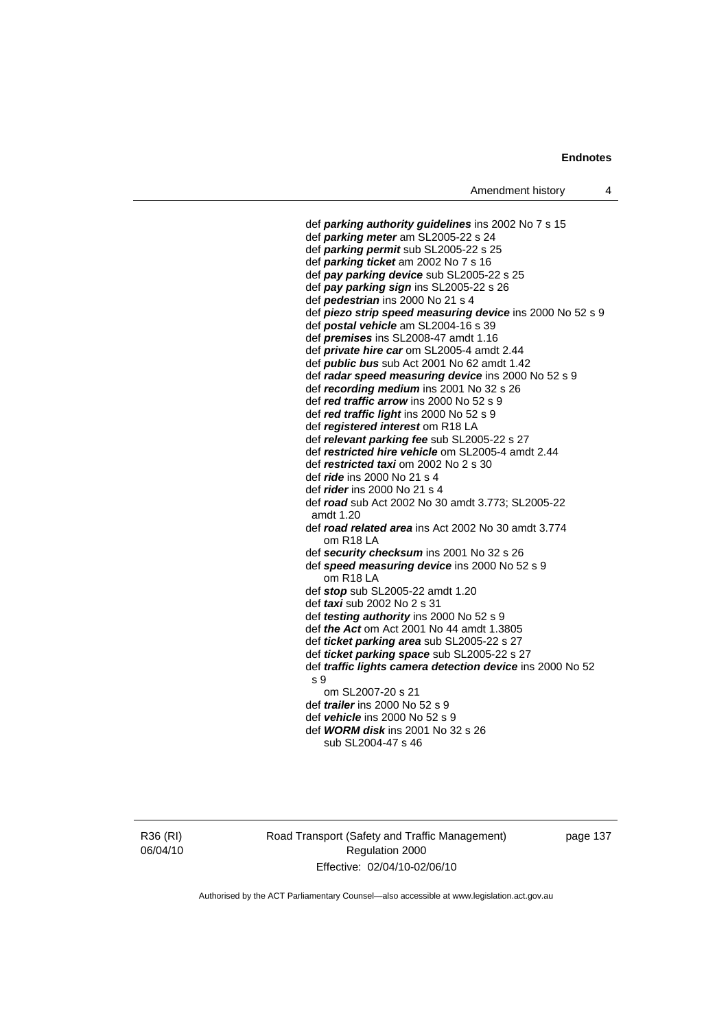def ***parking authority guidelines*** ins 2002 No 7 s 15
def ***parking meter*** am SL2005-22 s 24
def ***parking permit*** sub SL2005-22 s 25
def ***parking ticket*** am 2002 No 7 s 16
def ***pay parking device*** sub SL2005-22 s 25
def ***pay parking sign*** ins SL2005-22 s 26
def ***pedestrian*** ins 2000 No 21 s 4
def ***piezo strip speed measuring device*** ins 2000 No 52 s 9
def ***postal vehicle*** am SL2004-16 s 39
def ***premises*** ins SL2008-47 amdt 1.16
def ***private hire car*** om SL2005-4 amdt 2.44
def ***public bus*** sub Act 2001 No 62 amdt 1.42
def ***radar speed measuring device*** ins 2000 No 52 s 9
def ***recording medium*** ins 2001 No 32 s 26
def ***red traffic arrow*** ins 2000 No 52 s 9
def ***red traffic light*** ins 2000 No 52 s 9
def ***registered interest*** om R18 LA
def ***relevant parking fee*** sub SL2005-22 s 27
def ***restricted hire vehicle*** om SL2005-4 amdt 2.44
def ***restricted taxi*** om 2002 No 2 s 30
def ***ride*** ins 2000 No 21 s 4
def ***rider*** ins 2000 No 21 s 4
def ***road*** sub Act 2002 No 30 amdt 3.773; SL2005-22 amdt 1.20
def ***road related area*** ins Act 2002 No 30 amdt 3.774
om R18 LA
def ***security checksum*** ins 2001 No 32 s 26
def ***speed measuring device*** ins 2000 No 52 s 9
om R18 LA
def ***stop*** sub SL2005-22 amdt 1.20
def ***taxi*** sub 2002 No 2 s 31
def ***testing authority*** ins 2000 No 52 s 9
def ***the Act*** om Act 2001 No 44 amdt 1.3805
def ***ticket parking area*** sub SL2005-22 s 27
def ***ticket parking space*** sub SL2005-22 s 27
def ***traffic lights camera detection device*** ins 2000 No 52 s 9
om SL2007-20 s 21
def ***trailer*** ins 2000 No 52 s 9
def ***vehicle*** ins 2000 No 52 s 9
def ***WORM disk*** ins 2001 No 32 s 26
sub SL2004-47 s 46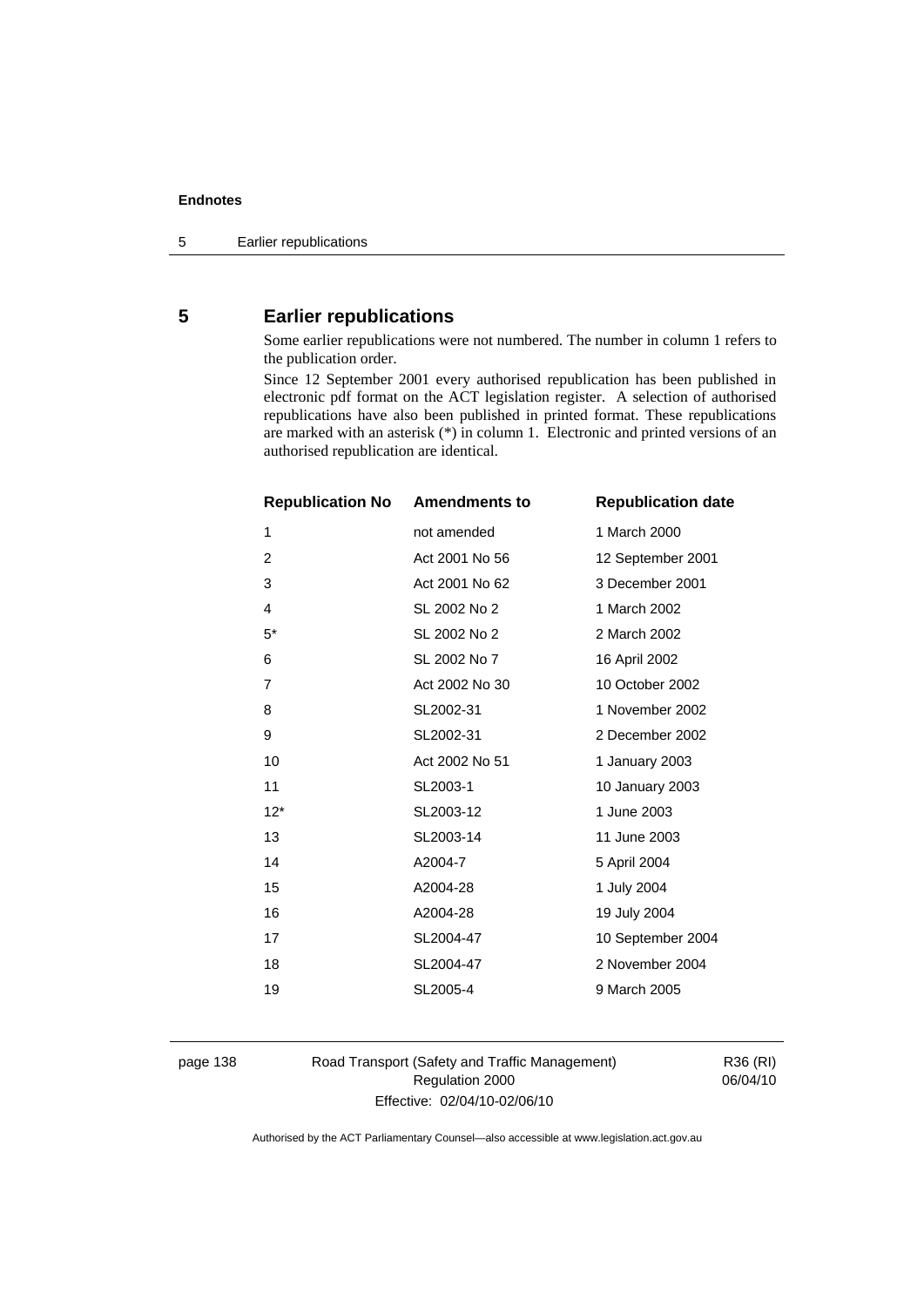## 5 Earlier republications

Some earlier republications were not numbered. The number in column 1 refers to the publication order.

Since 12 September 2001 every authorised republication has been published in electronic pdf format on the ACT legislation register. A selection of authorised republications have also been published in printed format. These republications are marked with an asterisk (*) in column 1. Electronic and printed versions of an authorised republication are identical.

| Republication No | Amendments to | Republication date |
|---|---|---|
| 1 | not amended | 1 March 2000 |
| 2 | Act 2001 No 56 | 12 September 2001 |
| 3 | Act 2001 No 62 | 3 December 2001 |
| 4 | SL 2002 No 2 | 1 March 2002 |
| 5* | SL 2002 No 2 | 2 March 2002 |
| 6 | SL 2002 No 7 | 16 April 2002 |
| 7 | Act 2002 No 30 | 10 October 2002 |
| 8 | SL2002-31 | 1 November 2002 |
| 9 | SL2002-31 | 2 December 2002 |
| 10 | Act 2002 No 51 | 1 January 2003 |
| 11 | SL2003-1 | 10 January 2003 |
| 12* | SL2003-12 | 1 June 2003 |
| 13 | SL2003-14 | 11 June 2003 |
| 14 | A2004-7 | 5 April 2004 |
| 15 | A2004-28 | 1 July 2004 |
| 16 | A2004-28 | 19 July 2004 |
| 17 | SL2004-47 | 10 September 2004 |
| 18 | SL2004-47 | 2 November 2004 |
| 19 | SL2005-4 | 9 March 2005 |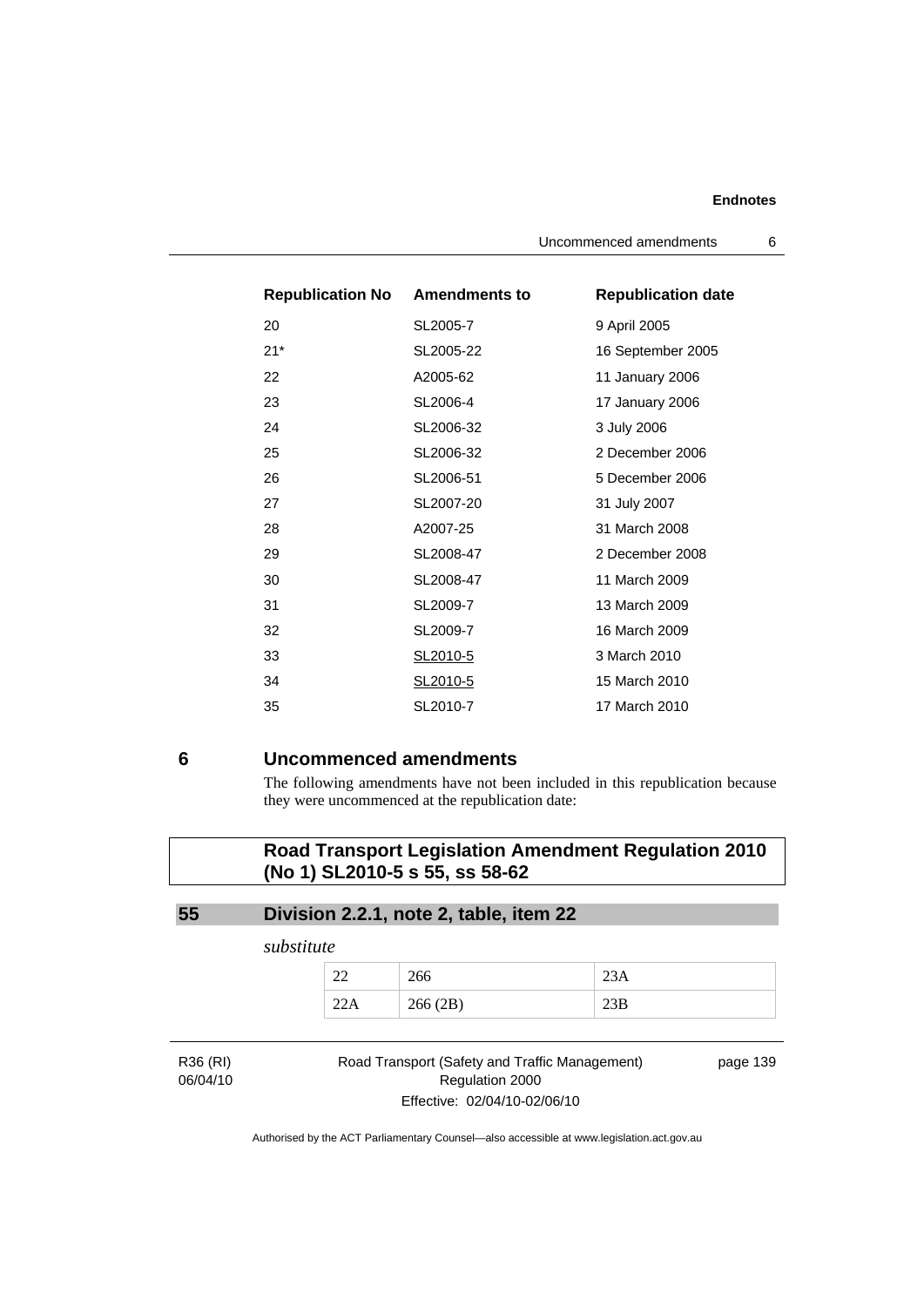| Republication No | Amendments to | Republication date |
|---|---|---|
| 20 | SL2005-7 | 9 April 2005 |
| 21* | SL2005-22 | 16 September 2005 |
| 22 | A2005-62 | 11 January 2006 |
| 23 | SL2006-4 | 17 January 2006 |
| 24 | SL2006-32 | 3 July 2006 |
| 25 | SL2006-32 | 2 December 2006 |
| 26 | SL2006-51 | 5 December 2006 |
| 27 | SL2007-20 | 31 July 2007 |
| 28 | A2007-25 | 31 March 2008 |
| 29 | SL2008-47 | 2 December 2008 |
| 30 | SL2008-47 | 11 March 2009 |
| 31 | SL2009-7 | 13 March 2009 |
| 32 | SL2009-7 | 16 March 2009 |
| 33 | SL2010-5 | 3 March 2010 |
| 34 | SL2010-5 | 15 March 2010 |
| 35 | SL2010-7 | 17 March 2010 |

## 6 Uncommenced amendments

The following amendments have not been included in this republication because they were uncommenced at the republication date:

### Road Transport Legislation Amendment Regulation 2010 (No 1) SL2010-5 s 55, ss 58-62

### 55 Division 2.2.1, note 2, table, item 22

*substitute*

| | | |
|---|---|---|
| 22 | 266 | 23A |
| 22A | 266 (2B) | 23B |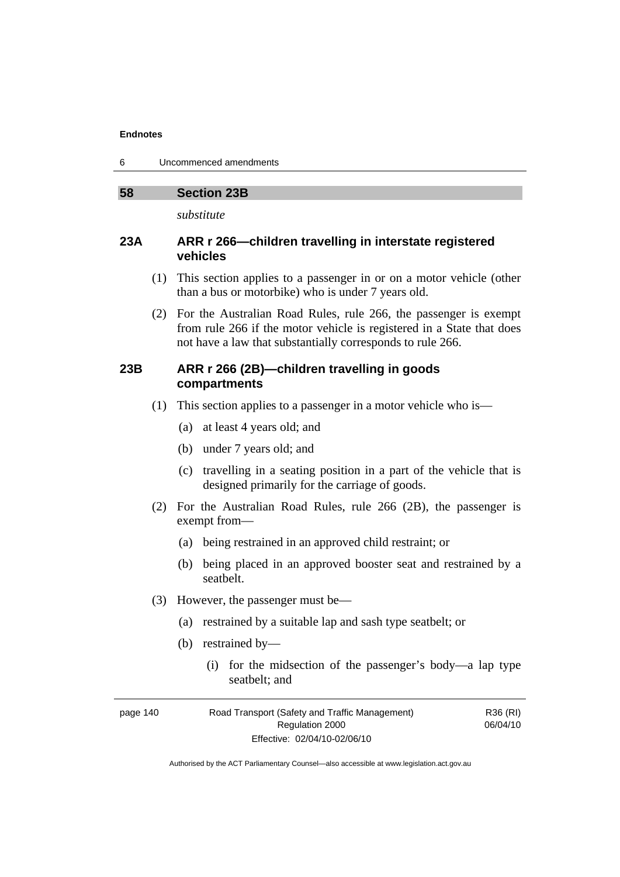## 58 Section 23B

*substitute*

### 23A ARR r 266—children travelling in interstate registered vehicles

(1) This section applies to a passenger in or on a motor vehicle (other than a bus or motorbike) who is under 7 years old.

(2) For the Australian Road Rules, rule 266, the passenger is exempt from rule 266 if the motor vehicle is registered in a State that does not have a law that substantially corresponds to rule 266.

### 23B ARR r 266 (2B)—children travelling in goods compartments

(1) This section applies to a passenger in a motor vehicle who is—

- (a) at least 4 years old; and
- (b) under 7 years old; and
- (c) travelling in a seating position in a part of the vehicle that is designed primarily for the carriage of goods.

(2) For the Australian Road Rules, rule 266 (2B), the passenger is exempt from—

- (a) being restrained in an approved child restraint; or
- (b) being placed in an approved booster seat and restrained by a seatbelt.

(3) However, the passenger must be—

- (a) restrained by a suitable lap and sash type seatbelt; or
- (b) restrained by—
  - (i) for the midsection of the passenger's body—a lap type seatbelt; and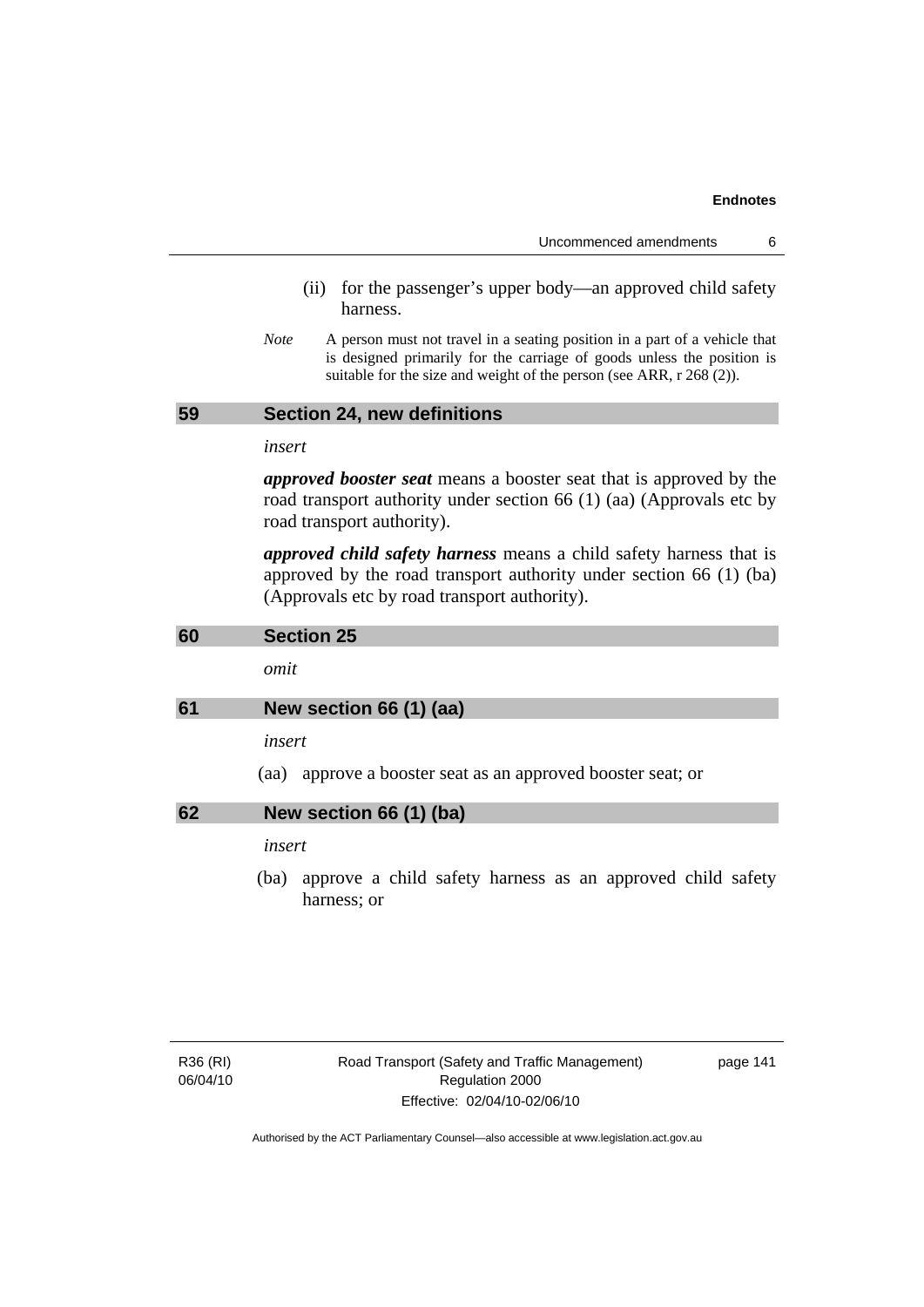(ii) for the passenger's upper body—an approved child safety harness.

*Note* A person must not travel in a seating position in a part of a vehicle that is designed primarily for the carriage of goods unless the position is suitable for the size and weight of the person (see ARR, r 268 (2)).

## 59 Section 24, new definitions

*insert*

***approved booster seat*** means a booster seat that is approved by the road transport authority under section 66 (1) (aa) (Approvals etc by road transport authority).

***approved child safety harness*** means a child safety harness that is approved by the road transport authority under section 66 (1) (ba) (Approvals etc by road transport authority).

## 60 Section 25

*omit*

## 61 New section 66 (1) (aa)

*insert*

(aa) approve a booster seat as an approved booster seat; or

## 62 New section 66 (1) (ba)

*insert*

(ba) approve a child safety harness as an approved child safety harness; or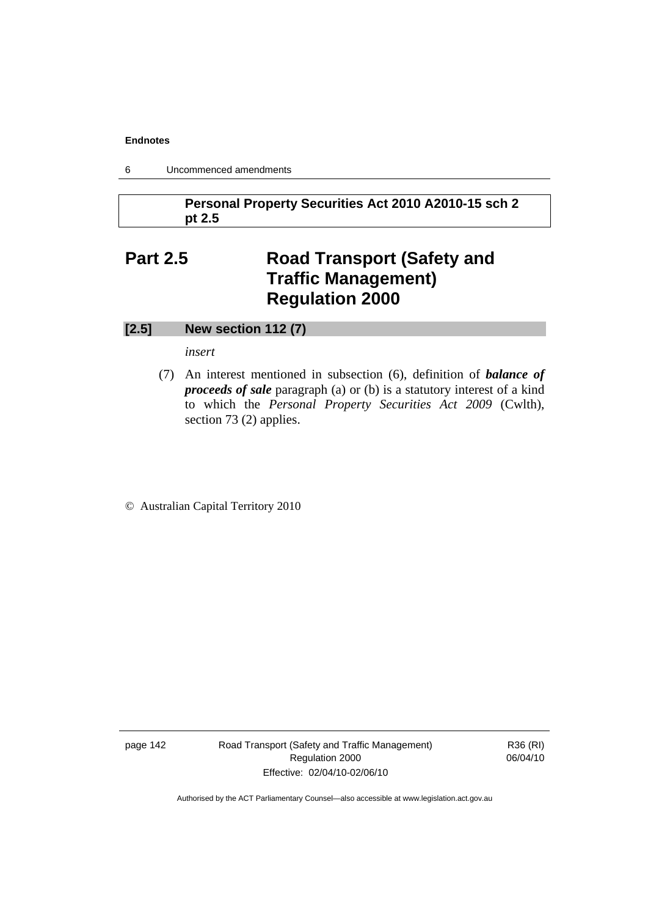**Personal Property Securities Act 2010 A2010-15 sch 2 pt 2.5**

# Part 2.5 Road Transport (Safety and Traffic Management) Regulation 2000

**[2.5] New section 112 (7)**

*insert*

(7) An interest mentioned in subsection (6), definition of ***balance of proceeds of sale*** paragraph (a) or (b) is a statutory interest of a kind to which the *Personal Property Securities Act 2009* (Cwlth), section 73 (2) applies.

© Australian Capital Territory 2010